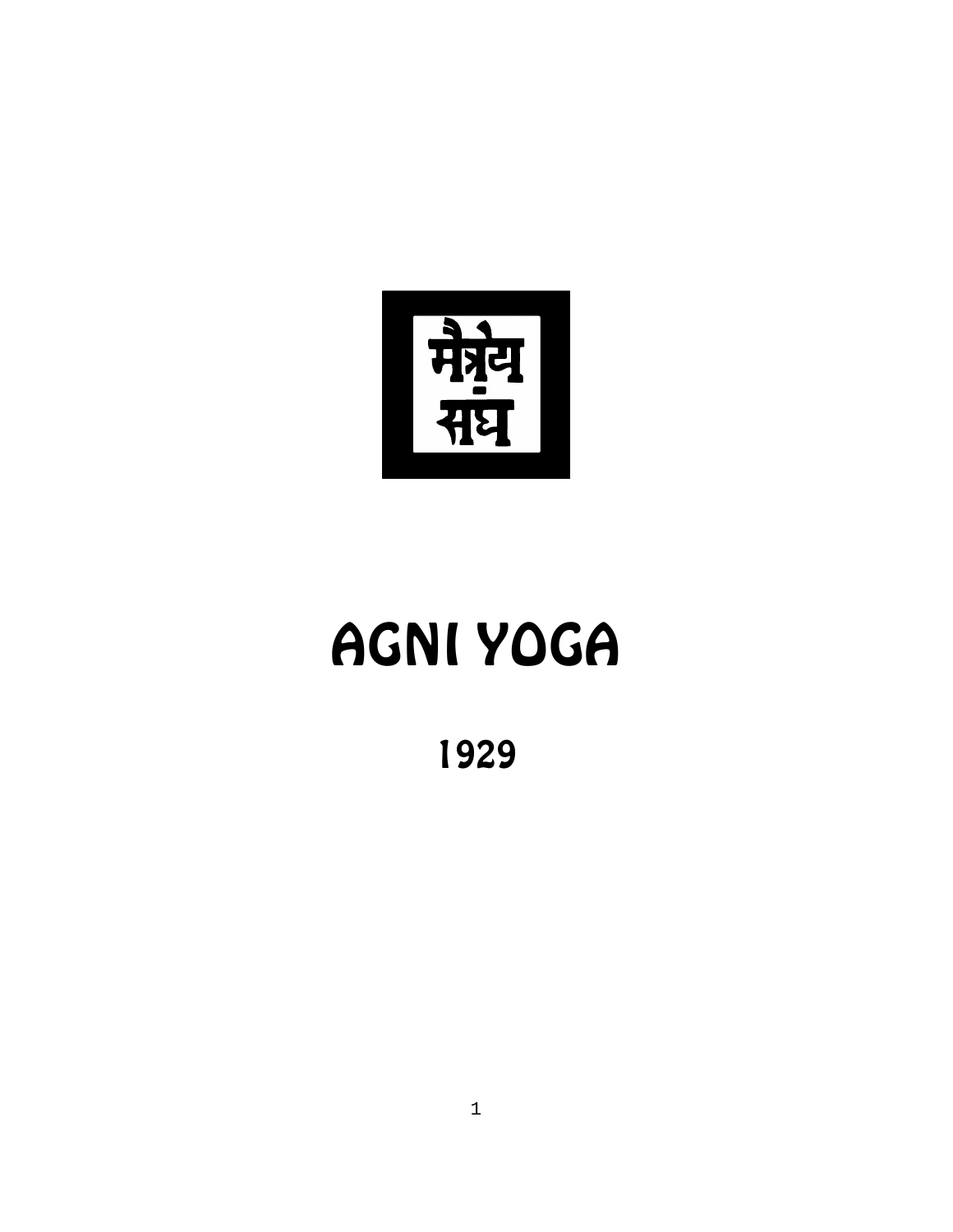मैत्रेय संघ

# AGNI YOGA

1929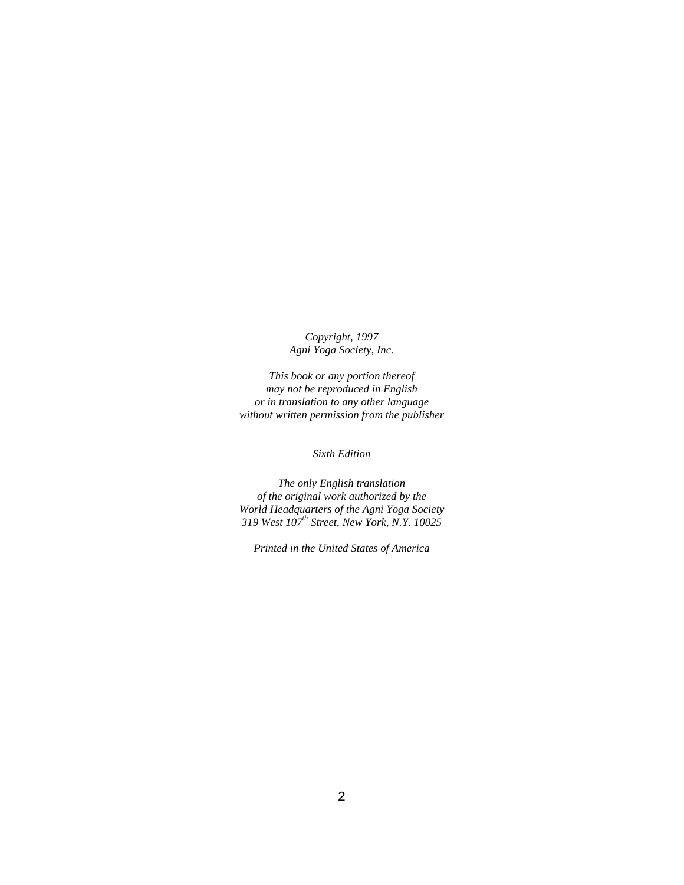*Copyright, 1997*
*Agni Yoga Society, Inc.*

*This book or any portion thereof*
*may not be reproduced in English*
*or in translation to any other language*
*without written permission from the publisher*

*Sixth Edition*

*The only English translation*
*of the original work authorized by the*
*World Headquarters of the Agni Yoga Society*
*319 West 107th Street, New York, N.Y. 10025*

*Printed in the United States of America*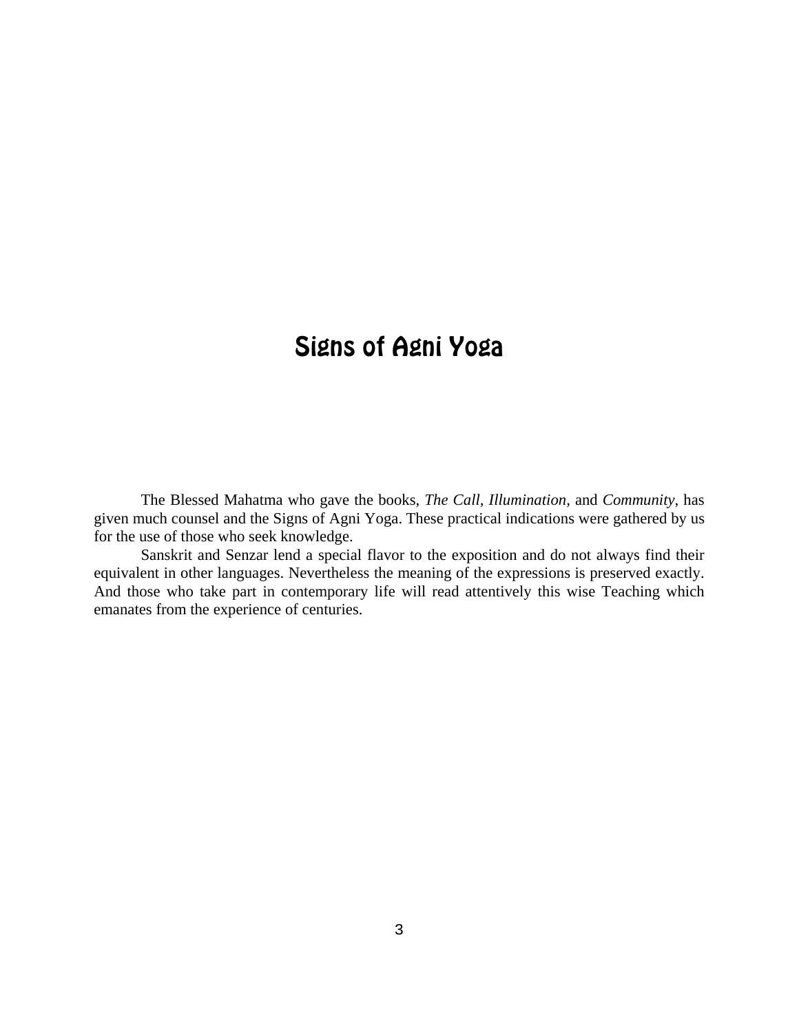# Signs of Agni Yoga

The Blessed Mahatma who gave the books, *The Call*, *Illumination*, and *Community*, has given much counsel and the Signs of Agni Yoga. These practical indications were gathered by us for the use of those who seek knowledge.

Sanskrit and Senzar lend a special flavor to the exposition and do not always find their equivalent in other languages. Nevertheless the meaning of the expressions is preserved exactly. And those who take part in contemporary life will read attentively this wise Teaching which emanates from the experience of centuries.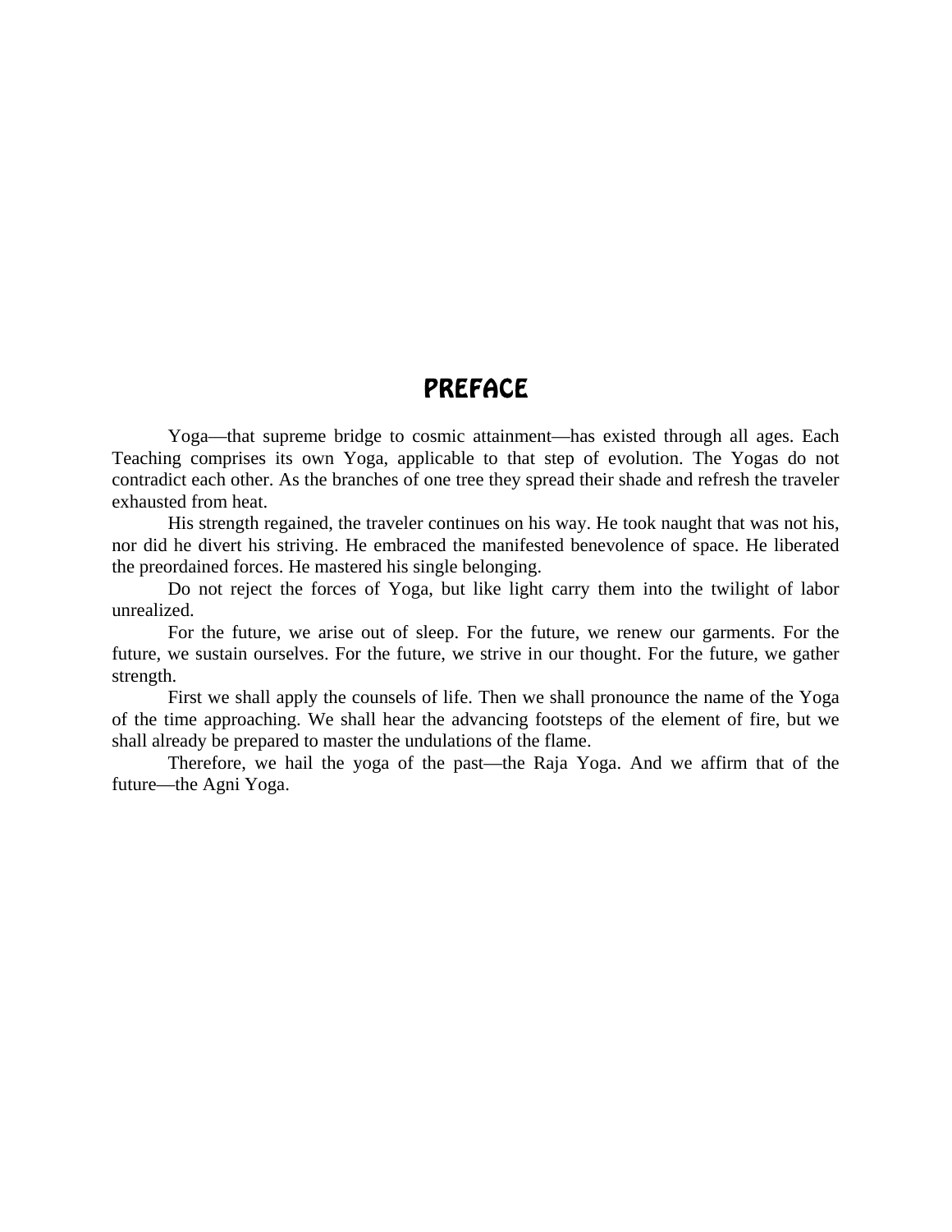# PREFACE

Yoga—that supreme bridge to cosmic attainment—has existed through all ages. Each Teaching comprises its own Yoga, applicable to that step of evolution. The Yogas do not contradict each other. As the branches of one tree they spread their shade and refresh the traveler exhausted from heat.

His strength regained, the traveler continues on his way. He took naught that was not his, nor did he divert his striving. He embraced the manifested benevolence of space. He liberated the preordained forces. He mastered his single belonging.

Do not reject the forces of Yoga, but like light carry them into the twilight of labor unrealized.

For the future, we arise out of sleep. For the future, we renew our garments. For the future, we sustain ourselves. For the future, we strive in our thought. For the future, we gather strength.

First we shall apply the counsels of life. Then we shall pronounce the name of the Yoga of the time approaching. We shall hear the advancing footsteps of the element of fire, but we shall already be prepared to master the undulations of the flame.

Therefore, we hail the yoga of the past—the Raja Yoga. And we affirm that of the future—the Agni Yoga.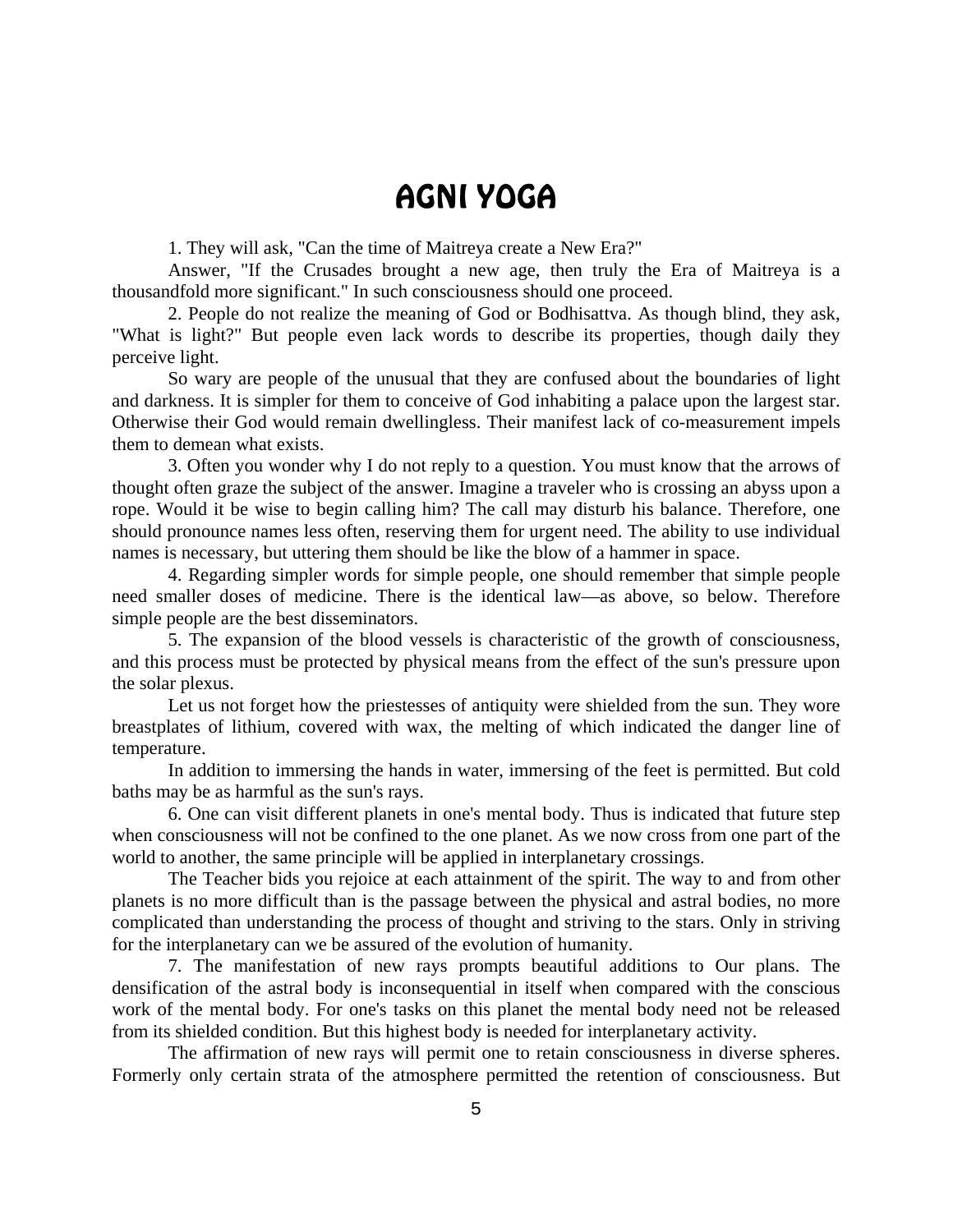# AGNI YOGA

1. They will ask, "Can the time of Maitreya create a New Era?"

Answer, "If the Crusades brought a new age, then truly the Era of Maitreya is a thousandfold more significant." In such consciousness should one proceed.

2. People do not realize the meaning of God or Bodhisattva. As though blind, they ask, "What is light?" But people even lack words to describe its properties, though daily they perceive light.

So wary are people of the unusual that they are confused about the boundaries of light and darkness. It is simpler for them to conceive of God inhabiting a palace upon the largest star. Otherwise their God would remain dwellingless. Their manifest lack of co-measurement impels them to demean what exists.

3. Often you wonder why I do not reply to a question. You must know that the arrows of thought often graze the subject of the answer. Imagine a traveler who is crossing an abyss upon a rope. Would it be wise to begin calling him? The call may disturb his balance. Therefore, one should pronounce names less often, reserving them for urgent need. The ability to use individual names is necessary, but uttering them should be like the blow of a hammer in space.

4. Regarding simpler words for simple people, one should remember that simple people need smaller doses of medicine. There is the identical law—as above, so below. Therefore simple people are the best disseminators.

5. The expansion of the blood vessels is characteristic of the growth of consciousness, and this process must be protected by physical means from the effect of the sun's pressure upon the solar plexus.

Let us not forget how the priestesses of antiquity were shielded from the sun. They wore breastplates of lithium, covered with wax, the melting of which indicated the danger line of temperature.

In addition to immersing the hands in water, immersing of the feet is permitted. But cold baths may be as harmful as the sun's rays.

6. One can visit different planets in one's mental body. Thus is indicated that future step when consciousness will not be confined to the one planet. As we now cross from one part of the world to another, the same principle will be applied in interplanetary crossings.

The Teacher bids you rejoice at each attainment of the spirit. The way to and from other planets is no more difficult than is the passage between the physical and astral bodies, no more complicated than understanding the process of thought and striving to the stars. Only in striving for the interplanetary can we be assured of the evolution of humanity.

7. The manifestation of new rays prompts beautiful additions to Our plans. The densification of the astral body is inconsequential in itself when compared with the conscious work of the mental body. For one's tasks on this planet the mental body need not be released from its shielded condition. But this highest body is needed for interplanetary activity.

The affirmation of new rays will permit one to retain consciousness in diverse spheres. Formerly only certain strata of the atmosphere permitted the retention of consciousness. But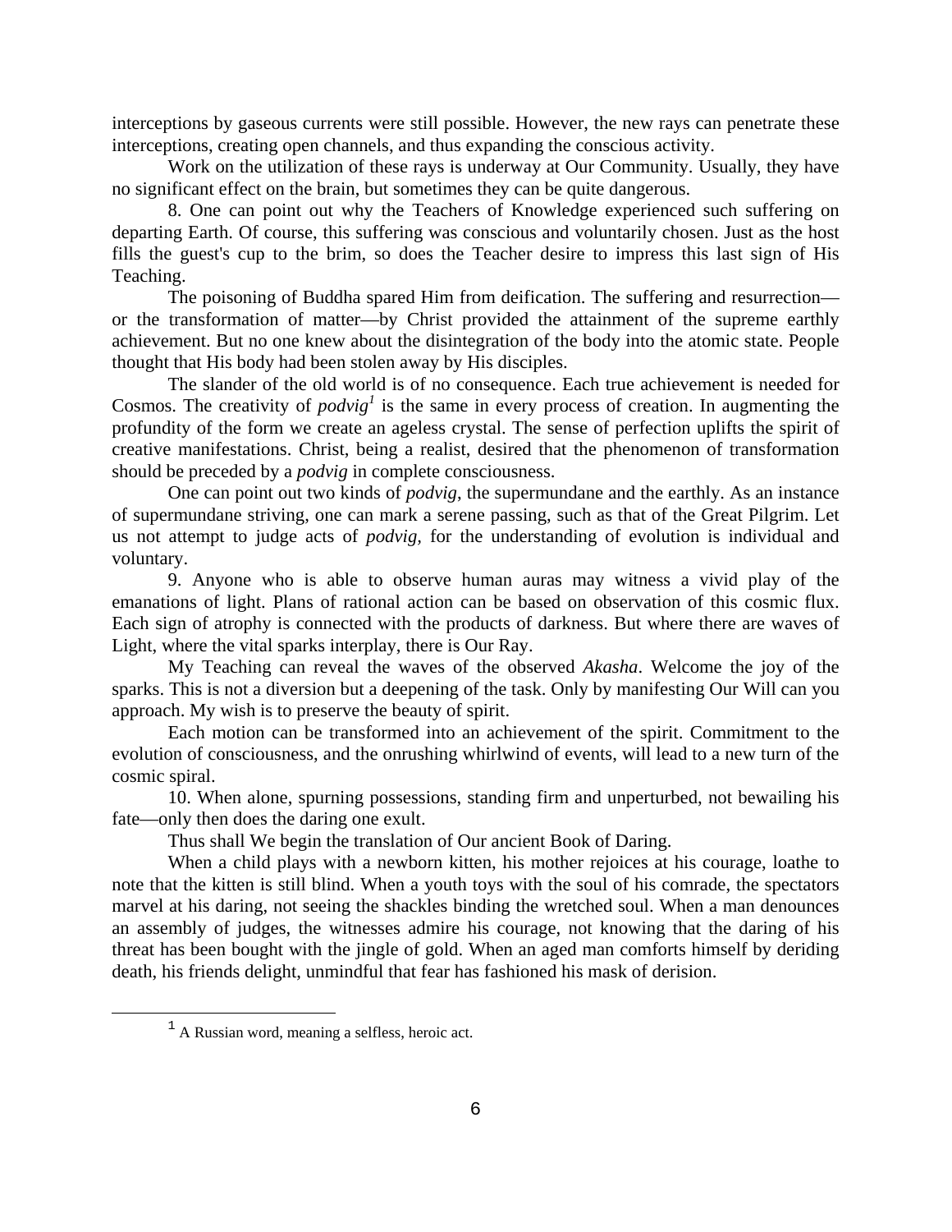interceptions by gaseous currents were still possible. However, the new rays can penetrate these interceptions, creating open channels, and thus expanding the conscious activity.

Work on the utilization of these rays is underway at Our Community. Usually, they have no significant effect on the brain, but sometimes they can be quite dangerous.

8. One can point out why the Teachers of Knowledge experienced such suffering on departing Earth. Of course, this suffering was conscious and voluntarily chosen. Just as the host fills the guest's cup to the brim, so does the Teacher desire to impress this last sign of His Teaching.

The poisoning of Buddha spared Him from deification. The suffering and resurrection—or the transformation of matter—by Christ provided the attainment of the supreme earthly achievement. But no one knew about the disintegration of the body into the atomic state. People thought that His body had been stolen away by His disciples.

The slander of the old world is of no consequence. Each true achievement is needed for Cosmos. The creativity of *podvig*[1] is the same in every process of creation. In augmenting the profundity of the form we create an ageless crystal. The sense of perfection uplifts the spirit of creative manifestations. Christ, being a realist, desired that the phenomenon of transformation should be preceded by a *podvig* in complete consciousness.

One can point out two kinds of *podvig*, the supermundane and the earthly. As an instance of supermundane striving, one can mark a serene passing, such as that of the Great Pilgrim. Let us not attempt to judge acts of *podvig*, for the understanding of evolution is individual and voluntary.

9. Anyone who is able to observe human auras may witness a vivid play of the emanations of light. Plans of rational action can be based on observation of this cosmic flux. Each sign of atrophy is connected with the products of darkness. But where there are waves of Light, where the vital sparks interplay, there is Our Ray.

My Teaching can reveal the waves of the observed *Akasha*. Welcome the joy of the sparks. This is not a diversion but a deepening of the task. Only by manifesting Our Will can you approach. My wish is to preserve the beauty of spirit.

Each motion can be transformed into an achievement of the spirit. Commitment to the evolution of consciousness, and the onrushing whirlwind of events, will lead to a new turn of the cosmic spiral.

10. When alone, spurning possessions, standing firm and unperturbed, not bewailing his fate—only then does the daring one exult.

Thus shall We begin the translation of Our ancient Book of Daring.

When a child plays with a newborn kitten, his mother rejoices at his courage, loathe to note that the kitten is still blind. When a youth toys with the soul of his comrade, the spectators marvel at his daring, not seeing the shackles binding the wretched soul. When a man denounces an assembly of judges, the witnesses admire his courage, not knowing that the daring of his threat has been bought with the jingle of gold. When an aged man comforts himself by deriding death, his friends delight, unmindful that fear has fashioned his mask of derision.

[1] A Russian word, meaning a selfless, heroic act.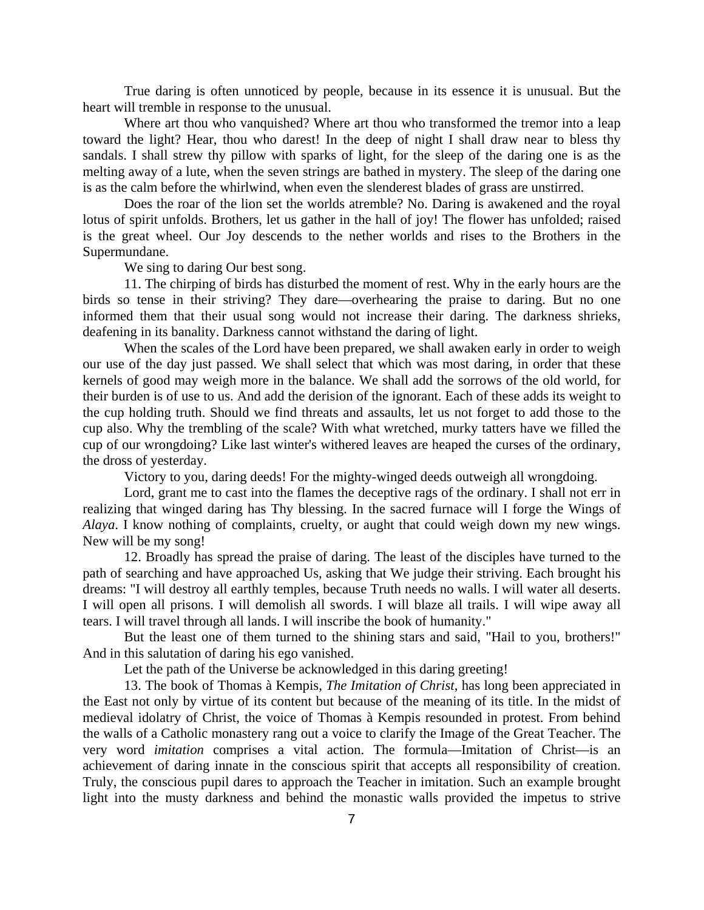True daring is often unnoticed by people, because in its essence it is unusual. But the heart will tremble in response to the unusual.

Where art thou who vanquished? Where art thou who transformed the tremor into a leap toward the light? Hear, thou who darest! In the deep of night I shall draw near to bless thy sandals. I shall strew thy pillow with sparks of light, for the sleep of the daring one is as the melting away of a lute, when the seven strings are bathed in mystery. The sleep of the daring one is as the calm before the whirlwind, when even the slenderest blades of grass are unstirred.

Does the roar of the lion set the worlds atremble? No. Daring is awakened and the royal lotus of spirit unfolds. Brothers, let us gather in the hall of joy! The flower has unfolded; raised is the great wheel. Our Joy descends to the nether worlds and rises to the Brothers in the Supermundane.

We sing to daring Our best song.

11. The chirping of birds has disturbed the moment of rest. Why in the early hours are the birds so tense in their striving? They dare—overhearing the praise to daring. But no one informed them that their usual song would not increase their daring. The darkness shrieks, deafening in its banality. Darkness cannot withstand the daring of light.

When the scales of the Lord have been prepared, we shall awaken early in order to weigh our use of the day just passed. We shall select that which was most daring, in order that these kernels of good may weigh more in the balance. We shall add the sorrows of the old world, for their burden is of use to us. And add the derision of the ignorant. Each of these adds its weight to the cup holding truth. Should we find threats and assaults, let us not forget to add those to the cup also. Why the trembling of the scale? With what wretched, murky tatters have we filled the cup of our wrongdoing? Like last winter's withered leaves are heaped the curses of the ordinary, the dross of yesterday.

Victory to you, daring deeds! For the mighty-winged deeds outweigh all wrongdoing.

Lord, grant me to cast into the flames the deceptive rags of the ordinary. I shall not err in realizing that winged daring has Thy blessing. In the sacred furnace will I forge the Wings of *Alaya*. I know nothing of complaints, cruelty, or aught that could weigh down my new wings. New will be my song!

12. Broadly has spread the praise of daring. The least of the disciples have turned to the path of searching and have approached Us, asking that We judge their striving. Each brought his dreams: "I will destroy all earthly temples, because Truth needs no walls. I will water all deserts. I will open all prisons. I will demolish all swords. I will blaze all trails. I will wipe away all tears. I will travel through all lands. I will inscribe the book of humanity."

But the least one of them turned to the shining stars and said, "Hail to you, brothers!" And in this salutation of daring his ego vanished.

Let the path of the Universe be acknowledged in this daring greeting!

13. The book of Thomas à Kempis, *The Imitation of Christ*, has long been appreciated in the East not only by virtue of its content but because of the meaning of its title. In the midst of medieval idolatry of Christ, the voice of Thomas à Kempis resounded in protest. From behind the walls of a Catholic monastery rang out a voice to clarify the Image of the Great Teacher. The very word *imitation* comprises a vital action. The formula—Imitation of Christ—is an achievement of daring innate in the conscious spirit that accepts all responsibility of creation. Truly, the conscious pupil dares to approach the Teacher in imitation. Such an example brought light into the musty darkness and behind the monastic walls provided the impetus to strive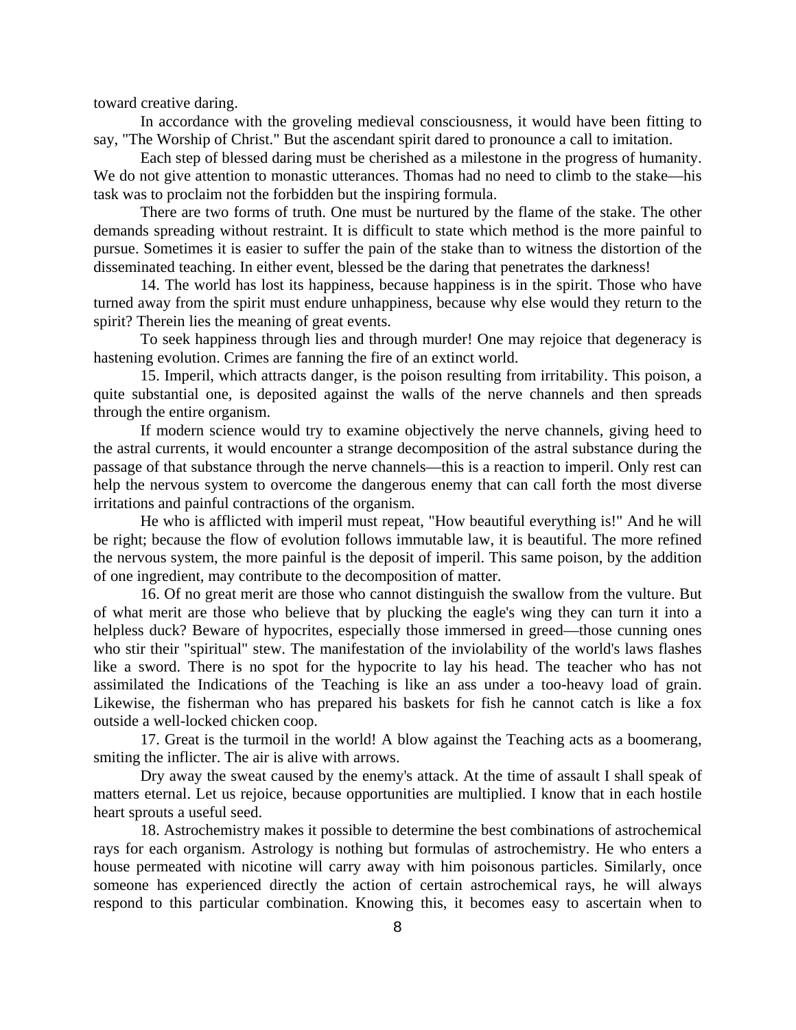toward creative daring.

In accordance with the groveling medieval consciousness, it would have been fitting to say, "The Worship of Christ." But the ascendant spirit dared to pronounce a call to imitation.

Each step of blessed daring must be cherished as a milestone in the progress of humanity. We do not give attention to monastic utterances. Thomas had no need to climb to the stake—his task was to proclaim not the forbidden but the inspiring formula.

There are two forms of truth. One must be nurtured by the flame of the stake. The other demands spreading without restraint. It is difficult to state which method is the more painful to pursue. Sometimes it is easier to suffer the pain of the stake than to witness the distortion of the disseminated teaching. In either event, blessed be the daring that penetrates the darkness!

14. The world has lost its happiness, because happiness is in the spirit. Those who have turned away from the spirit must endure unhappiness, because why else would they return to the spirit? Therein lies the meaning of great events.

To seek happiness through lies and through murder! One may rejoice that degeneracy is hastening evolution. Crimes are fanning the fire of an extinct world.

15. Imperil, which attracts danger, is the poison resulting from irritability. This poison, a quite substantial one, is deposited against the walls of the nerve channels and then spreads through the entire organism.

If modern science would try to examine objectively the nerve channels, giving heed to the astral currents, it would encounter a strange decomposition of the astral substance during the passage of that substance through the nerve channels—this is a reaction to imperil. Only rest can help the nervous system to overcome the dangerous enemy that can call forth the most diverse irritations and painful contractions of the organism.

He who is afflicted with imperil must repeat, "How beautiful everything is!" And he will be right; because the flow of evolution follows immutable law, it is beautiful. The more refined the nervous system, the more painful is the deposit of imperil. This same poison, by the addition of one ingredient, may contribute to the decomposition of matter.

16. Of no great merit are those who cannot distinguish the swallow from the vulture. But of what merit are those who believe that by plucking the eagle's wing they can turn it into a helpless duck? Beware of hypocrites, especially those immersed in greed—those cunning ones who stir their "spiritual" stew. The manifestation of the inviolability of the world's laws flashes like a sword. There is no spot for the hypocrite to lay his head. The teacher who has not assimilated the Indications of the Teaching is like an ass under a too-heavy load of grain. Likewise, the fisherman who has prepared his baskets for fish he cannot catch is like a fox outside a well-locked chicken coop.

17. Great is the turmoil in the world! A blow against the Teaching acts as a boomerang, smiting the inflicter. The air is alive with arrows.

Dry away the sweat caused by the enemy's attack. At the time of assault I shall speak of matters eternal. Let us rejoice, because opportunities are multiplied. I know that in each hostile heart sprouts a useful seed.

18. Astrochemistry makes it possible to determine the best combinations of astrochemical rays for each organism. Astrology is nothing but formulas of astrochemistry. He who enters a house permeated with nicotine will carry away with him poisonous particles. Similarly, once someone has experienced directly the action of certain astrochemical rays, he will always respond to this particular combination. Knowing this, it becomes easy to ascertain when to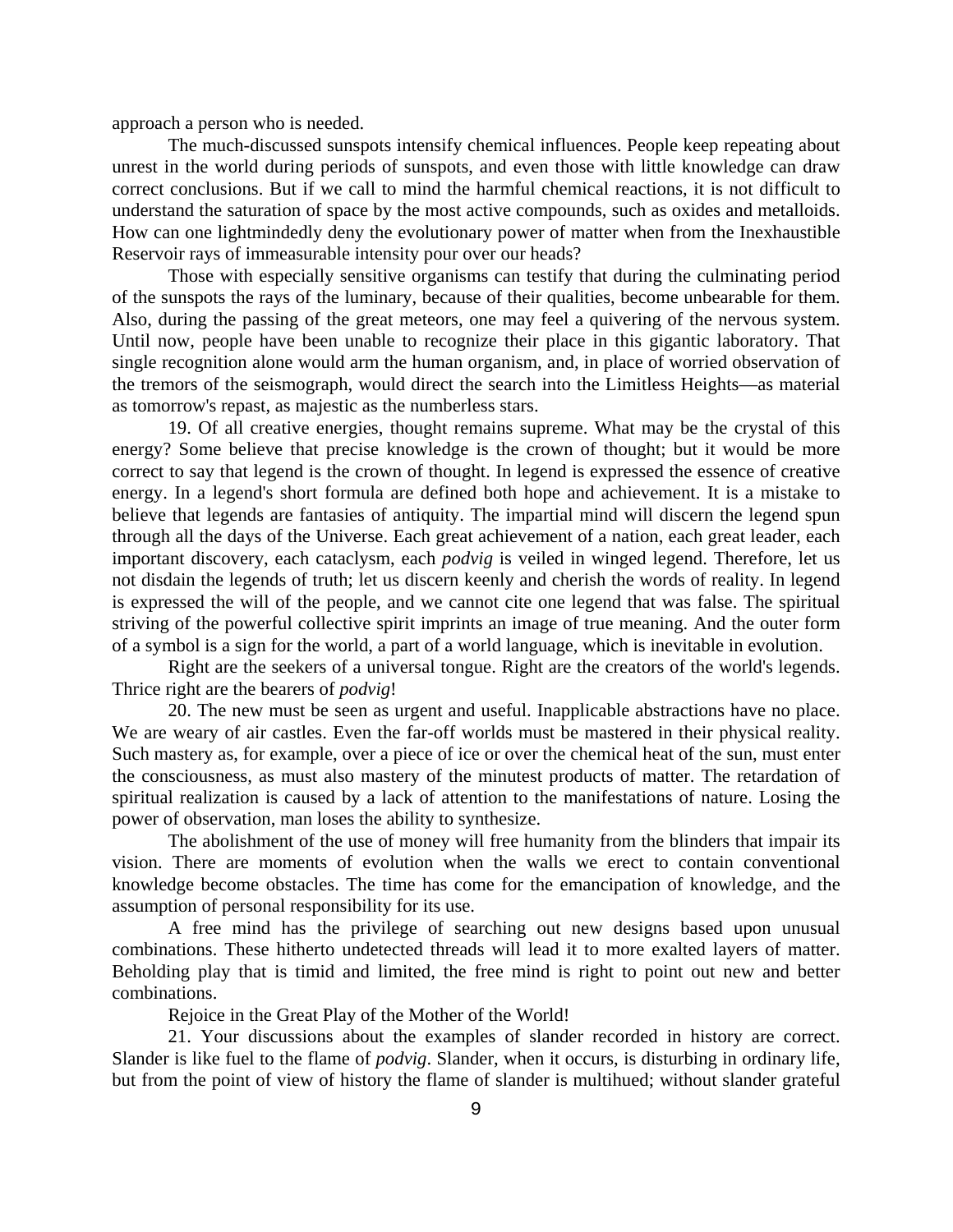approach a person who is needed.

The much-discussed sunspots intensify chemical influences. People keep repeating about unrest in the world during periods of sunspots, and even those with little knowledge can draw correct conclusions. But if we call to mind the harmful chemical reactions, it is not difficult to understand the saturation of space by the most active compounds, such as oxides and metalloids. How can one lightmindedly deny the evolutionary power of matter when from the Inexhaustible Reservoir rays of immeasurable intensity pour over our heads?

Those with especially sensitive organisms can testify that during the culminating period of the sunspots the rays of the luminary, because of their qualities, become unbearable for them. Also, during the passing of the great meteors, one may feel a quivering of the nervous system. Until now, people have been unable to recognize their place in this gigantic laboratory. That single recognition alone would arm the human organism, and, in place of worried observation of the tremors of the seismograph, would direct the search into the Limitless Heights—as material as tomorrow's repast, as majestic as the numberless stars.

19. Of all creative energies, thought remains supreme. What may be the crystal of this energy? Some believe that precise knowledge is the crown of thought; but it would be more correct to say that legend is the crown of thought. In legend is expressed the essence of creative energy. In a legend's short formula are defined both hope and achievement. It is a mistake to believe that legends are fantasies of antiquity. The impartial mind will discern the legend spun through all the days of the Universe. Each great achievement of a nation, each great leader, each important discovery, each cataclysm, each *podvig* is veiled in winged legend. Therefore, let us not disdain the legends of truth; let us discern keenly and cherish the words of reality. In legend is expressed the will of the people, and we cannot cite one legend that was false. The spiritual striving of the powerful collective spirit imprints an image of true meaning. And the outer form of a symbol is a sign for the world, a part of a world language, which is inevitable in evolution.

Right are the seekers of a universal tongue. Right are the creators of the world's legends. Thrice right are the bearers of *podvig*!

20. The new must be seen as urgent and useful. Inapplicable abstractions have no place. We are weary of air castles. Even the far-off worlds must be mastered in their physical reality. Such mastery as, for example, over a piece of ice or over the chemical heat of the sun, must enter the consciousness, as must also mastery of the minutest products of matter. The retardation of spiritual realization is caused by a lack of attention to the manifestations of nature. Losing the power of observation, man loses the ability to synthesize.

The abolishment of the use of money will free humanity from the blinders that impair its vision. There are moments of evolution when the walls we erect to contain conventional knowledge become obstacles. The time has come for the emancipation of knowledge, and the assumption of personal responsibility for its use.

A free mind has the privilege of searching out new designs based upon unusual combinations. These hitherto undetected threads will lead it to more exalted layers of matter. Beholding play that is timid and limited, the free mind is right to point out new and better combinations.

Rejoice in the Great Play of the Mother of the World!

21. Your discussions about the examples of slander recorded in history are correct. Slander is like fuel to the flame of *podvig*. Slander, when it occurs, is disturbing in ordinary life, but from the point of view of history the flame of slander is multihued; without slander grateful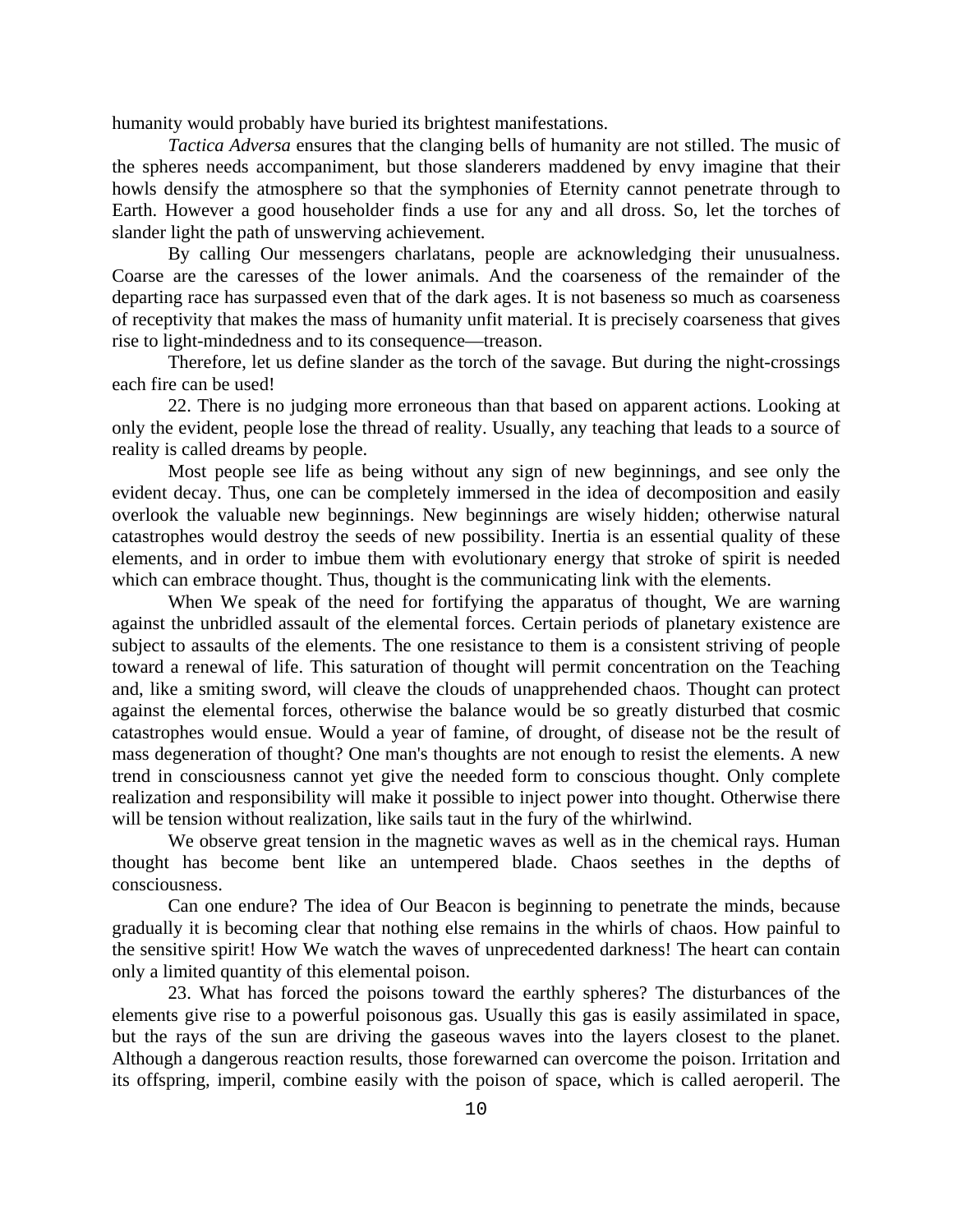humanity would probably have buried its brightest manifestations.

*Tactica Adversa* ensures that the clanging bells of humanity are not stilled. The music of the spheres needs accompaniment, but those slanderers maddened by envy imagine that their howls densify the atmosphere so that the symphonies of Eternity cannot penetrate through to Earth. However a good householder finds a use for any and all dross. So, let the torches of slander light the path of unswerving achievement.

By calling Our messengers charlatans, people are acknowledging their unusualness. Coarse are the caresses of the lower animals. And the coarseness of the remainder of the departing race has surpassed even that of the dark ages. It is not baseness so much as coarseness of receptivity that makes the mass of humanity unfit material. It is precisely coarseness that gives rise to light-mindedness and to its consequence—treason.

Therefore, let us define slander as the torch of the savage. But during the night-crossings each fire can be used!

22. There is no judging more erroneous than that based on apparent actions. Looking at only the evident, people lose the thread of reality. Usually, any teaching that leads to a source of reality is called dreams by people.

Most people see life as being without any sign of new beginnings, and see only the evident decay. Thus, one can be completely immersed in the idea of decomposition and easily overlook the valuable new beginnings. New beginnings are wisely hidden; otherwise natural catastrophes would destroy the seeds of new possibility. Inertia is an essential quality of these elements, and in order to imbue them with evolutionary energy that stroke of spirit is needed which can embrace thought. Thus, thought is the communicating link with the elements.

When We speak of the need for fortifying the apparatus of thought, We are warning against the unbridled assault of the elemental forces. Certain periods of planetary existence are subject to assaults of the elements. The one resistance to them is a consistent striving of people toward a renewal of life. This saturation of thought will permit concentration on the Teaching and, like a smiting sword, will cleave the clouds of unapprehended chaos. Thought can protect against the elemental forces, otherwise the balance would be so greatly disturbed that cosmic catastrophes would ensue. Would a year of famine, of drought, of disease not be the result of mass degeneration of thought? One man's thoughts are not enough to resist the elements. A new trend in consciousness cannot yet give the needed form to conscious thought. Only complete realization and responsibility will make it possible to inject power into thought. Otherwise there will be tension without realization, like sails taut in the fury of the whirlwind.

We observe great tension in the magnetic waves as well as in the chemical rays. Human thought has become bent like an untempered blade. Chaos seethes in the depths of consciousness.

Can one endure? The idea of Our Beacon is beginning to penetrate the minds, because gradually it is becoming clear that nothing else remains in the whirls of chaos. How painful to the sensitive spirit! How We watch the waves of unprecedented darkness! The heart can contain only a limited quantity of this elemental poison.

23. What has forced the poisons toward the earthly spheres? The disturbances of the elements give rise to a powerful poisonous gas. Usually this gas is easily assimilated in space, but the rays of the sun are driving the gaseous waves into the layers closest to the planet. Although a dangerous reaction results, those forewarned can overcome the poison. Irritation and its offspring, imperil, combine easily with the poison of space, which is called aeroperil. The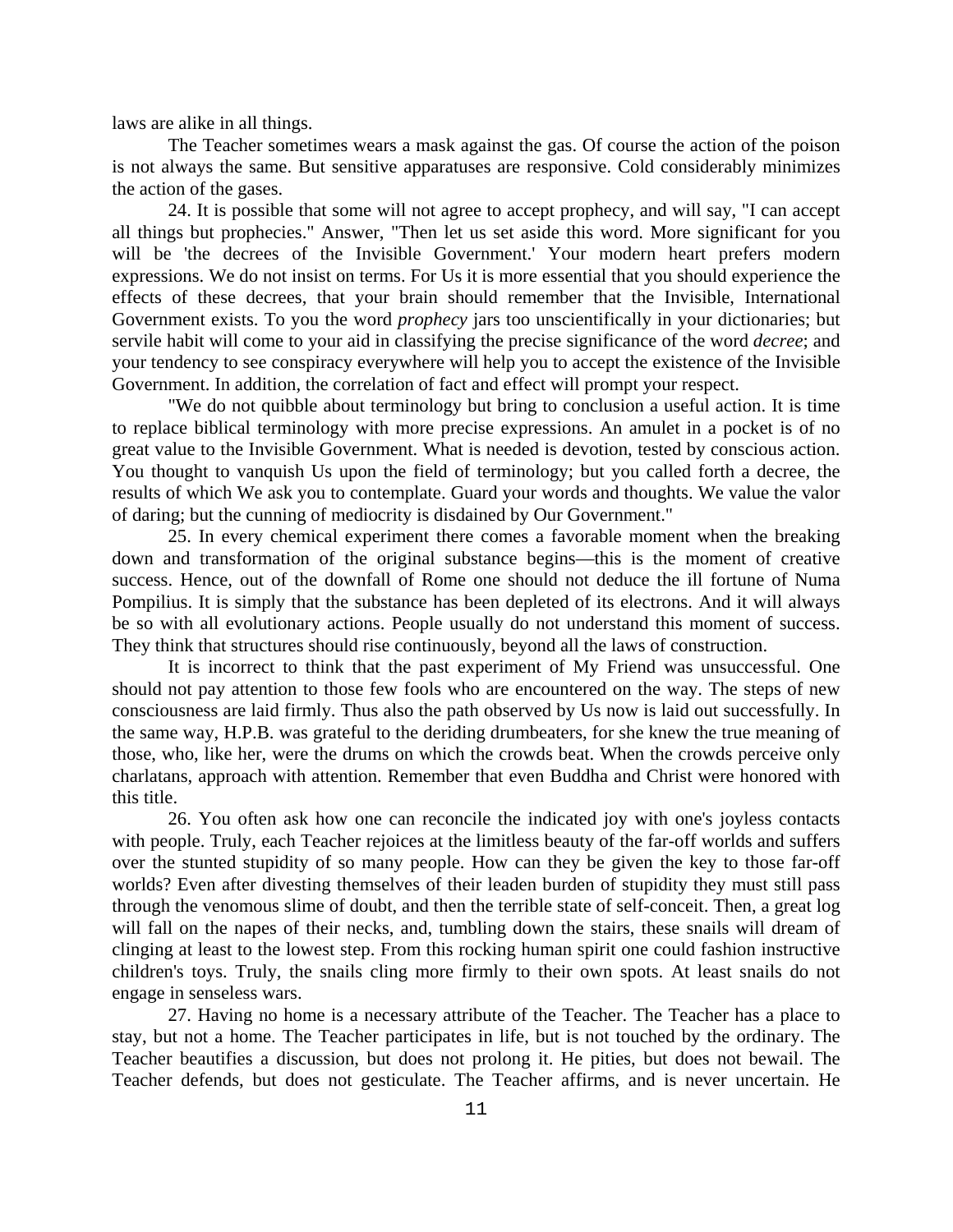laws are alike in all things.

The Teacher sometimes wears a mask against the gas. Of course the action of the poison is not always the same. But sensitive apparatuses are responsive. Cold considerably minimizes the action of the gases.

24. It is possible that some will not agree to accept prophecy, and will say, "I can accept all things but prophecies." Answer, "Then let us set aside this word. More significant for you will be 'the decrees of the Invisible Government.' Your modern heart prefers modern expressions. We do not insist on terms. For Us it is more essential that you should experience the effects of these decrees, that your brain should remember that the Invisible, International Government exists. To you the word *prophecy* jars too unscientifically in your dictionaries; but servile habit will come to your aid in classifying the precise significance of the word *decree*; and your tendency to see conspiracy everywhere will help you to accept the existence of the Invisible Government. In addition, the correlation of fact and effect will prompt your respect.

"We do not quibble about terminology but bring to conclusion a useful action. It is time to replace biblical terminology with more precise expressions. An amulet in a pocket is of no great value to the Invisible Government. What is needed is devotion, tested by conscious action. You thought to vanquish Us upon the field of terminology; but you called forth a decree, the results of which We ask you to contemplate. Guard your words and thoughts. We value the valor of daring; but the cunning of mediocrity is disdained by Our Government."

25. In every chemical experiment there comes a favorable moment when the breaking down and transformation of the original substance begins—this is the moment of creative success. Hence, out of the downfall of Rome one should not deduce the ill fortune of Numa Pompilius. It is simply that the substance has been depleted of its electrons. And it will always be so with all evolutionary actions. People usually do not understand this moment of success. They think that structures should rise continuously, beyond all the laws of construction.

It is incorrect to think that the past experiment of My Friend was unsuccessful. One should not pay attention to those few fools who are encountered on the way. The steps of new consciousness are laid firmly. Thus also the path observed by Us now is laid out successfully. In the same way, H.P.B. was grateful to the deriding drumbeaters, for she knew the true meaning of those, who, like her, were the drums on which the crowds beat. When the crowds perceive only charlatans, approach with attention. Remember that even Buddha and Christ were honored with this title.

26. You often ask how one can reconcile the indicated joy with one's joyless contacts with people. Truly, each Teacher rejoices at the limitless beauty of the far-off worlds and suffers over the stunted stupidity of so many people. How can they be given the key to those far-off worlds? Even after divesting themselves of their leaden burden of stupidity they must still pass through the venomous slime of doubt, and then the terrible state of self-conceit. Then, a great log will fall on the napes of their necks, and, tumbling down the stairs, these snails will dream of clinging at least to the lowest step. From this rocking human spirit one could fashion instructive children's toys. Truly, the snails cling more firmly to their own spots. At least snails do not engage in senseless wars.

27. Having no home is a necessary attribute of the Teacher. The Teacher has a place to stay, but not a home. The Teacher participates in life, but is not touched by the ordinary. The Teacher beautifies a discussion, but does not prolong it. He pities, but does not bewail. The Teacher defends, but does not gesticulate. The Teacher affirms, and is never uncertain. He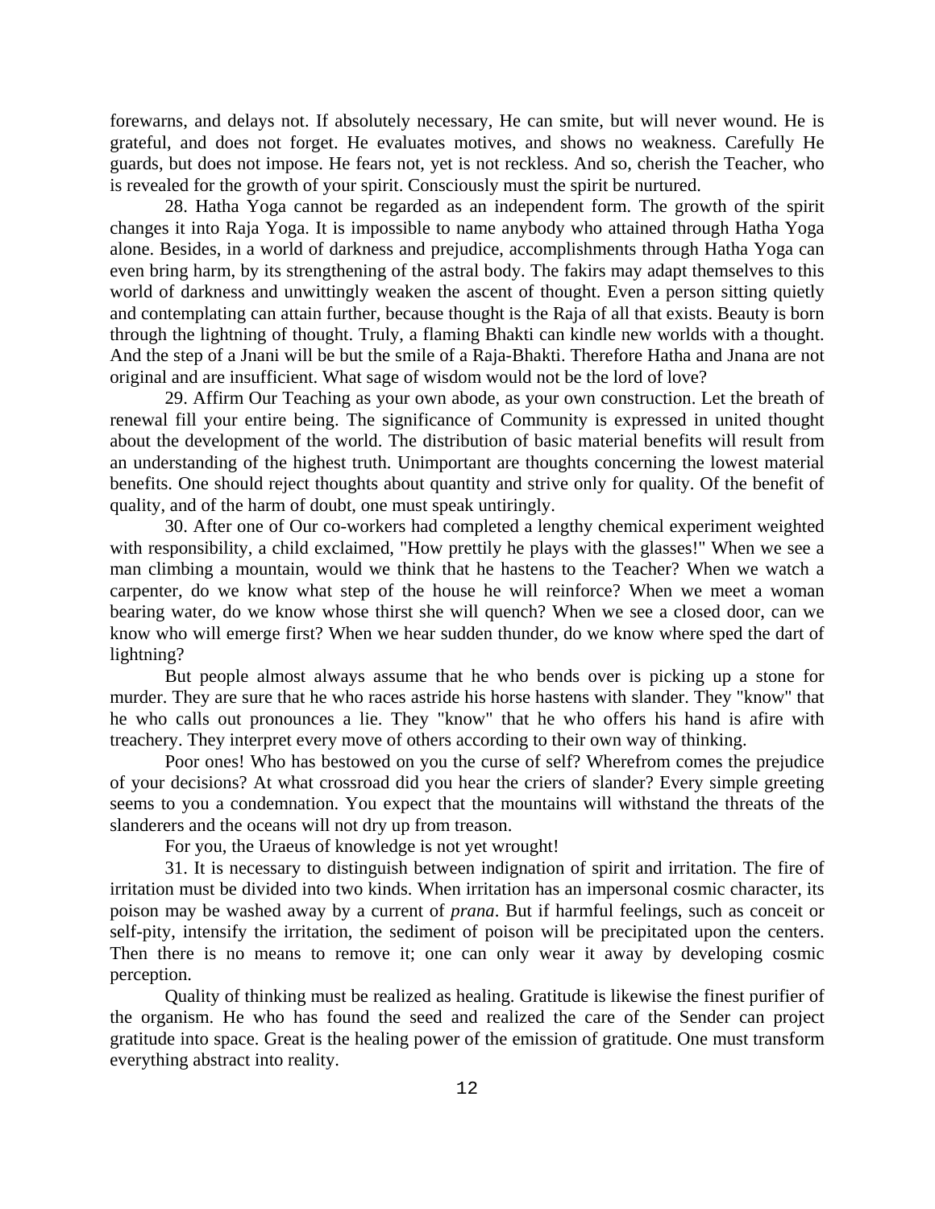forewarns, and delays not. If absolutely necessary, He can smite, but will never wound. He is grateful, and does not forget. He evaluates motives, and shows no weakness. Carefully He guards, but does not impose. He fears not, yet is not reckless. And so, cherish the Teacher, who is revealed for the growth of your spirit. Consciously must the spirit be nurtured.

28. Hatha Yoga cannot be regarded as an independent form. The growth of the spirit changes it into Raja Yoga. It is impossible to name anybody who attained through Hatha Yoga alone. Besides, in a world of darkness and prejudice, accomplishments through Hatha Yoga can even bring harm, by its strengthening of the astral body. The fakirs may adapt themselves to this world of darkness and unwittingly weaken the ascent of thought. Even a person sitting quietly and contemplating can attain further, because thought is the Raja of all that exists. Beauty is born through the lightning of thought. Truly, a flaming Bhakti can kindle new worlds with a thought. And the step of a Jnani will be but the smile of a Raja-Bhakti. Therefore Hatha and Jnana are not original and are insufficient. What sage of wisdom would not be the lord of love?

29. Affirm Our Teaching as your own abode, as your own construction. Let the breath of renewal fill your entire being. The significance of Community is expressed in united thought about the development of the world. The distribution of basic material benefits will result from an understanding of the highest truth. Unimportant are thoughts concerning the lowest material benefits. One should reject thoughts about quantity and strive only for quality. Of the benefit of quality, and of the harm of doubt, one must speak untiringly.

30. After one of Our co-workers had completed a lengthy chemical experiment weighted with responsibility, a child exclaimed, "How prettily he plays with the glasses!" When we see a man climbing a mountain, would we think that he hastens to the Teacher? When we watch a carpenter, do we know what step of the house he will reinforce? When we meet a woman bearing water, do we know whose thirst she will quench? When we see a closed door, can we know who will emerge first? When we hear sudden thunder, do we know where sped the dart of lightning?

But people almost always assume that he who bends over is picking up a stone for murder. They are sure that he who races astride his horse hastens with slander. They "know" that he who calls out pronounces a lie. They "know" that he who offers his hand is afire with treachery. They interpret every move of others according to their own way of thinking.

Poor ones! Who has bestowed on you the curse of self? Wherefrom comes the prejudice of your decisions? At what crossroad did you hear the criers of slander? Every simple greeting seems to you a condemnation. You expect that the mountains will withstand the threats of the slanderers and the oceans will not dry up from treason.

For you, the Uraeus of knowledge is not yet wrought!

31. It is necessary to distinguish between indignation of spirit and irritation. The fire of irritation must be divided into two kinds. When irritation has an impersonal cosmic character, its poison may be washed away by a current of *prana*. But if harmful feelings, such as conceit or self-pity, intensify the irritation, the sediment of poison will be precipitated upon the centers. Then there is no means to remove it; one can only wear it away by developing cosmic perception.

Quality of thinking must be realized as healing. Gratitude is likewise the finest purifier of the organism. He who has found the seed and realized the care of the Sender can project gratitude into space. Great is the healing power of the emission of gratitude. One must transform everything abstract into reality.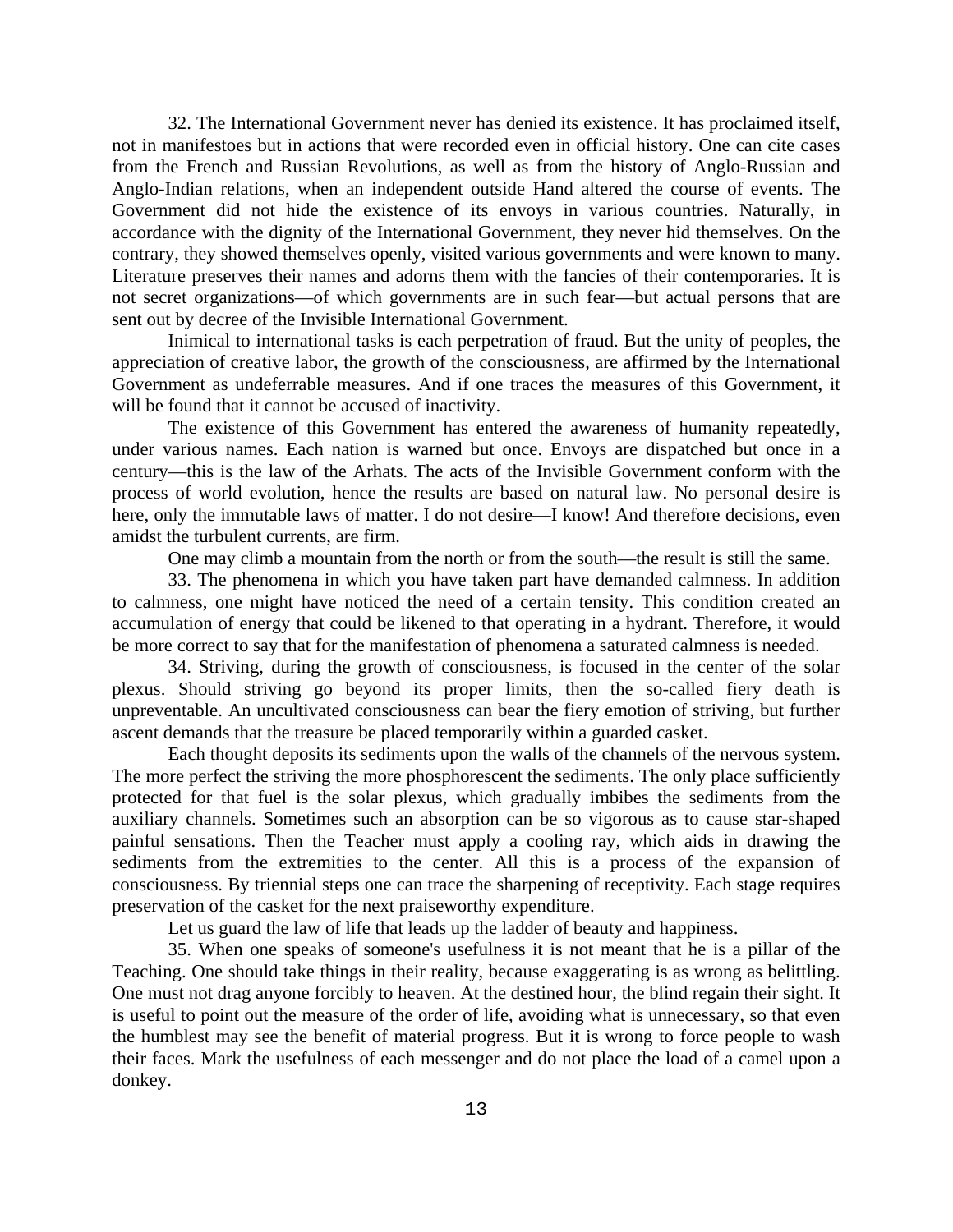32. The International Government never has denied its existence. It has proclaimed itself, not in manifestoes but in actions that were recorded even in official history. One can cite cases from the French and Russian Revolutions, as well as from the history of Anglo-Russian and Anglo-Indian relations, when an independent outside Hand altered the course of events. The Government did not hide the existence of its envoys in various countries. Naturally, in accordance with the dignity of the International Government, they never hid themselves. On the contrary, they showed themselves openly, visited various governments and were known to many. Literature preserves their names and adorns them with the fancies of their contemporaries. It is not secret organizations—of which governments are in such fear—but actual persons that are sent out by decree of the Invisible International Government.

Inimical to international tasks is each perpetration of fraud. But the unity of peoples, the appreciation of creative labor, the growth of the consciousness, are affirmed by the International Government as undeferrable measures. And if one traces the measures of this Government, it will be found that it cannot be accused of inactivity.

The existence of this Government has entered the awareness of humanity repeatedly, under various names. Each nation is warned but once. Envoys are dispatched but once in a century—this is the law of the Arhats. The acts of the Invisible Government conform with the process of world evolution, hence the results are based on natural law. No personal desire is here, only the immutable laws of matter. I do not desire—I know! And therefore decisions, even amidst the turbulent currents, are firm.

One may climb a mountain from the north or from the south—the result is still the same.

33. The phenomena in which you have taken part have demanded calmness. In addition to calmness, one might have noticed the need of a certain tensity. This condition created an accumulation of energy that could be likened to that operating in a hydrant. Therefore, it would be more correct to say that for the manifestation of phenomena a saturated calmness is needed.

34. Striving, during the growth of consciousness, is focused in the center of the solar plexus. Should striving go beyond its proper limits, then the so-called fiery death is unpreventable. An uncultivated consciousness can bear the fiery emotion of striving, but further ascent demands that the treasure be placed temporarily within a guarded casket.

Each thought deposits its sediments upon the walls of the channels of the nervous system. The more perfect the striving the more phosphorescent the sediments. The only place sufficiently protected for that fuel is the solar plexus, which gradually imbibes the sediments from the auxiliary channels. Sometimes such an absorption can be so vigorous as to cause star-shaped painful sensations. Then the Teacher must apply a cooling ray, which aids in drawing the sediments from the extremities to the center. All this is a process of the expansion of consciousness. By triennial steps one can trace the sharpening of receptivity. Each stage requires preservation of the casket for the next praiseworthy expenditure.

Let us guard the law of life that leads up the ladder of beauty and happiness.

35. When one speaks of someone's usefulness it is not meant that he is a pillar of the Teaching. One should take things in their reality, because exaggerating is as wrong as belittling. One must not drag anyone forcibly to heaven. At the destined hour, the blind regain their sight. It is useful to point out the measure of the order of life, avoiding what is unnecessary, so that even the humblest may see the benefit of material progress. But it is wrong to force people to wash their faces. Mark the usefulness of each messenger and do not place the load of a camel upon a donkey.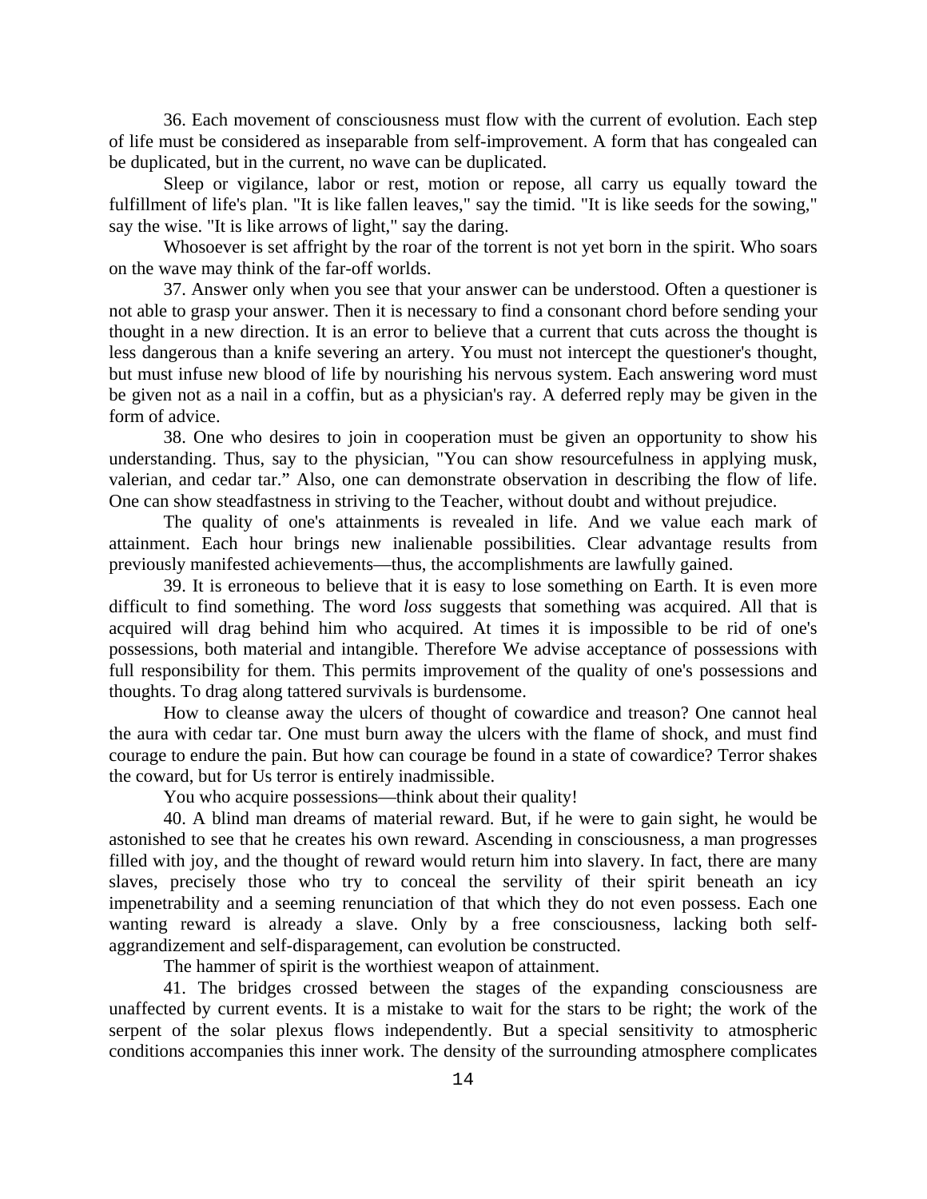36. Each movement of consciousness must flow with the current of evolution. Each step of life must be considered as inseparable from self-improvement. A form that has congealed can be duplicated, but in the current, no wave can be duplicated.

Sleep or vigilance, labor or rest, motion or repose, all carry us equally toward the fulfillment of life's plan. "It is like fallen leaves," say the timid. "It is like seeds for the sowing," say the wise. "It is like arrows of light," say the daring.

Whosoever is set affright by the roar of the torrent is not yet born in the spirit. Who soars on the wave may think of the far-off worlds.

37. Answer only when you see that your answer can be understood. Often a questioner is not able to grasp your answer. Then it is necessary to find a consonant chord before sending your thought in a new direction. It is an error to believe that a current that cuts across the thought is less dangerous than a knife severing an artery. You must not intercept the questioner's thought, but must infuse new blood of life by nourishing his nervous system. Each answering word must be given not as a nail in a coffin, but as a physician's ray. A deferred reply may be given in the form of advice.

38. One who desires to join in cooperation must be given an opportunity to show his understanding. Thus, say to the physician, "You can show resourcefulness in applying musk, valerian, and cedar tar." Also, one can demonstrate observation in describing the flow of life. One can show steadfastness in striving to the Teacher, without doubt and without prejudice.

The quality of one's attainments is revealed in life. And we value each mark of attainment. Each hour brings new inalienable possibilities. Clear advantage results from previously manifested achievements—thus, the accomplishments are lawfully gained.

39. It is erroneous to believe that it is easy to lose something on Earth. It is even more difficult to find something. The word *loss* suggests that something was acquired. All that is acquired will drag behind him who acquired. At times it is impossible to be rid of one's possessions, both material and intangible. Therefore We advise acceptance of possessions with full responsibility for them. This permits improvement of the quality of one's possessions and thoughts. To drag along tattered survivals is burdensome.

How to cleanse away the ulcers of thought of cowardice and treason? One cannot heal the aura with cedar tar. One must burn away the ulcers with the flame of shock, and must find courage to endure the pain. But how can courage be found in a state of cowardice? Terror shakes the coward, but for Us terror is entirely inadmissible.

You who acquire possessions—think about their quality!

40. A blind man dreams of material reward. But, if he were to gain sight, he would be astonished to see that he creates his own reward. Ascending in consciousness, a man progresses filled with joy, and the thought of reward would return him into slavery. In fact, there are many slaves, precisely those who try to conceal the servility of their spirit beneath an icy impenetrability and a seeming renunciation of that which they do not even possess. Each one wanting reward is already a slave. Only by a free consciousness, lacking both self-aggrandizement and self-disparagement, can evolution be constructed.

The hammer of spirit is the worthiest weapon of attainment.

41. The bridges crossed between the stages of the expanding consciousness are unaffected by current events. It is a mistake to wait for the stars to be right; the work of the serpent of the solar plexus flows independently. But a special sensitivity to atmospheric conditions accompanies this inner work. The density of the surrounding atmosphere complicates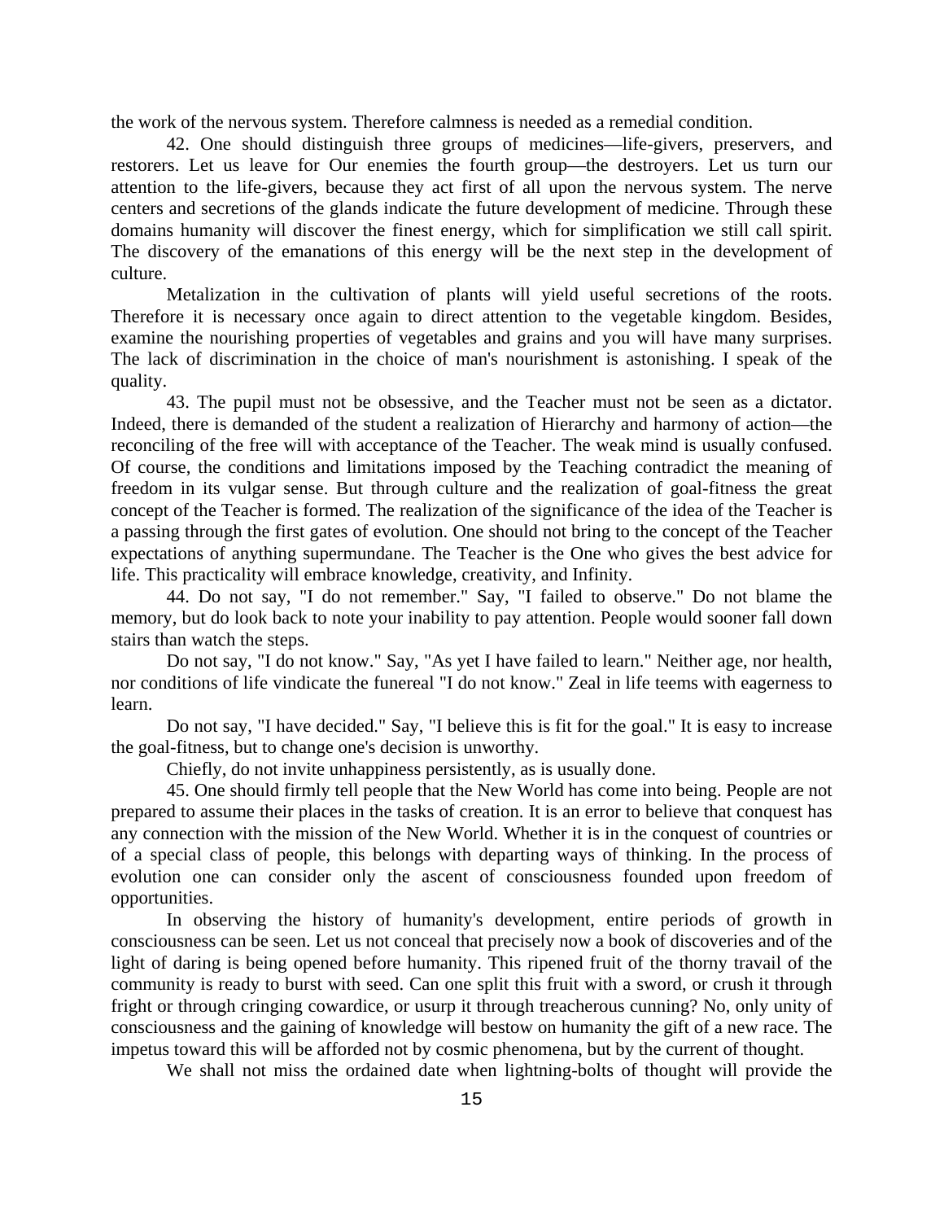the work of the nervous system. Therefore calmness is needed as a remedial condition.

42. One should distinguish three groups of medicines—life-givers, preservers, and restorers. Let us leave for Our enemies the fourth group—the destroyers. Let us turn our attention to the life-givers, because they act first of all upon the nervous system. The nerve centers and secretions of the glands indicate the future development of medicine. Through these domains humanity will discover the finest energy, which for simplification we still call spirit. The discovery of the emanations of this energy will be the next step in the development of culture.

Metalization in the cultivation of plants will yield useful secretions of the roots. Therefore it is necessary once again to direct attention to the vegetable kingdom. Besides, examine the nourishing properties of vegetables and grains and you will have many surprises. The lack of discrimination in the choice of man's nourishment is astonishing. I speak of the quality.

43. The pupil must not be obsessive, and the Teacher must not be seen as a dictator. Indeed, there is demanded of the student a realization of Hierarchy and harmony of action—the reconciling of the free will with acceptance of the Teacher. The weak mind is usually confused. Of course, the conditions and limitations imposed by the Teaching contradict the meaning of freedom in its vulgar sense. But through culture and the realization of goal-fitness the great concept of the Teacher is formed. The realization of the significance of the idea of the Teacher is a passing through the first gates of evolution. One should not bring to the concept of the Teacher expectations of anything supermundane. The Teacher is the One who gives the best advice for life. This practicality will embrace knowledge, creativity, and Infinity.

44. Do not say, "I do not remember." Say, "I failed to observe." Do not blame the memory, but do look back to note your inability to pay attention. People would sooner fall down stairs than watch the steps.

Do not say, "I do not know." Say, "As yet I have failed to learn." Neither age, nor health, nor conditions of life vindicate the funereal "I do not know." Zeal in life teems with eagerness to learn.

Do not say, "I have decided." Say, "I believe this is fit for the goal." It is easy to increase the goal-fitness, but to change one's decision is unworthy.

Chiefly, do not invite unhappiness persistently, as is usually done.

45. One should firmly tell people that the New World has come into being. People are not prepared to assume their places in the tasks of creation. It is an error to believe that conquest has any connection with the mission of the New World. Whether it is in the conquest of countries or of a special class of people, this belongs with departing ways of thinking. In the process of evolution one can consider only the ascent of consciousness founded upon freedom of opportunities.

In observing the history of humanity's development, entire periods of growth in consciousness can be seen. Let us not conceal that precisely now a book of discoveries and of the light of daring is being opened before humanity. This ripened fruit of the thorny travail of the community is ready to burst with seed. Can one split this fruit with a sword, or crush it through fright or through cringing cowardice, or usurp it through treacherous cunning? No, only unity of consciousness and the gaining of knowledge will bestow on humanity the gift of a new race. The impetus toward this will be afforded not by cosmic phenomena, but by the current of thought.

We shall not miss the ordained date when lightning-bolts of thought will provide the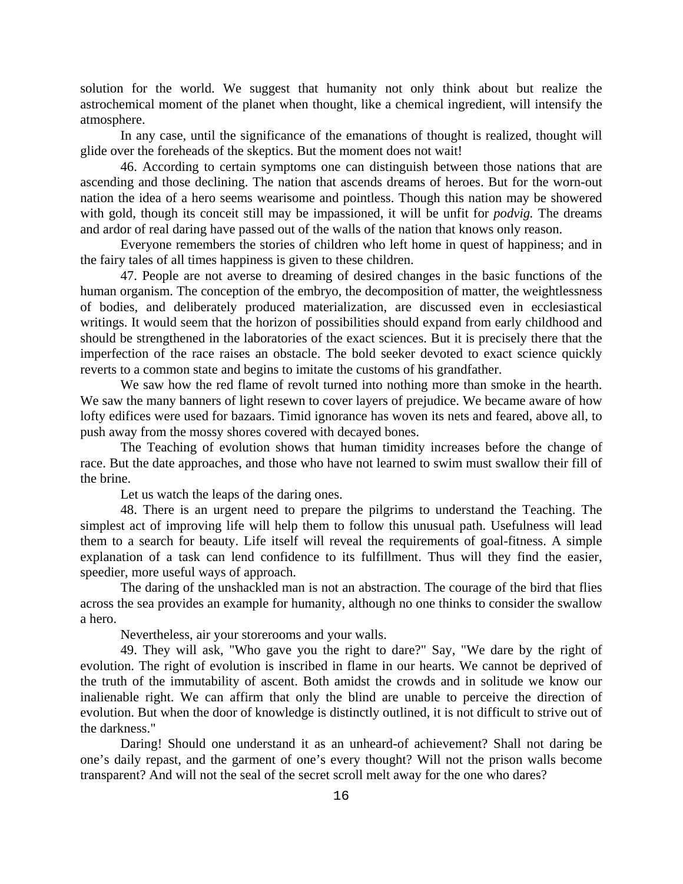solution for the world. We suggest that humanity not only think about but realize the astrochemical moment of the planet when thought, like a chemical ingredient, will intensify the atmosphere.

In any case, until the significance of the emanations of thought is realized, thought will glide over the foreheads of the skeptics. But the moment does not wait!

46. According to certain symptoms one can distinguish between those nations that are ascending and those declining. The nation that ascends dreams of heroes. But for the worn-out nation the idea of a hero seems wearisome and pointless. Though this nation may be showered with gold, though its conceit still may be impassioned, it will be unfit for *podvig.* The dreams and ardor of real daring have passed out of the walls of the nation that knows only reason.

Everyone remembers the stories of children who left home in quest of happiness; and in the fairy tales of all times happiness is given to these children.

47. People are not averse to dreaming of desired changes in the basic functions of the human organism. The conception of the embryo, the decomposition of matter, the weightlessness of bodies, and deliberately produced materialization, are discussed even in ecclesiastical writings. It would seem that the horizon of possibilities should expand from early childhood and should be strengthened in the laboratories of the exact sciences. But it is precisely there that the imperfection of the race raises an obstacle. The bold seeker devoted to exact science quickly reverts to a common state and begins to imitate the customs of his grandfather.

We saw how the red flame of revolt turned into nothing more than smoke in the hearth. We saw the many banners of light resewn to cover layers of prejudice. We became aware of how lofty edifices were used for bazaars. Timid ignorance has woven its nets and feared, above all, to push away from the mossy shores covered with decayed bones.

The Teaching of evolution shows that human timidity increases before the change of race. But the date approaches, and those who have not learned to swim must swallow their fill of the brine.

Let us watch the leaps of the daring ones.

48. There is an urgent need to prepare the pilgrims to understand the Teaching. The simplest act of improving life will help them to follow this unusual path. Usefulness will lead them to a search for beauty. Life itself will reveal the requirements of goal-fitness. A simple explanation of a task can lend confidence to its fulfillment. Thus will they find the easier, speedier, more useful ways of approach.

The daring of the unshackled man is not an abstraction. The courage of the bird that flies across the sea provides an example for humanity, although no one thinks to consider the swallow a hero.

Nevertheless, air your storerooms and your walls.

49. They will ask, "Who gave you the right to dare?" Say, "We dare by the right of evolution. The right of evolution is inscribed in flame in our hearts. We cannot be deprived of the truth of the immutability of ascent. Both amidst the crowds and in solitude we know our inalienable right. We can affirm that only the blind are unable to perceive the direction of evolution. But when the door of knowledge is distinctly outlined, it is not difficult to strive out of the darkness."

Daring! Should one understand it as an unheard-of achievement? Shall not daring be one's daily repast, and the garment of one's every thought? Will not the prison walls become transparent? And will not the seal of the secret scroll melt away for the one who dares?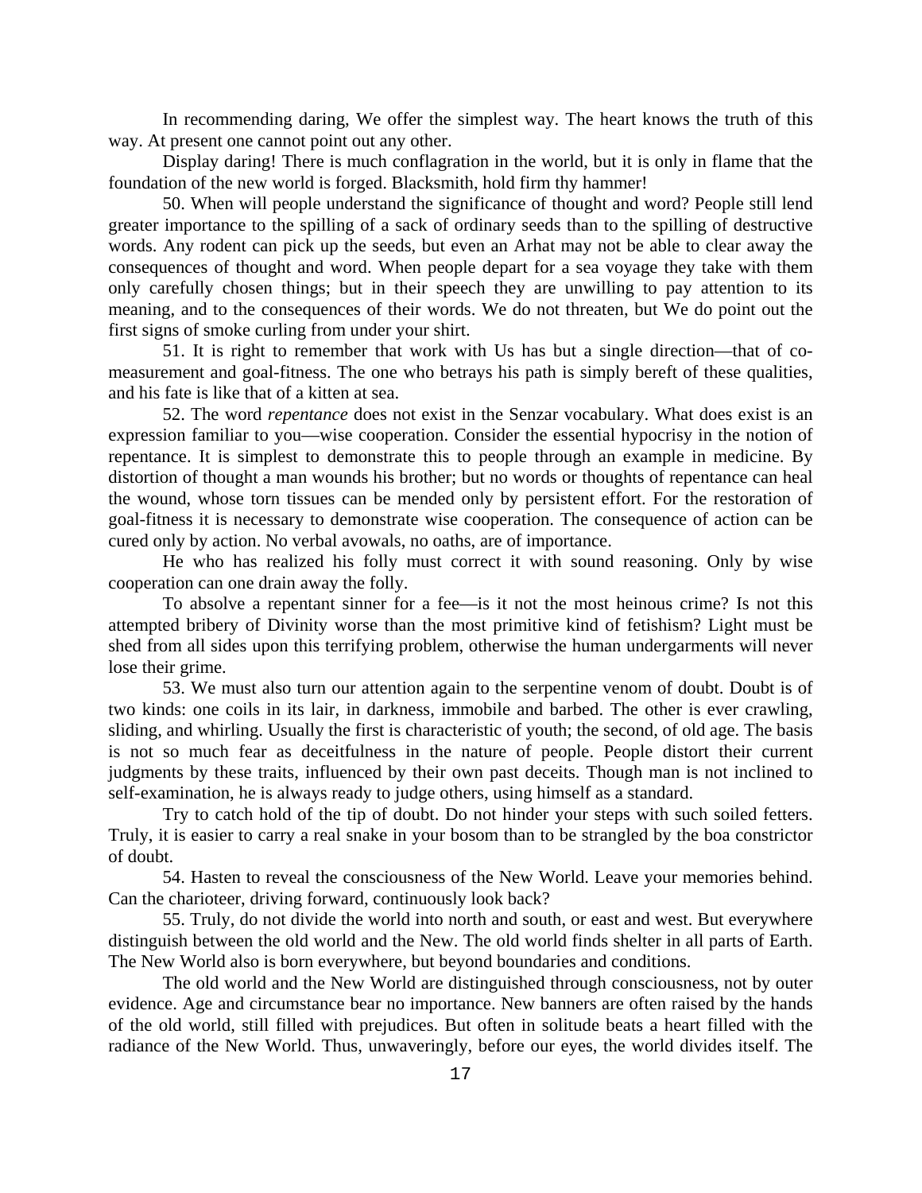In recommending daring, We offer the simplest way. The heart knows the truth of this way. At present one cannot point out any other.

Display daring! There is much conflagration in the world, but it is only in flame that the foundation of the new world is forged. Blacksmith, hold firm thy hammer!

50. When will people understand the significance of thought and word? People still lend greater importance to the spilling of a sack of ordinary seeds than to the spilling of destructive words. Any rodent can pick up the seeds, but even an Arhat may not be able to clear away the consequences of thought and word. When people depart for a sea voyage they take with them only carefully chosen things; but in their speech they are unwilling to pay attention to its meaning, and to the consequences of their words. We do not threaten, but We do point out the first signs of smoke curling from under your shirt.

51. It is right to remember that work with Us has but a single direction—that of co-measurement and goal-fitness. The one who betrays his path is simply bereft of these qualities, and his fate is like that of a kitten at sea.

52. The word *repentance* does not exist in the Senzar vocabulary. What does exist is an expression familiar to you—wise cooperation. Consider the essential hypocrisy in the notion of repentance. It is simplest to demonstrate this to people through an example in medicine. By distortion of thought a man wounds his brother; but no words or thoughts of repentance can heal the wound, whose torn tissues can be mended only by persistent effort. For the restoration of goal-fitness it is necessary to demonstrate wise cooperation. The consequence of action can be cured only by action. No verbal avowals, no oaths, are of importance.

He who has realized his folly must correct it with sound reasoning. Only by wise cooperation can one drain away the folly.

To absolve a repentant sinner for a fee—is it not the most heinous crime? Is not this attempted bribery of Divinity worse than the most primitive kind of fetishism? Light must be shed from all sides upon this terrifying problem, otherwise the human undergarments will never lose their grime.

53. We must also turn our attention again to the serpentine venom of doubt. Doubt is of two kinds: one coils in its lair, in darkness, immobile and barbed. The other is ever crawling, sliding, and whirling. Usually the first is characteristic of youth; the second, of old age. The basis is not so much fear as deceitfulness in the nature of people. People distort their current judgments by these traits, influenced by their own past deceits. Though man is not inclined to self-examination, he is always ready to judge others, using himself as a standard.

Try to catch hold of the tip of doubt. Do not hinder your steps with such soiled fetters. Truly, it is easier to carry a real snake in your bosom than to be strangled by the boa constrictor of doubt.

54. Hasten to reveal the consciousness of the New World. Leave your memories behind. Can the charioteer, driving forward, continuously look back?

55. Truly, do not divide the world into north and south, or east and west. But everywhere distinguish between the old world and the New. The old world finds shelter in all parts of Earth. The New World also is born everywhere, but beyond boundaries and conditions.

The old world and the New World are distinguished through consciousness, not by outer evidence. Age and circumstance bear no importance. New banners are often raised by the hands of the old world, still filled with prejudices. But often in solitude beats a heart filled with the radiance of the New World. Thus, unwaveringly, before our eyes, the world divides itself. The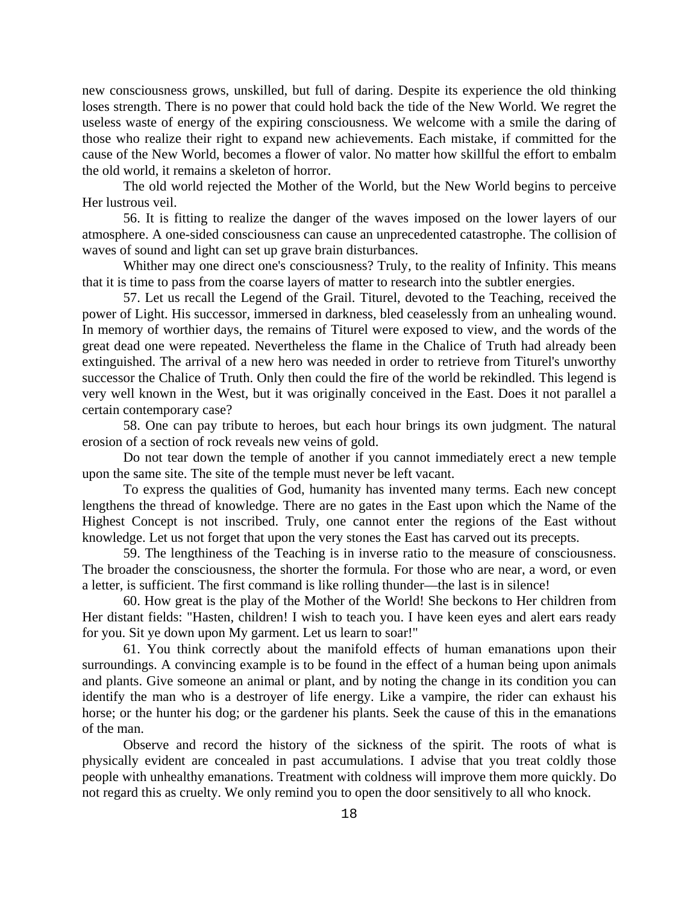new consciousness grows, unskilled, but full of daring. Despite its experience the old thinking loses strength. There is no power that could hold back the tide of the New World. We regret the useless waste of energy of the expiring consciousness. We welcome with a smile the daring of those who realize their right to expand new achievements. Each mistake, if committed for the cause of the New World, becomes a flower of valor. No matter how skillful the effort to embalm the old world, it remains a skeleton of horror.

The old world rejected the Mother of the World, but the New World begins to perceive Her lustrous veil.

56. It is fitting to realize the danger of the waves imposed on the lower layers of our atmosphere. A one-sided consciousness can cause an unprecedented catastrophe. The collision of waves of sound and light can set up grave brain disturbances.

Whither may one direct one's consciousness? Truly, to the reality of Infinity. This means that it is time to pass from the coarse layers of matter to research into the subtler energies.

57. Let us recall the Legend of the Grail. Titurel, devoted to the Teaching, received the power of Light. His successor, immersed in darkness, bled ceaselessly from an unhealing wound. In memory of worthier days, the remains of Titurel were exposed to view, and the words of the great dead one were repeated. Nevertheless the flame in the Chalice of Truth had already been extinguished. The arrival of a new hero was needed in order to retrieve from Titurel's unworthy successor the Chalice of Truth. Only then could the fire of the world be rekindled. This legend is very well known in the West, but it was originally conceived in the East. Does it not parallel a certain contemporary case?

58. One can pay tribute to heroes, but each hour brings its own judgment. The natural erosion of a section of rock reveals new veins of gold.

Do not tear down the temple of another if you cannot immediately erect a new temple upon the same site. The site of the temple must never be left vacant.

To express the qualities of God, humanity has invented many terms. Each new concept lengthens the thread of knowledge. There are no gates in the East upon which the Name of the Highest Concept is not inscribed. Truly, one cannot enter the regions of the East without knowledge. Let us not forget that upon the very stones the East has carved out its precepts.

59. The lengthiness of the Teaching is in inverse ratio to the measure of consciousness. The broader the consciousness, the shorter the formula. For those who are near, a word, or even a letter, is sufficient. The first command is like rolling thunder—the last is in silence!

60. How great is the play of the Mother of the World! She beckons to Her children from Her distant fields: "Hasten, children! I wish to teach you. I have keen eyes and alert ears ready for you. Sit ye down upon My garment. Let us learn to soar!"

61. You think correctly about the manifold effects of human emanations upon their surroundings. A convincing example is to be found in the effect of a human being upon animals and plants. Give someone an animal or plant, and by noting the change in its condition you can identify the man who is a destroyer of life energy. Like a vampire, the rider can exhaust his horse; or the hunter his dog; or the gardener his plants. Seek the cause of this in the emanations of the man.

Observe and record the history of the sickness of the spirit. The roots of what is physically evident are concealed in past accumulations. I advise that you treat coldly those people with unhealthy emanations. Treatment with coldness will improve them more quickly. Do not regard this as cruelty. We only remind you to open the door sensitively to all who knock.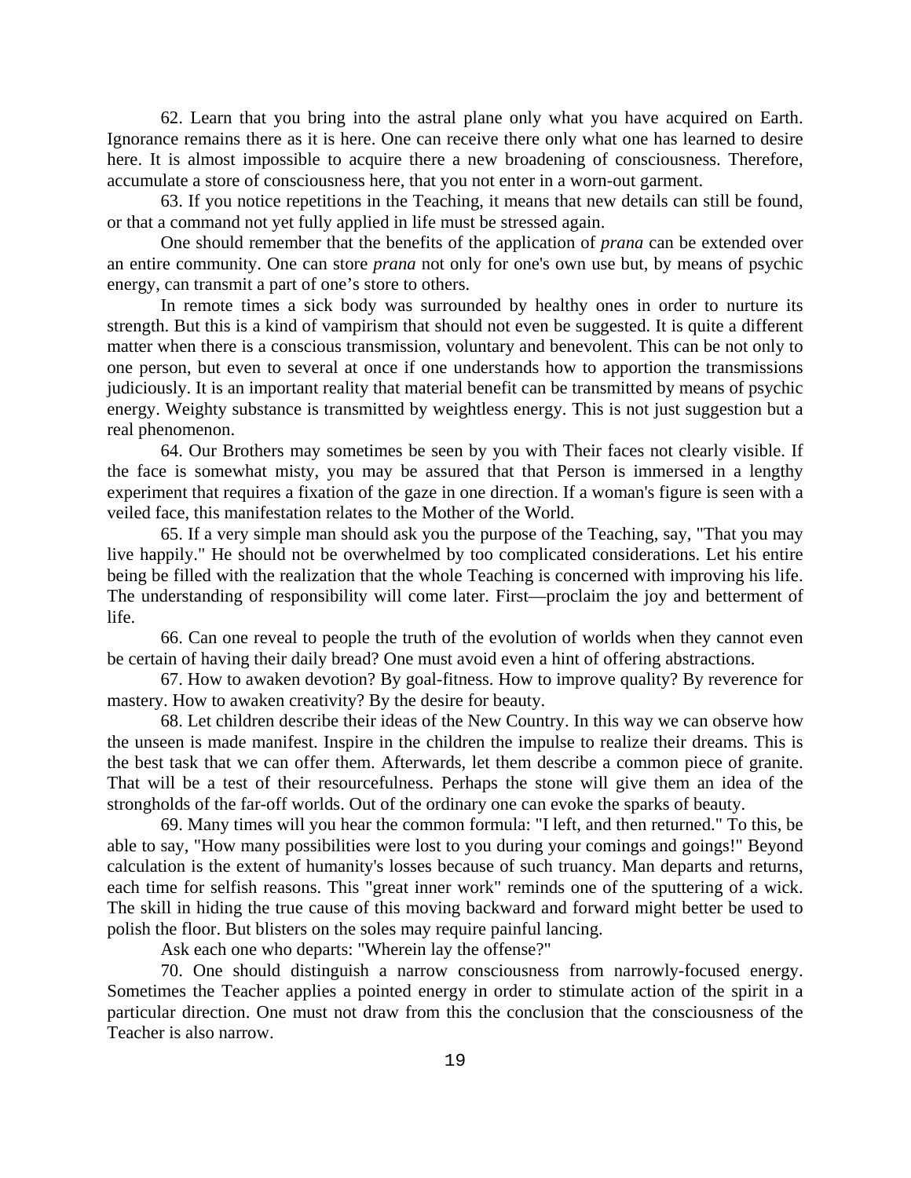62. Learn that you bring into the astral plane only what you have acquired on Earth. Ignorance remains there as it is here. One can receive there only what one has learned to desire here. It is almost impossible to acquire there a new broadening of consciousness. Therefore, accumulate a store of consciousness here, that you not enter in a worn-out garment.

63. If you notice repetitions in the Teaching, it means that new details can still be found, or that a command not yet fully applied in life must be stressed again.

One should remember that the benefits of the application of *prana* can be extended over an entire community. One can store *prana* not only for one's own use but, by means of psychic energy, can transmit a part of one's store to others.

In remote times a sick body was surrounded by healthy ones in order to nurture its strength. But this is a kind of vampirism that should not even be suggested. It is quite a different matter when there is a conscious transmission, voluntary and benevolent. This can be not only to one person, but even to several at once if one understands how to apportion the transmissions judiciously. It is an important reality that material benefit can be transmitted by means of psychic energy. Weighty substance is transmitted by weightless energy. This is not just suggestion but a real phenomenon.

64. Our Brothers may sometimes be seen by you with Their faces not clearly visible. If the face is somewhat misty, you may be assured that that Person is immersed in a lengthy experiment that requires a fixation of the gaze in one direction. If a woman's figure is seen with a veiled face, this manifestation relates to the Mother of the World.

65. If a very simple man should ask you the purpose of the Teaching, say, "That you may live happily." He should not be overwhelmed by too complicated considerations. Let his entire being be filled with the realization that the whole Teaching is concerned with improving his life. The understanding of responsibility will come later. First—proclaim the joy and betterment of life.

66. Can one reveal to people the truth of the evolution of worlds when they cannot even be certain of having their daily bread? One must avoid even a hint of offering abstractions.

67. How to awaken devotion? By goal-fitness. How to improve quality? By reverence for mastery. How to awaken creativity? By the desire for beauty.

68. Let children describe their ideas of the New Country. In this way we can observe how the unseen is made manifest. Inspire in the children the impulse to realize their dreams. This is the best task that we can offer them. Afterwards, let them describe a common piece of granite. That will be a test of their resourcefulness. Perhaps the stone will give them an idea of the strongholds of the far-off worlds. Out of the ordinary one can evoke the sparks of beauty.

69. Many times will you hear the common formula: "I left, and then returned." To this, be able to say, "How many possibilities were lost to you during your comings and goings!" Beyond calculation is the extent of humanity's losses because of such truancy. Man departs and returns, each time for selfish reasons. This "great inner work" reminds one of the sputtering of a wick. The skill in hiding the true cause of this moving backward and forward might better be used to polish the floor. But blisters on the soles may require painful lancing.

Ask each one who departs: "Wherein lay the offense?"

70. One should distinguish a narrow consciousness from narrowly-focused energy. Sometimes the Teacher applies a pointed energy in order to stimulate action of the spirit in a particular direction. One must not draw from this the conclusion that the consciousness of the Teacher is also narrow.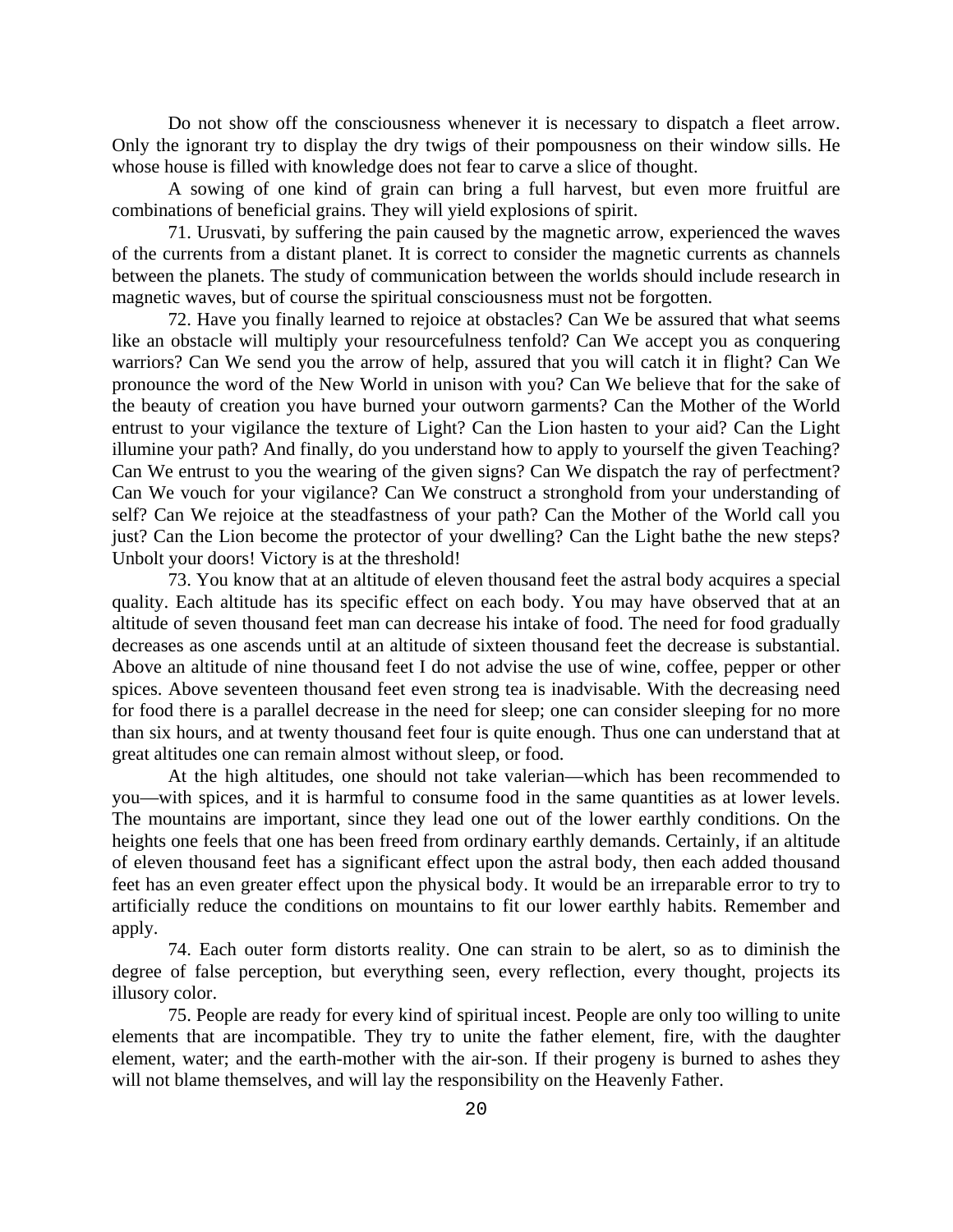Do not show off the consciousness whenever it is necessary to dispatch a fleet arrow. Only the ignorant try to display the dry twigs of their pompousness on their window sills. He whose house is filled with knowledge does not fear to carve a slice of thought.

A sowing of one kind of grain can bring a full harvest, but even more fruitful are combinations of beneficial grains. They will yield explosions of spirit.

71. Urusvati, by suffering the pain caused by the magnetic arrow, experienced the waves of the currents from a distant planet. It is correct to consider the magnetic currents as channels between the planets. The study of communication between the worlds should include research in magnetic waves, but of course the spiritual consciousness must not be forgotten.

72. Have you finally learned to rejoice at obstacles? Can We be assured that what seems like an obstacle will multiply your resourcefulness tenfold? Can We accept you as conquering warriors? Can We send you the arrow of help, assured that you will catch it in flight? Can We pronounce the word of the New World in unison with you? Can We believe that for the sake of the beauty of creation you have burned your outworn garments? Can the Mother of the World entrust to your vigilance the texture of Light? Can the Lion hasten to your aid? Can the Light illumine your path? And finally, do you understand how to apply to yourself the given Teaching? Can We entrust to you the wearing of the given signs? Can We dispatch the ray of perfectment? Can We vouch for your vigilance? Can We construct a stronghold from your understanding of self? Can We rejoice at the steadfastness of your path? Can the Mother of the World call you just? Can the Lion become the protector of your dwelling? Can the Light bathe the new steps? Unbolt your doors! Victory is at the threshold!

73. You know that at an altitude of eleven thousand feet the astral body acquires a special quality. Each altitude has its specific effect on each body. You may have observed that at an altitude of seven thousand feet man can decrease his intake of food. The need for food gradually decreases as one ascends until at an altitude of sixteen thousand feet the decrease is substantial. Above an altitude of nine thousand feet I do not advise the use of wine, coffee, pepper or other spices. Above seventeen thousand feet even strong tea is inadvisable. With the decreasing need for food there is a parallel decrease in the need for sleep; one can consider sleeping for no more than six hours, and at twenty thousand feet four is quite enough. Thus one can understand that at great altitudes one can remain almost without sleep, or food.

At the high altitudes, one should not take valerian—which has been recommended to you—with spices, and it is harmful to consume food in the same quantities as at lower levels. The mountains are important, since they lead one out of the lower earthly conditions. On the heights one feels that one has been freed from ordinary earthly demands. Certainly, if an altitude of eleven thousand feet has a significant effect upon the astral body, then each added thousand feet has an even greater effect upon the physical body. It would be an irreparable error to try to artificially reduce the conditions on mountains to fit our lower earthly habits. Remember and apply.

74. Each outer form distorts reality. One can strain to be alert, so as to diminish the degree of false perception, but everything seen, every reflection, every thought, projects its illusory color.

75. People are ready for every kind of spiritual incest. People are only too willing to unite elements that are incompatible. They try to unite the father element, fire, with the daughter element, water; and the earth-mother with the air-son. If their progeny is burned to ashes they will not blame themselves, and will lay the responsibility on the Heavenly Father.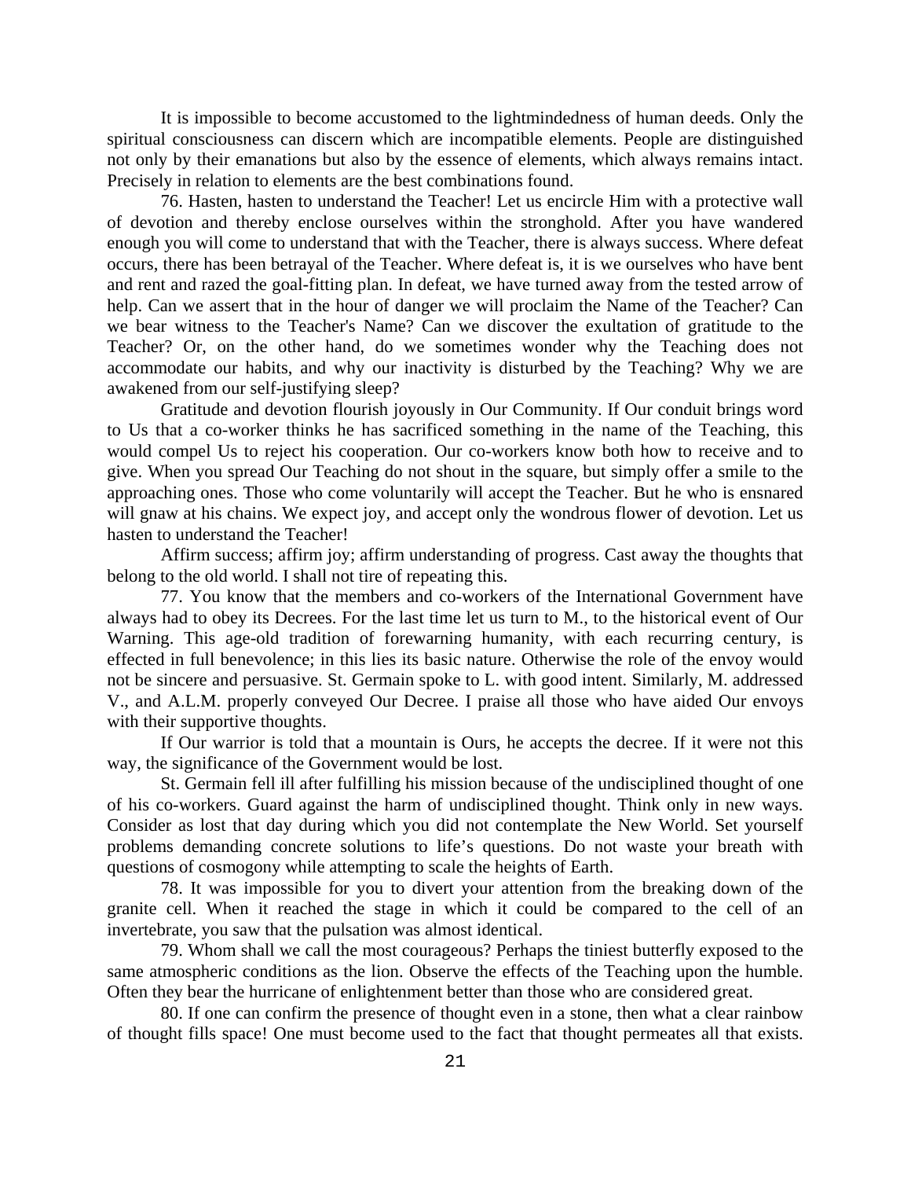It is impossible to become accustomed to the lightmindedness of human deeds. Only the spiritual consciousness can discern which are incompatible elements. People are distinguished not only by their emanations but also by the essence of elements, which always remains intact. Precisely in relation to elements are the best combinations found.

76. Hasten, hasten to understand the Teacher! Let us encircle Him with a protective wall of devotion and thereby enclose ourselves within the stronghold. After you have wandered enough you will come to understand that with the Teacher, there is always success. Where defeat occurs, there has been betrayal of the Teacher. Where defeat is, it is we ourselves who have bent and rent and razed the goal-fitting plan. In defeat, we have turned away from the tested arrow of help. Can we assert that in the hour of danger we will proclaim the Name of the Teacher? Can we bear witness to the Teacher's Name? Can we discover the exultation of gratitude to the Teacher? Or, on the other hand, do we sometimes wonder why the Teaching does not accommodate our habits, and why our inactivity is disturbed by the Teaching? Why we are awakened from our self-justifying sleep?

Gratitude and devotion flourish joyously in Our Community. If Our conduit brings word to Us that a co-worker thinks he has sacrificed something in the name of the Teaching, this would compel Us to reject his cooperation. Our co-workers know both how to receive and to give. When you spread Our Teaching do not shout in the square, but simply offer a smile to the approaching ones. Those who come voluntarily will accept the Teacher. But he who is ensnared will gnaw at his chains. We expect joy, and accept only the wondrous flower of devotion. Let us hasten to understand the Teacher!

Affirm success; affirm joy; affirm understanding of progress. Cast away the thoughts that belong to the old world. I shall not tire of repeating this.

77. You know that the members and co-workers of the International Government have always had to obey its Decrees. For the last time let us turn to M., to the historical event of Our Warning. This age-old tradition of forewarning humanity, with each recurring century, is effected in full benevolence; in this lies its basic nature. Otherwise the role of the envoy would not be sincere and persuasive. St. Germain spoke to L. with good intent. Similarly, M. addressed V., and A.L.M. properly conveyed Our Decree. I praise all those who have aided Our envoys with their supportive thoughts.

If Our warrior is told that a mountain is Ours, he accepts the decree. If it were not this way, the significance of the Government would be lost.

St. Germain fell ill after fulfilling his mission because of the undisciplined thought of one of his co-workers. Guard against the harm of undisciplined thought. Think only in new ways. Consider as lost that day during which you did not contemplate the New World. Set yourself problems demanding concrete solutions to life's questions. Do not waste your breath with questions of cosmogony while attempting to scale the heights of Earth.

78. It was impossible for you to divert your attention from the breaking down of the granite cell. When it reached the stage in which it could be compared to the cell of an invertebrate, you saw that the pulsation was almost identical.

79. Whom shall we call the most courageous? Perhaps the tiniest butterfly exposed to the same atmospheric conditions as the lion. Observe the effects of the Teaching upon the humble. Often they bear the hurricane of enlightenment better than those who are considered great.

80. If one can confirm the presence of thought even in a stone, then what a clear rainbow of thought fills space! One must become used to the fact that thought permeates all that exists.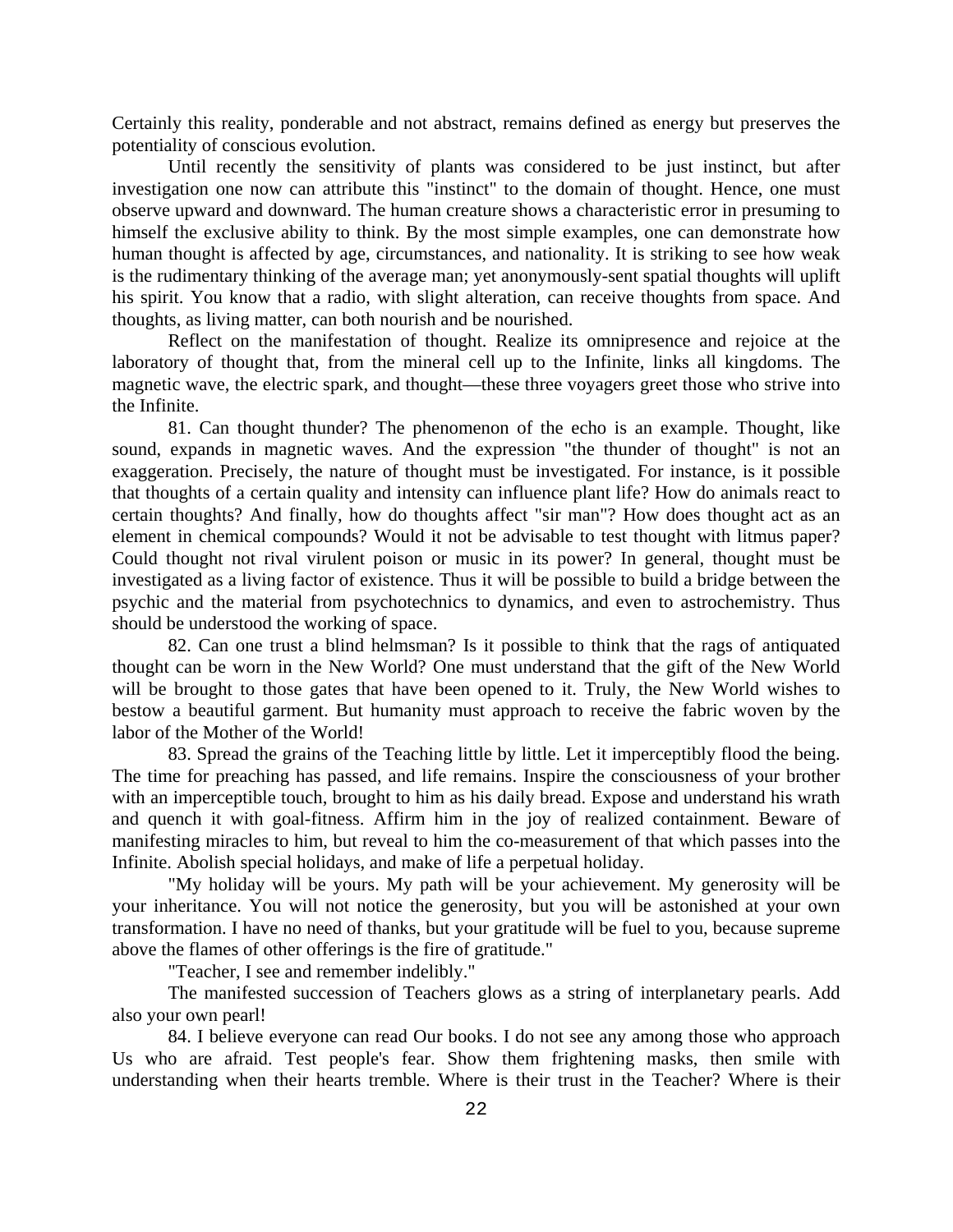Certainly this reality, ponderable and not abstract, remains defined as energy but preserves the potentiality of conscious evolution.

Until recently the sensitivity of plants was considered to be just instinct, but after investigation one now can attribute this "instinct" to the domain of thought. Hence, one must observe upward and downward. The human creature shows a characteristic error in presuming to himself the exclusive ability to think. By the most simple examples, one can demonstrate how human thought is affected by age, circumstances, and nationality. It is striking to see how weak is the rudimentary thinking of the average man; yet anonymously-sent spatial thoughts will uplift his spirit. You know that a radio, with slight alteration, can receive thoughts from space. And thoughts, as living matter, can both nourish and be nourished.

Reflect on the manifestation of thought. Realize its omnipresence and rejoice at the laboratory of thought that, from the mineral cell up to the Infinite, links all kingdoms. The magnetic wave, the electric spark, and thought—these three voyagers greet those who strive into the Infinite.

81. Can thought thunder? The phenomenon of the echo is an example. Thought, like sound, expands in magnetic waves. And the expression "the thunder of thought" is not an exaggeration. Precisely, the nature of thought must be investigated. For instance, is it possible that thoughts of a certain quality and intensity can influence plant life? How do animals react to certain thoughts? And finally, how do thoughts affect "sir man"? How does thought act as an element in chemical compounds? Would it not be advisable to test thought with litmus paper? Could thought not rival virulent poison or music in its power? In general, thought must be investigated as a living factor of existence. Thus it will be possible to build a bridge between the psychic and the material from psychotechnics to dynamics, and even to astrochemistry. Thus should be understood the working of space.

82. Can one trust a blind helmsman? Is it possible to think that the rags of antiquated thought can be worn in the New World? One must understand that the gift of the New World will be brought to those gates that have been opened to it. Truly, the New World wishes to bestow a beautiful garment. But humanity must approach to receive the fabric woven by the labor of the Mother of the World!

83. Spread the grains of the Teaching little by little. Let it imperceptibly flood the being. The time for preaching has passed, and life remains. Inspire the consciousness of your brother with an imperceptible touch, brought to him as his daily bread. Expose and understand his wrath and quench it with goal-fitness. Affirm him in the joy of realized containment. Beware of manifesting miracles to him, but reveal to him the co-measurement of that which passes into the Infinite. Abolish special holidays, and make of life a perpetual holiday.

"My holiday will be yours. My path will be your achievement. My generosity will be your inheritance. You will not notice the generosity, but you will be astonished at your own transformation. I have no need of thanks, but your gratitude will be fuel to you, because supreme above the flames of other offerings is the fire of gratitude."

"Teacher, I see and remember indelibly."

The manifested succession of Teachers glows as a string of interplanetary pearls. Add also your own pearl!

84. I believe everyone can read Our books. I do not see any among those who approach Us who are afraid. Test people's fear. Show them frightening masks, then smile with understanding when their hearts tremble. Where is their trust in the Teacher? Where is their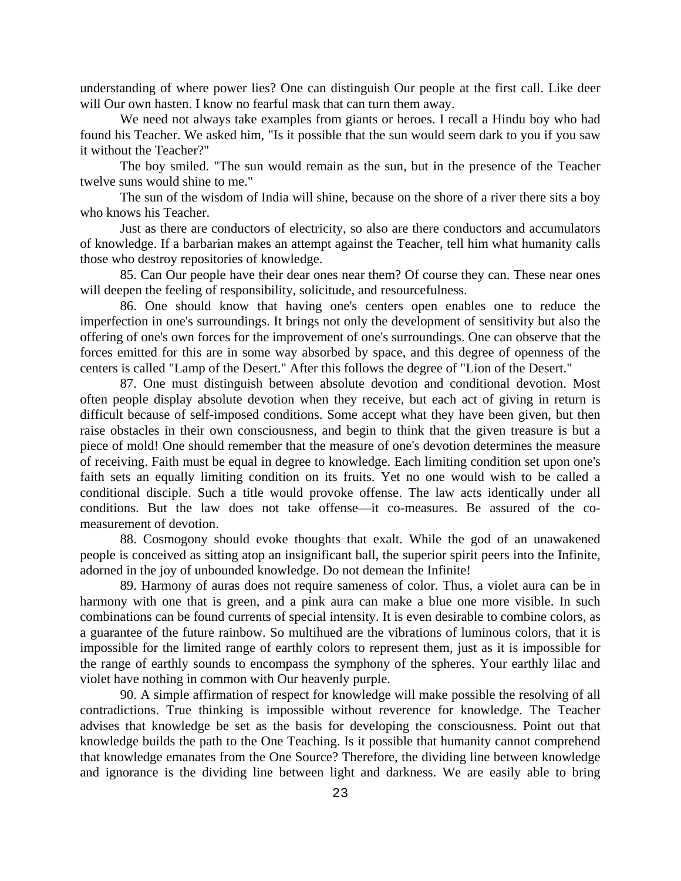understanding of where power lies? One can distinguish Our people at the first call. Like deer will Our own hasten. I know no fearful mask that can turn them away.

We need not always take examples from giants or heroes. I recall a Hindu boy who had found his Teacher. We asked him, "Is it possible that the sun would seem dark to you if you saw it without the Teacher?"

The boy smiled. "The sun would remain as the sun, but in the presence of the Teacher twelve suns would shine to me."

The sun of the wisdom of India will shine, because on the shore of a river there sits a boy who knows his Teacher.

Just as there are conductors of electricity, so also are there conductors and accumulators of knowledge. If a barbarian makes an attempt against the Teacher, tell him what humanity calls those who destroy repositories of knowledge.

85. Can Our people have their dear ones near them? Of course they can. These near ones will deepen the feeling of responsibility, solicitude, and resourcefulness.

86. One should know that having one's centers open enables one to reduce the imperfection in one's surroundings. It brings not only the development of sensitivity but also the offering of one's own forces for the improvement of one's surroundings. One can observe that the forces emitted for this are in some way absorbed by space, and this degree of openness of the centers is called "Lamp of the Desert." After this follows the degree of "Lion of the Desert."

87. One must distinguish between absolute devotion and conditional devotion. Most often people display absolute devotion when they receive, but each act of giving in return is difficult because of self-imposed conditions. Some accept what they have been given, but then raise obstacles in their own consciousness, and begin to think that the given treasure is but a piece of mold! One should remember that the measure of one's devotion determines the measure of receiving. Faith must be equal in degree to knowledge. Each limiting condition set upon one's faith sets an equally limiting condition on its fruits. Yet no one would wish to be called a conditional disciple. Such a title would provoke offense. The law acts identically under all conditions. But the law does not take offense—it co-measures. Be assured of the co-measurement of devotion.

88. Cosmogony should evoke thoughts that exalt. While the god of an unawakened people is conceived as sitting atop an insignificant ball, the superior spirit peers into the Infinite, adorned in the joy of unbounded knowledge. Do not demean the Infinite!

89. Harmony of auras does not require sameness of color. Thus, a violet aura can be in harmony with one that is green, and a pink aura can make a blue one more visible. In such combinations can be found currents of special intensity. It is even desirable to combine colors, as a guarantee of the future rainbow. So multihued are the vibrations of luminous colors, that it is impossible for the limited range of earthly colors to represent them, just as it is impossible for the range of earthly sounds to encompass the symphony of the spheres. Your earthly lilac and violet have nothing in common with Our heavenly purple.

90. A simple affirmation of respect for knowledge will make possible the resolving of all contradictions. True thinking is impossible without reverence for knowledge. The Teacher advises that knowledge be set as the basis for developing the consciousness. Point out that knowledge builds the path to the One Teaching. Is it possible that humanity cannot comprehend that knowledge emanates from the One Source? Therefore, the dividing line between knowledge and ignorance is the dividing line between light and darkness. We are easily able to bring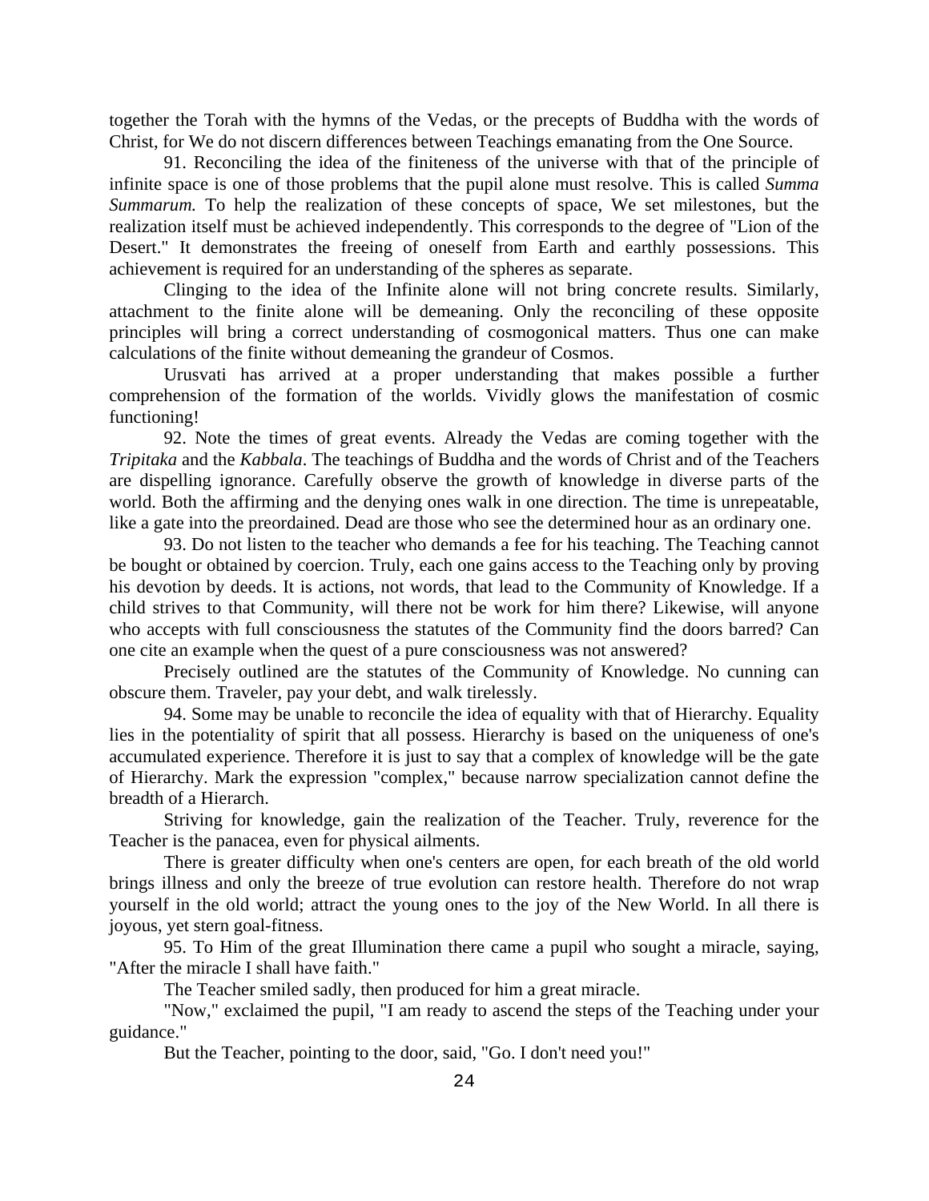together the Torah with the hymns of the Vedas, or the precepts of Buddha with the words of Christ, for We do not discern differences between Teachings emanating from the One Source.

91. Reconciling the idea of the finiteness of the universe with that of the principle of infinite space is one of those problems that the pupil alone must resolve. This is called *Summa Summarum.* To help the realization of these concepts of space, We set milestones, but the realization itself must be achieved independently. This corresponds to the degree of "Lion of the Desert." It demonstrates the freeing of oneself from Earth and earthly possessions. This achievement is required for an understanding of the spheres as separate.

Clinging to the idea of the Infinite alone will not bring concrete results. Similarly, attachment to the finite alone will be demeaning. Only the reconciling of these opposite principles will bring a correct understanding of cosmogonical matters. Thus one can make calculations of the finite without demeaning the grandeur of Cosmos.

Urusvati has arrived at a proper understanding that makes possible a further comprehension of the formation of the worlds. Vividly glows the manifestation of cosmic functioning!

92. Note the times of great events. Already the Vedas are coming together with the *Tripitaka* and the *Kabbala*. The teachings of Buddha and the words of Christ and of the Teachers are dispelling ignorance. Carefully observe the growth of knowledge in diverse parts of the world. Both the affirming and the denying ones walk in one direction. The time is unrepeatable, like a gate into the preordained. Dead are those who see the determined hour as an ordinary one.

93. Do not listen to the teacher who demands a fee for his teaching. The Teaching cannot be bought or obtained by coercion. Truly, each one gains access to the Teaching only by proving his devotion by deeds. It is actions, not words, that lead to the Community of Knowledge. If a child strives to that Community, will there not be work for him there? Likewise, will anyone who accepts with full consciousness the statutes of the Community find the doors barred? Can one cite an example when the quest of a pure consciousness was not answered?

Precisely outlined are the statutes of the Community of Knowledge. No cunning can obscure them. Traveler, pay your debt, and walk tirelessly.

94. Some may be unable to reconcile the idea of equality with that of Hierarchy. Equality lies in the potentiality of spirit that all possess. Hierarchy is based on the uniqueness of one's accumulated experience. Therefore it is just to say that a complex of knowledge will be the gate of Hierarchy. Mark the expression "complex," because narrow specialization cannot define the breadth of a Hierarch.

Striving for knowledge, gain the realization of the Teacher. Truly, reverence for the Teacher is the panacea, even for physical ailments.

There is greater difficulty when one's centers are open, for each breath of the old world brings illness and only the breeze of true evolution can restore health. Therefore do not wrap yourself in the old world; attract the young ones to the joy of the New World. In all there is joyous, yet stern goal-fitness.

95. To Him of the great Illumination there came a pupil who sought a miracle, saying, "After the miracle I shall have faith."

The Teacher smiled sadly, then produced for him a great miracle.

"Now," exclaimed the pupil, "I am ready to ascend the steps of the Teaching under your guidance."

But the Teacher, pointing to the door, said, "Go. I don't need you!"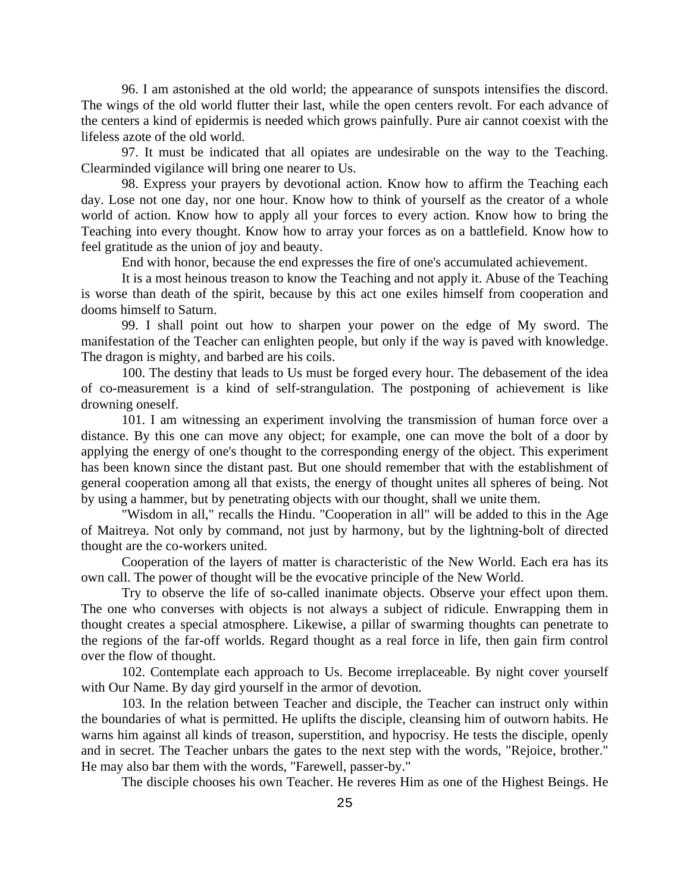96. I am astonished at the old world; the appearance of sunspots intensifies the discord. The wings of the old world flutter their last, while the open centers revolt. For each advance of the centers a kind of epidermis is needed which grows painfully. Pure air cannot coexist with the lifeless azote of the old world.

97. It must be indicated that all opiates are undesirable on the way to the Teaching. Clearminded vigilance will bring one nearer to Us.

98. Express your prayers by devotional action. Know how to affirm the Teaching each day. Lose not one day, nor one hour. Know how to think of yourself as the creator of a whole world of action. Know how to apply all your forces to every action. Know how to bring the Teaching into every thought. Know how to array your forces as on a battlefield. Know how to feel gratitude as the union of joy and beauty.

End with honor, because the end expresses the fire of one's accumulated achievement.

It is a most heinous treason to know the Teaching and not apply it. Abuse of the Teaching is worse than death of the spirit, because by this act one exiles himself from cooperation and dooms himself to Saturn.

99. I shall point out how to sharpen your power on the edge of My sword. The manifestation of the Teacher can enlighten people, but only if the way is paved with knowledge. The dragon is mighty, and barbed are his coils.

100. The destiny that leads to Us must be forged every hour. The debasement of the idea of co-measurement is a kind of self-strangulation. The postponing of achievement is like drowning oneself.

101. I am witnessing an experiment involving the transmission of human force over a distance. By this one can move any object; for example, one can move the bolt of a door by applying the energy of one's thought to the corresponding energy of the object. This experiment has been known since the distant past. But one should remember that with the establishment of general cooperation among all that exists, the energy of thought unites all spheres of being. Not by using a hammer, but by penetrating objects with our thought, shall we unite them.

"Wisdom in all," recalls the Hindu. "Cooperation in all" will be added to this in the Age of Maitreya. Not only by command, not just by harmony, but by the lightning-bolt of directed thought are the co-workers united.

Cooperation of the layers of matter is characteristic of the New World. Each era has its own call. The power of thought will be the evocative principle of the New World.

Try to observe the life of so-called inanimate objects. Observe your effect upon them. The one who converses with objects is not always a subject of ridicule. Enwrapping them in thought creates a special atmosphere. Likewise, a pillar of swarming thoughts can penetrate to the regions of the far-off worlds. Regard thought as a real force in life, then gain firm control over the flow of thought.

102. Contemplate each approach to Us. Become irreplaceable. By night cover yourself with Our Name. By day gird yourself in the armor of devotion.

103. In the relation between Teacher and disciple, the Teacher can instruct only within the boundaries of what is permitted. He uplifts the disciple, cleansing him of outworn habits. He warns him against all kinds of treason, superstition, and hypocrisy. He tests the disciple, openly and in secret. The Teacher unbars the gates to the next step with the words, "Rejoice, brother." He may also bar them with the words, "Farewell, passer-by."

The disciple chooses his own Teacher. He reveres Him as one of the Highest Beings. He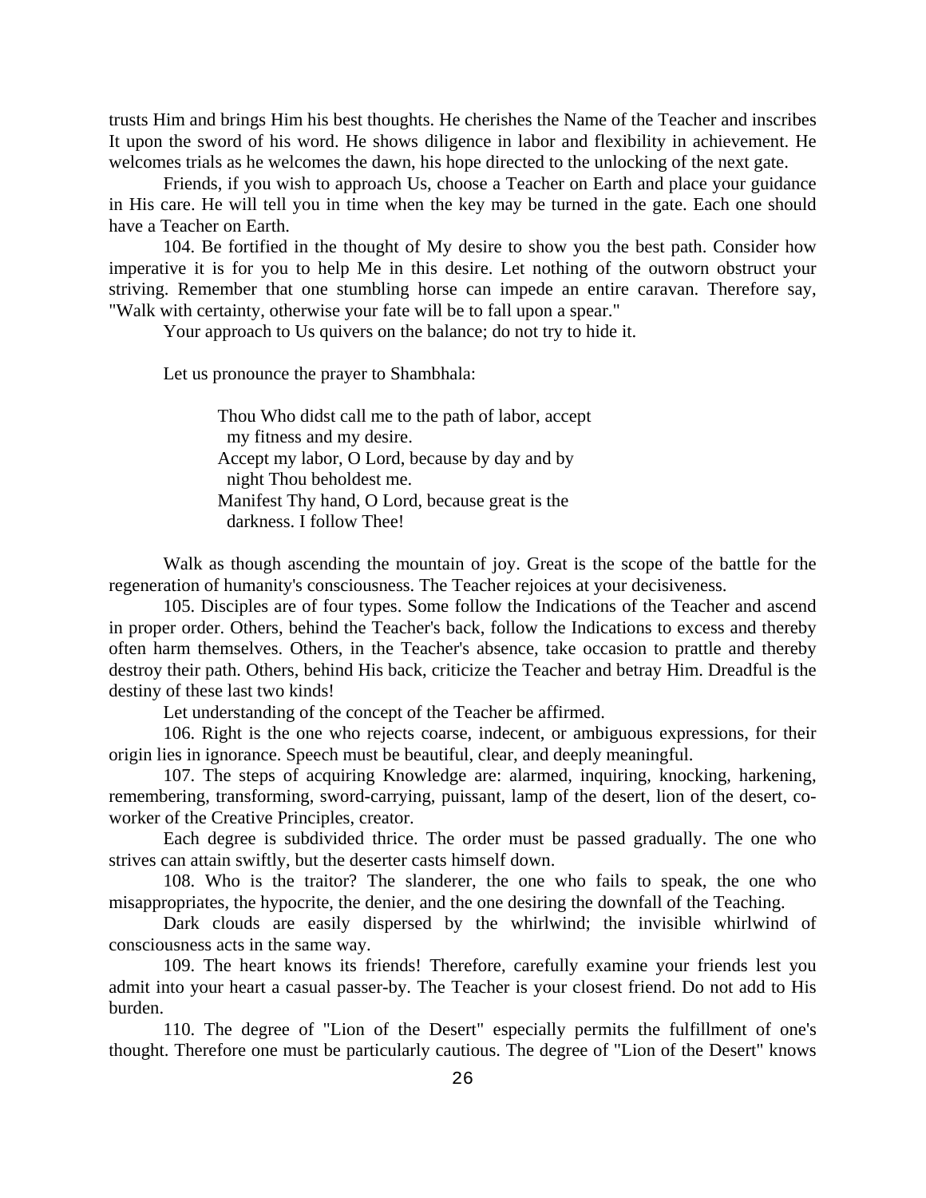trusts Him and brings Him his best thoughts. He cherishes the Name of the Teacher and inscribes It upon the sword of his word. He shows diligence in labor and flexibility in achievement. He welcomes trials as he welcomes the dawn, his hope directed to the unlocking of the next gate.

Friends, if you wish to approach Us, choose a Teacher on Earth and place your guidance in His care. He will tell you in time when the key may be turned in the gate. Each one should have a Teacher on Earth.

104. Be fortified in the thought of My desire to show you the best path. Consider how imperative it is for you to help Me in this desire. Let nothing of the outworn obstruct your striving. Remember that one stumbling horse can impede an entire caravan. Therefore say, "Walk with certainty, otherwise your fate will be to fall upon a spear."

Your approach to Us quivers on the balance; do not try to hide it.

Let us pronounce the prayer to Shambhala:

> Thou Who didst call me to the path of labor, accept my fitness and my desire.
> Accept my labor, O Lord, because by day and by night Thou beholdest me.
> Manifest Thy hand, O Lord, because great is the darkness. I follow Thee!

Walk as though ascending the mountain of joy. Great is the scope of the battle for the regeneration of humanity's consciousness. The Teacher rejoices at your decisiveness.

105. Disciples are of four types. Some follow the Indications of the Teacher and ascend in proper order. Others, behind the Teacher's back, follow the Indications to excess and thereby often harm themselves. Others, in the Teacher's absence, take occasion to prattle and thereby destroy their path. Others, behind His back, criticize the Teacher and betray Him. Dreadful is the destiny of these last two kinds!

Let understanding of the concept of the Teacher be affirmed.

106. Right is the one who rejects coarse, indecent, or ambiguous expressions, for their origin lies in ignorance. Speech must be beautiful, clear, and deeply meaningful.

107. The steps of acquiring Knowledge are: alarmed, inquiring, knocking, harkening, remembering, transforming, sword-carrying, puissant, lamp of the desert, lion of the desert, co-worker of the Creative Principles, creator.

Each degree is subdivided thrice. The order must be passed gradually. The one who strives can attain swiftly, but the deserter casts himself down.

108. Who is the traitor? The slanderer, the one who fails to speak, the one who misappropriates, the hypocrite, the denier, and the one desiring the downfall of the Teaching.

Dark clouds are easily dispersed by the whirlwind; the invisible whirlwind of consciousness acts in the same way.

109. The heart knows its friends! Therefore, carefully examine your friends lest you admit into your heart a casual passer-by. The Teacher is your closest friend. Do not add to His burden.

110. The degree of "Lion of the Desert" especially permits the fulfillment of one's thought. Therefore one must be particularly cautious. The degree of "Lion of the Desert" knows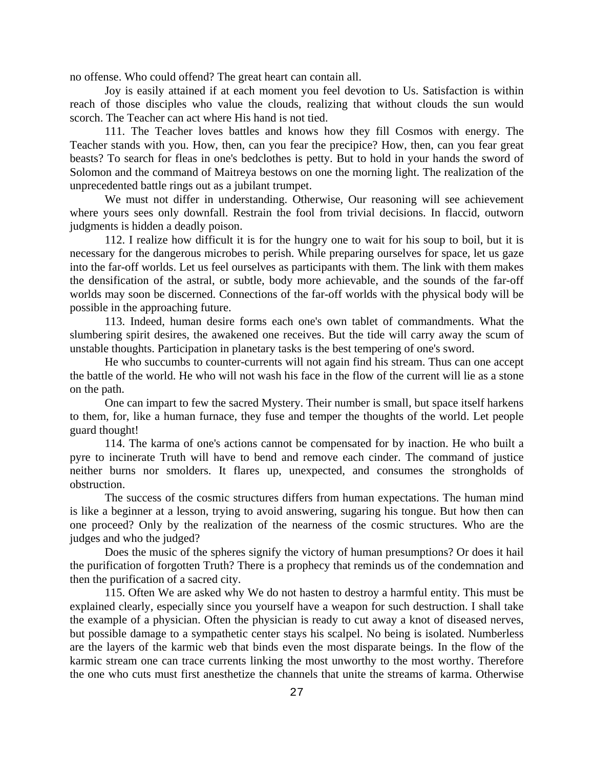no offense. Who could offend? The great heart can contain all.

Joy is easily attained if at each moment you feel devotion to Us. Satisfaction is within reach of those disciples who value the clouds, realizing that without clouds the sun would scorch. The Teacher can act where His hand is not tied.

111. The Teacher loves battles and knows how they fill Cosmos with energy. The Teacher stands with you. How, then, can you fear the precipice? How, then, can you fear great beasts? To search for fleas in one's bedclothes is petty. But to hold in your hands the sword of Solomon and the command of Maitreya bestows on one the morning light. The realization of the unprecedented battle rings out as a jubilant trumpet.

We must not differ in understanding. Otherwise, Our reasoning will see achievement where yours sees only downfall. Restrain the fool from trivial decisions. In flaccid, outworn judgments is hidden a deadly poison.

112. I realize how difficult it is for the hungry one to wait for his soup to boil, but it is necessary for the dangerous microbes to perish. While preparing ourselves for space, let us gaze into the far-off worlds. Let us feel ourselves as participants with them. The link with them makes the densification of the astral, or subtle, body more achievable, and the sounds of the far-off worlds may soon be discerned. Connections of the far-off worlds with the physical body will be possible in the approaching future.

113. Indeed, human desire forms each one's own tablet of commandments. What the slumbering spirit desires, the awakened one receives. But the tide will carry away the scum of unstable thoughts. Participation in planetary tasks is the best tempering of one's sword.

He who succumbs to counter-currents will not again find his stream. Thus can one accept the battle of the world. He who will not wash his face in the flow of the current will lie as a stone on the path.

One can impart to few the sacred Mystery. Their number is small, but space itself harkens to them, for, like a human furnace, they fuse and temper the thoughts of the world. Let people guard thought!

114. The karma of one's actions cannot be compensated for by inaction. He who built a pyre to incinerate Truth will have to bend and remove each cinder. The command of justice neither burns nor smolders. It flares up, unexpected, and consumes the strongholds of obstruction.

The success of the cosmic structures differs from human expectations. The human mind is like a beginner at a lesson, trying to avoid answering, sugaring his tongue. But how then can one proceed? Only by the realization of the nearness of the cosmic structures. Who are the judges and who the judged?

Does the music of the spheres signify the victory of human presumptions? Or does it hail the purification of forgotten Truth? There is a prophecy that reminds us of the condemnation and then the purification of a sacred city.

115. Often We are asked why We do not hasten to destroy a harmful entity. This must be explained clearly, especially since you yourself have a weapon for such destruction. I shall take the example of a physician. Often the physician is ready to cut away a knot of diseased nerves, but possible damage to a sympathetic center stays his scalpel. No being is isolated. Numberless are the layers of the karmic web that binds even the most disparate beings. In the flow of the karmic stream one can trace currents linking the most unworthy to the most worthy. Therefore the one who cuts must first anesthetize the channels that unite the streams of karma. Otherwise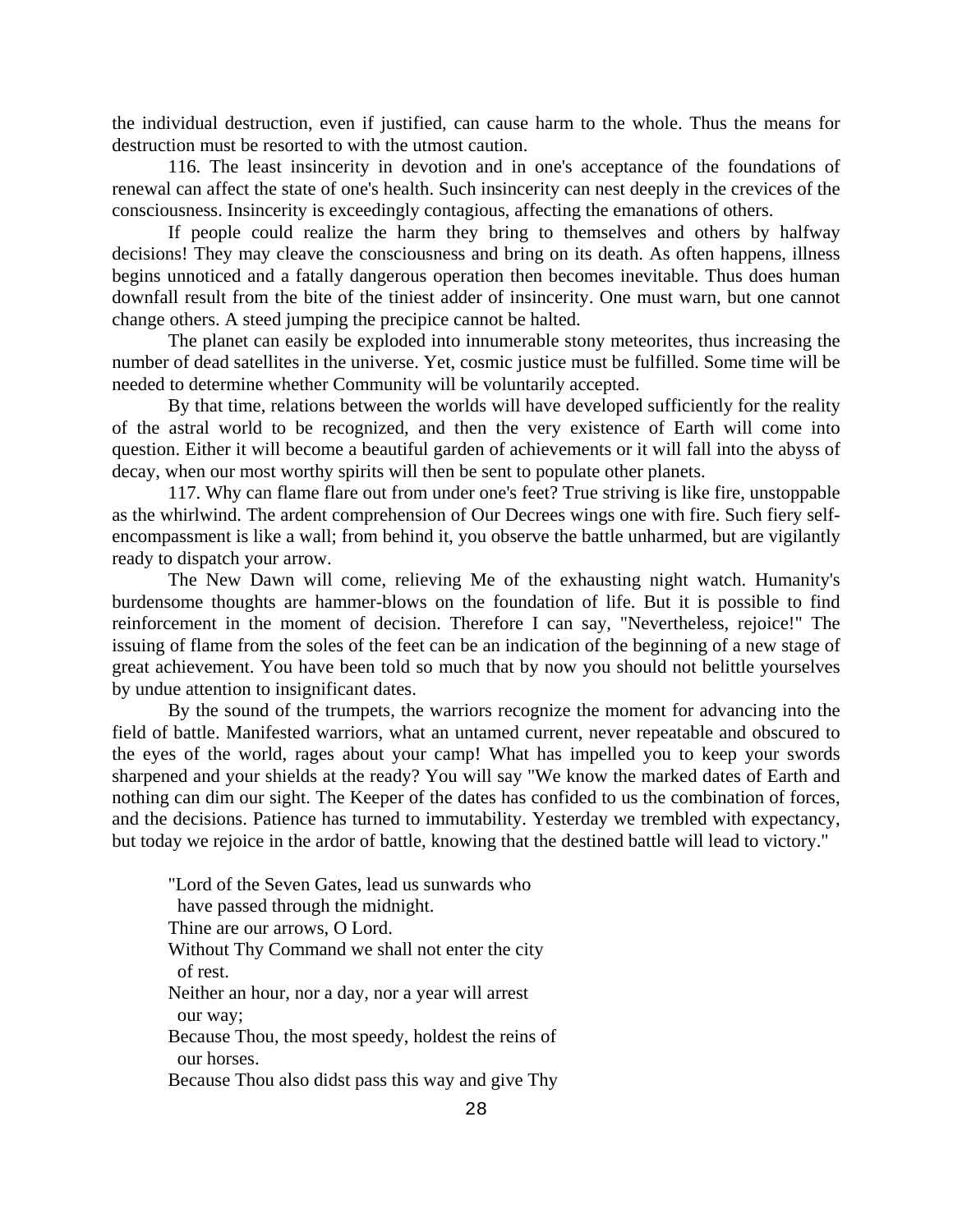the individual destruction, even if justified, can cause harm to the whole. Thus the means for destruction must be resorted to with the utmost caution.

116. The least insincerity in devotion and in one's acceptance of the foundations of renewal can affect the state of one's health. Such insincerity can nest deeply in the crevices of the consciousness. Insincerity is exceedingly contagious, affecting the emanations of others.

If people could realize the harm they bring to themselves and others by halfway decisions! They may cleave the consciousness and bring on its death. As often happens, illness begins unnoticed and a fatally dangerous operation then becomes inevitable. Thus does human downfall result from the bite of the tiniest adder of insincerity. One must warn, but one cannot change others. A steed jumping the precipice cannot be halted.

The planet can easily be exploded into innumerable stony meteorites, thus increasing the number of dead satellites in the universe. Yet, cosmic justice must be fulfilled. Some time will be needed to determine whether Community will be voluntarily accepted.

By that time, relations between the worlds will have developed sufficiently for the reality of the astral world to be recognized, and then the very existence of Earth will come into question. Either it will become a beautiful garden of achievements or it will fall into the abyss of decay, when our most worthy spirits will then be sent to populate other planets.

117. Why can flame flare out from under one's feet? True striving is like fire, unstoppable as the whirlwind. The ardent comprehension of Our Decrees wings one with fire. Such fiery self-encompassment is like a wall; from behind it, you observe the battle unharmed, but are vigilantly ready to dispatch your arrow.

The New Dawn will come, relieving Me of the exhausting night watch. Humanity's burdensome thoughts are hammer-blows on the foundation of life. But it is possible to find reinforcement in the moment of decision. Therefore I can say, "Nevertheless, rejoice!" The issuing of flame from the soles of the feet can be an indication of the beginning of a new stage of great achievement. You have been told so much that by now you should not belittle yourselves by undue attention to insignificant dates.

By the sound of the trumpets, the warriors recognize the moment for advancing into the field of battle. Manifested warriors, what an untamed current, never repeatable and obscured to the eyes of the world, rages about your camp! What has impelled you to keep your swords sharpened and your shields at the ready? You will say "We know the marked dates of Earth and nothing can dim our sight. The Keeper of the dates has confided to us the combination of forces, and the decisions. Patience has turned to immutability. Yesterday we trembled with expectancy, but today we rejoice in the ardor of battle, knowing that the destined battle will lead to victory."

"Lord of the Seven Gates, lead us sunwards who
have passed through the midnight.
Thine are our arrows, O Lord.
Without Thy Command we shall not enter the city
of rest.
Neither an hour, nor a day, nor a year will arrest
our way;
Because Thou, the most speedy, holdest the reins of
our horses.
Because Thou also didst pass this way and give Thy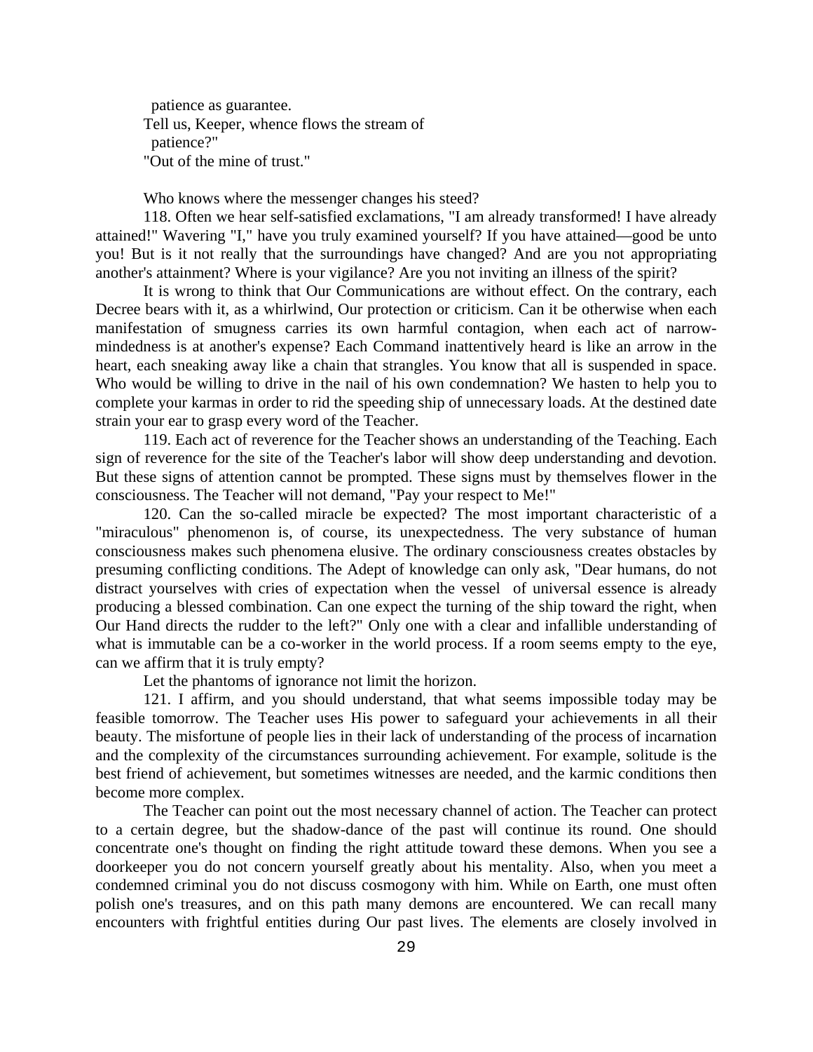patience as guarantee.  
Tell us, Keeper, whence flows the stream of  
patience?"  
"Out of the mine of trust."

Who knows where the messenger changes his steed?

118. Often we hear self-satisfied exclamations, "I am already transformed! I have already attained!" Wavering "I," have you truly examined yourself? If you have attained—good be unto you! But is it not really that the surroundings have changed? And are you not appropriating another's attainment? Where is your vigilance? Are you not inviting an illness of the spirit?

It is wrong to think that Our Communications are without effect. On the contrary, each Decree bears with it, as a whirlwind, Our protection or criticism. Can it be otherwise when each manifestation of smugness carries its own harmful contagion, when each act of narrow-mindedness is at another's expense? Each Command inattentively heard is like an arrow in the heart, each sneaking away like a chain that strangles. You know that all is suspended in space. Who would be willing to drive in the nail of his own condemnation? We hasten to help you to complete your karmas in order to rid the speeding ship of unnecessary loads. At the destined date strain your ear to grasp every word of the Teacher.

119. Each act of reverence for the Teacher shows an understanding of the Teaching. Each sign of reverence for the site of the Teacher's labor will show deep understanding and devotion. But these signs of attention cannot be prompted. These signs must by themselves flower in the consciousness. The Teacher will not demand, "Pay your respect to Me!"

120. Can the so-called miracle be expected? The most important characteristic of a "miraculous" phenomenon is, of course, its unexpectedness. The very substance of human consciousness makes such phenomena elusive. The ordinary consciousness creates obstacles by presuming conflicting conditions. The Adept of knowledge can only ask, "Dear humans, do not distract yourselves with cries of expectation when the vessel of universal essence is already producing a blessed combination. Can one expect the turning of the ship toward the right, when Our Hand directs the rudder to the left?" Only one with a clear and infallible understanding of what is immutable can be a co-worker in the world process. If a room seems empty to the eye, can we affirm that it is truly empty?

Let the phantoms of ignorance not limit the horizon.

121. I affirm, and you should understand, that what seems impossible today may be feasible tomorrow. The Teacher uses His power to safeguard your achievements in all their beauty. The misfortune of people lies in their lack of understanding of the process of incarnation and the complexity of the circumstances surrounding achievement. For example, solitude is the best friend of achievement, but sometimes witnesses are needed, and the karmic conditions then become more complex.

The Teacher can point out the most necessary channel of action. The Teacher can protect to a certain degree, but the shadow-dance of the past will continue its round. One should concentrate one's thought on finding the right attitude toward these demons. When you see a doorkeeper you do not concern yourself greatly about his mentality. Also, when you meet a condemned criminal you do not discuss cosmogony with him. While on Earth, one must often polish one's treasures, and on this path many demons are encountered. We can recall many encounters with frightful entities during Our past lives. The elements are closely involved in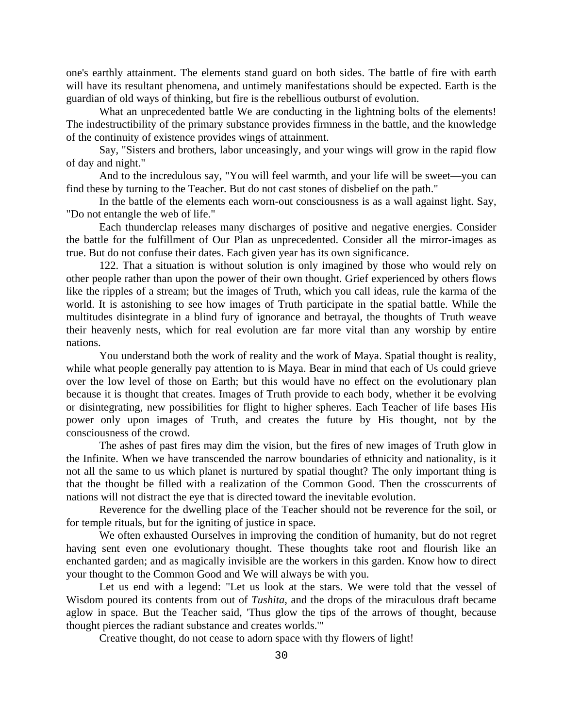one's earthly attainment. The elements stand guard on both sides. The battle of fire with earth will have its resultant phenomena, and untimely manifestations should be expected. Earth is the guardian of old ways of thinking, but fire is the rebellious outburst of evolution.

What an unprecedented battle We are conducting in the lightning bolts of the elements! The indestructibility of the primary substance provides firmness in the battle, and the knowledge of the continuity of existence provides wings of attainment.

Say, "Sisters and brothers, labor unceasingly, and your wings will grow in the rapid flow of day and night."

And to the incredulous say, "You will feel warmth, and your life will be sweet—you can find these by turning to the Teacher. But do not cast stones of disbelief on the path."

In the battle of the elements each worn-out consciousness is as a wall against light. Say, "Do not entangle the web of life."

Each thunderclap releases many discharges of positive and negative energies. Consider the battle for the fulfillment of Our Plan as unprecedented. Consider all the mirror-images as true. But do not confuse their dates. Each given year has its own significance.

122. That a situation is without solution is only imagined by those who would rely on other people rather than upon the power of their own thought. Grief experienced by others flows like the ripples of a stream; but the images of Truth, which you call ideas, rule the karma of the world. It is astonishing to see how images of Truth participate in the spatial battle. While the multitudes disintegrate in a blind fury of ignorance and betrayal, the thoughts of Truth weave their heavenly nests, which for real evolution are far more vital than any worship by entire nations.

You understand both the work of reality and the work of Maya. Spatial thought is reality, while what people generally pay attention to is Maya. Bear in mind that each of Us could grieve over the low level of those on Earth; but this would have no effect on the evolutionary plan because it is thought that creates. Images of Truth provide to each body, whether it be evolving or disintegrating, new possibilities for flight to higher spheres. Each Teacher of life bases His power only upon images of Truth, and creates the future by His thought, not by the consciousness of the crowd.

The ashes of past fires may dim the vision, but the fires of new images of Truth glow in the Infinite. When we have transcended the narrow boundaries of ethnicity and nationality, is it not all the same to us which planet is nurtured by spatial thought? The only important thing is that the thought be filled with a realization of the Common Good. Then the crosscurrents of nations will not distract the eye that is directed toward the inevitable evolution.

Reverence for the dwelling place of the Teacher should not be reverence for the soil, or for temple rituals, but for the igniting of justice in space.

We often exhausted Ourselves in improving the condition of humanity, but do not regret having sent even one evolutionary thought. These thoughts take root and flourish like an enchanted garden; and as magically invisible are the workers in this garden. Know how to direct your thought to the Common Good and We will always be with you.

Let us end with a legend: "Let us look at the stars. We were told that the vessel of Wisdom poured its contents from out of *Tushita*, and the drops of the miraculous draft became aglow in space. But the Teacher said, 'Thus glow the tips of the arrows of thought, because thought pierces the radiant substance and creates worlds.'"

Creative thought, do not cease to adorn space with thy flowers of light!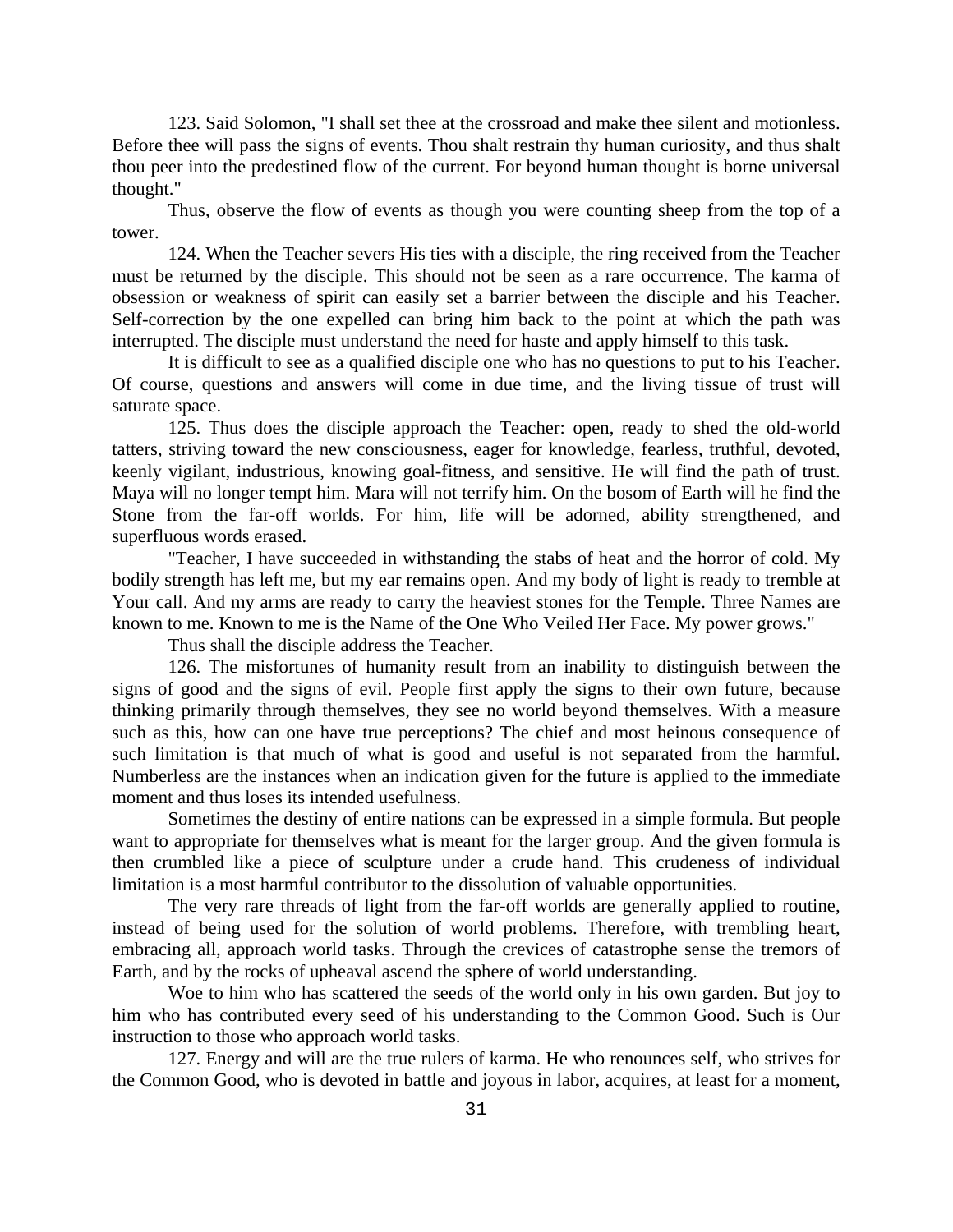123. Said Solomon, "I shall set thee at the crossroad and make thee silent and motionless. Before thee will pass the signs of events. Thou shalt restrain thy human curiosity, and thus shalt thou peer into the predestined flow of the current. For beyond human thought is borne universal thought."

Thus, observe the flow of events as though you were counting sheep from the top of a tower.

124. When the Teacher severs His ties with a disciple, the ring received from the Teacher must be returned by the disciple. This should not be seen as a rare occurrence. The karma of obsession or weakness of spirit can easily set a barrier between the disciple and his Teacher. Self-correction by the one expelled can bring him back to the point at which the path was interrupted. The disciple must understand the need for haste and apply himself to this task.

It is difficult to see as a qualified disciple one who has no questions to put to his Teacher. Of course, questions and answers will come in due time, and the living tissue of trust will saturate space.

125. Thus does the disciple approach the Teacher: open, ready to shed the old-world tatters, striving toward the new consciousness, eager for knowledge, fearless, truthful, devoted, keenly vigilant, industrious, knowing goal-fitness, and sensitive. He will find the path of trust. Maya will no longer tempt him. Mara will not terrify him. On the bosom of Earth will he find the Stone from the far-off worlds. For him, life will be adorned, ability strengthened, and superfluous words erased.

"Teacher, I have succeeded in withstanding the stabs of heat and the horror of cold. My bodily strength has left me, but my ear remains open. And my body of light is ready to tremble at Your call. And my arms are ready to carry the heaviest stones for the Temple. Three Names are known to me. Known to me is the Name of the One Who Veiled Her Face. My power grows."

Thus shall the disciple address the Teacher.

126. The misfortunes of humanity result from an inability to distinguish between the signs of good and the signs of evil. People first apply the signs to their own future, because thinking primarily through themselves, they see no world beyond themselves. With a measure such as this, how can one have true perceptions? The chief and most heinous consequence of such limitation is that much of what is good and useful is not separated from the harmful. Numberless are the instances when an indication given for the future is applied to the immediate moment and thus loses its intended usefulness.

Sometimes the destiny of entire nations can be expressed in a simple formula. But people want to appropriate for themselves what is meant for the larger group. And the given formula is then crumbled like a piece of sculpture under a crude hand. This crudeness of individual limitation is a most harmful contributor to the dissolution of valuable opportunities.

The very rare threads of light from the far-off worlds are generally applied to routine, instead of being used for the solution of world problems. Therefore, with trembling heart, embracing all, approach world tasks. Through the crevices of catastrophe sense the tremors of Earth, and by the rocks of upheaval ascend the sphere of world understanding.

Woe to him who has scattered the seeds of the world only in his own garden. But joy to him who has contributed every seed of his understanding to the Common Good. Such is Our instruction to those who approach world tasks.

127. Energy and will are the true rulers of karma. He who renounces self, who strives for the Common Good, who is devoted in battle and joyous in labor, acquires, at least for a moment,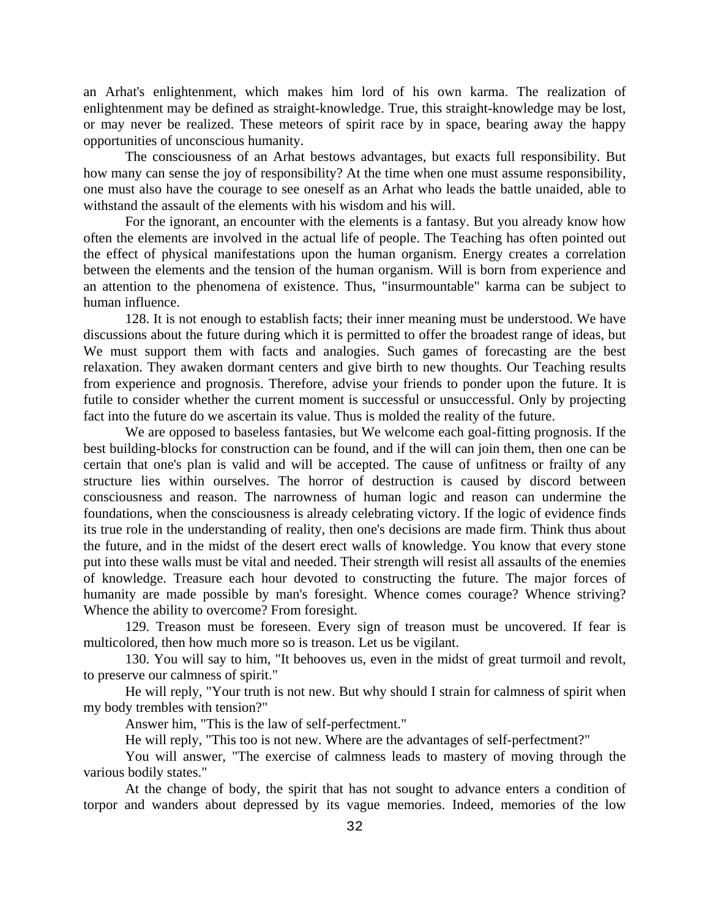an Arhat's enlightenment, which makes him lord of his own karma. The realization of enlightenment may be defined as straight-knowledge. True, this straight-knowledge may be lost, or may never be realized. These meteors of spirit race by in space, bearing away the happy opportunities of unconscious humanity.

The consciousness of an Arhat bestows advantages, but exacts full responsibility. But how many can sense the joy of responsibility? At the time when one must assume responsibility, one must also have the courage to see oneself as an Arhat who leads the battle unaided, able to withstand the assault of the elements with his wisdom and his will.

For the ignorant, an encounter with the elements is a fantasy. But you already know how often the elements are involved in the actual life of people. The Teaching has often pointed out the effect of physical manifestations upon the human organism. Energy creates a correlation between the elements and the tension of the human organism. Will is born from experience and an attention to the phenomena of existence. Thus, "insurmountable" karma can be subject to human influence.

128. It is not enough to establish facts; their inner meaning must be understood. We have discussions about the future during which it is permitted to offer the broadest range of ideas, but We must support them with facts and analogies. Such games of forecasting are the best relaxation. They awaken dormant centers and give birth to new thoughts. Our Teaching results from experience and prognosis. Therefore, advise your friends to ponder upon the future. It is futile to consider whether the current moment is successful or unsuccessful. Only by projecting fact into the future do we ascertain its value. Thus is molded the reality of the future.

We are opposed to baseless fantasies, but We welcome each goal-fitting prognosis. If the best building-blocks for construction can be found, and if the will can join them, then one can be certain that one's plan is valid and will be accepted. The cause of unfitness or frailty of any structure lies within ourselves. The horror of destruction is caused by discord between consciousness and reason. The narrowness of human logic and reason can undermine the foundations, when the consciousness is already celebrating victory. If the logic of evidence finds its true role in the understanding of reality, then one's decisions are made firm. Think thus about the future, and in the midst of the desert erect walls of knowledge. You know that every stone put into these walls must be vital and needed. Their strength will resist all assaults of the enemies of knowledge. Treasure each hour devoted to constructing the future. The major forces of humanity are made possible by man's foresight. Whence comes courage? Whence striving? Whence the ability to overcome? From foresight.

129. Treason must be foreseen. Every sign of treason must be uncovered. If fear is multicolored, then how much more so is treason. Let us be vigilant.

130. You will say to him, "It behooves us, even in the midst of great turmoil and revolt, to preserve our calmness of spirit."

He will reply, "Your truth is not new. But why should I strain for calmness of spirit when my body trembles with tension?"

Answer him, "This is the law of self-perfectment."

He will reply, "This too is not new. Where are the advantages of self-perfectment?"

You will answer, "The exercise of calmness leads to mastery of moving through the various bodily states."

At the change of body, the spirit that has not sought to advance enters a condition of torpor and wanders about depressed by its vague memories. Indeed, memories of the low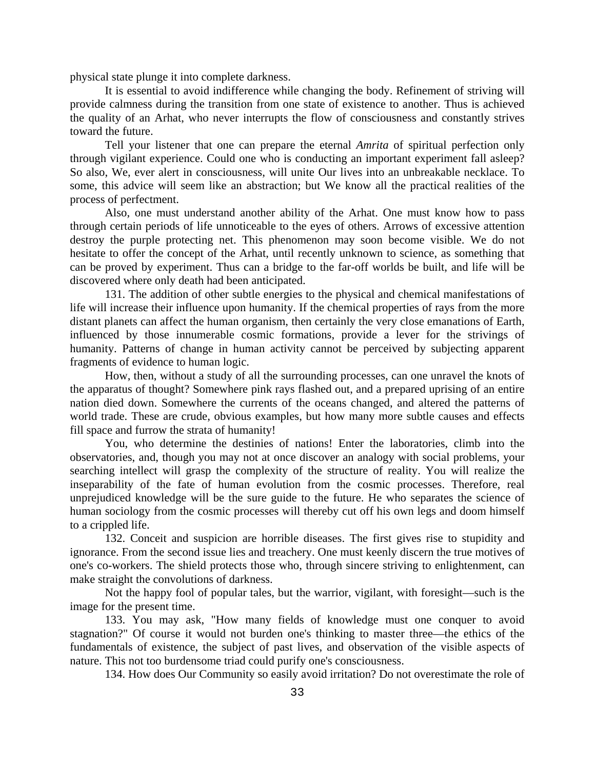physical state plunge it into complete darkness.

It is essential to avoid indifference while changing the body. Refinement of striving will provide calmness during the transition from one state of existence to another. Thus is achieved the quality of an Arhat, who never interrupts the flow of consciousness and constantly strives toward the future.

Tell your listener that one can prepare the eternal *Amrita* of spiritual perfection only through vigilant experience. Could one who is conducting an important experiment fall asleep? So also, We, ever alert in consciousness, will unite Our lives into an unbreakable necklace. To some, this advice will seem like an abstraction; but We know all the practical realities of the process of perfectment.

Also, one must understand another ability of the Arhat. One must know how to pass through certain periods of life unnoticeable to the eyes of others. Arrows of excessive attention destroy the purple protecting net. This phenomenon may soon become visible. We do not hesitate to offer the concept of the Arhat, until recently unknown to science, as something that can be proved by experiment. Thus can a bridge to the far-off worlds be built, and life will be discovered where only death had been anticipated.

131. The addition of other subtle energies to the physical and chemical manifestations of life will increase their influence upon humanity. If the chemical properties of rays from the more distant planets can affect the human organism, then certainly the very close emanations of Earth, influenced by those innumerable cosmic formations, provide a lever for the strivings of humanity. Patterns of change in human activity cannot be perceived by subjecting apparent fragments of evidence to human logic.

How, then, without a study of all the surrounding processes, can one unravel the knots of the apparatus of thought? Somewhere pink rays flashed out, and a prepared uprising of an entire nation died down. Somewhere the currents of the oceans changed, and altered the patterns of world trade. These are crude, obvious examples, but how many more subtle causes and effects fill space and furrow the strata of humanity!

You, who determine the destinies of nations! Enter the laboratories, climb into the observatories, and, though you may not at once discover an analogy with social problems, your searching intellect will grasp the complexity of the structure of reality. You will realize the inseparability of the fate of human evolution from the cosmic processes. Therefore, real unprejudiced knowledge will be the sure guide to the future. He who separates the science of human sociology from the cosmic processes will thereby cut off his own legs and doom himself to a crippled life.

132. Conceit and suspicion are horrible diseases. The first gives rise to stupidity and ignorance. From the second issue lies and treachery. One must keenly discern the true motives of one's co-workers. The shield protects those who, through sincere striving to enlightenment, can make straight the convolutions of darkness.

Not the happy fool of popular tales, but the warrior, vigilant, with foresight—such is the image for the present time.

133. You may ask, "How many fields of knowledge must one conquer to avoid stagnation?" Of course it would not burden one's thinking to master three—the ethics of the fundamentals of existence, the subject of past lives, and observation of the visible aspects of nature. This not too burdensome triad could purify one's consciousness.

134. How does Our Community so easily avoid irritation? Do not overestimate the role of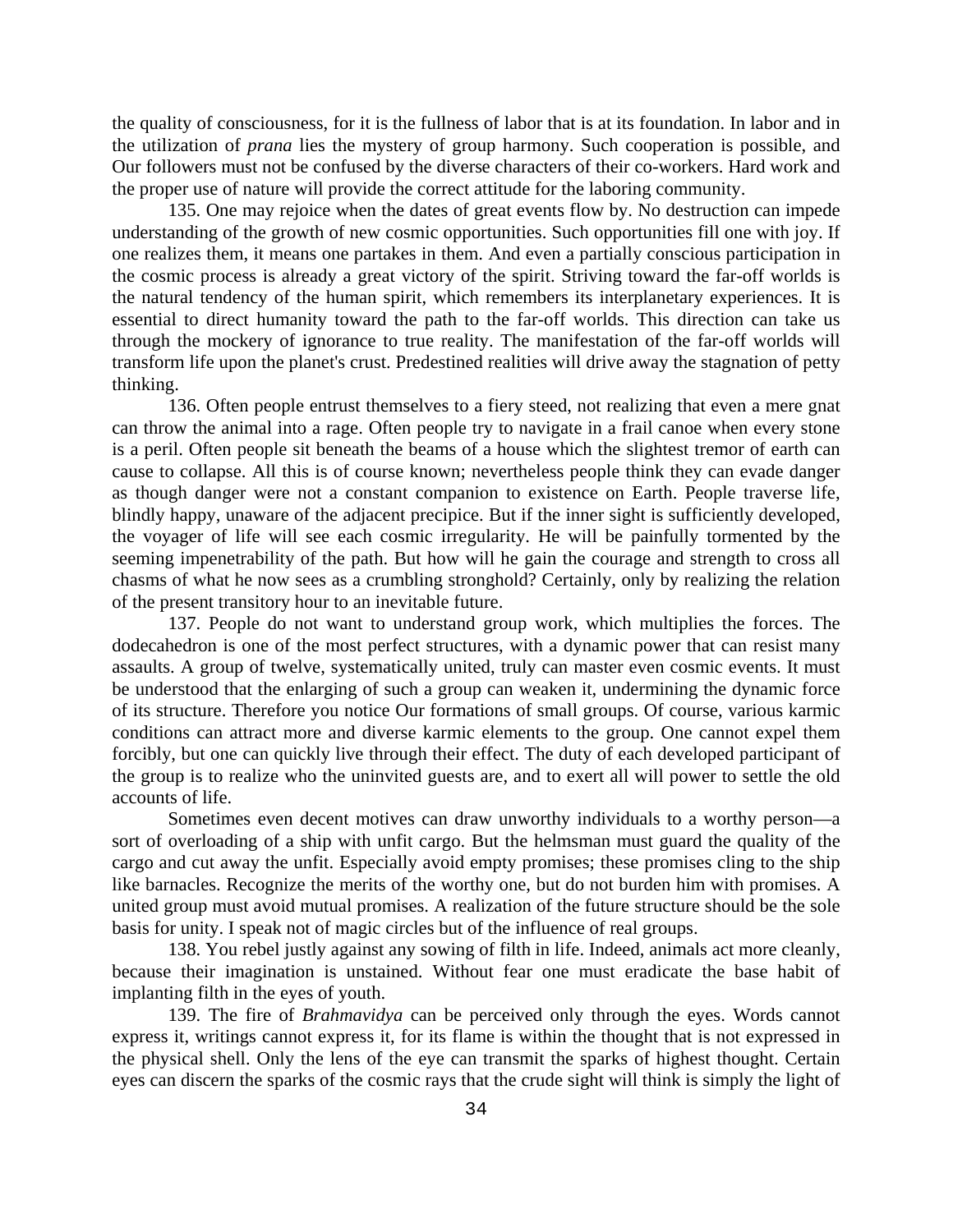the quality of consciousness, for it is the fullness of labor that is at its foundation. In labor and in the utilization of *prana* lies the mystery of group harmony. Such cooperation is possible, and Our followers must not be confused by the diverse characters of their co-workers. Hard work and the proper use of nature will provide the correct attitude for the laboring community.

135. One may rejoice when the dates of great events flow by. No destruction can impede understanding of the growth of new cosmic opportunities. Such opportunities fill one with joy. If one realizes them, it means one partakes in them. And even a partially conscious participation in the cosmic process is already a great victory of the spirit. Striving toward the far-off worlds is the natural tendency of the human spirit, which remembers its interplanetary experiences. It is essential to direct humanity toward the path to the far-off worlds. This direction can take us through the mockery of ignorance to true reality. The manifestation of the far-off worlds will transform life upon the planet's crust. Predestined realities will drive away the stagnation of petty thinking.

136. Often people entrust themselves to a fiery steed, not realizing that even a mere gnat can throw the animal into a rage. Often people try to navigate in a frail canoe when every stone is a peril. Often people sit beneath the beams of a house which the slightest tremor of earth can cause to collapse. All this is of course known; nevertheless people think they can evade danger as though danger were not a constant companion to existence on Earth. People traverse life, blindly happy, unaware of the adjacent precipice. But if the inner sight is sufficiently developed, the voyager of life will see each cosmic irregularity. He will be painfully tormented by the seeming impenetrability of the path. But how will he gain the courage and strength to cross all chasms of what he now sees as a crumbling stronghold? Certainly, only by realizing the relation of the present transitory hour to an inevitable future.

137. People do not want to understand group work, which multiplies the forces. The dodecahedron is one of the most perfect structures, with a dynamic power that can resist many assaults. A group of twelve, systematically united, truly can master even cosmic events. It must be understood that the enlarging of such a group can weaken it, undermining the dynamic force of its structure. Therefore you notice Our formations of small groups. Of course, various karmic conditions can attract more and diverse karmic elements to the group. One cannot expel them forcibly, but one can quickly live through their effect. The duty of each developed participant of the group is to realize who the uninvited guests are, and to exert all will power to settle the old accounts of life.

Sometimes even decent motives can draw unworthy individuals to a worthy person—a sort of overloading of a ship with unfit cargo. But the helmsman must guard the quality of the cargo and cut away the unfit. Especially avoid empty promises; these promises cling to the ship like barnacles. Recognize the merits of the worthy one, but do not burden him with promises. A united group must avoid mutual promises. A realization of the future structure should be the sole basis for unity. I speak not of magic circles but of the influence of real groups.

138. You rebel justly against any sowing of filth in life. Indeed, animals act more cleanly, because their imagination is unstained. Without fear one must eradicate the base habit of implanting filth in the eyes of youth.

139. The fire of *Brahmavidya* can be perceived only through the eyes. Words cannot express it, writings cannot express it, for its flame is within the thought that is not expressed in the physical shell. Only the lens of the eye can transmit the sparks of highest thought. Certain eyes can discern the sparks of the cosmic rays that the crude sight will think is simply the light of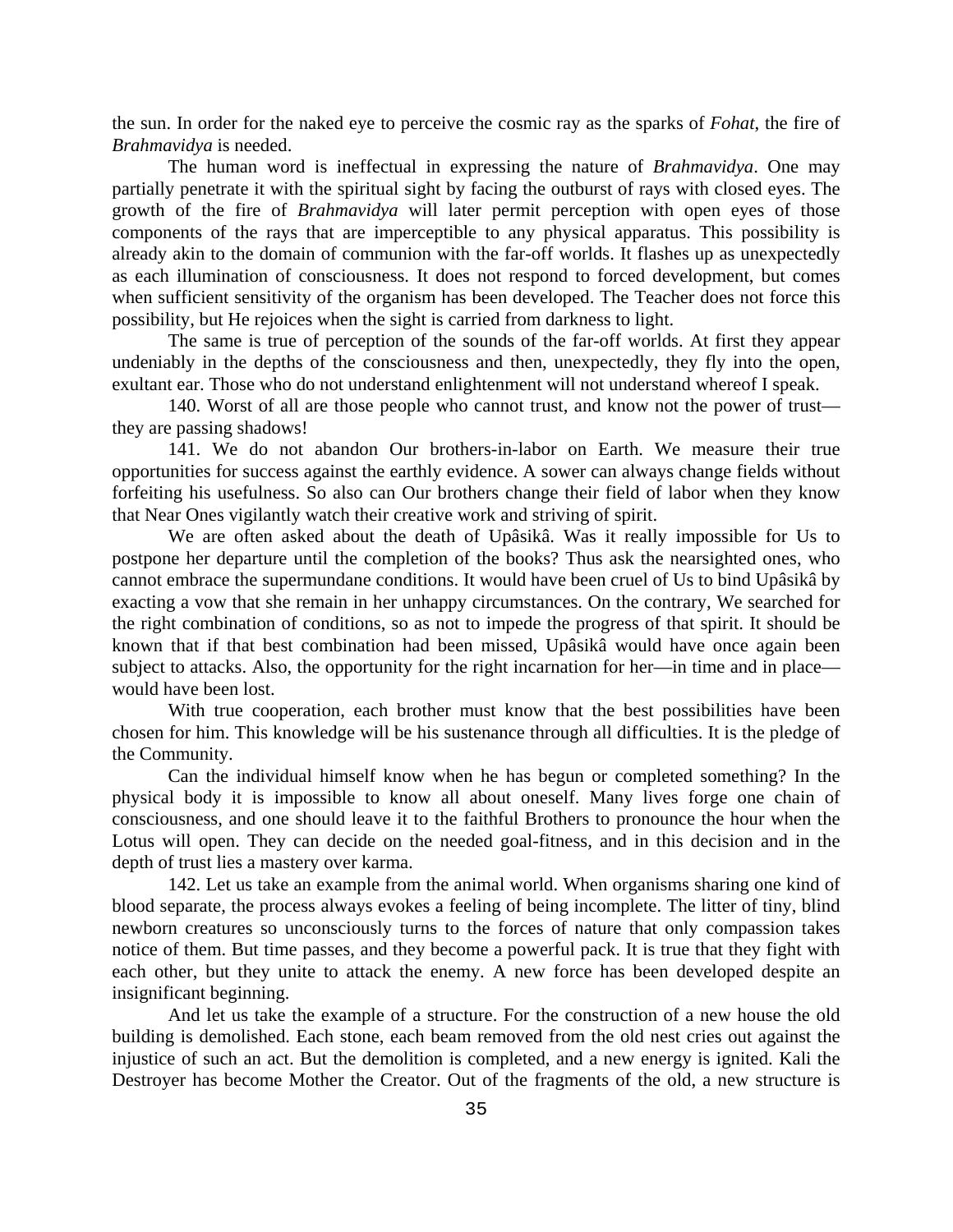the sun. In order for the naked eye to perceive the cosmic ray as the sparks of *Fohat*, the fire of *Brahmavidya* is needed.

The human word is ineffectual in expressing the nature of *Brahmavidya*. One may partially penetrate it with the spiritual sight by facing the outburst of rays with closed eyes. The growth of the fire of *Brahmavidya* will later permit perception with open eyes of those components of the rays that are imperceptible to any physical apparatus. This possibility is already akin to the domain of communion with the far-off worlds. It flashes up as unexpectedly as each illumination of consciousness. It does not respond to forced development, but comes when sufficient sensitivity of the organism has been developed. The Teacher does not force this possibility, but He rejoices when the sight is carried from darkness to light.

The same is true of perception of the sounds of the far-off worlds. At first they appear undeniably in the depths of the consciousness and then, unexpectedly, they fly into the open, exultant ear. Those who do not understand enlightenment will not understand whereof I speak.

140. Worst of all are those people who cannot trust, and know not the power of trust—they are passing shadows!

141. We do not abandon Our brothers-in-labor on Earth. We measure their true opportunities for success against the earthly evidence. A sower can always change fields without forfeiting his usefulness. So also can Our brothers change their field of labor when they know that Near Ones vigilantly watch their creative work and striving of spirit.

We are often asked about the death of Upâsikâ. Was it really impossible for Us to postpone her departure until the completion of the books? Thus ask the nearsighted ones, who cannot embrace the supermundane conditions. It would have been cruel of Us to bind Upâsikâ by exacting a vow that she remain in her unhappy circumstances. On the contrary, We searched for the right combination of conditions, so as not to impede the progress of that spirit. It should be known that if that best combination had been missed, Upâsikâ would have once again been subject to attacks. Also, the opportunity for the right incarnation for her—in time and in place—would have been lost.

With true cooperation, each brother must know that the best possibilities have been chosen for him. This knowledge will be his sustenance through all difficulties. It is the pledge of the Community.

Can the individual himself know when he has begun or completed something? In the physical body it is impossible to know all about oneself. Many lives forge one chain of consciousness, and one should leave it to the faithful Brothers to pronounce the hour when the Lotus will open. They can decide on the needed goal-fitness, and in this decision and in the depth of trust lies a mastery over karma.

142. Let us take an example from the animal world. When organisms sharing one kind of blood separate, the process always evokes a feeling of being incomplete. The litter of tiny, blind newborn creatures so unconsciously turns to the forces of nature that only compassion takes notice of them. But time passes, and they become a powerful pack. It is true that they fight with each other, but they unite to attack the enemy. A new force has been developed despite an insignificant beginning.

And let us take the example of a structure. For the construction of a new house the old building is demolished. Each stone, each beam removed from the old nest cries out against the injustice of such an act. But the demolition is completed, and a new energy is ignited. Kali the Destroyer has become Mother the Creator. Out of the fragments of the old, a new structure is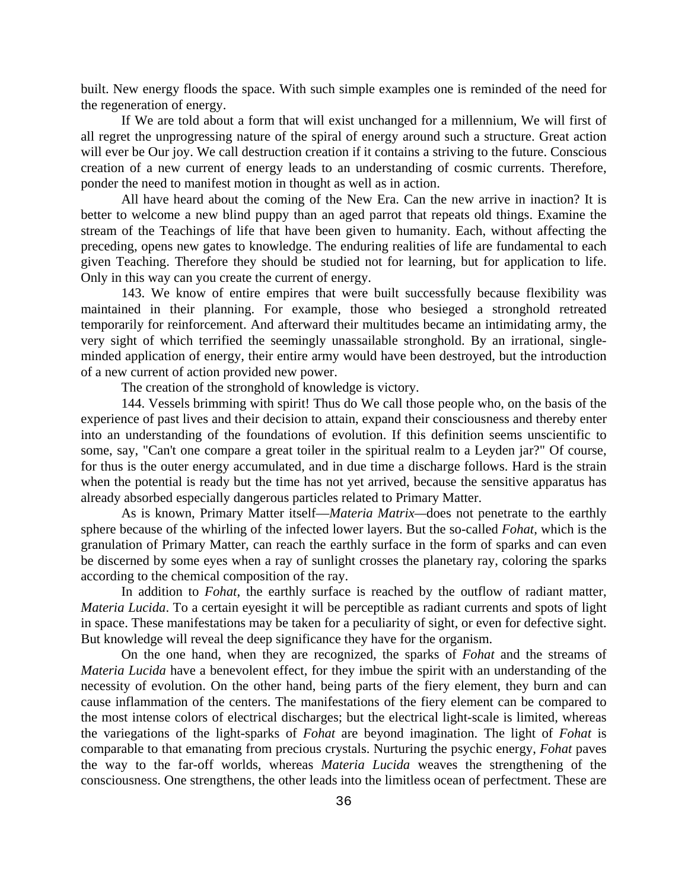built. New energy floods the space. With such simple examples one is reminded of the need for the regeneration of energy.

If We are told about a form that will exist unchanged for a millennium, We will first of all regret the unprogressing nature of the spiral of energy around such a structure. Great action will ever be Our joy. We call destruction creation if it contains a striving to the future. Conscious creation of a new current of energy leads to an understanding of cosmic currents. Therefore, ponder the need to manifest motion in thought as well as in action.

All have heard about the coming of the New Era. Can the new arrive in inaction? It is better to welcome a new blind puppy than an aged parrot that repeats old things. Examine the stream of the Teachings of life that have been given to humanity. Each, without affecting the preceding, opens new gates to knowledge. The enduring realities of life are fundamental to each given Teaching. Therefore they should be studied not for learning, but for application to life. Only in this way can you create the current of energy.

143. We know of entire empires that were built successfully because flexibility was maintained in their planning. For example, those who besieged a stronghold retreated temporarily for reinforcement. And afterward their multitudes became an intimidating army, the very sight of which terrified the seemingly unassailable stronghold. By an irrational, single-minded application of energy, their entire army would have been destroyed, but the introduction of a new current of action provided new power.

The creation of the stronghold of knowledge is victory.

144. Vessels brimming with spirit! Thus do We call those people who, on the basis of the experience of past lives and their decision to attain, expand their consciousness and thereby enter into an understanding of the foundations of evolution. If this definition seems unscientific to some, say, "Can't one compare a great toiler in the spiritual realm to a Leyden jar?" Of course, for thus is the outer energy accumulated, and in due time a discharge follows. Hard is the strain when the potential is ready but the time has not yet arrived, because the sensitive apparatus has already absorbed especially dangerous particles related to Primary Matter.

As is known, Primary Matter itself—*Materia Matrix*—does not penetrate to the earthly sphere because of the whirling of the infected lower layers. But the so-called *Fohat*, which is the granulation of Primary Matter, can reach the earthly surface in the form of sparks and can even be discerned by some eyes when a ray of sunlight crosses the planetary ray, coloring the sparks according to the chemical composition of the ray.

In addition to *Fohat*, the earthly surface is reached by the outflow of radiant matter, *Materia Lucida*. To a certain eyesight it will be perceptible as radiant currents and spots of light in space. These manifestations may be taken for a peculiarity of sight, or even for defective sight. But knowledge will reveal the deep significance they have for the organism.

On the one hand, when they are recognized, the sparks of *Fohat* and the streams of *Materia Lucida* have a benevolent effect, for they imbue the spirit with an understanding of the necessity of evolution. On the other hand, being parts of the fiery element, they burn and can cause inflammation of the centers. The manifestations of the fiery element can be compared to the most intense colors of electrical discharges; but the electrical light-scale is limited, whereas the variegations of the light-sparks of *Fohat* are beyond imagination. The light of *Fohat* is comparable to that emanating from precious crystals. Nurturing the psychic energy, *Fohat* paves the way to the far-off worlds, whereas *Materia Lucida* weaves the strengthening of the consciousness. One strengthens, the other leads into the limitless ocean of perfectment. These are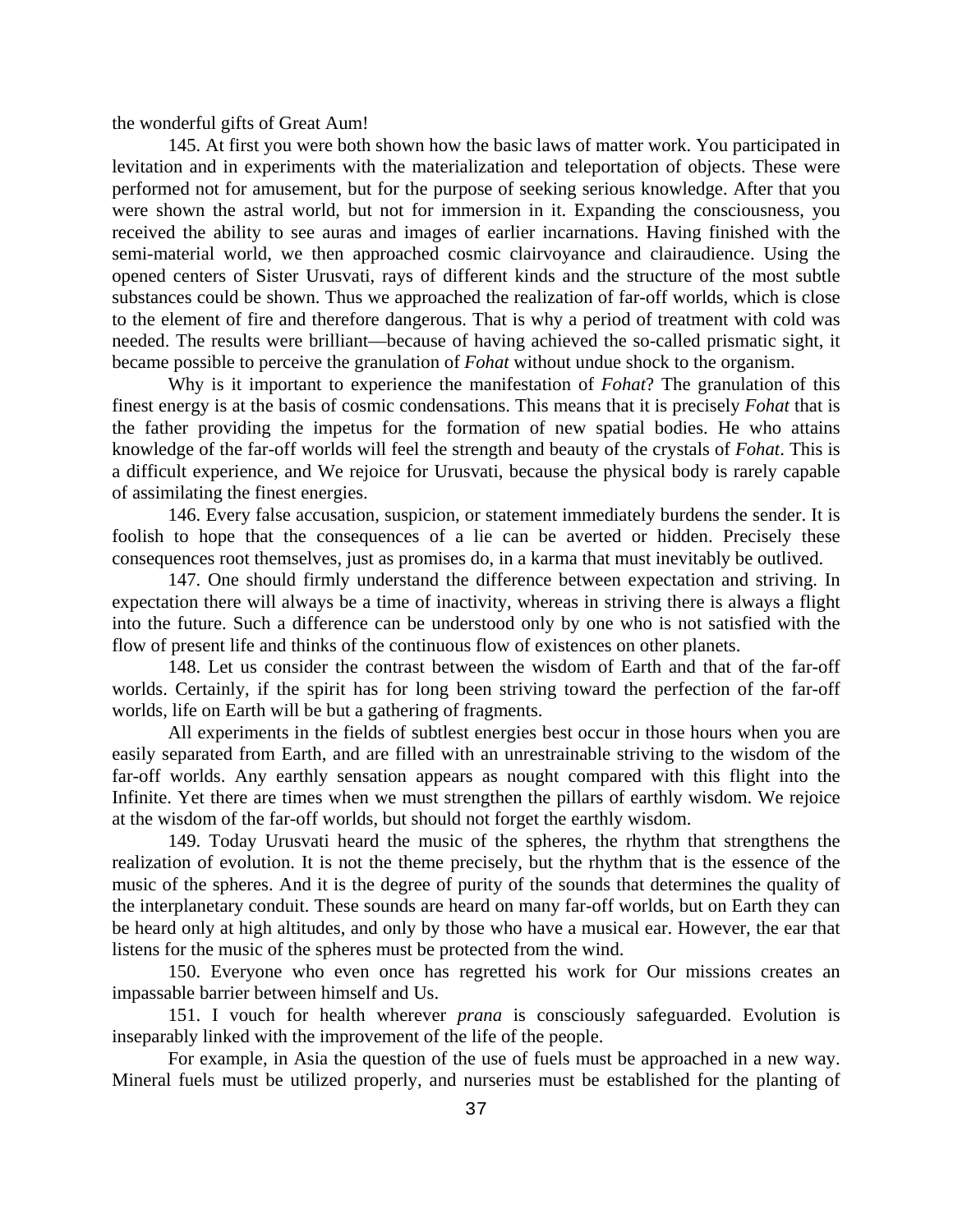the wonderful gifts of Great Aum!

145. At first you were both shown how the basic laws of matter work. You participated in levitation and in experiments with the materialization and teleportation of objects. These were performed not for amusement, but for the purpose of seeking serious knowledge. After that you were shown the astral world, but not for immersion in it. Expanding the consciousness, you received the ability to see auras and images of earlier incarnations. Having finished with the semi-material world, we then approached cosmic clairvoyance and clairaudience. Using the opened centers of Sister Urusvati, rays of different kinds and the structure of the most subtle substances could be shown. Thus we approached the realization of far-off worlds, which is close to the element of fire and therefore dangerous. That is why a period of treatment with cold was needed. The results were brilliant—because of having achieved the so-called prismatic sight, it became possible to perceive the granulation of *Fohat* without undue shock to the organism.

Why is it important to experience the manifestation of *Fohat*? The granulation of this finest energy is at the basis of cosmic condensations. This means that it is precisely *Fohat* that is the father providing the impetus for the formation of new spatial bodies. He who attains knowledge of the far-off worlds will feel the strength and beauty of the crystals of *Fohat*. This is a difficult experience, and We rejoice for Urusvati, because the physical body is rarely capable of assimilating the finest energies.

146. Every false accusation, suspicion, or statement immediately burdens the sender. It is foolish to hope that the consequences of a lie can be averted or hidden. Precisely these consequences root themselves, just as promises do, in a karma that must inevitably be outlived.

147. One should firmly understand the difference between expectation and striving. In expectation there will always be a time of inactivity, whereas in striving there is always a flight into the future. Such a difference can be understood only by one who is not satisfied with the flow of present life and thinks of the continuous flow of existences on other planets.

148. Let us consider the contrast between the wisdom of Earth and that of the far-off worlds. Certainly, if the spirit has for long been striving toward the perfection of the far-off worlds, life on Earth will be but a gathering of fragments.

All experiments in the fields of subtlest energies best occur in those hours when you are easily separated from Earth, and are filled with an unrestrainable striving to the wisdom of the far-off worlds. Any earthly sensation appears as nought compared with this flight into the Infinite. Yet there are times when we must strengthen the pillars of earthly wisdom. We rejoice at the wisdom of the far-off worlds, but should not forget the earthly wisdom.

149. Today Urusvati heard the music of the spheres, the rhythm that strengthens the realization of evolution. It is not the theme precisely, but the rhythm that is the essence of the music of the spheres. And it is the degree of purity of the sounds that determines the quality of the interplanetary conduit. These sounds are heard on many far-off worlds, but on Earth they can be heard only at high altitudes, and only by those who have a musical ear. However, the ear that listens for the music of the spheres must be protected from the wind.

150. Everyone who even once has regretted his work for Our missions creates an impassable barrier between himself and Us.

151. I vouch for health wherever *prana* is consciously safeguarded. Evolution is inseparably linked with the improvement of the life of the people.

For example, in Asia the question of the use of fuels must be approached in a new way. Mineral fuels must be utilized properly, and nurseries must be established for the planting of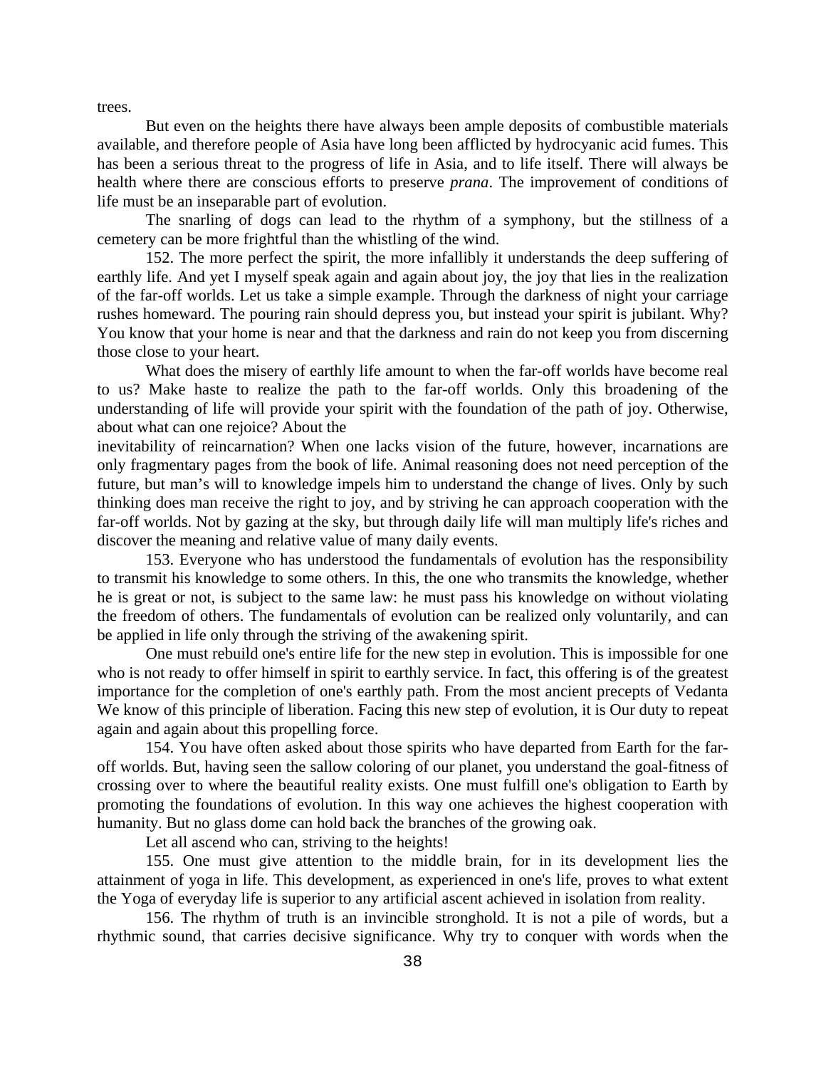trees.

But even on the heights there have always been ample deposits of combustible materials available, and therefore people of Asia have long been afflicted by hydrocyanic acid fumes. This has been a serious threat to the progress of life in Asia, and to life itself. There will always be health where there are conscious efforts to preserve *prana*. The improvement of conditions of life must be an inseparable part of evolution.

The snarling of dogs can lead to the rhythm of a symphony, but the stillness of a cemetery can be more frightful than the whistling of the wind.

152. The more perfect the spirit, the more infallibly it understands the deep suffering of earthly life. And yet I myself speak again and again about joy, the joy that lies in the realization of the far-off worlds. Let us take a simple example. Through the darkness of night your carriage rushes homeward. The pouring rain should depress you, but instead your spirit is jubilant. Why? You know that your home is near and that the darkness and rain do not keep you from discerning those close to your heart.

What does the misery of earthly life amount to when the far-off worlds have become real to us? Make haste to realize the path to the far-off worlds. Only this broadening of the understanding of life will provide your spirit with the foundation of the path of joy. Otherwise, about what can one rejoice? About the inevitability of reincarnation? When one lacks vision of the future, however, incarnations are only fragmentary pages from the book of life. Animal reasoning does not need perception of the future, but man's will to knowledge impels him to understand the change of lives. Only by such thinking does man receive the right to joy, and by striving he can approach cooperation with the far-off worlds. Not by gazing at the sky, but through daily life will man multiply life's riches and discover the meaning and relative value of many daily events.

153. Everyone who has understood the fundamentals of evolution has the responsibility to transmit his knowledge to some others. In this, the one who transmits the knowledge, whether he is great or not, is subject to the same law: he must pass his knowledge on without violating the freedom of others. The fundamentals of evolution can be realized only voluntarily, and can be applied in life only through the striving of the awakening spirit.

One must rebuild one's entire life for the new step in evolution. This is impossible for one who is not ready to offer himself in spirit to earthly service. In fact, this offering is of the greatest importance for the completion of one's earthly path. From the most ancient precepts of Vedanta We know of this principle of liberation. Facing this new step of evolution, it is Our duty to repeat again and again about this propelling force.

154. You have often asked about those spirits who have departed from Earth for the far-off worlds. But, having seen the sallow coloring of our planet, you understand the goal-fitness of crossing over to where the beautiful reality exists. One must fulfill one's obligation to Earth by promoting the foundations of evolution. In this way one achieves the highest cooperation with humanity. But no glass dome can hold back the branches of the growing oak.

Let all ascend who can, striving to the heights!

155. One must give attention to the middle brain, for in its development lies the attainment of yoga in life. This development, as experienced in one's life, proves to what extent the Yoga of everyday life is superior to any artificial ascent achieved in isolation from reality.

156. The rhythm of truth is an invincible stronghold. It is not a pile of words, but a rhythmic sound, that carries decisive significance. Why try to conquer with words when the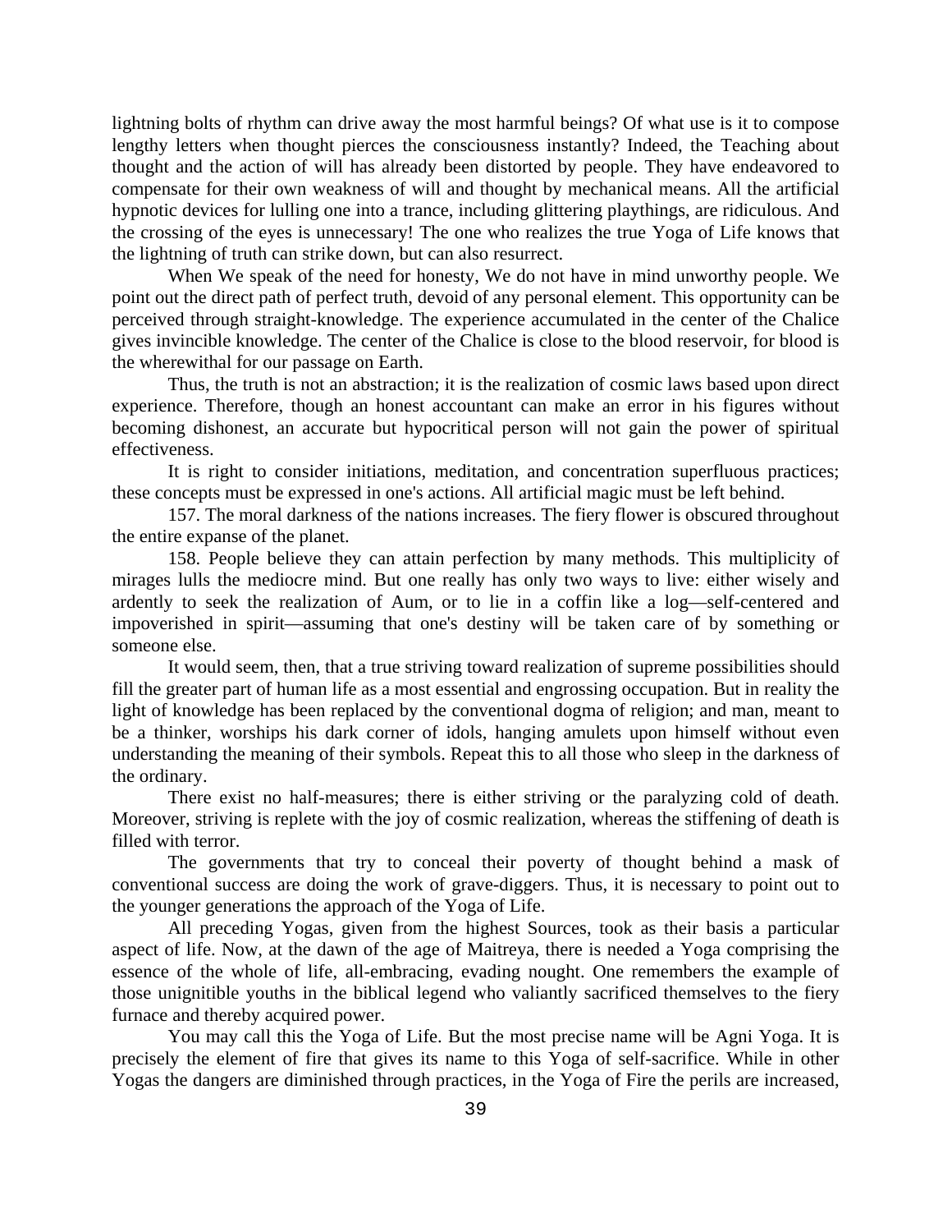lightning bolts of rhythm can drive away the most harmful beings? Of what use is it to compose lengthy letters when thought pierces the consciousness instantly? Indeed, the Teaching about thought and the action of will has already been distorted by people. They have endeavored to compensate for their own weakness of will and thought by mechanical means. All the artificial hypnotic devices for lulling one into a trance, including glittering playthings, are ridiculous. And the crossing of the eyes is unnecessary! The one who realizes the true Yoga of Life knows that the lightning of truth can strike down, but can also resurrect.

When We speak of the need for honesty, We do not have in mind unworthy people. We point out the direct path of perfect truth, devoid of any personal element. This opportunity can be perceived through straight-knowledge. The experience accumulated in the center of the Chalice gives invincible knowledge. The center of the Chalice is close to the blood reservoir, for blood is the wherewithal for our passage on Earth.

Thus, the truth is not an abstraction; it is the realization of cosmic laws based upon direct experience. Therefore, though an honest accountant can make an error in his figures without becoming dishonest, an accurate but hypocritical person will not gain the power of spiritual effectiveness.

It is right to consider initiations, meditation, and concentration superfluous practices; these concepts must be expressed in one's actions. All artificial magic must be left behind.

157. The moral darkness of the nations increases. The fiery flower is obscured throughout the entire expanse of the planet.

158. People believe they can attain perfection by many methods. This multiplicity of mirages lulls the mediocre mind. But one really has only two ways to live: either wisely and ardently to seek the realization of Aum, or to lie in a coffin like a log—self-centered and impoverished in spirit—assuming that one's destiny will be taken care of by something or someone else.

It would seem, then, that a true striving toward realization of supreme possibilities should fill the greater part of human life as a most essential and engrossing occupation. But in reality the light of knowledge has been replaced by the conventional dogma of religion; and man, meant to be a thinker, worships his dark corner of idols, hanging amulets upon himself without even understanding the meaning of their symbols. Repeat this to all those who sleep in the darkness of the ordinary.

There exist no half-measures; there is either striving or the paralyzing cold of death. Moreover, striving is replete with the joy of cosmic realization, whereas the stiffening of death is filled with terror.

The governments that try to conceal their poverty of thought behind a mask of conventional success are doing the work of grave-diggers. Thus, it is necessary to point out to the younger generations the approach of the Yoga of Life.

All preceding Yogas, given from the highest Sources, took as their basis a particular aspect of life. Now, at the dawn of the age of Maitreya, there is needed a Yoga comprising the essence of the whole of life, all-embracing, evading nought. One remembers the example of those unignitible youths in the biblical legend who valiantly sacrificed themselves to the fiery furnace and thereby acquired power.

You may call this the Yoga of Life. But the most precise name will be Agni Yoga. It is precisely the element of fire that gives its name to this Yoga of self-sacrifice. While in other Yogas the dangers are diminished through practices, in the Yoga of Fire the perils are increased,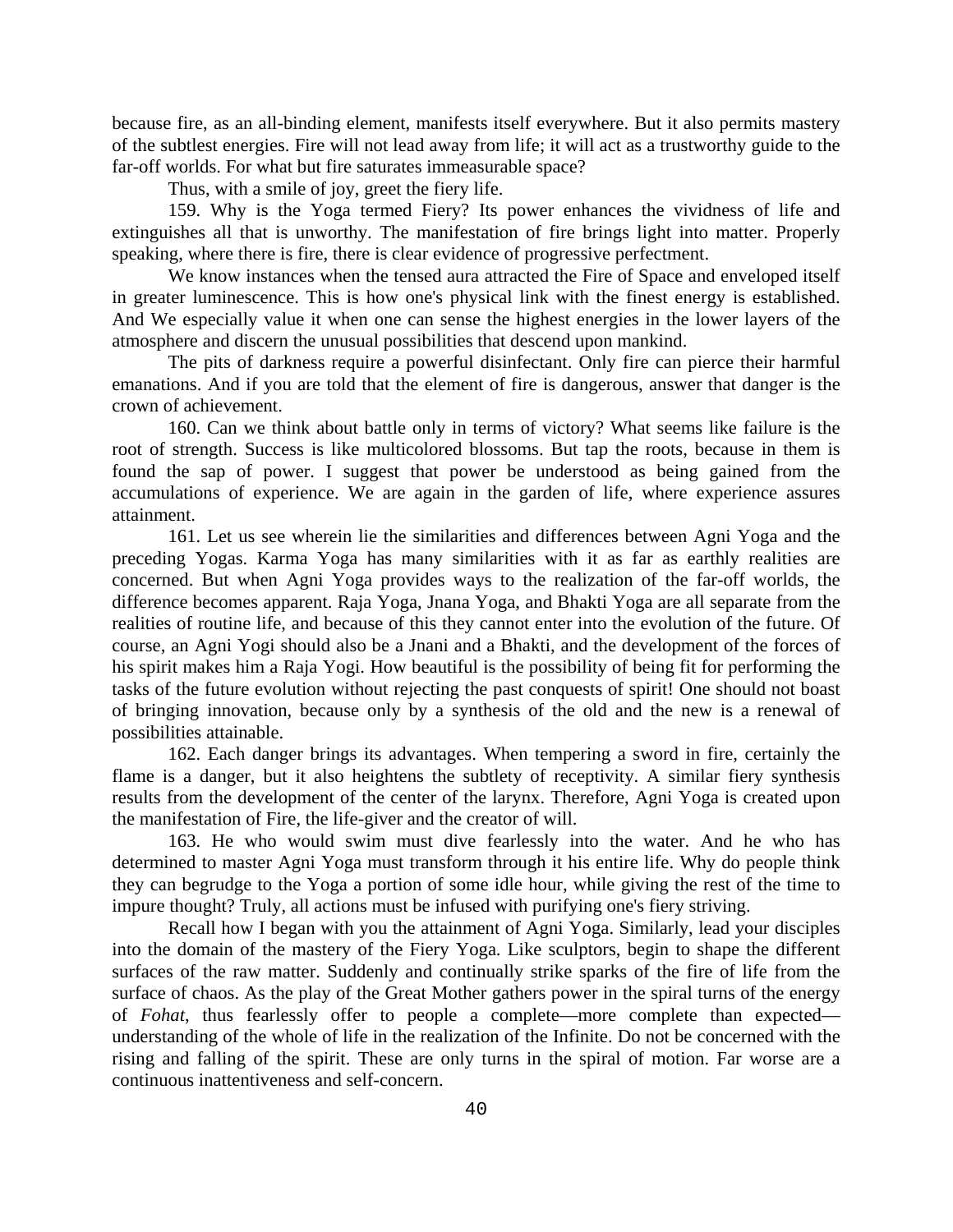because fire, as an all-binding element, manifests itself everywhere. But it also permits mastery of the subtlest energies. Fire will not lead away from life; it will act as a trustworthy guide to the far-off worlds. For what but fire saturates immeasurable space?

Thus, with a smile of joy, greet the fiery life.

159. Why is the Yoga termed Fiery? Its power enhances the vividness of life and extinguishes all that is unworthy. The manifestation of fire brings light into matter. Properly speaking, where there is fire, there is clear evidence of progressive perfectment.

We know instances when the tensed aura attracted the Fire of Space and enveloped itself in greater luminescence. This is how one's physical link with the finest energy is established. And We especially value it when one can sense the highest energies in the lower layers of the atmosphere and discern the unusual possibilities that descend upon mankind.

The pits of darkness require a powerful disinfectant. Only fire can pierce their harmful emanations. And if you are told that the element of fire is dangerous, answer that danger is the crown of achievement.

160. Can we think about battle only in terms of victory? What seems like failure is the root of strength. Success is like multicolored blossoms. But tap the roots, because in them is found the sap of power. I suggest that power be understood as being gained from the accumulations of experience. We are again in the garden of life, where experience assures attainment.

161. Let us see wherein lie the similarities and differences between Agni Yoga and the preceding Yogas. Karma Yoga has many similarities with it as far as earthly realities are concerned. But when Agni Yoga provides ways to the realization of the far-off worlds, the difference becomes apparent. Raja Yoga, Jnana Yoga, and Bhakti Yoga are all separate from the realities of routine life, and because of this they cannot enter into the evolution of the future. Of course, an Agni Yogi should also be a Jnani and a Bhakti, and the development of the forces of his spirit makes him a Raja Yogi. How beautiful is the possibility of being fit for performing the tasks of the future evolution without rejecting the past conquests of spirit! One should not boast of bringing innovation, because only by a synthesis of the old and the new is a renewal of possibilities attainable.

162. Each danger brings its advantages. When tempering a sword in fire, certainly the flame is a danger, but it also heightens the subtlety of receptivity. A similar fiery synthesis results from the development of the center of the larynx. Therefore, Agni Yoga is created upon the manifestation of Fire, the life-giver and the creator of will.

163. He who would swim must dive fearlessly into the water. And he who has determined to master Agni Yoga must transform through it his entire life. Why do people think they can begrudge to the Yoga a portion of some idle hour, while giving the rest of the time to impure thought? Truly, all actions must be infused with purifying one's fiery striving.

Recall how I began with you the attainment of Agni Yoga. Similarly, lead your disciples into the domain of the mastery of the Fiery Yoga. Like sculptors, begin to shape the different surfaces of the raw matter. Suddenly and continually strike sparks of the fire of life from the surface of chaos. As the play of the Great Mother gathers power in the spiral turns of the energy of *Fohat*, thus fearlessly offer to people a complete—more complete than expected—understanding of the whole of life in the realization of the Infinite. Do not be concerned with the rising and falling of the spirit. These are only turns in the spiral of motion. Far worse are a continuous inattentiveness and self-concern.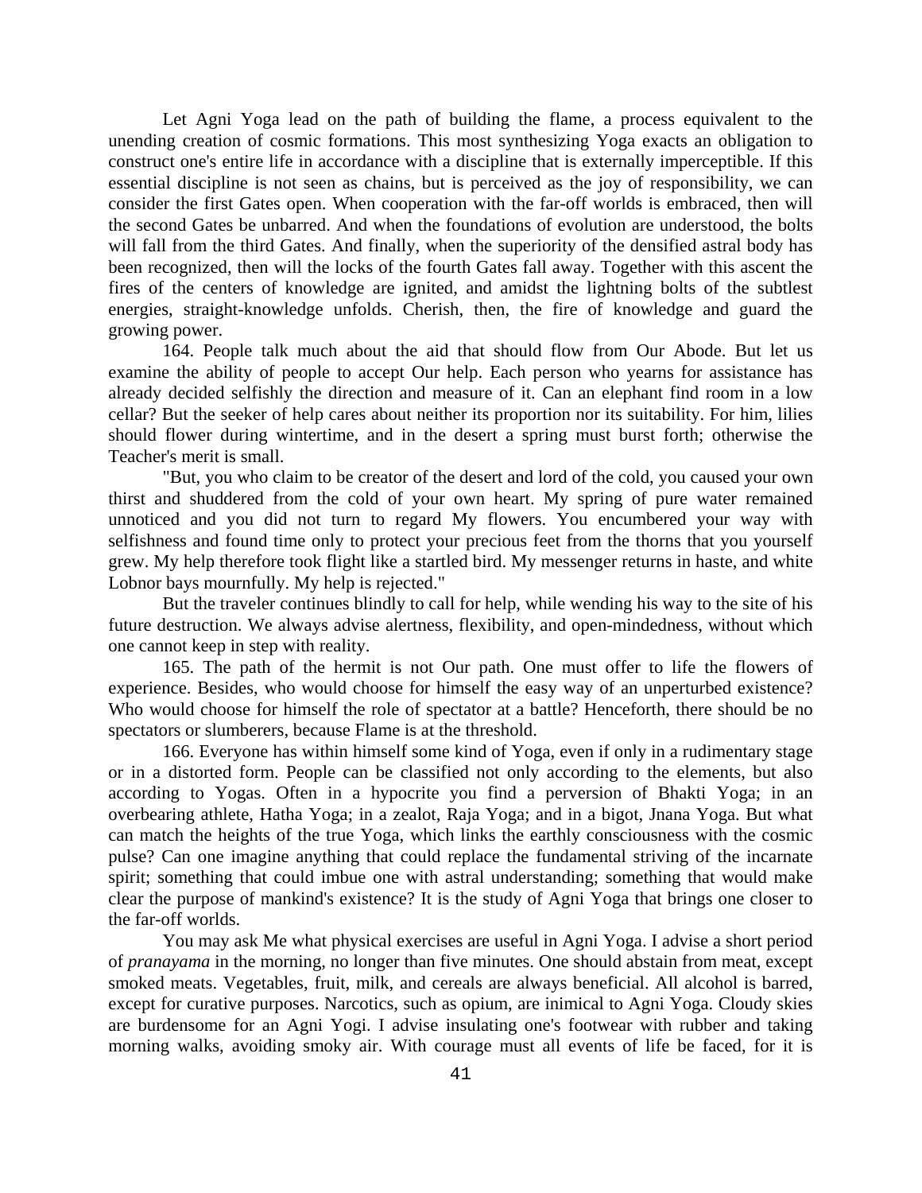Let Agni Yoga lead on the path of building the flame, a process equivalent to the unending creation of cosmic formations. This most synthesizing Yoga exacts an obligation to construct one's entire life in accordance with a discipline that is externally imperceptible. If this essential discipline is not seen as chains, but is perceived as the joy of responsibility, we can consider the first Gates open. When cooperation with the far-off worlds is embraced, then will the second Gates be unbarred. And when the foundations of evolution are understood, the bolts will fall from the third Gates. And finally, when the superiority of the densified astral body has been recognized, then will the locks of the fourth Gates fall away. Together with this ascent the fires of the centers of knowledge are ignited, and amidst the lightning bolts of the subtlest energies, straight-knowledge unfolds. Cherish, then, the fire of knowledge and guard the growing power.

164. People talk much about the aid that should flow from Our Abode. But let us examine the ability of people to accept Our help. Each person who yearns for assistance has already decided selfishly the direction and measure of it. Can an elephant find room in a low cellar? But the seeker of help cares about neither its proportion nor its suitability. For him, lilies should flower during wintertime, and in the desert a spring must burst forth; otherwise the Teacher's merit is small.

"But, you who claim to be creator of the desert and lord of the cold, you caused your own thirst and shuddered from the cold of your own heart. My spring of pure water remained unnoticed and you did not turn to regard My flowers. You encumbered your way with selfishness and found time only to protect your precious feet from the thorns that you yourself grew. My help therefore took flight like a startled bird. My messenger returns in haste, and white Lobnor bays mournfully. My help is rejected."

But the traveler continues blindly to call for help, while wending his way to the site of his future destruction. We always advise alertness, flexibility, and open-mindedness, without which one cannot keep in step with reality.

165. The path of the hermit is not Our path. One must offer to life the flowers of experience. Besides, who would choose for himself the easy way of an unperturbed existence? Who would choose for himself the role of spectator at a battle? Henceforth, there should be no spectators or slumberers, because Flame is at the threshold.

166. Everyone has within himself some kind of Yoga, even if only in a rudimentary stage or in a distorted form. People can be classified not only according to the elements, but also according to Yogas. Often in a hypocrite you find a perversion of Bhakti Yoga; in an overbearing athlete, Hatha Yoga; in a zealot, Raja Yoga; and in a bigot, Jnana Yoga. But what can match the heights of the true Yoga, which links the earthly consciousness with the cosmic pulse? Can one imagine anything that could replace the fundamental striving of the incarnate spirit; something that could imbue one with astral understanding; something that would make clear the purpose of mankind's existence? It is the study of Agni Yoga that brings one closer to the far-off worlds.

You may ask Me what physical exercises are useful in Agni Yoga. I advise a short period of *pranayama* in the morning, no longer than five minutes. One should abstain from meat, except smoked meats. Vegetables, fruit, milk, and cereals are always beneficial. All alcohol is barred, except for curative purposes. Narcotics, such as opium, are inimical to Agni Yoga. Cloudy skies are burdensome for an Agni Yogi. I advise insulating one's footwear with rubber and taking morning walks, avoiding smoky air. With courage must all events of life be faced, for it is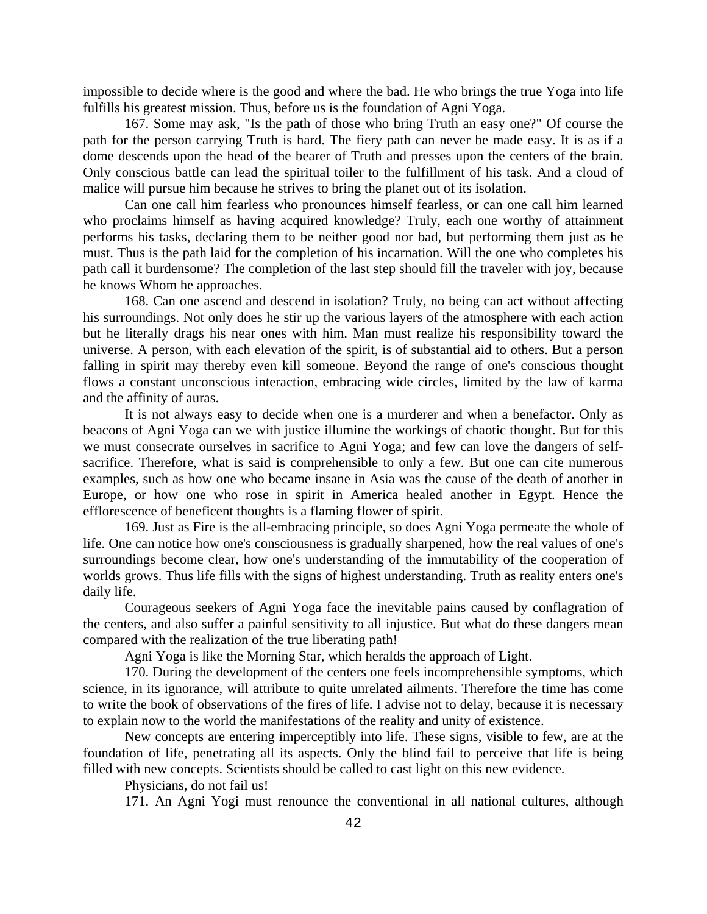impossible to decide where is the good and where the bad. He who brings the true Yoga into life fulfills his greatest mission. Thus, before us is the foundation of Agni Yoga.

167. Some may ask, "Is the path of those who bring Truth an easy one?" Of course the path for the person carrying Truth is hard. The fiery path can never be made easy. It is as if a dome descends upon the head of the bearer of Truth and presses upon the centers of the brain. Only conscious battle can lead the spiritual toiler to the fulfillment of his task. And a cloud of malice will pursue him because he strives to bring the planet out of its isolation.

Can one call him fearless who pronounces himself fearless, or can one call him learned who proclaims himself as having acquired knowledge? Truly, each one worthy of attainment performs his tasks, declaring them to be neither good nor bad, but performing them just as he must. Thus is the path laid for the completion of his incarnation. Will the one who completes his path call it burdensome? The completion of the last step should fill the traveler with joy, because he knows Whom he approaches.

168. Can one ascend and descend in isolation? Truly, no being can act without affecting his surroundings. Not only does he stir up the various layers of the atmosphere with each action but he literally drags his near ones with him. Man must realize his responsibility toward the universe. A person, with each elevation of the spirit, is of substantial aid to others. But a person falling in spirit may thereby even kill someone. Beyond the range of one's conscious thought flows a constant unconscious interaction, embracing wide circles, limited by the law of karma and the affinity of auras.

It is not always easy to decide when one is a murderer and when a benefactor. Only as beacons of Agni Yoga can we with justice illumine the workings of chaotic thought. But for this we must consecrate ourselves in sacrifice to Agni Yoga; and few can love the dangers of self-sacrifice. Therefore, what is said is comprehensible to only a few. But one can cite numerous examples, such as how one who became insane in Asia was the cause of the death of another in Europe, or how one who rose in spirit in America healed another in Egypt. Hence the efflorescence of beneficent thoughts is a flaming flower of spirit.

169. Just as Fire is the all-embracing principle, so does Agni Yoga permeate the whole of life. One can notice how one's consciousness is gradually sharpened, how the real values of one's surroundings become clear, how one's understanding of the immutability of the cooperation of worlds grows. Thus life fills with the signs of highest understanding. Truth as reality enters one's daily life.

Courageous seekers of Agni Yoga face the inevitable pains caused by conflagration of the centers, and also suffer a painful sensitivity to all injustice. But what do these dangers mean compared with the realization of the true liberating path!

Agni Yoga is like the Morning Star, which heralds the approach of Light.

170. During the development of the centers one feels incomprehensible symptoms, which science, in its ignorance, will attribute to quite unrelated ailments. Therefore the time has come to write the book of observations of the fires of life. I advise not to delay, because it is necessary to explain now to the world the manifestations of the reality and unity of existence.

New concepts are entering imperceptibly into life. These signs, visible to few, are at the foundation of life, penetrating all its aspects. Only the blind fail to perceive that life is being filled with new concepts. Scientists should be called to cast light on this new evidence.

Physicians, do not fail us!

171. An Agni Yogi must renounce the conventional in all national cultures, although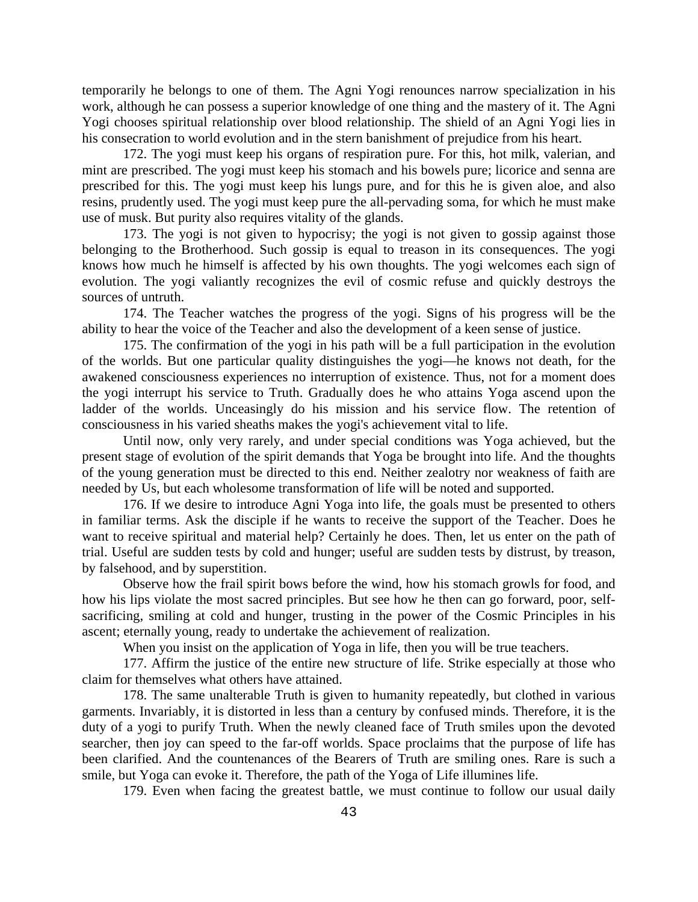temporarily he belongs to one of them. The Agni Yogi renounces narrow specialization in his work, although he can possess a superior knowledge of one thing and the mastery of it. The Agni Yogi chooses spiritual relationship over blood relationship. The shield of an Agni Yogi lies in his consecration to world evolution and in the stern banishment of prejudice from his heart.

172. The yogi must keep his organs of respiration pure. For this, hot milk, valerian, and mint are prescribed. The yogi must keep his stomach and his bowels pure; licorice and senna are prescribed for this. The yogi must keep his lungs pure, and for this he is given aloe, and also resins, prudently used. The yogi must keep pure the all-pervading soma, for which he must make use of musk. But purity also requires vitality of the glands.

173. The yogi is not given to hypocrisy; the yogi is not given to gossip against those belonging to the Brotherhood. Such gossip is equal to treason in its consequences. The yogi knows how much he himself is affected by his own thoughts. The yogi welcomes each sign of evolution. The yogi valiantly recognizes the evil of cosmic refuse and quickly destroys the sources of untruth.

174. The Teacher watches the progress of the yogi. Signs of his progress will be the ability to hear the voice of the Teacher and also the development of a keen sense of justice.

175. The confirmation of the yogi in his path will be a full participation in the evolution of the worlds. But one particular quality distinguishes the yogi—he knows not death, for the awakened consciousness experiences no interruption of existence. Thus, not for a moment does the yogi interrupt his service to Truth. Gradually does he who attains Yoga ascend upon the ladder of the worlds. Unceasingly do his mission and his service flow. The retention of consciousness in his varied sheaths makes the yogi's achievement vital to life.

Until now, only very rarely, and under special conditions was Yoga achieved, but the present stage of evolution of the spirit demands that Yoga be brought into life. And the thoughts of the young generation must be directed to this end. Neither zealotry nor weakness of faith are needed by Us, but each wholesome transformation of life will be noted and supported.

176. If we desire to introduce Agni Yoga into life, the goals must be presented to others in familiar terms. Ask the disciple if he wants to receive the support of the Teacher. Does he want to receive spiritual and material help? Certainly he does. Then, let us enter on the path of trial. Useful are sudden tests by cold and hunger; useful are sudden tests by distrust, by treason, by falsehood, and by superstition.

Observe how the frail spirit bows before the wind, how his stomach growls for food, and how his lips violate the most sacred principles. But see how he then can go forward, poor, self-sacrificing, smiling at cold and hunger, trusting in the power of the Cosmic Principles in his ascent; eternally young, ready to undertake the achievement of realization.

When you insist on the application of Yoga in life, then you will be true teachers.

177. Affirm the justice of the entire new structure of life. Strike especially at those who claim for themselves what others have attained.

178. The same unalterable Truth is given to humanity repeatedly, but clothed in various garments. Invariably, it is distorted in less than a century by confused minds. Therefore, it is the duty of a yogi to purify Truth. When the newly cleaned face of Truth smiles upon the devoted searcher, then joy can speed to the far-off worlds. Space proclaims that the purpose of life has been clarified. And the countenances of the Bearers of Truth are smiling ones. Rare is such a smile, but Yoga can evoke it. Therefore, the path of the Yoga of Life illumines life.

179. Even when facing the greatest battle, we must continue to follow our usual daily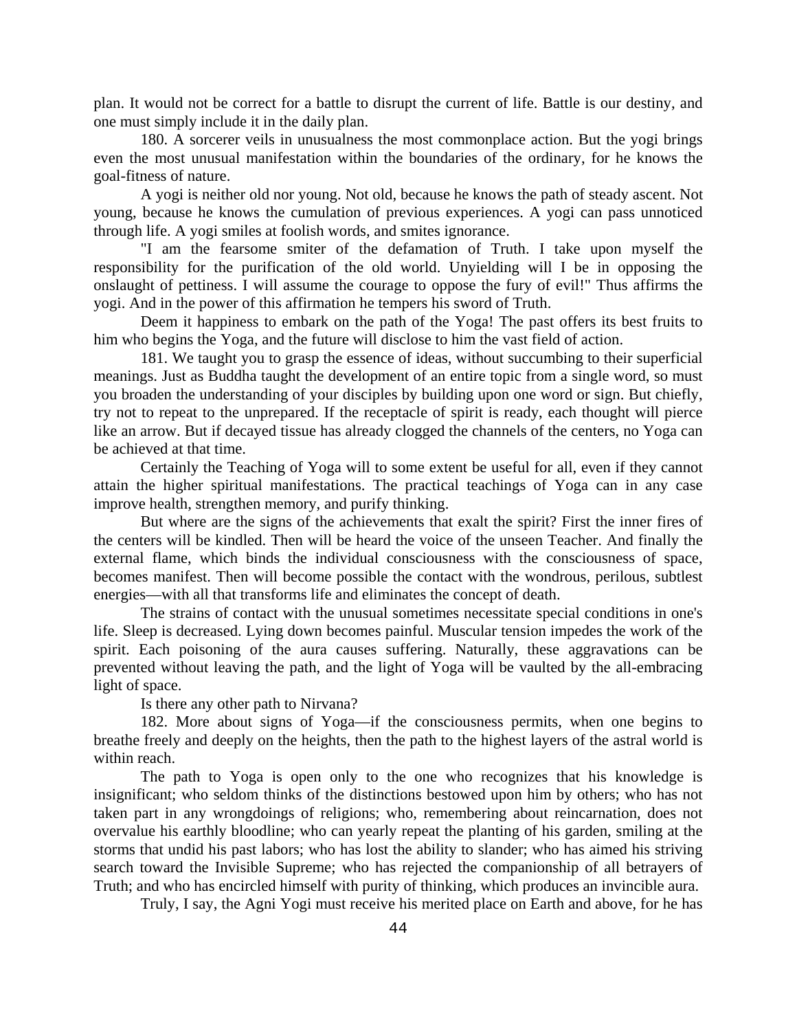plan. It would not be correct for a battle to disrupt the current of life. Battle is our destiny, and one must simply include it in the daily plan.

180. A sorcerer veils in unusualness the most commonplace action. But the yogi brings even the most unusual manifestation within the boundaries of the ordinary, for he knows the goal-fitness of nature.

A yogi is neither old nor young. Not old, because he knows the path of steady ascent. Not young, because he knows the cumulation of previous experiences. A yogi can pass unnoticed through life. A yogi smiles at foolish words, and smites ignorance.

"I am the fearsome smiter of the defamation of Truth. I take upon myself the responsibility for the purification of the old world. Unyielding will I be in opposing the onslaught of pettiness. I will assume the courage to oppose the fury of evil!" Thus affirms the yogi. And in the power of this affirmation he tempers his sword of Truth.

Deem it happiness to embark on the path of the Yoga! The past offers its best fruits to him who begins the Yoga, and the future will disclose to him the vast field of action.

181. We taught you to grasp the essence of ideas, without succumbing to their superficial meanings. Just as Buddha taught the development of an entire topic from a single word, so must you broaden the understanding of your disciples by building upon one word or sign. But chiefly, try not to repeat to the unprepared. If the receptacle of spirit is ready, each thought will pierce like an arrow. But if decayed tissue has already clogged the channels of the centers, no Yoga can be achieved at that time.

Certainly the Teaching of Yoga will to some extent be useful for all, even if they cannot attain the higher spiritual manifestations. The practical teachings of Yoga can in any case improve health, strengthen memory, and purify thinking.

But where are the signs of the achievements that exalt the spirit? First the inner fires of the centers will be kindled. Then will be heard the voice of the unseen Teacher. And finally the external flame, which binds the individual consciousness with the consciousness of space, becomes manifest. Then will become possible the contact with the wondrous, perilous, subtlest energies—with all that transforms life and eliminates the concept of death.

The strains of contact with the unusual sometimes necessitate special conditions in one's life. Sleep is decreased. Lying down becomes painful. Muscular tension impedes the work of the spirit. Each poisoning of the aura causes suffering. Naturally, these aggravations can be prevented without leaving the path, and the light of Yoga will be vaulted by the all-embracing light of space.

Is there any other path to Nirvana?

182. More about signs of Yoga—if the consciousness permits, when one begins to breathe freely and deeply on the heights, then the path to the highest layers of the astral world is within reach.

The path to Yoga is open only to the one who recognizes that his knowledge is insignificant; who seldom thinks of the distinctions bestowed upon him by others; who has not taken part in any wrongdoings of religions; who, remembering about reincarnation, does not overvalue his earthly bloodline; who can yearly repeat the planting of his garden, smiling at the storms that undid his past labors; who has lost the ability to slander; who has aimed his striving search toward the Invisible Supreme; who has rejected the companionship of all betrayers of Truth; and who has encircled himself with purity of thinking, which produces an invincible aura.

Truly, I say, the Agni Yogi must receive his merited place on Earth and above, for he has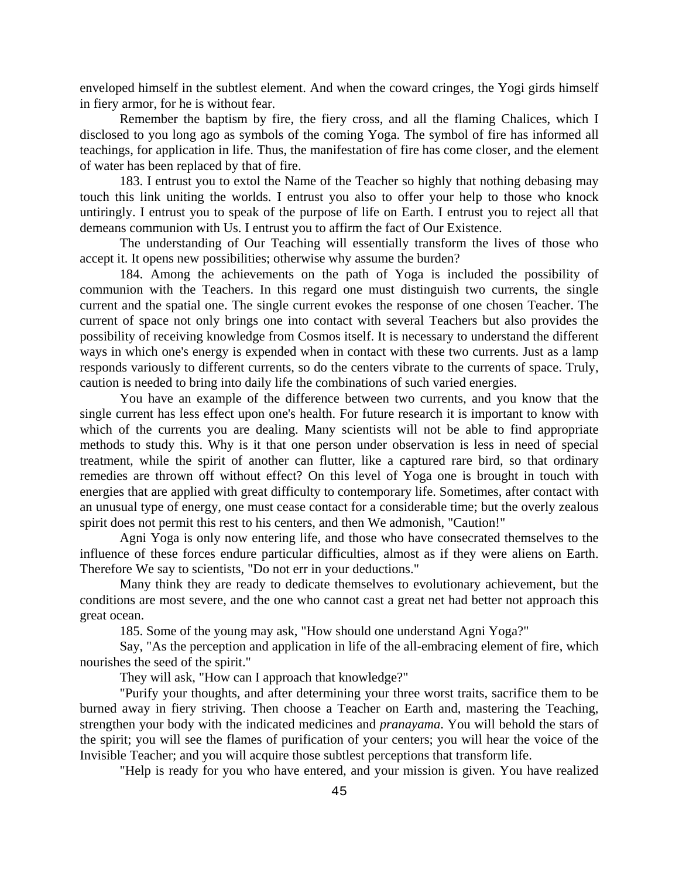enveloped himself in the subtlest element. And when the coward cringes, the Yogi girds himself in fiery armor, for he is without fear.

Remember the baptism by fire, the fiery cross, and all the flaming Chalices, which I disclosed to you long ago as symbols of the coming Yoga. The symbol of fire has informed all teachings, for application in life. Thus, the manifestation of fire has come closer, and the element of water has been replaced by that of fire.

183. I entrust you to extol the Name of the Teacher so highly that nothing debasing may touch this link uniting the worlds. I entrust you also to offer your help to those who knock untiringly. I entrust you to speak of the purpose of life on Earth. I entrust you to reject all that demeans communion with Us. I entrust you to affirm the fact of Our Existence.

The understanding of Our Teaching will essentially transform the lives of those who accept it. It opens new possibilities; otherwise why assume the burden?

184. Among the achievements on the path of Yoga is included the possibility of communion with the Teachers. In this regard one must distinguish two currents, the single current and the spatial one. The single current evokes the response of one chosen Teacher. The current of space not only brings one into contact with several Teachers but also provides the possibility of receiving knowledge from Cosmos itself. It is necessary to understand the different ways in which one's energy is expended when in contact with these two currents. Just as a lamp responds variously to different currents, so do the centers vibrate to the currents of space. Truly, caution is needed to bring into daily life the combinations of such varied energies.

You have an example of the difference between two currents, and you know that the single current has less effect upon one's health. For future research it is important to know with which of the currents you are dealing. Many scientists will not be able to find appropriate methods to study this. Why is it that one person under observation is less in need of special treatment, while the spirit of another can flutter, like a captured rare bird, so that ordinary remedies are thrown off without effect? On this level of Yoga one is brought in touch with energies that are applied with great difficulty to contemporary life. Sometimes, after contact with an unusual type of energy, one must cease contact for a considerable time; but the overly zealous spirit does not permit this rest to his centers, and then We admonish, "Caution!"

Agni Yoga is only now entering life, and those who have consecrated themselves to the influence of these forces endure particular difficulties, almost as if they were aliens on Earth. Therefore We say to scientists, "Do not err in your deductions."

Many think they are ready to dedicate themselves to evolutionary achievement, but the conditions are most severe, and the one who cannot cast a great net had better not approach this great ocean.

185. Some of the young may ask, "How should one understand Agni Yoga?"

Say, "As the perception and application in life of the all-embracing element of fire, which nourishes the seed of the spirit."

They will ask, "How can I approach that knowledge?"

"Purify your thoughts, and after determining your three worst traits, sacrifice them to be burned away in fiery striving. Then choose a Teacher on Earth and, mastering the Teaching, strengthen your body with the indicated medicines and *pranayama*. You will behold the stars of the spirit; you will see the flames of purification of your centers; you will hear the voice of the Invisible Teacher; and you will acquire those subtlest perceptions that transform life.

"Help is ready for you who have entered, and your mission is given. You have realized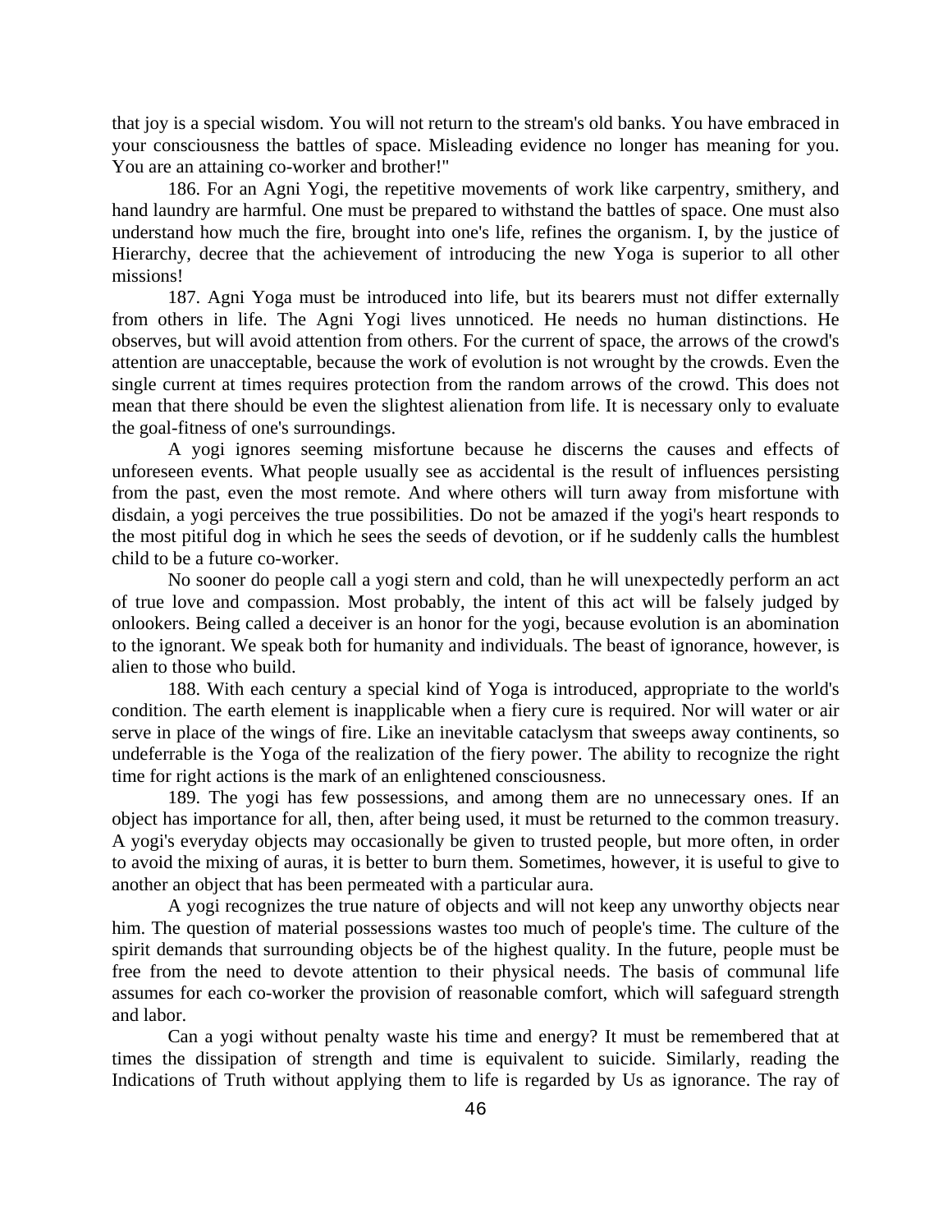that joy is a special wisdom. You will not return to the stream's old banks. You have embraced in your consciousness the battles of space. Misleading evidence no longer has meaning for you. You are an attaining co-worker and brother!"

186. For an Agni Yogi, the repetitive movements of work like carpentry, smithery, and hand laundry are harmful. One must be prepared to withstand the battles of space. One must also understand how much the fire, brought into one's life, refines the organism. I, by the justice of Hierarchy, decree that the achievement of introducing the new Yoga is superior to all other missions!

187. Agni Yoga must be introduced into life, but its bearers must not differ externally from others in life. The Agni Yogi lives unnoticed. He needs no human distinctions. He observes, but will avoid attention from others. For the current of space, the arrows of the crowd's attention are unacceptable, because the work of evolution is not wrought by the crowds. Even the single current at times requires protection from the random arrows of the crowd. This does not mean that there should be even the slightest alienation from life. It is necessary only to evaluate the goal-fitness of one's surroundings.

A yogi ignores seeming misfortune because he discerns the causes and effects of unforeseen events. What people usually see as accidental is the result of influences persisting from the past, even the most remote. And where others will turn away from misfortune with disdain, a yogi perceives the true possibilities. Do not be amazed if the yogi's heart responds to the most pitiful dog in which he sees the seeds of devotion, or if he suddenly calls the humblest child to be a future co-worker.

No sooner do people call a yogi stern and cold, than he will unexpectedly perform an act of true love and compassion. Most probably, the intent of this act will be falsely judged by onlookers. Being called a deceiver is an honor for the yogi, because evolution is an abomination to the ignorant. We speak both for humanity and individuals. The beast of ignorance, however, is alien to those who build.

188. With each century a special kind of Yoga is introduced, appropriate to the world's condition. The earth element is inapplicable when a fiery cure is required. Nor will water or air serve in place of the wings of fire. Like an inevitable cataclysm that sweeps away continents, so undeferrable is the Yoga of the realization of the fiery power. The ability to recognize the right time for right actions is the mark of an enlightened consciousness.

189. The yogi has few possessions, and among them are no unnecessary ones. If an object has importance for all, then, after being used, it must be returned to the common treasury. A yogi's everyday objects may occasionally be given to trusted people, but more often, in order to avoid the mixing of auras, it is better to burn them. Sometimes, however, it is useful to give to another an object that has been permeated with a particular aura.

A yogi recognizes the true nature of objects and will not keep any unworthy objects near him. The question of material possessions wastes too much of people's time. The culture of the spirit demands that surrounding objects be of the highest quality. In the future, people must be free from the need to devote attention to their physical needs. The basis of communal life assumes for each co-worker the provision of reasonable comfort, which will safeguard strength and labor.

Can a yogi without penalty waste his time and energy? It must be remembered that at times the dissipation of strength and time is equivalent to suicide. Similarly, reading the Indications of Truth without applying them to life is regarded by Us as ignorance. The ray of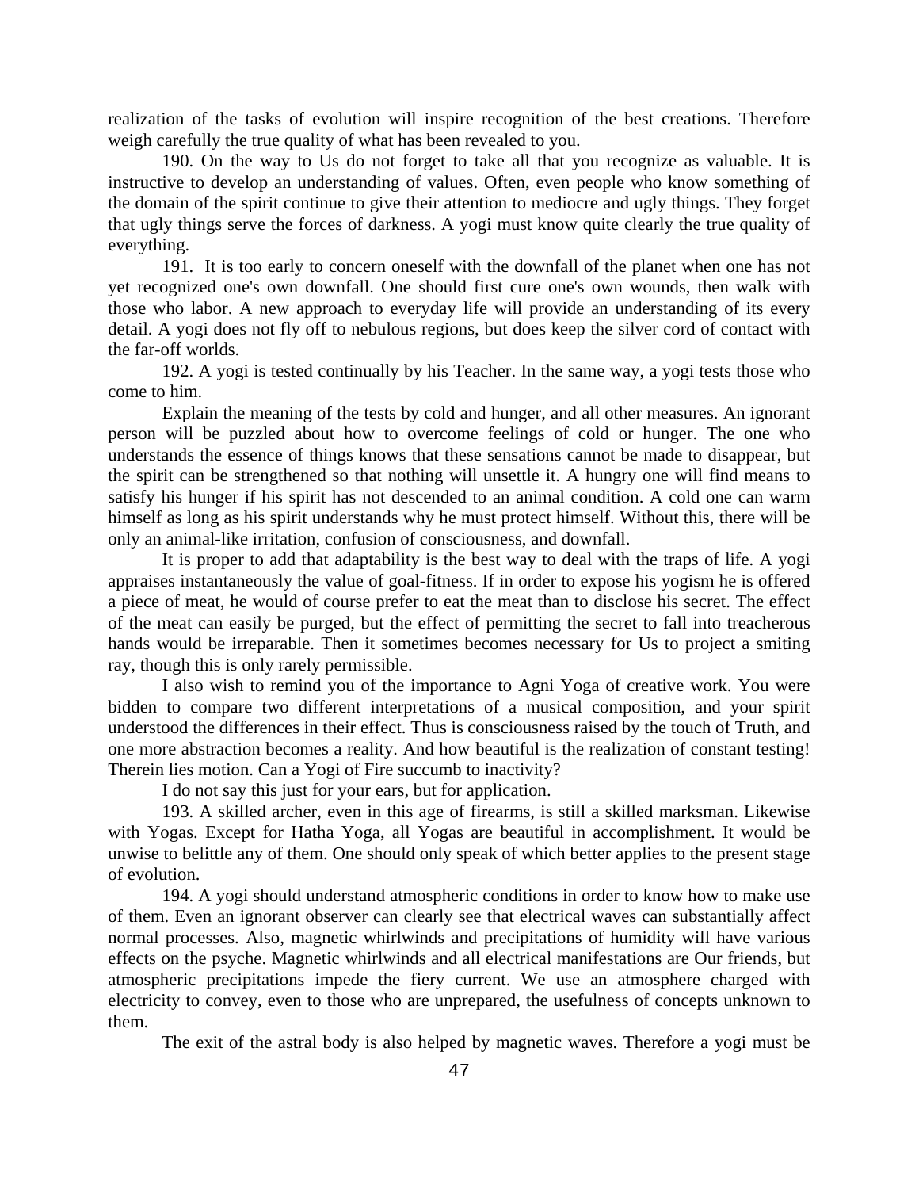realization of the tasks of evolution will inspire recognition of the best creations. Therefore weigh carefully the true quality of what has been revealed to you.

190. On the way to Us do not forget to take all that you recognize as valuable. It is instructive to develop an understanding of values. Often, even people who know something of the domain of the spirit continue to give their attention to mediocre and ugly things. They forget that ugly things serve the forces of darkness. A yogi must know quite clearly the true quality of everything.

191. It is too early to concern oneself with the downfall of the planet when one has not yet recognized one's own downfall. One should first cure one's own wounds, then walk with those who labor. A new approach to everyday life will provide an understanding of its every detail. A yogi does not fly off to nebulous regions, but does keep the silver cord of contact with the far-off worlds.

192. A yogi is tested continually by his Teacher. In the same way, a yogi tests those who come to him.

Explain the meaning of the tests by cold and hunger, and all other measures. An ignorant person will be puzzled about how to overcome feelings of cold or hunger. The one who understands the essence of things knows that these sensations cannot be made to disappear, but the spirit can be strengthened so that nothing will unsettle it. A hungry one will find means to satisfy his hunger if his spirit has not descended to an animal condition. A cold one can warm himself as long as his spirit understands why he must protect himself. Without this, there will be only an animal-like irritation, confusion of consciousness, and downfall.

It is proper to add that adaptability is the best way to deal with the traps of life. A yogi appraises instantaneously the value of goal-fitness. If in order to expose his yogism he is offered a piece of meat, he would of course prefer to eat the meat than to disclose his secret. The effect of the meat can easily be purged, but the effect of permitting the secret to fall into treacherous hands would be irreparable. Then it sometimes becomes necessary for Us to project a smiting ray, though this is only rarely permissible.

I also wish to remind you of the importance to Agni Yoga of creative work. You were bidden to compare two different interpretations of a musical composition, and your spirit understood the differences in their effect. Thus is consciousness raised by the touch of Truth, and one more abstraction becomes a reality. And how beautiful is the realization of constant testing! Therein lies motion. Can a Yogi of Fire succumb to inactivity?

I do not say this just for your ears, but for application.

193. A skilled archer, even in this age of firearms, is still a skilled marksman. Likewise with Yogas. Except for Hatha Yoga, all Yogas are beautiful in accomplishment. It would be unwise to belittle any of them. One should only speak of which better applies to the present stage of evolution.

194. A yogi should understand atmospheric conditions in order to know how to make use of them. Even an ignorant observer can clearly see that electrical waves can substantially affect normal processes. Also, magnetic whirlwinds and precipitations of humidity will have various effects on the psyche. Magnetic whirlwinds and all electrical manifestations are Our friends, but atmospheric precipitations impede the fiery current. We use an atmosphere charged with electricity to convey, even to those who are unprepared, the usefulness of concepts unknown to them.

The exit of the astral body is also helped by magnetic waves. Therefore a yogi must be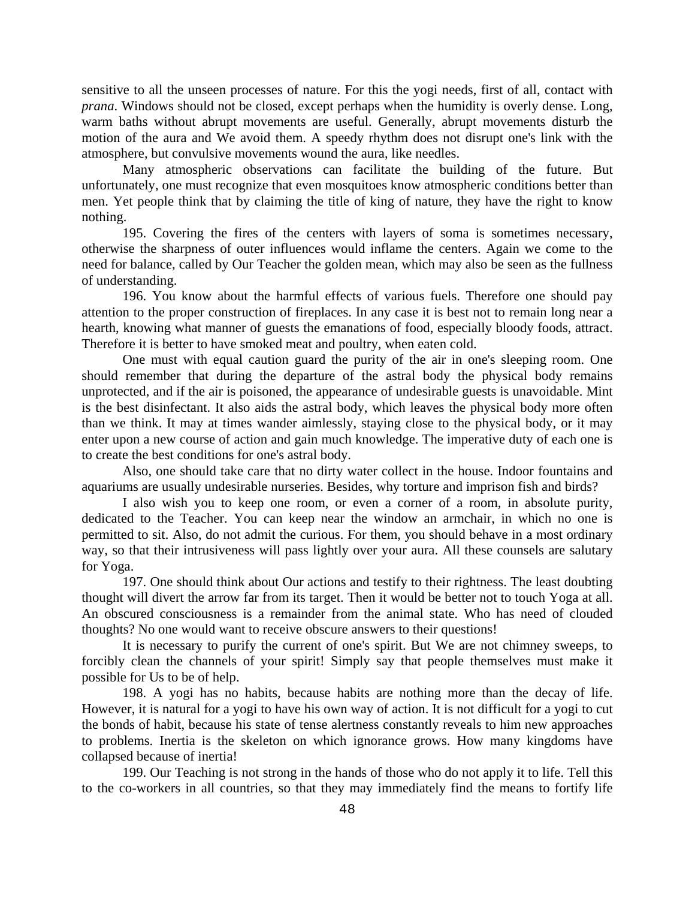sensitive to all the unseen processes of nature. For this the yogi needs, first of all, contact with *prana*. Windows should not be closed, except perhaps when the humidity is overly dense. Long, warm baths without abrupt movements are useful. Generally, abrupt movements disturb the motion of the aura and We avoid them. A speedy rhythm does not disrupt one's link with the atmosphere, but convulsive movements wound the aura, like needles.

Many atmospheric observations can facilitate the building of the future. But unfortunately, one must recognize that even mosquitoes know atmospheric conditions better than men. Yet people think that by claiming the title of king of nature, they have the right to know nothing.

195. Covering the fires of the centers with layers of soma is sometimes necessary, otherwise the sharpness of outer influences would inflame the centers. Again we come to the need for balance, called by Our Teacher the golden mean, which may also be seen as the fullness of understanding.

196. You know about the harmful effects of various fuels. Therefore one should pay attention to the proper construction of fireplaces. In any case it is best not to remain long near a hearth, knowing what manner of guests the emanations of food, especially bloody foods, attract. Therefore it is better to have smoked meat and poultry, when eaten cold.

One must with equal caution guard the purity of the air in one's sleeping room. One should remember that during the departure of the astral body the physical body remains unprotected, and if the air is poisoned, the appearance of undesirable guests is unavoidable. Mint is the best disinfectant. It also aids the astral body, which leaves the physical body more often than we think. It may at times wander aimlessly, staying close to the physical body, or it may enter upon a new course of action and gain much knowledge. The imperative duty of each one is to create the best conditions for one's astral body.

Also, one should take care that no dirty water collect in the house. Indoor fountains and aquariums are usually undesirable nurseries. Besides, why torture and imprison fish and birds?

I also wish you to keep one room, or even a corner of a room, in absolute purity, dedicated to the Teacher. You can keep near the window an armchair, in which no one is permitted to sit. Also, do not admit the curious. For them, you should behave in a most ordinary way, so that their intrusiveness will pass lightly over your aura. All these counsels are salutary for Yoga.

197. One should think about Our actions and testify to their rightness. The least doubting thought will divert the arrow far from its target. Then it would be better not to touch Yoga at all. An obscured consciousness is a remainder from the animal state. Who has need of clouded thoughts? No one would want to receive obscure answers to their questions!

It is necessary to purify the current of one's spirit. But We are not chimney sweeps, to forcibly clean the channels of your spirit! Simply say that people themselves must make it possible for Us to be of help.

198. A yogi has no habits, because habits are nothing more than the decay of life. However, it is natural for a yogi to have his own way of action. It is not difficult for a yogi to cut the bonds of habit, because his state of tense alertness constantly reveals to him new approaches to problems. Inertia is the skeleton on which ignorance grows. How many kingdoms have collapsed because of inertia!

199. Our Teaching is not strong in the hands of those who do not apply it to life. Tell this to the co-workers in all countries, so that they may immediately find the means to fortify life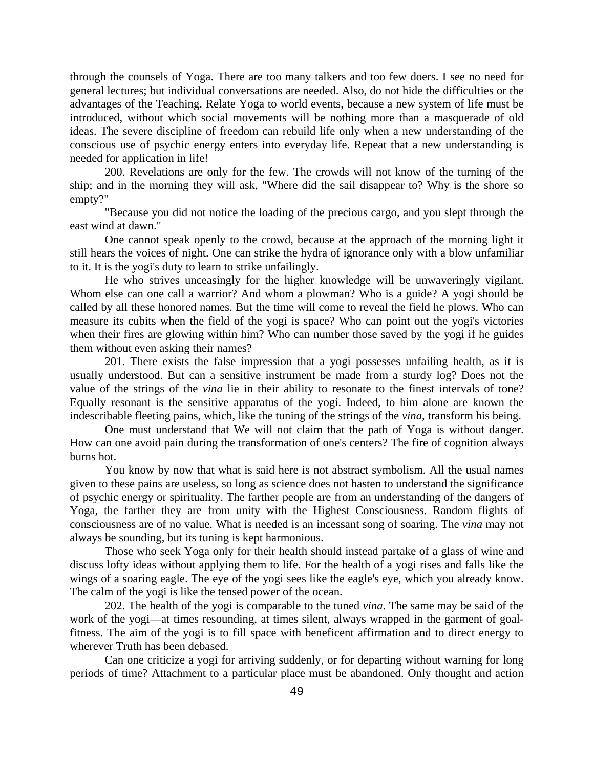through the counsels of Yoga. There are too many talkers and too few doers. I see no need for general lectures; but individual conversations are needed. Also, do not hide the difficulties or the advantages of the Teaching. Relate Yoga to world events, because a new system of life must be introduced, without which social movements will be nothing more than a masquerade of old ideas. The severe discipline of freedom can rebuild life only when a new understanding of the conscious use of psychic energy enters into everyday life. Repeat that a new understanding is needed for application in life!

200. Revelations are only for the few. The crowds will not know of the turning of the ship; and in the morning they will ask, "Where did the sail disappear to? Why is the shore so empty?"

"Because you did not notice the loading of the precious cargo, and you slept through the east wind at dawn."

One cannot speak openly to the crowd, because at the approach of the morning light it still hears the voices of night. One can strike the hydra of ignorance only with a blow unfamiliar to it. It is the yogi's duty to learn to strike unfailingly.

He who strives unceasingly for the higher knowledge will be unwaveringly vigilant. Whom else can one call a warrior? And whom a plowman? Who is a guide? A yogi should be called by all these honored names. But the time will come to reveal the field he plows. Who can measure its cubits when the field of the yogi is space? Who can point out the yogi's victories when their fires are glowing within him? Who can number those saved by the yogi if he guides them without even asking their names?

201. There exists the false impression that a yogi possesses unfailing health, as it is usually understood. But can a sensitive instrument be made from a sturdy log? Does not the value of the strings of the *vina* lie in their ability to resonate to the finest intervals of tone? Equally resonant is the sensitive apparatus of the yogi. Indeed, to him alone are known the indescribable fleeting pains, which, like the tuning of the strings of the *vina*, transform his being.

One must understand that We will not claim that the path of Yoga is without danger. How can one avoid pain during the transformation of one's centers? The fire of cognition always burns hot.

You know by now that what is said here is not abstract symbolism. All the usual names given to these pains are useless, so long as science does not hasten to understand the significance of psychic energy or spirituality. The farther people are from an understanding of the dangers of Yoga, the farther they are from unity with the Highest Consciousness. Random flights of consciousness are of no value. What is needed is an incessant song of soaring. The *vina* may not always be sounding, but its tuning is kept harmonious.

Those who seek Yoga only for their health should instead partake of a glass of wine and discuss lofty ideas without applying them to life. For the health of a yogi rises and falls like the wings of a soaring eagle. The eye of the yogi sees like the eagle's eye, which you already know. The calm of the yogi is like the tensed power of the ocean.

202. The health of the yogi is comparable to the tuned *vina*. The same may be said of the work of the yogi—at times resounding, at times silent, always wrapped in the garment of goal-fitness. The aim of the yogi is to fill space with beneficent affirmation and to direct energy to wherever Truth has been debased.

Can one criticize a yogi for arriving suddenly, or for departing without warning for long periods of time? Attachment to a particular place must be abandoned. Only thought and action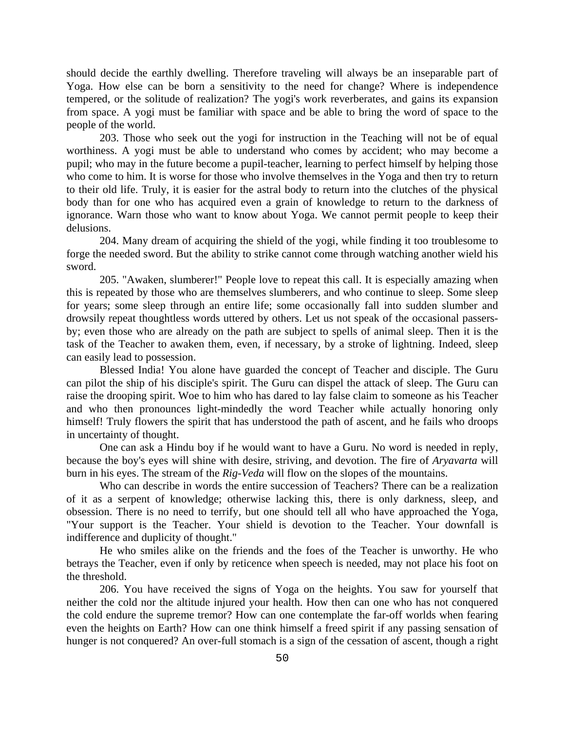should decide the earthly dwelling. Therefore traveling will always be an inseparable part of Yoga. How else can be born a sensitivity to the need for change? Where is independence tempered, or the solitude of realization? The yogi's work reverberates, and gains its expansion from space. A yogi must be familiar with space and be able to bring the word of space to the people of the world.

203. Those who seek out the yogi for instruction in the Teaching will not be of equal worthiness. A yogi must be able to understand who comes by accident; who may become a pupil; who may in the future become a pupil-teacher, learning to perfect himself by helping those who come to him. It is worse for those who involve themselves in the Yoga and then try to return to their old life. Truly, it is easier for the astral body to return into the clutches of the physical body than for one who has acquired even a grain of knowledge to return to the darkness of ignorance. Warn those who want to know about Yoga. We cannot permit people to keep their delusions.

204. Many dream of acquiring the shield of the yogi, while finding it too troublesome to forge the needed sword. But the ability to strike cannot come through watching another wield his sword.

205. "Awaken, slumberer!" People love to repeat this call. It is especially amazing when this is repeated by those who are themselves slumberers, and who continue to sleep. Some sleep for years; some sleep through an entire life; some occasionally fall into sudden slumber and drowsily repeat thoughtless words uttered by others. Let us not speak of the occasional passers-by; even those who are already on the path are subject to spells of animal sleep. Then it is the task of the Teacher to awaken them, even, if necessary, by a stroke of lightning. Indeed, sleep can easily lead to possession.

Blessed India! You alone have guarded the concept of Teacher and disciple. The Guru can pilot the ship of his disciple's spirit. The Guru can dispel the attack of sleep. The Guru can raise the drooping spirit. Woe to him who has dared to lay false claim to someone as his Teacher and who then pronounces light-mindedly the word Teacher while actually honoring only himself! Truly flowers the spirit that has understood the path of ascent, and he fails who droops in uncertainty of thought.

One can ask a Hindu boy if he would want to have a Guru. No word is needed in reply, because the boy's eyes will shine with desire, striving, and devotion. The fire of *Aryavarta* will burn in his eyes. The stream of the *Rig-Veda* will flow on the slopes of the mountains.

Who can describe in words the entire succession of Teachers? There can be a realization of it as a serpent of knowledge; otherwise lacking this, there is only darkness, sleep, and obsession. There is no need to terrify, but one should tell all who have approached the Yoga, "Your support is the Teacher. Your shield is devotion to the Teacher. Your downfall is indifference and duplicity of thought."

He who smiles alike on the friends and the foes of the Teacher is unworthy. He who betrays the Teacher, even if only by reticence when speech is needed, may not place his foot on the threshold.

206. You have received the signs of Yoga on the heights. You saw for yourself that neither the cold nor the altitude injured your health. How then can one who has not conquered the cold endure the supreme tremor? How can one contemplate the far-off worlds when fearing even the heights on Earth? How can one think himself a freed spirit if any passing sensation of hunger is not conquered? An over-full stomach is a sign of the cessation of ascent, though a right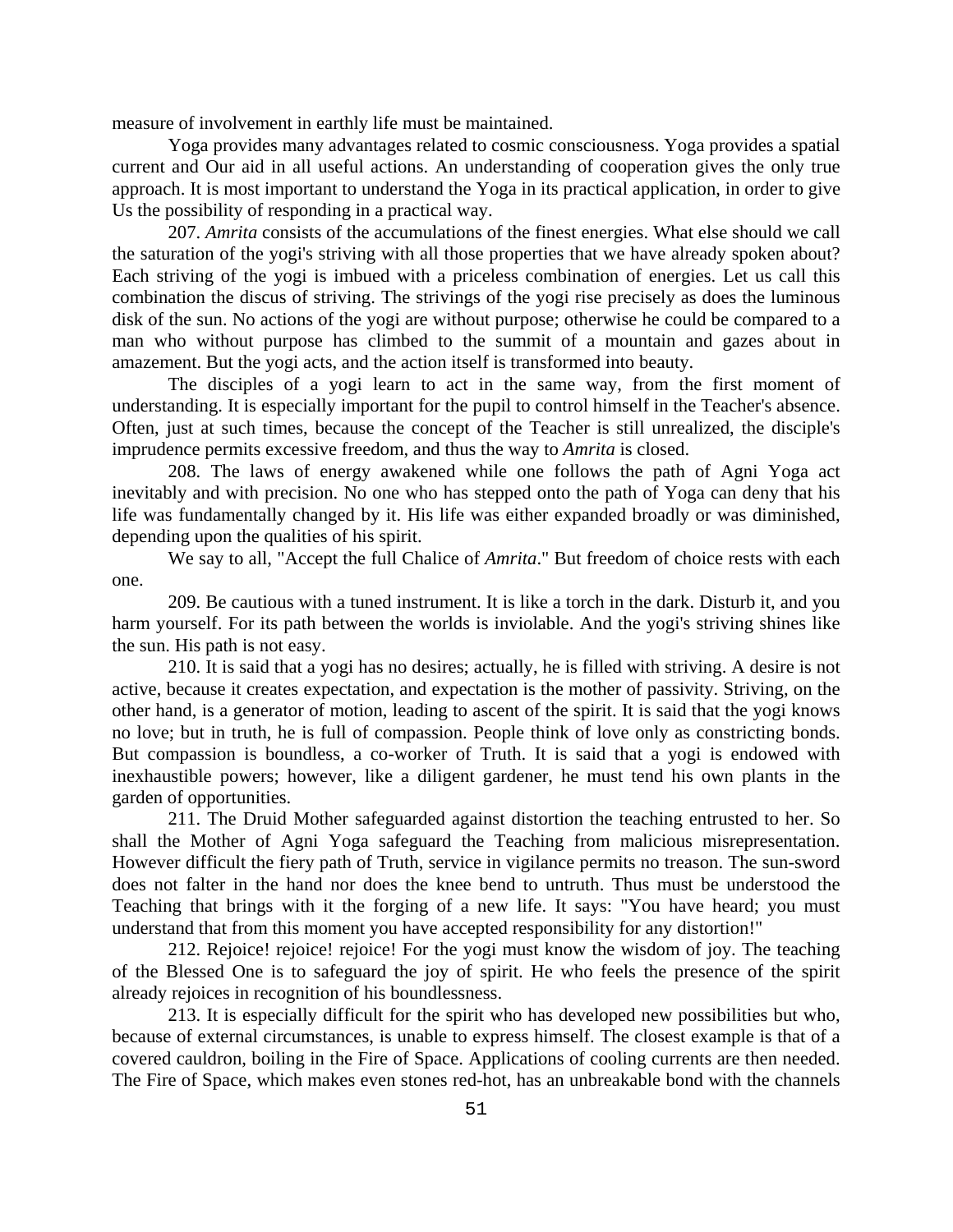measure of involvement in earthly life must be maintained.

Yoga provides many advantages related to cosmic consciousness. Yoga provides a spatial current and Our aid in all useful actions. An understanding of cooperation gives the only true approach. It is most important to understand the Yoga in its practical application, in order to give Us the possibility of responding in a practical way.

207. *Amrita* consists of the accumulations of the finest energies. What else should we call the saturation of the yogi's striving with all those properties that we have already spoken about? Each striving of the yogi is imbued with a priceless combination of energies. Let us call this combination the discus of striving. The strivings of the yogi rise precisely as does the luminous disk of the sun. No actions of the yogi are without purpose; otherwise he could be compared to a man who without purpose has climbed to the summit of a mountain and gazes about in amazement. But the yogi acts, and the action itself is transformed into beauty.

The disciples of a yogi learn to act in the same way, from the first moment of understanding. It is especially important for the pupil to control himself in the Teacher's absence. Often, just at such times, because the concept of the Teacher is still unrealized, the disciple's imprudence permits excessive freedom, and thus the way to *Amrita* is closed.

208. The laws of energy awakened while one follows the path of Agni Yoga act inevitably and with precision. No one who has stepped onto the path of Yoga can deny that his life was fundamentally changed by it. His life was either expanded broadly or was diminished, depending upon the qualities of his spirit.

We say to all, "Accept the full Chalice of *Amrita*." But freedom of choice rests with each one.

209. Be cautious with a tuned instrument. It is like a torch in the dark. Disturb it, and you harm yourself. For its path between the worlds is inviolable. And the yogi's striving shines like the sun. His path is not easy.

210. It is said that a yogi has no desires; actually, he is filled with striving. A desire is not active, because it creates expectation, and expectation is the mother of passivity. Striving, on the other hand, is a generator of motion, leading to ascent of the spirit. It is said that the yogi knows no love; but in truth, he is full of compassion. People think of love only as constricting bonds. But compassion is boundless, a co-worker of Truth. It is said that a yogi is endowed with inexhaustible powers; however, like a diligent gardener, he must tend his own plants in the garden of opportunities.

211. The Druid Mother safeguarded against distortion the teaching entrusted to her. So shall the Mother of Agni Yoga safeguard the Teaching from malicious misrepresentation. However difficult the fiery path of Truth, service in vigilance permits no treason. The sun-sword does not falter in the hand nor does the knee bend to untruth. Thus must be understood the Teaching that brings with it the forging of a new life. It says: "You have heard; you must understand that from this moment you have accepted responsibility for any distortion!"

212. Rejoice! rejoice! rejoice! For the yogi must know the wisdom of joy. The teaching of the Blessed One is to safeguard the joy of spirit. He who feels the presence of the spirit already rejoices in recognition of his boundlessness.

213. It is especially difficult for the spirit who has developed new possibilities but who, because of external circumstances, is unable to express himself. The closest example is that of a covered cauldron, boiling in the Fire of Space. Applications of cooling currents are then needed. The Fire of Space, which makes even stones red-hot, has an unbreakable bond with the channels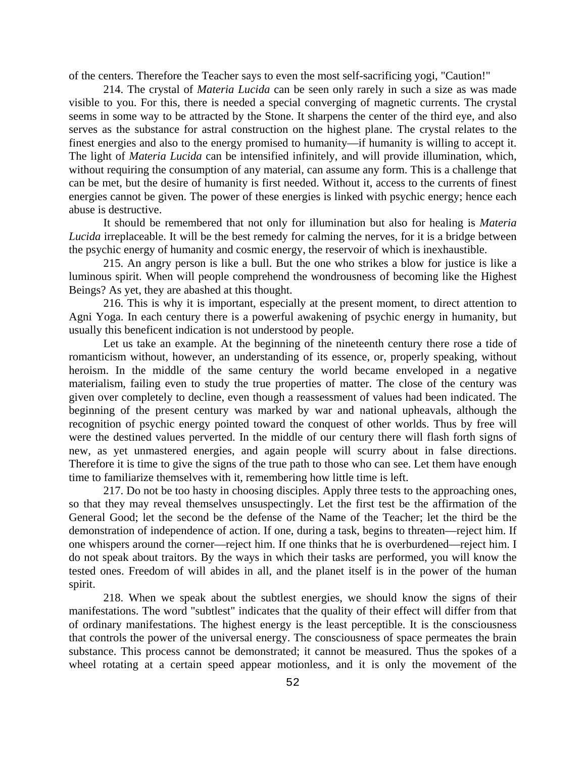of the centers. Therefore the Teacher says to even the most self-sacrificing yogi, "Caution!"

214. The crystal of *Materia Lucida* can be seen only rarely in such a size as was made visible to you. For this, there is needed a special converging of magnetic currents. The crystal seems in some way to be attracted by the Stone. It sharpens the center of the third eye, and also serves as the substance for astral construction on the highest plane. The crystal relates to the finest energies and also to the energy promised to humanity—if humanity is willing to accept it. The light of *Materia Lucida* can be intensified infinitely, and will provide illumination, which, without requiring the consumption of any material, can assume any form. This is a challenge that can be met, but the desire of humanity is first needed. Without it, access to the currents of finest energies cannot be given. The power of these energies is linked with psychic energy; hence each abuse is destructive.

It should be remembered that not only for illumination but also for healing is *Materia Lucida* irreplaceable. It will be the best remedy for calming the nerves, for it is a bridge between the psychic energy of humanity and cosmic energy, the reservoir of which is inexhaustible.

215. An angry person is like a bull. But the one who strikes a blow for justice is like a luminous spirit. When will people comprehend the wondrousness of becoming like the Highest Beings? As yet, they are abashed at this thought.

216. This is why it is important, especially at the present moment, to direct attention to Agni Yoga. In each century there is a powerful awakening of psychic energy in humanity, but usually this beneficent indication is not understood by people.

Let us take an example. At the beginning of the nineteenth century there rose a tide of romanticism without, however, an understanding of its essence, or, properly speaking, without heroism. In the middle of the same century the world became enveloped in a negative materialism, failing even to study the true properties of matter. The close of the century was given over completely to decline, even though a reassessment of values had been indicated. The beginning of the present century was marked by war and national upheavals, although the recognition of psychic energy pointed toward the conquest of other worlds. Thus by free will were the destined values perverted. In the middle of our century there will flash forth signs of new, as yet unmastered energies, and again people will scurry about in false directions. Therefore it is time to give the signs of the true path to those who can see. Let them have enough time to familiarize themselves with it, remembering how little time is left.

217. Do not be too hasty in choosing disciples. Apply three tests to the approaching ones, so that they may reveal themselves unsuspectingly. Let the first test be the affirmation of the General Good; let the second be the defense of the Name of the Teacher; let the third be the demonstration of independence of action. If one, during a task, begins to threaten—reject him. If one whispers around the corner—reject him. If one thinks that he is overburdened—reject him. I do not speak about traitors. By the ways in which their tasks are performed, you will know the tested ones. Freedom of will abides in all, and the planet itself is in the power of the human spirit.

218. When we speak about the subtlest energies, we should know the signs of their manifestations. The word "subtlest" indicates that the quality of their effect will differ from that of ordinary manifestations. The highest energy is the least perceptible. It is the consciousness that controls the power of the universal energy. The consciousness of space permeates the brain substance. This process cannot be demonstrated; it cannot be measured. Thus the spokes of a wheel rotating at a certain speed appear motionless, and it is only the movement of the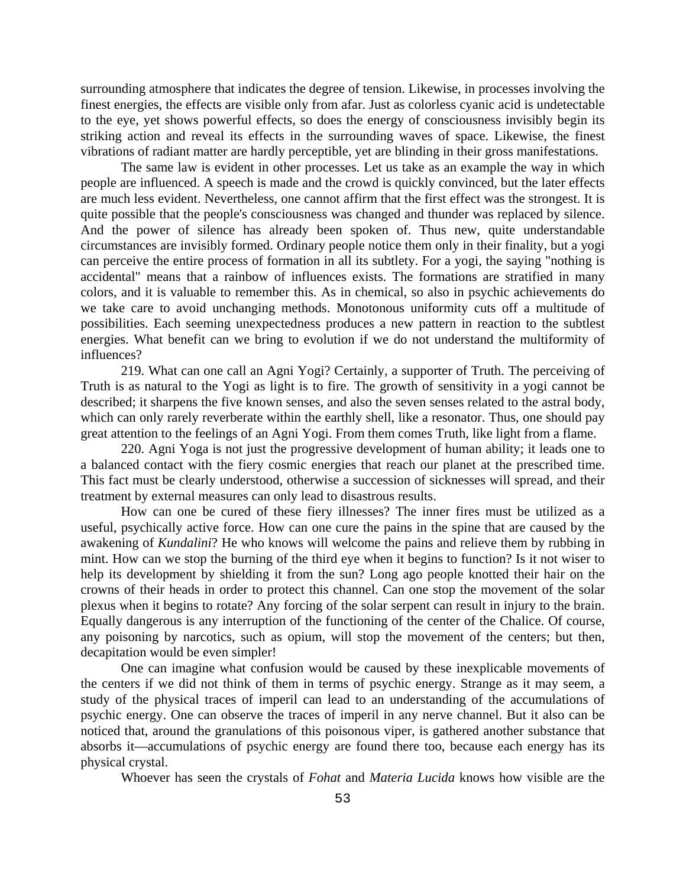surrounding atmosphere that indicates the degree of tension. Likewise, in processes involving the finest energies, the effects are visible only from afar. Just as colorless cyanic acid is undetectable to the eye, yet shows powerful effects, so does the energy of consciousness invisibly begin its striking action and reveal its effects in the surrounding waves of space. Likewise, the finest vibrations of radiant matter are hardly perceptible, yet are blinding in their gross manifestations.

The same law is evident in other processes. Let us take as an example the way in which people are influenced. A speech is made and the crowd is quickly convinced, but the later effects are much less evident. Nevertheless, one cannot affirm that the first effect was the strongest. It is quite possible that the people's consciousness was changed and thunder was replaced by silence. And the power of silence has already been spoken of. Thus new, quite understandable circumstances are invisibly formed. Ordinary people notice them only in their finality, but a yogi can perceive the entire process of formation in all its subtlety. For a yogi, the saying "nothing is accidental" means that a rainbow of influences exists. The formations are stratified in many colors, and it is valuable to remember this. As in chemical, so also in psychic achievements do we take care to avoid unchanging methods. Monotonous uniformity cuts off a multitude of possibilities. Each seeming unexpectedness produces a new pattern in reaction to the subtlest energies. What benefit can we bring to evolution if we do not understand the multiformity of influences?

219. What can one call an Agni Yogi? Certainly, a supporter of Truth. The perceiving of Truth is as natural to the Yogi as light is to fire. The growth of sensitivity in a yogi cannot be described; it sharpens the five known senses, and also the seven senses related to the astral body, which can only rarely reverberate within the earthly shell, like a resonator. Thus, one should pay great attention to the feelings of an Agni Yogi. From them comes Truth, like light from a flame.

220. Agni Yoga is not just the progressive development of human ability; it leads one to a balanced contact with the fiery cosmic energies that reach our planet at the prescribed time. This fact must be clearly understood, otherwise a succession of sicknesses will spread, and their treatment by external measures can only lead to disastrous results.

How can one be cured of these fiery illnesses? The inner fires must be utilized as a useful, psychically active force. How can one cure the pains in the spine that are caused by the awakening of *Kundalini*? He who knows will welcome the pains and relieve them by rubbing in mint. How can we stop the burning of the third eye when it begins to function? Is it not wiser to help its development by shielding it from the sun? Long ago people knotted their hair on the crowns of their heads in order to protect this channel. Can one stop the movement of the solar plexus when it begins to rotate? Any forcing of the solar serpent can result in injury to the brain. Equally dangerous is any interruption of the functioning of the center of the Chalice. Of course, any poisoning by narcotics, such as opium, will stop the movement of the centers; but then, decapitation would be even simpler!

One can imagine what confusion would be caused by these inexplicable movements of the centers if we did not think of them in terms of psychic energy. Strange as it may seem, a study of the physical traces of imperil can lead to an understanding of the accumulations of psychic energy. One can observe the traces of imperil in any nerve channel. But it also can be noticed that, around the granulations of this poisonous viper, is gathered another substance that absorbs it—accumulations of psychic energy are found there too, because each energy has its physical crystal.

Whoever has seen the crystals of *Fohat* and *Materia Lucida* knows how visible are the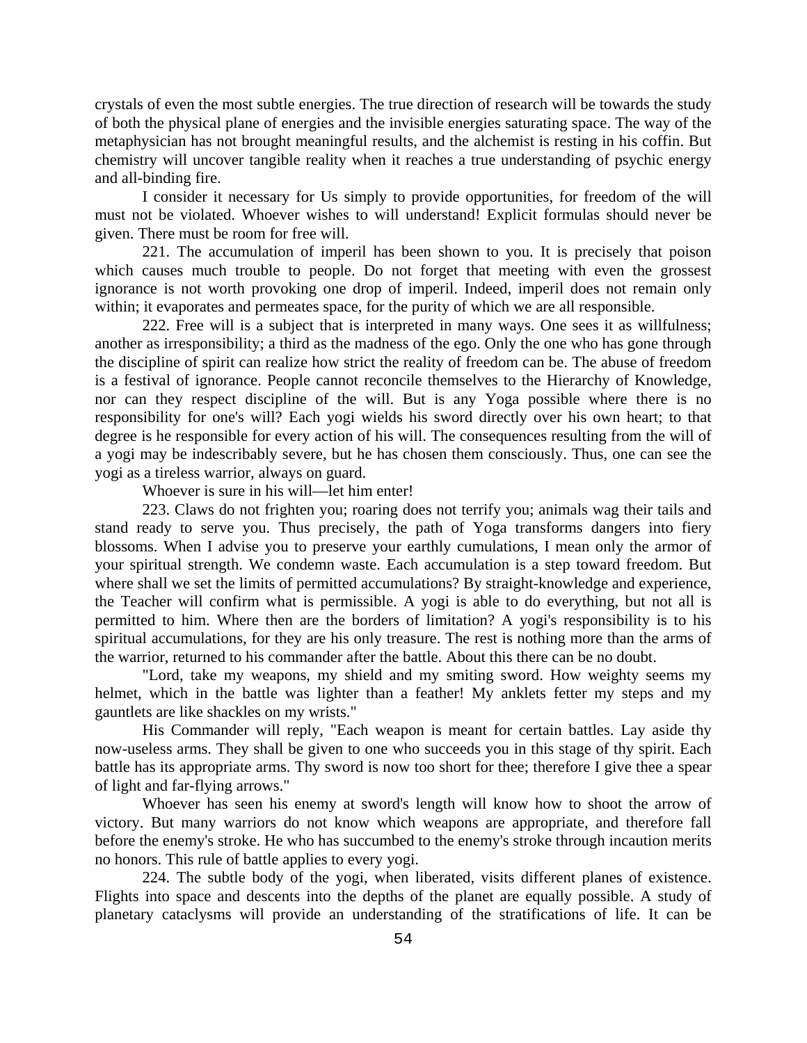crystals of even the most subtle energies. The true direction of research will be towards the study of both the physical plane of energies and the invisible energies saturating space. The way of the metaphysician has not brought meaningful results, and the alchemist is resting in his coffin. But chemistry will uncover tangible reality when it reaches a true understanding of psychic energy and all-binding fire.

I consider it necessary for Us simply to provide opportunities, for freedom of the will must not be violated. Whoever wishes to will understand! Explicit formulas should never be given. There must be room for free will.

221. The accumulation of imperil has been shown to you. It is precisely that poison which causes much trouble to people. Do not forget that meeting with even the grossest ignorance is not worth provoking one drop of imperil. Indeed, imperil does not remain only within; it evaporates and permeates space, for the purity of which we are all responsible.

222. Free will is a subject that is interpreted in many ways. One sees it as willfulness; another as irresponsibility; a third as the madness of the ego. Only the one who has gone through the discipline of spirit can realize how strict the reality of freedom can be. The abuse of freedom is a festival of ignorance. People cannot reconcile themselves to the Hierarchy of Knowledge, nor can they respect discipline of the will. But is any Yoga possible where there is no responsibility for one's will? Each yogi wields his sword directly over his own heart; to that degree is he responsible for every action of his will. The consequences resulting from the will of a yogi may be indescribably severe, but he has chosen them consciously. Thus, one can see the yogi as a tireless warrior, always on guard.

Whoever is sure in his will—let him enter!

223. Claws do not frighten you; roaring does not terrify you; animals wag their tails and stand ready to serve you. Thus precisely, the path of Yoga transforms dangers into fiery blossoms. When I advise you to preserve your earthly cumulations, I mean only the armor of your spiritual strength. We condemn waste. Each accumulation is a step toward freedom. But where shall we set the limits of permitted accumulations? By straight-knowledge and experience, the Teacher will confirm what is permissible. A yogi is able to do everything, but not all is permitted to him. Where then are the borders of limitation? A yogi's responsibility is to his spiritual accumulations, for they are his only treasure. The rest is nothing more than the arms of the warrior, returned to his commander after the battle. About this there can be no doubt.

"Lord, take my weapons, my shield and my smiting sword. How weighty seems my helmet, which in the battle was lighter than a feather! My anklets fetter my steps and my gauntlets are like shackles on my wrists."

His Commander will reply, "Each weapon is meant for certain battles. Lay aside thy now-useless arms. They shall be given to one who succeeds you in this stage of thy spirit. Each battle has its appropriate arms. Thy sword is now too short for thee; therefore I give thee a spear of light and far-flying arrows."

Whoever has seen his enemy at sword's length will know how to shoot the arrow of victory. But many warriors do not know which weapons are appropriate, and therefore fall before the enemy's stroke. He who has succumbed to the enemy's stroke through incaution merits no honors. This rule of battle applies to every yogi.

224. The subtle body of the yogi, when liberated, visits different planes of existence. Flights into space and descents into the depths of the planet are equally possible. A study of planetary cataclysms will provide an understanding of the stratifications of life. It can be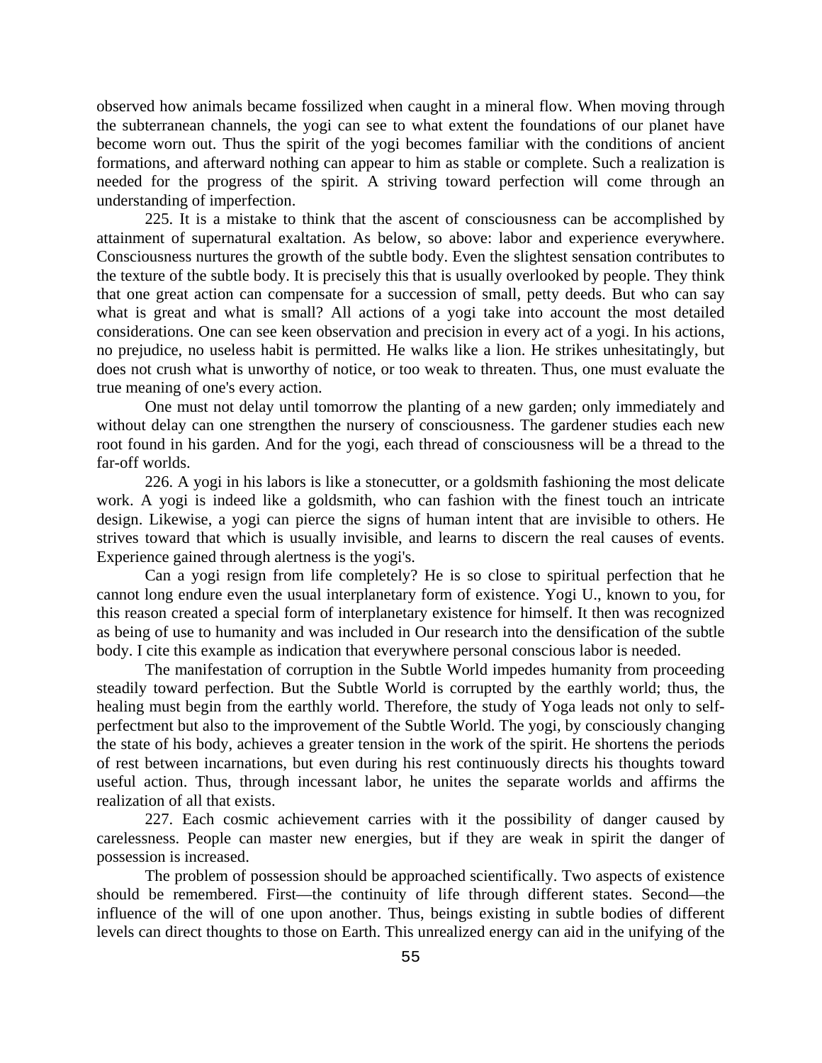observed how animals became fossilized when caught in a mineral flow. When moving through the subterranean channels, the yogi can see to what extent the foundations of our planet have become worn out. Thus the spirit of the yogi becomes familiar with the conditions of ancient formations, and afterward nothing can appear to him as stable or complete. Such a realization is needed for the progress of the spirit. A striving toward perfection will come through an understanding of imperfection.

225. It is a mistake to think that the ascent of consciousness can be accomplished by attainment of supernatural exaltation. As below, so above: labor and experience everywhere. Consciousness nurtures the growth of the subtle body. Even the slightest sensation contributes to the texture of the subtle body. It is precisely this that is usually overlooked by people. They think that one great action can compensate for a succession of small, petty deeds. But who can say what is great and what is small? All actions of a yogi take into account the most detailed considerations. One can see keen observation and precision in every act of a yogi. In his actions, no prejudice, no useless habit is permitted. He walks like a lion. He strikes unhesitatingly, but does not crush what is unworthy of notice, or too weak to threaten. Thus, one must evaluate the true meaning of one's every action.

One must not delay until tomorrow the planting of a new garden; only immediately and without delay can one strengthen the nursery of consciousness. The gardener studies each new root found in his garden. And for the yogi, each thread of consciousness will be a thread to the far-off worlds.

226. A yogi in his labors is like a stonecutter, or a goldsmith fashioning the most delicate work. A yogi is indeed like a goldsmith, who can fashion with the finest touch an intricate design. Likewise, a yogi can pierce the signs of human intent that are invisible to others. He strives toward that which is usually invisible, and learns to discern the real causes of events. Experience gained through alertness is the yogi's.

Can a yogi resign from life completely? He is so close to spiritual perfection that he cannot long endure even the usual interplanetary form of existence. Yogi U., known to you, for this reason created a special form of interplanetary existence for himself. It then was recognized as being of use to humanity and was included in Our research into the densification of the subtle body. I cite this example as indication that everywhere personal conscious labor is needed.

The manifestation of corruption in the Subtle World impedes humanity from proceeding steadily toward perfection. But the Subtle World is corrupted by the earthly world; thus, the healing must begin from the earthly world. Therefore, the study of Yoga leads not only to self-perfectment but also to the improvement of the Subtle World. The yogi, by consciously changing the state of his body, achieves a greater tension in the work of the spirit. He shortens the periods of rest between incarnations, but even during his rest continuously directs his thoughts toward useful action. Thus, through incessant labor, he unites the separate worlds and affirms the realization of all that exists.

227. Each cosmic achievement carries with it the possibility of danger caused by carelessness. People can master new energies, but if they are weak in spirit the danger of possession is increased.

The problem of possession should be approached scientifically. Two aspects of existence should be remembered. First—the continuity of life through different states. Second—the influence of the will of one upon another. Thus, beings existing in subtle bodies of different levels can direct thoughts to those on Earth. This unrealized energy can aid in the unifying of the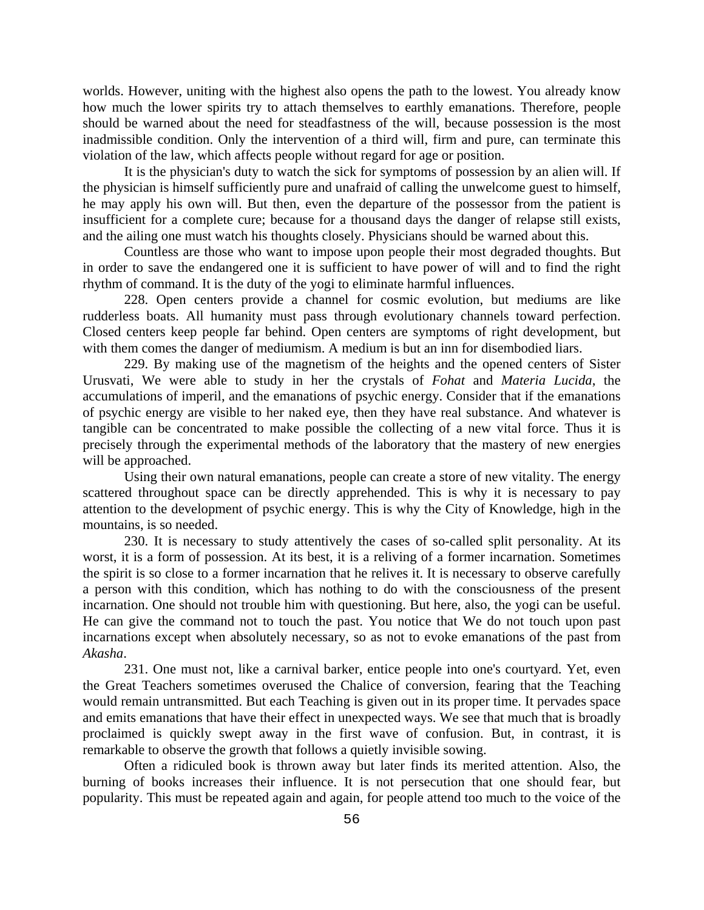worlds. However, uniting with the highest also opens the path to the lowest. You already know how much the lower spirits try to attach themselves to earthly emanations. Therefore, people should be warned about the need for steadfastness of the will, because possession is the most inadmissible condition. Only the intervention of a third will, firm and pure, can terminate this violation of the law, which affects people without regard for age or position.

It is the physician's duty to watch the sick for symptoms of possession by an alien will. If the physician is himself sufficiently pure and unafraid of calling the unwelcome guest to himself, he may apply his own will. But then, even the departure of the possessor from the patient is insufficient for a complete cure; because for a thousand days the danger of relapse still exists, and the ailing one must watch his thoughts closely. Physicians should be warned about this.

Countless are those who want to impose upon people their most degraded thoughts. But in order to save the endangered one it is sufficient to have power of will and to find the right rhythm of command. It is the duty of the yogi to eliminate harmful influences.

228. Open centers provide a channel for cosmic evolution, but mediums are like rudderless boats. All humanity must pass through evolutionary channels toward perfection. Closed centers keep people far behind. Open centers are symptoms of right development, but with them comes the danger of mediumism. A medium is but an inn for disembodied liars.

229. By making use of the magnetism of the heights and the opened centers of Sister Urusvati, We were able to study in her the crystals of *Fohat* and *Materia Lucida*, the accumulations of imperil, and the emanations of psychic energy. Consider that if the emanations of psychic energy are visible to her naked eye, then they have real substance. And whatever is tangible can be concentrated to make possible the collecting of a new vital force. Thus it is precisely through the experimental methods of the laboratory that the mastery of new energies will be approached.

Using their own natural emanations, people can create a store of new vitality. The energy scattered throughout space can be directly apprehended. This is why it is necessary to pay attention to the development of psychic energy. This is why the City of Knowledge, high in the mountains, is so needed.

230. It is necessary to study attentively the cases of so-called split personality. At its worst, it is a form of possession. At its best, it is a reliving of a former incarnation. Sometimes the spirit is so close to a former incarnation that he relives it. It is necessary to observe carefully a person with this condition, which has nothing to do with the consciousness of the present incarnation. One should not trouble him with questioning. But here, also, the yogi can be useful. He can give the command not to touch the past. You notice that We do not touch upon past incarnations except when absolutely necessary, so as not to evoke emanations of the past from *Akasha*.

231. One must not, like a carnival barker, entice people into one's courtyard. Yet, even the Great Teachers sometimes overused the Chalice of conversion, fearing that the Teaching would remain untransmitted. But each Teaching is given out in its proper time. It pervades space and emits emanations that have their effect in unexpected ways. We see that much that is broadly proclaimed is quickly swept away in the first wave of confusion. But, in contrast, it is remarkable to observe the growth that follows a quietly invisible sowing.

Often a ridiculed book is thrown away but later finds its merited attention. Also, the burning of books increases their influence. It is not persecution that one should fear, but popularity. This must be repeated again and again, for people attend too much to the voice of the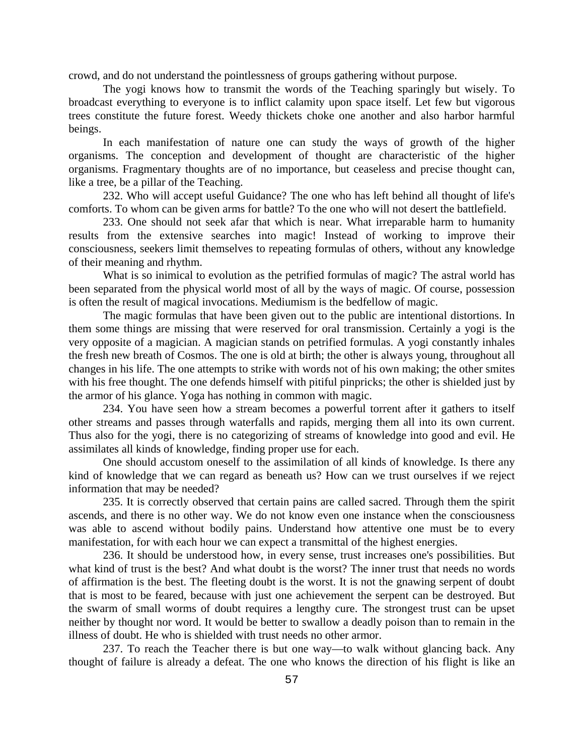crowd, and do not understand the pointlessness of groups gathering without purpose.

The yogi knows how to transmit the words of the Teaching sparingly but wisely. To broadcast everything to everyone is to inflict calamity upon space itself. Let few but vigorous trees constitute the future forest. Weedy thickets choke one another and also harbor harmful beings.

In each manifestation of nature one can study the ways of growth of the higher organisms. The conception and development of thought are characteristic of the higher organisms. Fragmentary thoughts are of no importance, but ceaseless and precise thought can, like a tree, be a pillar of the Teaching.

232. Who will accept useful Guidance? The one who has left behind all thought of life's comforts. To whom can be given arms for battle? To the one who will not desert the battlefield.

233. One should not seek afar that which is near. What irreparable harm to humanity results from the extensive searches into magic! Instead of working to improve their consciousness, seekers limit themselves to repeating formulas of others, without any knowledge of their meaning and rhythm.

What is so inimical to evolution as the petrified formulas of magic? The astral world has been separated from the physical world most of all by the ways of magic. Of course, possession is often the result of magical invocations. Mediumism is the bedfellow of magic.

The magic formulas that have been given out to the public are intentional distortions. In them some things are missing that were reserved for oral transmission. Certainly a yogi is the very opposite of a magician. A magician stands on petrified formulas. A yogi constantly inhales the fresh new breath of Cosmos. The one is old at birth; the other is always young, throughout all changes in his life. The one attempts to strike with words not of his own making; the other smites with his free thought. The one defends himself with pitiful pinpricks; the other is shielded just by the armor of his glance. Yoga has nothing in common with magic.

234. You have seen how a stream becomes a powerful torrent after it gathers to itself other streams and passes through waterfalls and rapids, merging them all into its own current. Thus also for the yogi, there is no categorizing of streams of knowledge into good and evil. He assimilates all kinds of knowledge, finding proper use for each.

One should accustom oneself to the assimilation of all kinds of knowledge. Is there any kind of knowledge that we can regard as beneath us? How can we trust ourselves if we reject information that may be needed?

235. It is correctly observed that certain pains are called sacred. Through them the spirit ascends, and there is no other way. We do not know even one instance when the consciousness was able to ascend without bodily pains. Understand how attentive one must be to every manifestation, for with each hour we can expect a transmittal of the highest energies.

236. It should be understood how, in every sense, trust increases one's possibilities. But what kind of trust is the best? And what doubt is the worst? The inner trust that needs no words of affirmation is the best. The fleeting doubt is the worst. It is not the gnawing serpent of doubt that is most to be feared, because with just one achievement the serpent can be destroyed. But the swarm of small worms of doubt requires a lengthy cure. The strongest trust can be upset neither by thought nor word. It would be better to swallow a deadly poison than to remain in the illness of doubt. He who is shielded with trust needs no other armor.

237. To reach the Teacher there is but one way—to walk without glancing back. Any thought of failure is already a defeat. The one who knows the direction of his flight is like an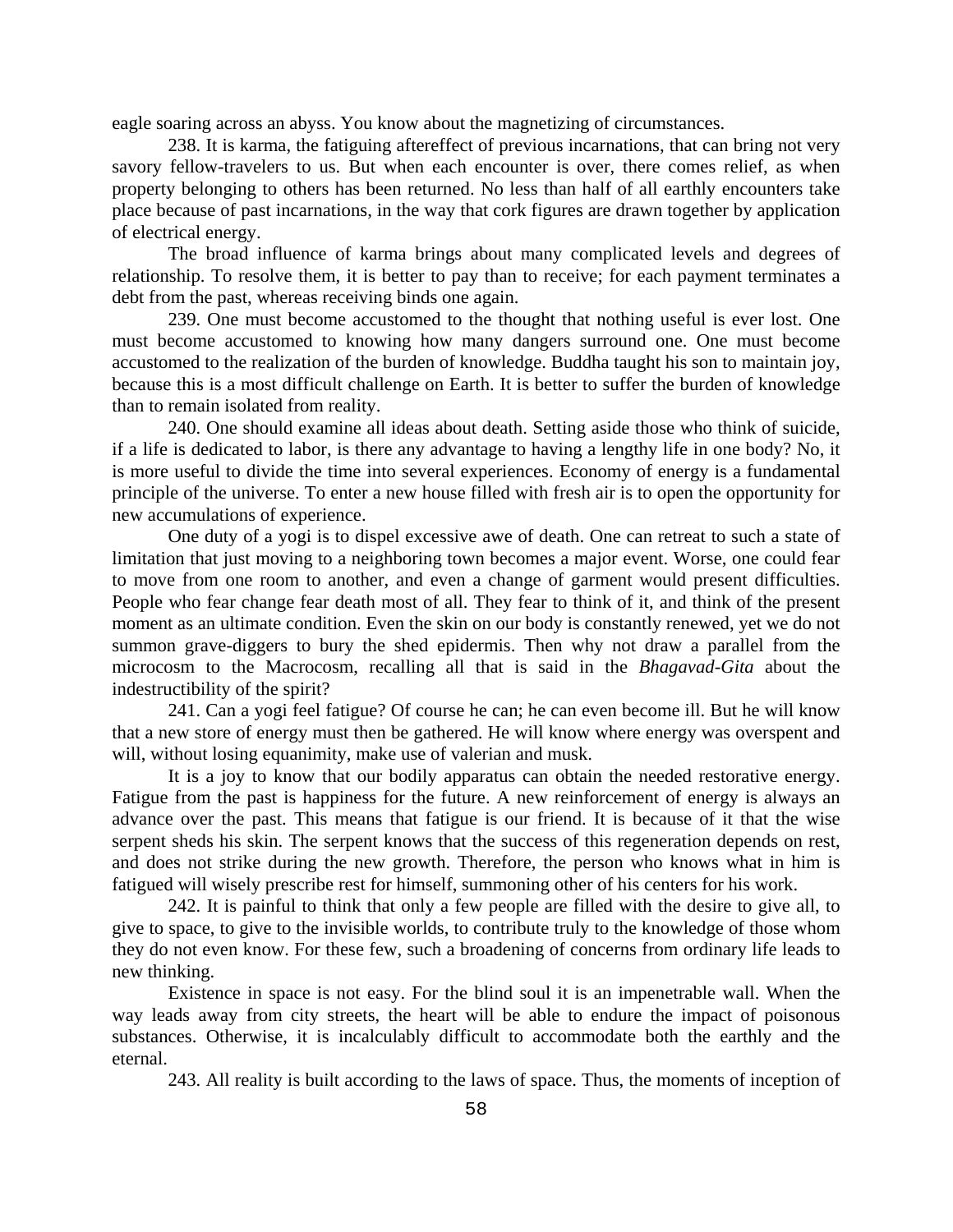eagle soaring across an abyss. You know about the magnetizing of circumstances.

238. It is karma, the fatiguing aftereffect of previous incarnations, that can bring not very savory fellow-travelers to us. But when each encounter is over, there comes relief, as when property belonging to others has been returned. No less than half of all earthly encounters take place because of past incarnations, in the way that cork figures are drawn together by application of electrical energy.

The broad influence of karma brings about many complicated levels and degrees of relationship. To resolve them, it is better to pay than to receive; for each payment terminates a debt from the past, whereas receiving binds one again.

239. One must become accustomed to the thought that nothing useful is ever lost. One must become accustomed to knowing how many dangers surround one. One must become accustomed to the realization of the burden of knowledge. Buddha taught his son to maintain joy, because this is a most difficult challenge on Earth. It is better to suffer the burden of knowledge than to remain isolated from reality.

240. One should examine all ideas about death. Setting aside those who think of suicide, if a life is dedicated to labor, is there any advantage to having a lengthy life in one body? No, it is more useful to divide the time into several experiences. Economy of energy is a fundamental principle of the universe. To enter a new house filled with fresh air is to open the opportunity for new accumulations of experience.

One duty of a yogi is to dispel excessive awe of death. One can retreat to such a state of limitation that just moving to a neighboring town becomes a major event. Worse, one could fear to move from one room to another, and even a change of garment would present difficulties. People who fear change fear death most of all. They fear to think of it, and think of the present moment as an ultimate condition. Even the skin on our body is constantly renewed, yet we do not summon grave-diggers to bury the shed epidermis. Then why not draw a parallel from the microcosm to the Macrocosm, recalling all that is said in the *Bhagavad-Gita* about the indestructibility of the spirit?

241. Can a yogi feel fatigue? Of course he can; he can even become ill. But he will know that a new store of energy must then be gathered. He will know where energy was overspent and will, without losing equanimity, make use of valerian and musk.

It is a joy to know that our bodily apparatus can obtain the needed restorative energy. Fatigue from the past is happiness for the future. A new reinforcement of energy is always an advance over the past. This means that fatigue is our friend. It is because of it that the wise serpent sheds his skin. The serpent knows that the success of this regeneration depends on rest, and does not strike during the new growth. Therefore, the person who knows what in him is fatigued will wisely prescribe rest for himself, summoning other of his centers for his work.

242. It is painful to think that only a few people are filled with the desire to give all, to give to space, to give to the invisible worlds, to contribute truly to the knowledge of those whom they do not even know. For these few, such a broadening of concerns from ordinary life leads to new thinking.

Existence in space is not easy. For the blind soul it is an impenetrable wall. When the way leads away from city streets, the heart will be able to endure the impact of poisonous substances. Otherwise, it is incalculably difficult to accommodate both the earthly and the eternal.

243. All reality is built according to the laws of space. Thus, the moments of inception of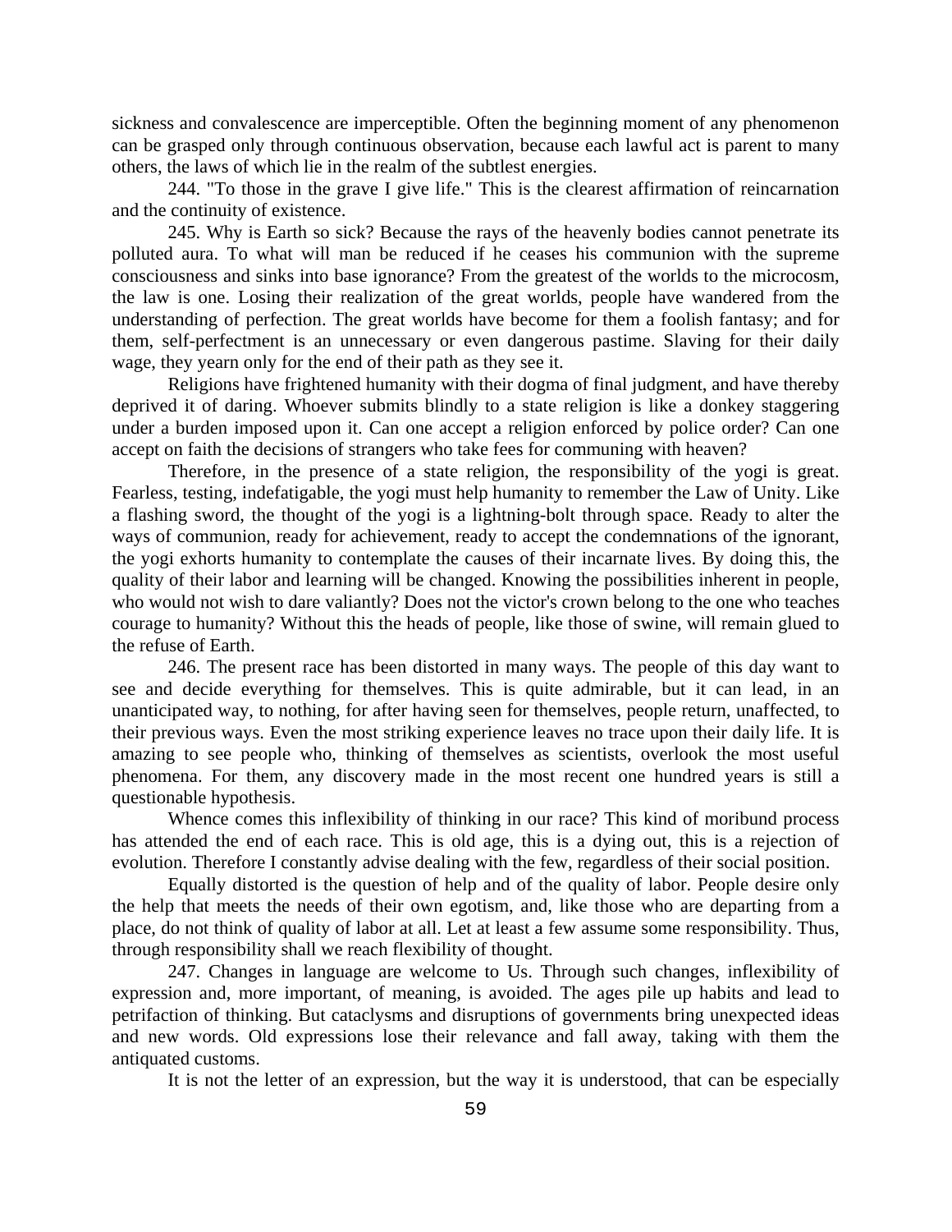sickness and convalescence are imperceptible. Often the beginning moment of any phenomenon can be grasped only through continuous observation, because each lawful act is parent to many others, the laws of which lie in the realm of the subtlest energies.

244. "To those in the grave I give life." This is the clearest affirmation of reincarnation and the continuity of existence.

245. Why is Earth so sick? Because the rays of the heavenly bodies cannot penetrate its polluted aura. To what will man be reduced if he ceases his communion with the supreme consciousness and sinks into base ignorance? From the greatest of the worlds to the microcosm, the law is one. Losing their realization of the great worlds, people have wandered from the understanding of perfection. The great worlds have become for them a foolish fantasy; and for them, self-perfectment is an unnecessary or even dangerous pastime. Slaving for their daily wage, they yearn only for the end of their path as they see it.

Religions have frightened humanity with their dogma of final judgment, and have thereby deprived it of daring. Whoever submits blindly to a state religion is like a donkey staggering under a burden imposed upon it. Can one accept a religion enforced by police order? Can one accept on faith the decisions of strangers who take fees for communing with heaven?

Therefore, in the presence of a state religion, the responsibility of the yogi is great. Fearless, testing, indefatigable, the yogi must help humanity to remember the Law of Unity. Like a flashing sword, the thought of the yogi is a lightning-bolt through space. Ready to alter the ways of communion, ready for achievement, ready to accept the condemnations of the ignorant, the yogi exhorts humanity to contemplate the causes of their incarnate lives. By doing this, the quality of their labor and learning will be changed. Knowing the possibilities inherent in people, who would not wish to dare valiantly? Does not the victor's crown belong to the one who teaches courage to humanity? Without this the heads of people, like those of swine, will remain glued to the refuse of Earth.

246. The present race has been distorted in many ways. The people of this day want to see and decide everything for themselves. This is quite admirable, but it can lead, in an unanticipated way, to nothing, for after having seen for themselves, people return, unaffected, to their previous ways. Even the most striking experience leaves no trace upon their daily life. It is amazing to see people who, thinking of themselves as scientists, overlook the most useful phenomena. For them, any discovery made in the most recent one hundred years is still a questionable hypothesis.

Whence comes this inflexibility of thinking in our race? This kind of moribund process has attended the end of each race. This is old age, this is a dying out, this is a rejection of evolution. Therefore I constantly advise dealing with the few, regardless of their social position.

Equally distorted is the question of help and of the quality of labor. People desire only the help that meets the needs of their own egotism, and, like those who are departing from a place, do not think of quality of labor at all. Let at least a few assume some responsibility. Thus, through responsibility shall we reach flexibility of thought.

247. Changes in language are welcome to Us. Through such changes, inflexibility of expression and, more important, of meaning, is avoided. The ages pile up habits and lead to petrifaction of thinking. But cataclysms and disruptions of governments bring unexpected ideas and new words. Old expressions lose their relevance and fall away, taking with them the antiquated customs.

It is not the letter of an expression, but the way it is understood, that can be especially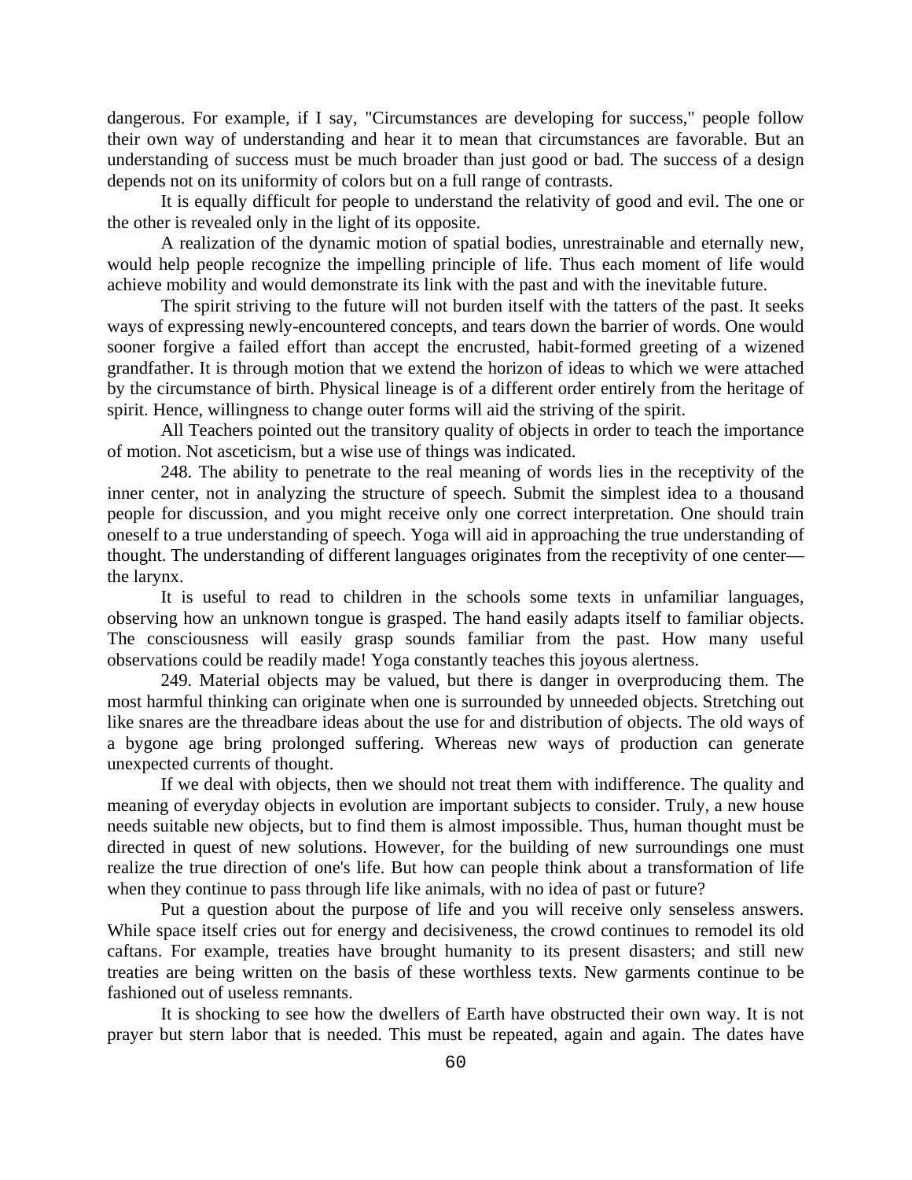dangerous. For example, if I say, "Circumstances are developing for success," people follow their own way of understanding and hear it to mean that circumstances are favorable. But an understanding of success must be much broader than just good or bad. The success of a design depends not on its uniformity of colors but on a full range of contrasts.

It is equally difficult for people to understand the relativity of good and evil. The one or the other is revealed only in the light of its opposite.

A realization of the dynamic motion of spatial bodies, unrestrainable and eternally new, would help people recognize the impelling principle of life. Thus each moment of life would achieve mobility and would demonstrate its link with the past and with the inevitable future.

The spirit striving to the future will not burden itself with the tatters of the past. It seeks ways of expressing newly-encountered concepts, and tears down the barrier of words. One would sooner forgive a failed effort than accept the encrusted, habit-formed greeting of a wizened grandfather. It is through motion that we extend the horizon of ideas to which we were attached by the circumstance of birth. Physical lineage is of a different order entirely from the heritage of spirit. Hence, willingness to change outer forms will aid the striving of the spirit.

All Teachers pointed out the transitory quality of objects in order to teach the importance of motion. Not asceticism, but a wise use of things was indicated.

248. The ability to penetrate to the real meaning of words lies in the receptivity of the inner center, not in analyzing the structure of speech. Submit the simplest idea to a thousand people for discussion, and you might receive only one correct interpretation. One should train oneself to a true understanding of speech. Yoga will aid in approaching the true understanding of thought. The understanding of different languages originates from the receptivity of one center—the larynx.

It is useful to read to children in the schools some texts in unfamiliar languages, observing how an unknown tongue is grasped. The hand easily adapts itself to familiar objects. The consciousness will easily grasp sounds familiar from the past. How many useful observations could be readily made! Yoga constantly teaches this joyous alertness.

249. Material objects may be valued, but there is danger in overproducing them. The most harmful thinking can originate when one is surrounded by unneeded objects. Stretching out like snares are the threadbare ideas about the use for and distribution of objects. The old ways of a bygone age bring prolonged suffering. Whereas new ways of production can generate unexpected currents of thought.

If we deal with objects, then we should not treat them with indifference. The quality and meaning of everyday objects in evolution are important subjects to consider. Truly, a new house needs suitable new objects, but to find them is almost impossible. Thus, human thought must be directed in quest of new solutions. However, for the building of new surroundings one must realize the true direction of one's life. But how can people think about a transformation of life when they continue to pass through life like animals, with no idea of past or future?

Put a question about the purpose of life and you will receive only senseless answers. While space itself cries out for energy and decisiveness, the crowd continues to remodel its old caftans. For example, treaties have brought humanity to its present disasters; and still new treaties are being written on the basis of these worthless texts. New garments continue to be fashioned out of useless remnants.

It is shocking to see how the dwellers of Earth have obstructed their own way. It is not prayer but stern labor that is needed. This must be repeated, again and again. The dates have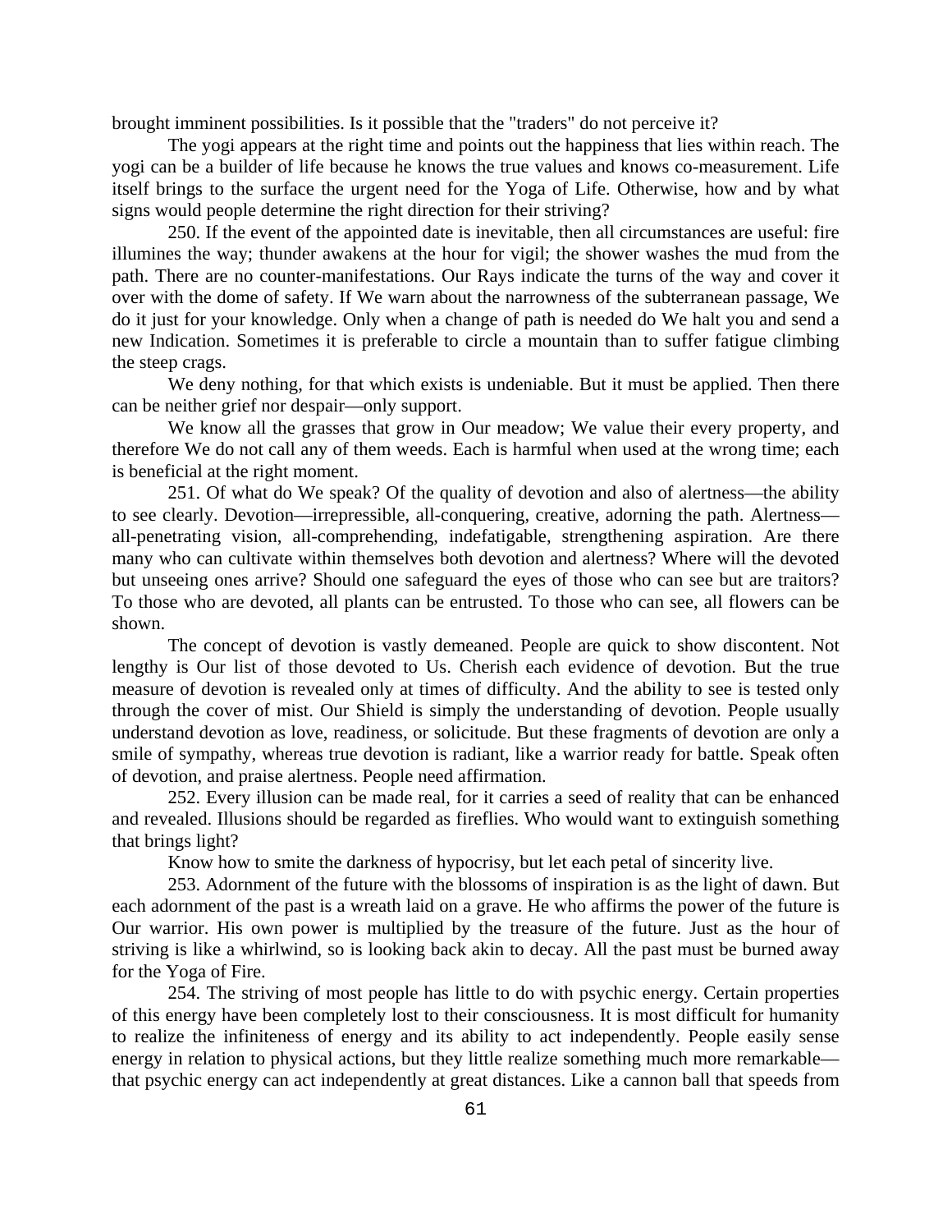brought imminent possibilities. Is it possible that the "traders" do not perceive it?

The yogi appears at the right time and points out the happiness that lies within reach. The yogi can be a builder of life because he knows the true values and knows co-measurement. Life itself brings to the surface the urgent need for the Yoga of Life. Otherwise, how and by what signs would people determine the right direction for their striving?

250. If the event of the appointed date is inevitable, then all circumstances are useful: fire illumines the way; thunder awakens at the hour for vigil; the shower washes the mud from the path. There are no counter-manifestations. Our Rays indicate the turns of the way and cover it over with the dome of safety. If We warn about the narrowness of the subterranean passage, We do it just for your knowledge. Only when a change of path is needed do We halt you and send a new Indication. Sometimes it is preferable to circle a mountain than to suffer fatigue climbing the steep crags.

We deny nothing, for that which exists is undeniable. But it must be applied. Then there can be neither grief nor despair—only support.

We know all the grasses that grow in Our meadow; We value their every property, and therefore We do not call any of them weeds. Each is harmful when used at the wrong time; each is beneficial at the right moment.

251. Of what do We speak? Of the quality of devotion and also of alertness—the ability to see clearly. Devotion—irrepressible, all-conquering, creative, adorning the path. Alertness—all-penetrating vision, all-comprehending, indefatigable, strengthening aspiration. Are there many who can cultivate within themselves both devotion and alertness? Where will the devoted but unseeing ones arrive? Should one safeguard the eyes of those who can see but are traitors? To those who are devoted, all plants can be entrusted. To those who can see, all flowers can be shown.

The concept of devotion is vastly demeaned. People are quick to show discontent. Not lengthy is Our list of those devoted to Us. Cherish each evidence of devotion. But the true measure of devotion is revealed only at times of difficulty. And the ability to see is tested only through the cover of mist. Our Shield is simply the understanding of devotion. People usually understand devotion as love, readiness, or solicitude. But these fragments of devotion are only a smile of sympathy, whereas true devotion is radiant, like a warrior ready for battle. Speak often of devotion, and praise alertness. People need affirmation.

252. Every illusion can be made real, for it carries a seed of reality that can be enhanced and revealed. Illusions should be regarded as fireflies. Who would want to extinguish something that brings light?

Know how to smite the darkness of hypocrisy, but let each petal of sincerity live.

253. Adornment of the future with the blossoms of inspiration is as the light of dawn. But each adornment of the past is a wreath laid on a grave. He who affirms the power of the future is Our warrior. His own power is multiplied by the treasure of the future. Just as the hour of striving is like a whirlwind, so is looking back akin to decay. All the past must be burned away for the Yoga of Fire.

254. The striving of most people has little to do with psychic energy. Certain properties of this energy have been completely lost to their consciousness. It is most difficult for humanity to realize the infiniteness of energy and its ability to act independently. People easily sense energy in relation to physical actions, but they little realize something much more remarkable—that psychic energy can act independently at great distances. Like a cannon ball that speeds from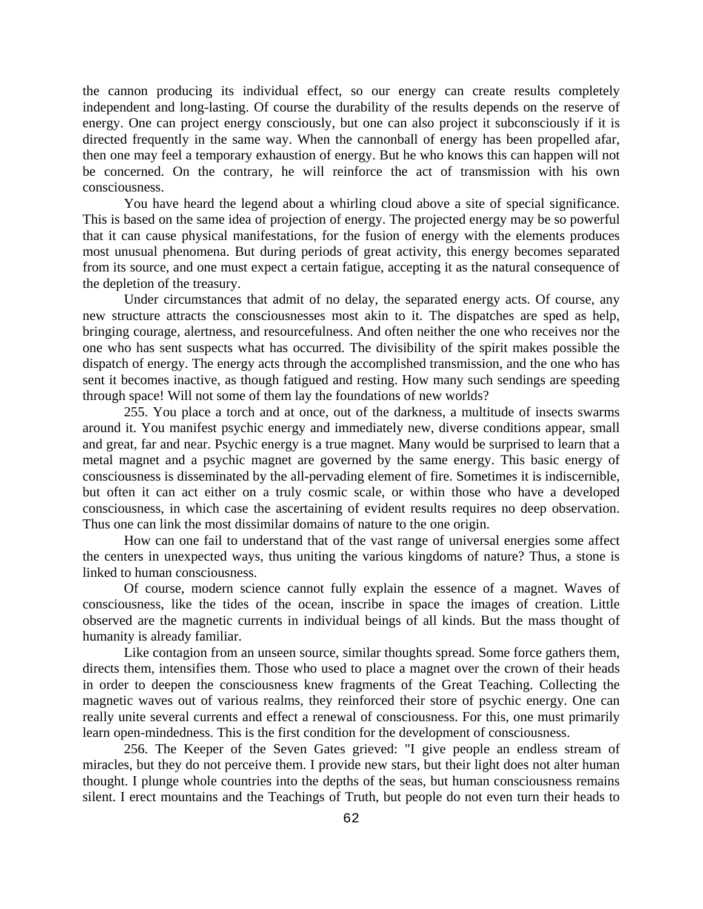the cannon producing its individual effect, so our energy can create results completely independent and long-lasting. Of course the durability of the results depends on the reserve of energy. One can project energy consciously, but one can also project it subconsciously if it is directed frequently in the same way. When the cannonball of energy has been propelled afar, then one may feel a temporary exhaustion of energy. But he who knows this can happen will not be concerned. On the contrary, he will reinforce the act of transmission with his own consciousness.

You have heard the legend about a whirling cloud above a site of special significance. This is based on the same idea of projection of energy. The projected energy may be so powerful that it can cause physical manifestations, for the fusion of energy with the elements produces most unusual phenomena. But during periods of great activity, this energy becomes separated from its source, and one must expect a certain fatigue, accepting it as the natural consequence of the depletion of the treasury.

Under circumstances that admit of no delay, the separated energy acts. Of course, any new structure attracts the consciousnesses most akin to it. The dispatches are sped as help, bringing courage, alertness, and resourcefulness. And often neither the one who receives nor the one who has sent suspects what has occurred. The divisibility of the spirit makes possible the dispatch of energy. The energy acts through the accomplished transmission, and the one who has sent it becomes inactive, as though fatigued and resting. How many such sendings are speeding through space! Will not some of them lay the foundations of new worlds?

255. You place a torch and at once, out of the darkness, a multitude of insects swarms around it. You manifest psychic energy and immediately new, diverse conditions appear, small and great, far and near. Psychic energy is a true magnet. Many would be surprised to learn that a metal magnet and a psychic magnet are governed by the same energy. This basic energy of consciousness is disseminated by the all-pervading element of fire. Sometimes it is indiscernible, but often it can act either on a truly cosmic scale, or within those who have a developed consciousness, in which case the ascertaining of evident results requires no deep observation. Thus one can link the most dissimilar domains of nature to the one origin.

How can one fail to understand that of the vast range of universal energies some affect the centers in unexpected ways, thus uniting the various kingdoms of nature? Thus, a stone is linked to human consciousness.

Of course, modern science cannot fully explain the essence of a magnet. Waves of consciousness, like the tides of the ocean, inscribe in space the images of creation. Little observed are the magnetic currents in individual beings of all kinds. But the mass thought of humanity is already familiar.

Like contagion from an unseen source, similar thoughts spread. Some force gathers them, directs them, intensifies them. Those who used to place a magnet over the crown of their heads in order to deepen the consciousness knew fragments of the Great Teaching. Collecting the magnetic waves out of various realms, they reinforced their store of psychic energy. One can really unite several currents and effect a renewal of consciousness. For this, one must primarily learn open-mindedness. This is the first condition for the development of consciousness.

256. The Keeper of the Seven Gates grieved: "I give people an endless stream of miracles, but they do not perceive them. I provide new stars, but their light does not alter human thought. I plunge whole countries into the depths of the seas, but human consciousness remains silent. I erect mountains and the Teachings of Truth, but people do not even turn their heads to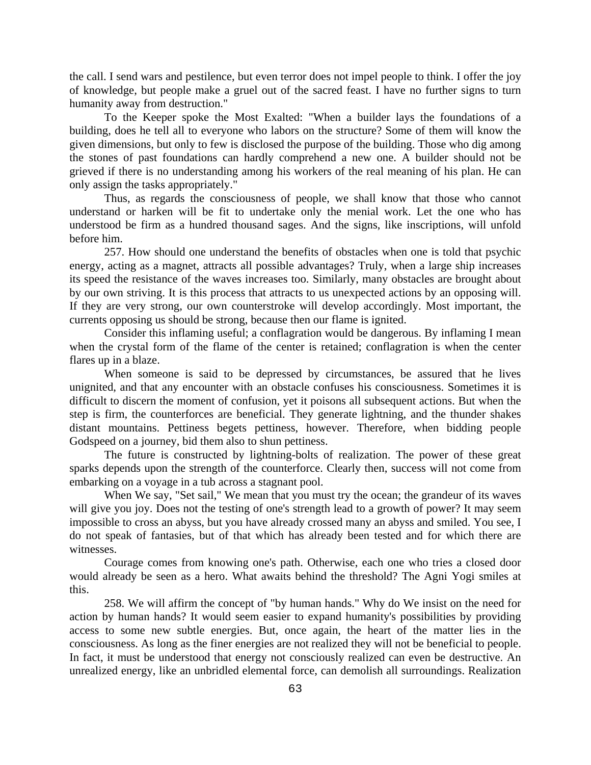the call. I send wars and pestilence, but even terror does not impel people to think. I offer the joy of knowledge, but people make a gruel out of the sacred feast. I have no further signs to turn humanity away from destruction."

To the Keeper spoke the Most Exalted: "When a builder lays the foundations of a building, does he tell all to everyone who labors on the structure? Some of them will know the given dimensions, but only to few is disclosed the purpose of the building. Those who dig among the stones of past foundations can hardly comprehend a new one. A builder should not be grieved if there is no understanding among his workers of the real meaning of his plan. He can only assign the tasks appropriately."

Thus, as regards the consciousness of people, we shall know that those who cannot understand or harken will be fit to undertake only the menial work. Let the one who has understood be firm as a hundred thousand sages. And the signs, like inscriptions, will unfold before him.

257. How should one understand the benefits of obstacles when one is told that psychic energy, acting as a magnet, attracts all possible advantages? Truly, when a large ship increases its speed the resistance of the waves increases too. Similarly, many obstacles are brought about by our own striving. It is this process that attracts to us unexpected actions by an opposing will. If they are very strong, our own counterstroke will develop accordingly. Most important, the currents opposing us should be strong, because then our flame is ignited.

Consider this inflaming useful; a conflagration would be dangerous. By inflaming I mean when the crystal form of the flame of the center is retained; conflagration is when the center flares up in a blaze.

When someone is said to be depressed by circumstances, be assured that he lives unignited, and that any encounter with an obstacle confuses his consciousness. Sometimes it is difficult to discern the moment of confusion, yet it poisons all subsequent actions. But when the step is firm, the counterforces are beneficial. They generate lightning, and the thunder shakes distant mountains. Pettiness begets pettiness, however. Therefore, when bidding people Godspeed on a journey, bid them also to shun pettiness.

The future is constructed by lightning-bolts of realization. The power of these great sparks depends upon the strength of the counterforce. Clearly then, success will not come from embarking on a voyage in a tub across a stagnant pool.

When We say, "Set sail," We mean that you must try the ocean; the grandeur of its waves will give you joy. Does not the testing of one's strength lead to a growth of power? It may seem impossible to cross an abyss, but you have already crossed many an abyss and smiled. You see, I do not speak of fantasies, but of that which has already been tested and for which there are witnesses.

Courage comes from knowing one's path. Otherwise, each one who tries a closed door would already be seen as a hero. What awaits behind the threshold? The Agni Yogi smiles at this.

258. We will affirm the concept of "by human hands." Why do We insist on the need for action by human hands? It would seem easier to expand humanity's possibilities by providing access to some new subtle energies. But, once again, the heart of the matter lies in the consciousness. As long as the finer energies are not realized they will not be beneficial to people. In fact, it must be understood that energy not consciously realized can even be destructive. An unrealized energy, like an unbridled elemental force, can demolish all surroundings. Realization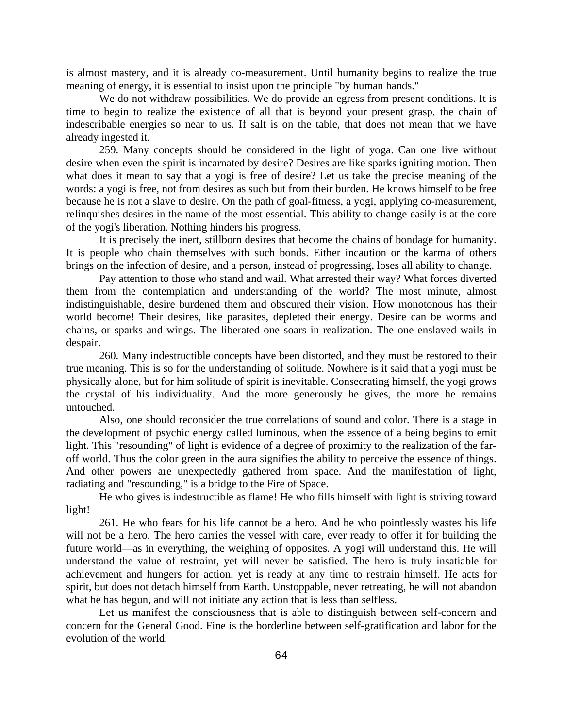is almost mastery, and it is already co-measurement. Until humanity begins to realize the true meaning of energy, it is essential to insist upon the principle "by human hands."

We do not withdraw possibilities. We do provide an egress from present conditions. It is time to begin to realize the existence of all that is beyond your present grasp, the chain of indescribable energies so near to us. If salt is on the table, that does not mean that we have already ingested it.

259. Many concepts should be considered in the light of yoga. Can one live without desire when even the spirit is incarnated by desire? Desires are like sparks igniting motion. Then what does it mean to say that a yogi is free of desire? Let us take the precise meaning of the words: a yogi is free, not from desires as such but from their burden. He knows himself to be free because he is not a slave to desire. On the path of goal-fitness, a yogi, applying co-measurement, relinquishes desires in the name of the most essential. This ability to change easily is at the core of the yogi's liberation. Nothing hinders his progress.

It is precisely the inert, stillborn desires that become the chains of bondage for humanity. It is people who chain themselves with such bonds. Either incaution or the karma of others brings on the infection of desire, and a person, instead of progressing, loses all ability to change.

Pay attention to those who stand and wail. What arrested their way? What forces diverted them from the contemplation and understanding of the world? The most minute, almost indistinguishable, desire burdened them and obscured their vision. How monotonous has their world become! Their desires, like parasites, depleted their energy. Desire can be worms and chains, or sparks and wings. The liberated one soars in realization. The one enslaved wails in despair.

260. Many indestructible concepts have been distorted, and they must be restored to their true meaning. This is so for the understanding of solitude. Nowhere is it said that a yogi must be physically alone, but for him solitude of spirit is inevitable. Consecrating himself, the yogi grows the crystal of his individuality. And the more generously he gives, the more he remains untouched.

Also, one should reconsider the true correlations of sound and color. There is a stage in the development of psychic energy called luminous, when the essence of a being begins to emit light. This "resounding" of light is evidence of a degree of proximity to the realization of the far-off world. Thus the color green in the aura signifies the ability to perceive the essence of things. And other powers are unexpectedly gathered from space. And the manifestation of light, radiating and "resounding," is a bridge to the Fire of Space.

He who gives is indestructible as flame! He who fills himself with light is striving toward light!

261. He who fears for his life cannot be a hero. And he who pointlessly wastes his life will not be a hero. The hero carries the vessel with care, ever ready to offer it for building the future world—as in everything, the weighing of opposites. A yogi will understand this. He will understand the value of restraint, yet will never be satisfied. The hero is truly insatiable for achievement and hungers for action, yet is ready at any time to restrain himself. He acts for spirit, but does not detach himself from Earth. Unstoppable, never retreating, he will not abandon what he has begun, and will not initiate any action that is less than selfless.

Let us manifest the consciousness that is able to distinguish between self-concern and concern for the General Good. Fine is the borderline between self-gratification and labor for the evolution of the world.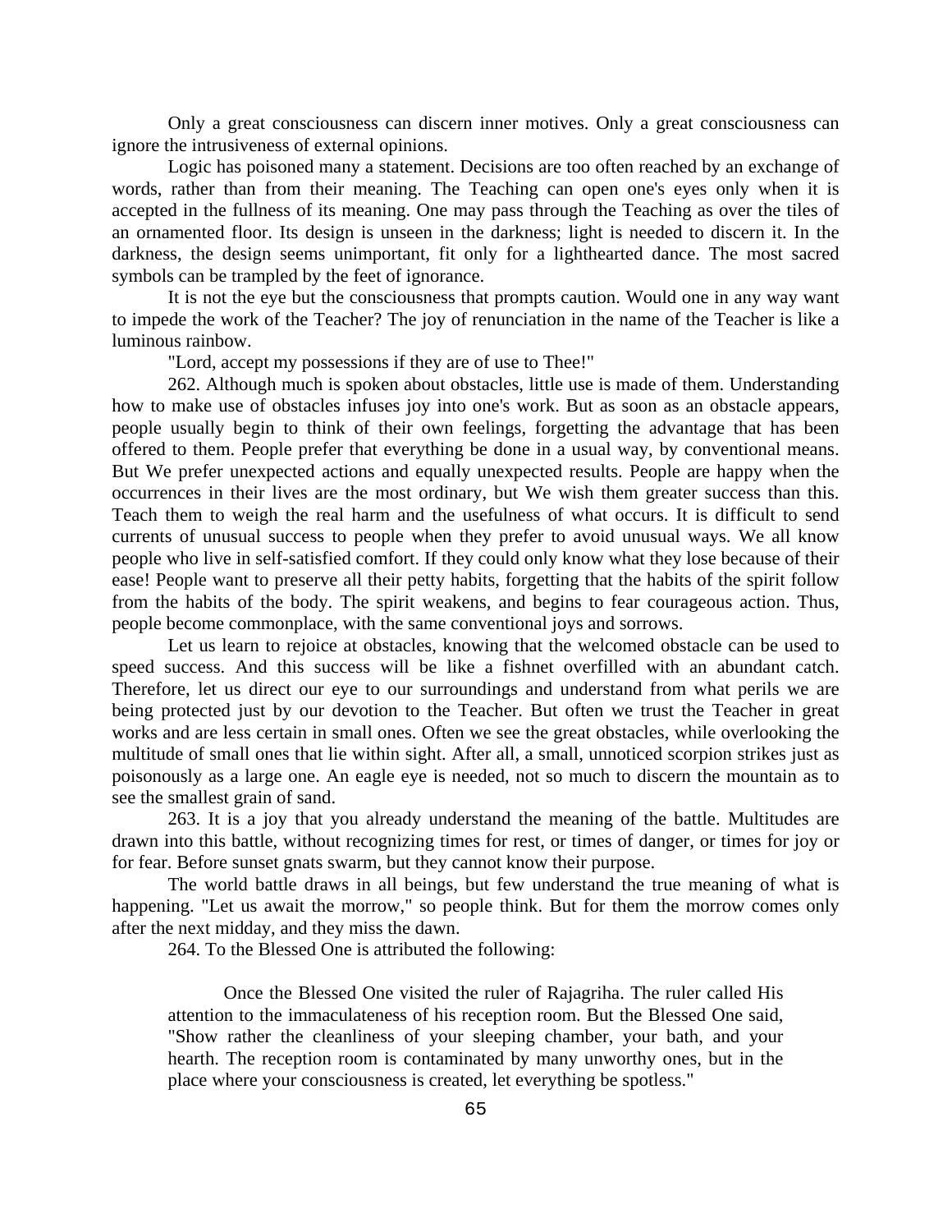Only a great consciousness can discern inner motives. Only a great consciousness can ignore the intrusiveness of external opinions.

Logic has poisoned many a statement. Decisions are too often reached by an exchange of words, rather than from their meaning. The Teaching can open one's eyes only when it is accepted in the fullness of its meaning. One may pass through the Teaching as over the tiles of an ornamented floor. Its design is unseen in the darkness; light is needed to discern it. In the darkness, the design seems unimportant, fit only for a lighthearted dance. The most sacred symbols can be trampled by the feet of ignorance.

It is not the eye but the consciousness that prompts caution. Would one in any way want to impede the work of the Teacher? The joy of renunciation in the name of the Teacher is like a luminous rainbow.

"Lord, accept my possessions if they are of use to Thee!"

262. Although much is spoken about obstacles, little use is made of them. Understanding how to make use of obstacles infuses joy into one's work. But as soon as an obstacle appears, people usually begin to think of their own feelings, forgetting the advantage that has been offered to them. People prefer that everything be done in a usual way, by conventional means. But We prefer unexpected actions and equally unexpected results. People are happy when the occurrences in their lives are the most ordinary, but We wish them greater success than this. Teach them to weigh the real harm and the usefulness of what occurs. It is difficult to send currents of unusual success to people when they prefer to avoid unusual ways. We all know people who live in self-satisfied comfort. If they could only know what they lose because of their ease! People want to preserve all their petty habits, forgetting that the habits of the spirit follow from the habits of the body. The spirit weakens, and begins to fear courageous action. Thus, people become commonplace, with the same conventional joys and sorrows.

Let us learn to rejoice at obstacles, knowing that the welcomed obstacle can be used to speed success. And this success will be like a fishnet overfilled with an abundant catch. Therefore, let us direct our eye to our surroundings and understand from what perils we are being protected just by our devotion to the Teacher. But often we trust the Teacher in great works and are less certain in small ones. Often we see the great obstacles, while overlooking the multitude of small ones that lie within sight. After all, a small, unnoticed scorpion strikes just as poisonously as a large one. An eagle eye is needed, not so much to discern the mountain as to see the smallest grain of sand.

263. It is a joy that you already understand the meaning of the battle. Multitudes are drawn into this battle, without recognizing times for rest, or times of danger, or times for joy or for fear. Before sunset gnats swarm, but they cannot know their purpose.

The world battle draws in all beings, but few understand the true meaning of what is happening. "Let us await the morrow," so people think. But for them the morrow comes only after the next midday, and they miss the dawn.

264. To the Blessed One is attributed the following:

> Once the Blessed One visited the ruler of Rajagriha. The ruler called His attention to the immaculateness of his reception room. But the Blessed One said, "Show rather the cleanliness of your sleeping chamber, your bath, and your hearth. The reception room is contaminated by many unworthy ones, but in the place where your consciousness is created, let everything be spotless."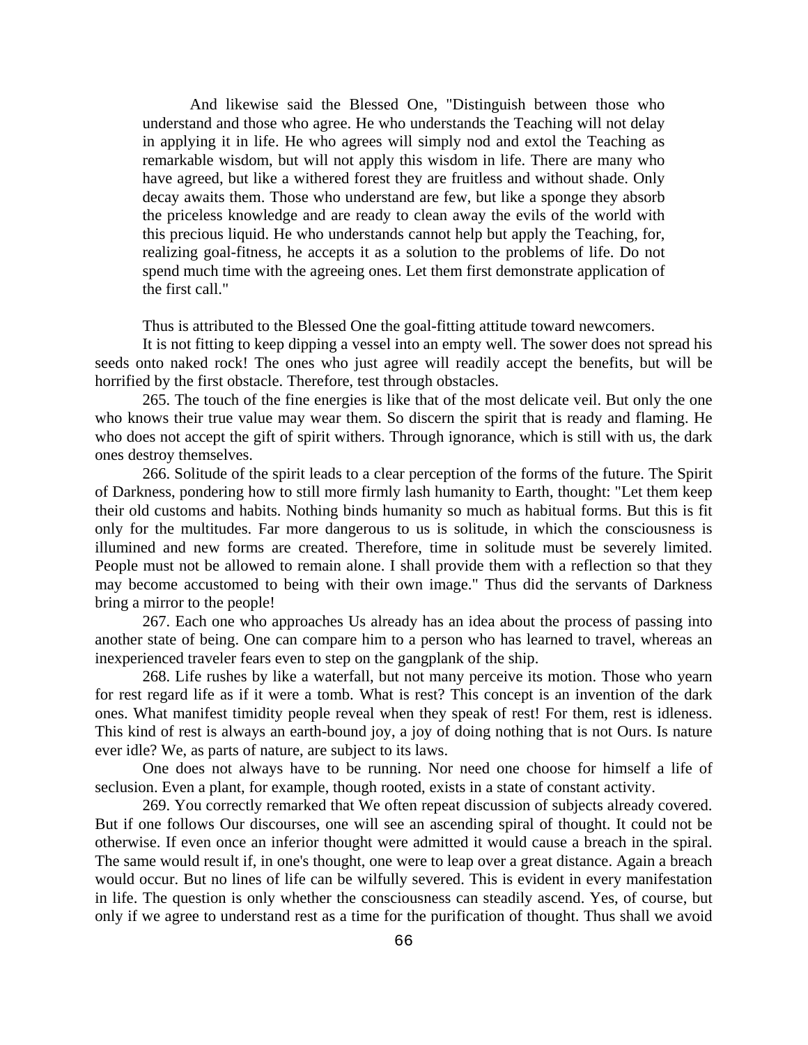> And likewise said the Blessed One, "Distinguish between those who understand and those who agree. He who understands the Teaching will not delay in applying it in life. He who agrees will simply nod and extol the Teaching as remarkable wisdom, but will not apply this wisdom in life. There are many who have agreed, but like a withered forest they are fruitless and without shade. Only decay awaits them. Those who understand are few, but like a sponge they absorb the priceless knowledge and are ready to clean away the evils of the world with this precious liquid. He who understands cannot help but apply the Teaching, for, realizing goal-fitness, he accepts it as a solution to the problems of life. Do not spend much time with the agreeing ones. Let them first demonstrate application of the first call."

Thus is attributed to the Blessed One the goal-fitting attitude toward newcomers.

It is not fitting to keep dipping a vessel into an empty well. The sower does not spread his seeds onto naked rock! The ones who just agree will readily accept the benefits, but will be horrified by the first obstacle. Therefore, test through obstacles.

265. The touch of the fine energies is like that of the most delicate veil. But only the one who knows their true value may wear them. So discern the spirit that is ready and flaming. He who does not accept the gift of spirit withers. Through ignorance, which is still with us, the dark ones destroy themselves.

266. Solitude of the spirit leads to a clear perception of the forms of the future. The Spirit of Darkness, pondering how to still more firmly lash humanity to Earth, thought: "Let them keep their old customs and habits. Nothing binds humanity so much as habitual forms. But this is fit only for the multitudes. Far more dangerous to us is solitude, in which the consciousness is illumined and new forms are created. Therefore, time in solitude must be severely limited. People must not be allowed to remain alone. I shall provide them with a reflection so that they may become accustomed to being with their own image." Thus did the servants of Darkness bring a mirror to the people!

267. Each one who approaches Us already has an idea about the process of passing into another state of being. One can compare him to a person who has learned to travel, whereas an inexperienced traveler fears even to step on the gangplank of the ship.

268. Life rushes by like a waterfall, but not many perceive its motion. Those who yearn for rest regard life as if it were a tomb. What is rest? This concept is an invention of the dark ones. What manifest timidity people reveal when they speak of rest! For them, rest is idleness. This kind of rest is always an earth-bound joy, a joy of doing nothing that is not Ours. Is nature ever idle? We, as parts of nature, are subject to its laws.

One does not always have to be running. Nor need one choose for himself a life of seclusion. Even a plant, for example, though rooted, exists in a state of constant activity.

269. You correctly remarked that We often repeat discussion of subjects already covered. But if one follows Our discourses, one will see an ascending spiral of thought. It could not be otherwise. If even once an inferior thought were admitted it would cause a breach in the spiral. The same would result if, in one's thought, one were to leap over a great distance. Again a breach would occur. But no lines of life can be wilfully severed. This is evident in every manifestation in life. The question is only whether the consciousness can steadily ascend. Yes, of course, but only if we agree to understand rest as a time for the purification of thought. Thus shall we avoid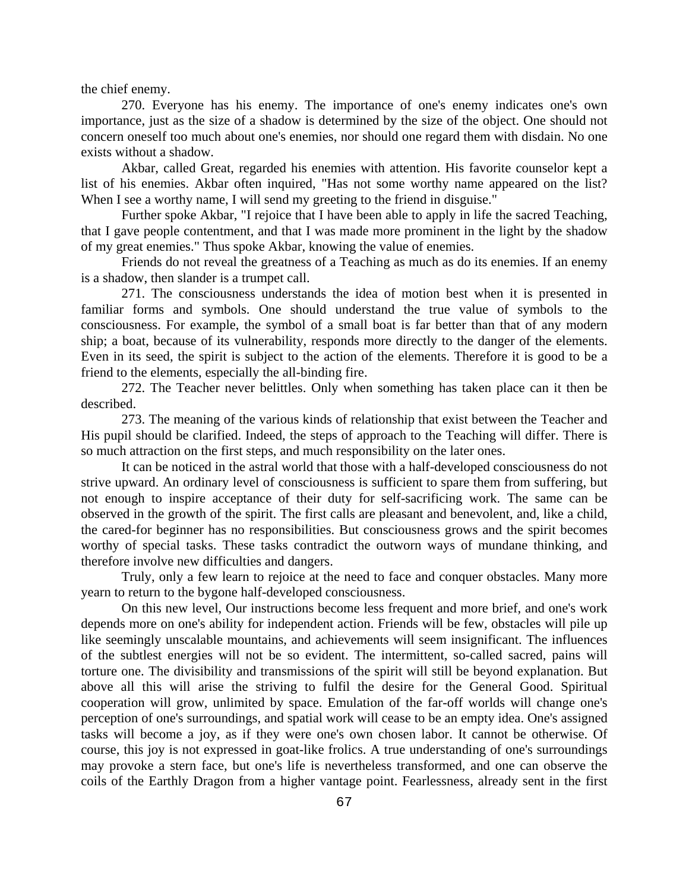the chief enemy.

270. Everyone has his enemy. The importance of one's enemy indicates one's own importance, just as the size of a shadow is determined by the size of the object. One should not concern oneself too much about one's enemies, nor should one regard them with disdain. No one exists without a shadow.

Akbar, called Great, regarded his enemies with attention. His favorite counselor kept a list of his enemies. Akbar often inquired, "Has not some worthy name appeared on the list? When I see a worthy name, I will send my greeting to the friend in disguise."

Further spoke Akbar, "I rejoice that I have been able to apply in life the sacred Teaching, that I gave people contentment, and that I was made more prominent in the light by the shadow of my great enemies." Thus spoke Akbar, knowing the value of enemies.

Friends do not reveal the greatness of a Teaching as much as do its enemies. If an enemy is a shadow, then slander is a trumpet call.

271. The consciousness understands the idea of motion best when it is presented in familiar forms and symbols. One should understand the true value of symbols to the consciousness. For example, the symbol of a small boat is far better than that of any modern ship; a boat, because of its vulnerability, responds more directly to the danger of the elements. Even in its seed, the spirit is subject to the action of the elements. Therefore it is good to be a friend to the elements, especially the all-binding fire.

272. The Teacher never belittles. Only when something has taken place can it then be described.

273. The meaning of the various kinds of relationship that exist between the Teacher and His pupil should be clarified. Indeed, the steps of approach to the Teaching will differ. There is so much attraction on the first steps, and much responsibility on the later ones.

It can be noticed in the astral world that those with a half-developed consciousness do not strive upward. An ordinary level of consciousness is sufficient to spare them from suffering, but not enough to inspire acceptance of their duty for self-sacrificing work. The same can be observed in the growth of the spirit. The first calls are pleasant and benevolent, and, like a child, the cared-for beginner has no responsibilities. But consciousness grows and the spirit becomes worthy of special tasks. These tasks contradict the outworn ways of mundane thinking, and therefore involve new difficulties and dangers.

Truly, only a few learn to rejoice at the need to face and conquer obstacles. Many more yearn to return to the bygone half-developed consciousness.

On this new level, Our instructions become less frequent and more brief, and one's work depends more on one's ability for independent action. Friends will be few, obstacles will pile up like seemingly unscalable mountains, and achievements will seem insignificant. The influences of the subtlest energies will not be so evident. The intermittent, so-called sacred, pains will torture one. The divisibility and transmissions of the spirit will still be beyond explanation. But above all this will arise the striving to fulfil the desire for the General Good. Spiritual cooperation will grow, unlimited by space. Emulation of the far-off worlds will change one's perception of one's surroundings, and spatial work will cease to be an empty idea. One's assigned tasks will become a joy, as if they were one's own chosen labor. It cannot be otherwise. Of course, this joy is not expressed in goat-like frolics. A true understanding of one's surroundings may provoke a stern face, but one's life is nevertheless transformed, and one can observe the coils of the Earthly Dragon from a higher vantage point. Fearlessness, already sent in the first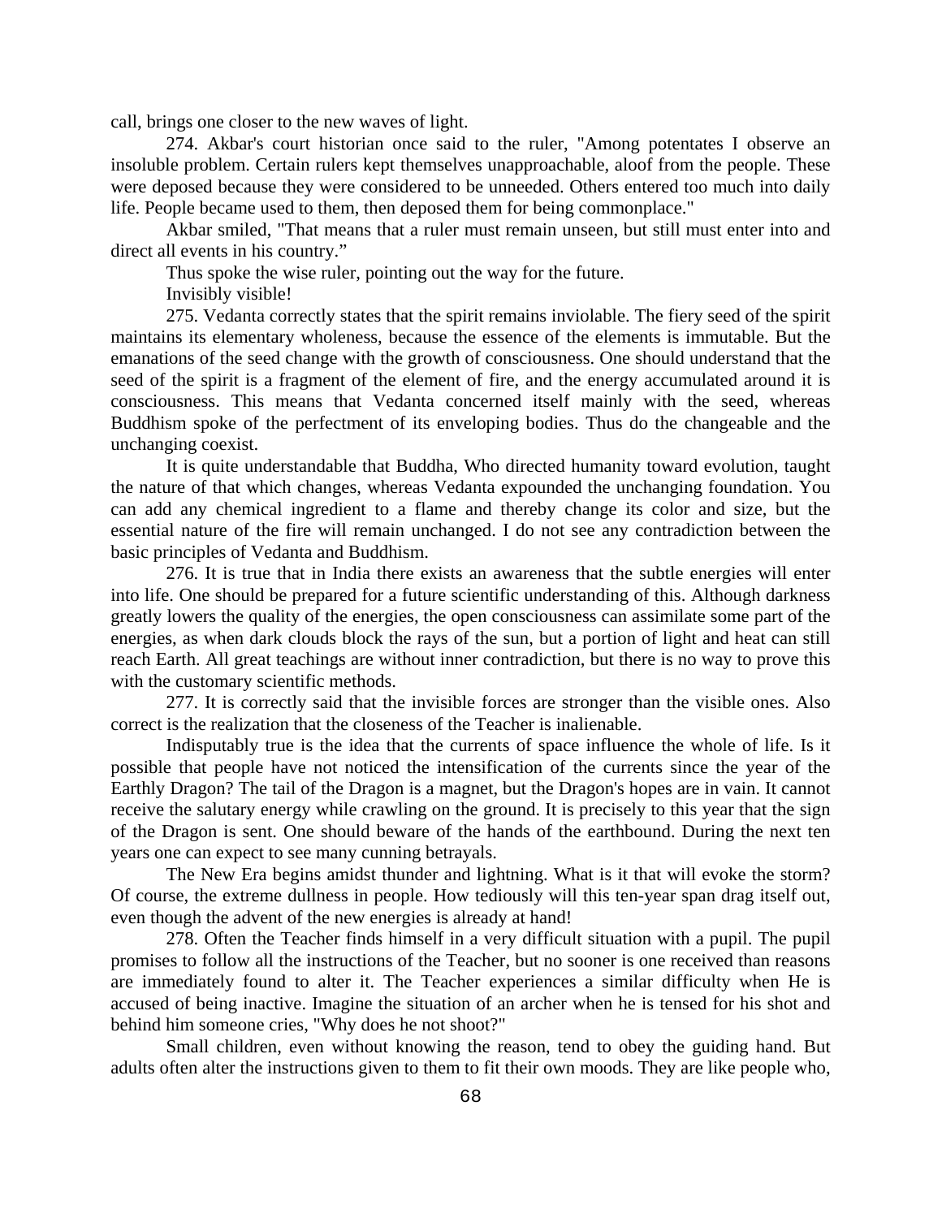call, brings one closer to the new waves of light.

274. Akbar's court historian once said to the ruler, "Among potentates I observe an insoluble problem. Certain rulers kept themselves unapproachable, aloof from the people. These were deposed because they were considered to be unneeded. Others entered too much into daily life. People became used to them, then deposed them for being commonplace."

Akbar smiled, "That means that a ruler must remain unseen, but still must enter into and direct all events in his country."

Thus spoke the wise ruler, pointing out the way for the future.

Invisibly visible!

275. Vedanta correctly states that the spirit remains inviolable. The fiery seed of the spirit maintains its elementary wholeness, because the essence of the elements is immutable. But the emanations of the seed change with the growth of consciousness. One should understand that the seed of the spirit is a fragment of the element of fire, and the energy accumulated around it is consciousness. This means that Vedanta concerned itself mainly with the seed, whereas Buddhism spoke of the perfectment of its enveloping bodies. Thus do the changeable and the unchanging coexist.

It is quite understandable that Buddha, Who directed humanity toward evolution, taught the nature of that which changes, whereas Vedanta expounded the unchanging foundation. You can add any chemical ingredient to a flame and thereby change its color and size, but the essential nature of the fire will remain unchanged. I do not see any contradiction between the basic principles of Vedanta and Buddhism.

276. It is true that in India there exists an awareness that the subtle energies will enter into life. One should be prepared for a future scientific understanding of this. Although darkness greatly lowers the quality of the energies, the open consciousness can assimilate some part of the energies, as when dark clouds block the rays of the sun, but a portion of light and heat can still reach Earth. All great teachings are without inner contradiction, but there is no way to prove this with the customary scientific methods.

277. It is correctly said that the invisible forces are stronger than the visible ones. Also correct is the realization that the closeness of the Teacher is inalienable.

Indisputably true is the idea that the currents of space influence the whole of life. Is it possible that people have not noticed the intensification of the currents since the year of the Earthly Dragon? The tail of the Dragon is a magnet, but the Dragon's hopes are in vain. It cannot receive the salutary energy while crawling on the ground. It is precisely to this year that the sign of the Dragon is sent. One should beware of the hands of the earthbound. During the next ten years one can expect to see many cunning betrayals.

The New Era begins amidst thunder and lightning. What is it that will evoke the storm? Of course, the extreme dullness in people. How tediously will this ten-year span drag itself out, even though the advent of the new energies is already at hand!

278. Often the Teacher finds himself in a very difficult situation with a pupil. The pupil promises to follow all the instructions of the Teacher, but no sooner is one received than reasons are immediately found to alter it. The Teacher experiences a similar difficulty when He is accused of being inactive. Imagine the situation of an archer when he is tensed for his shot and behind him someone cries, "Why does he not shoot?"

Small children, even without knowing the reason, tend to obey the guiding hand. But adults often alter the instructions given to them to fit their own moods. They are like people who,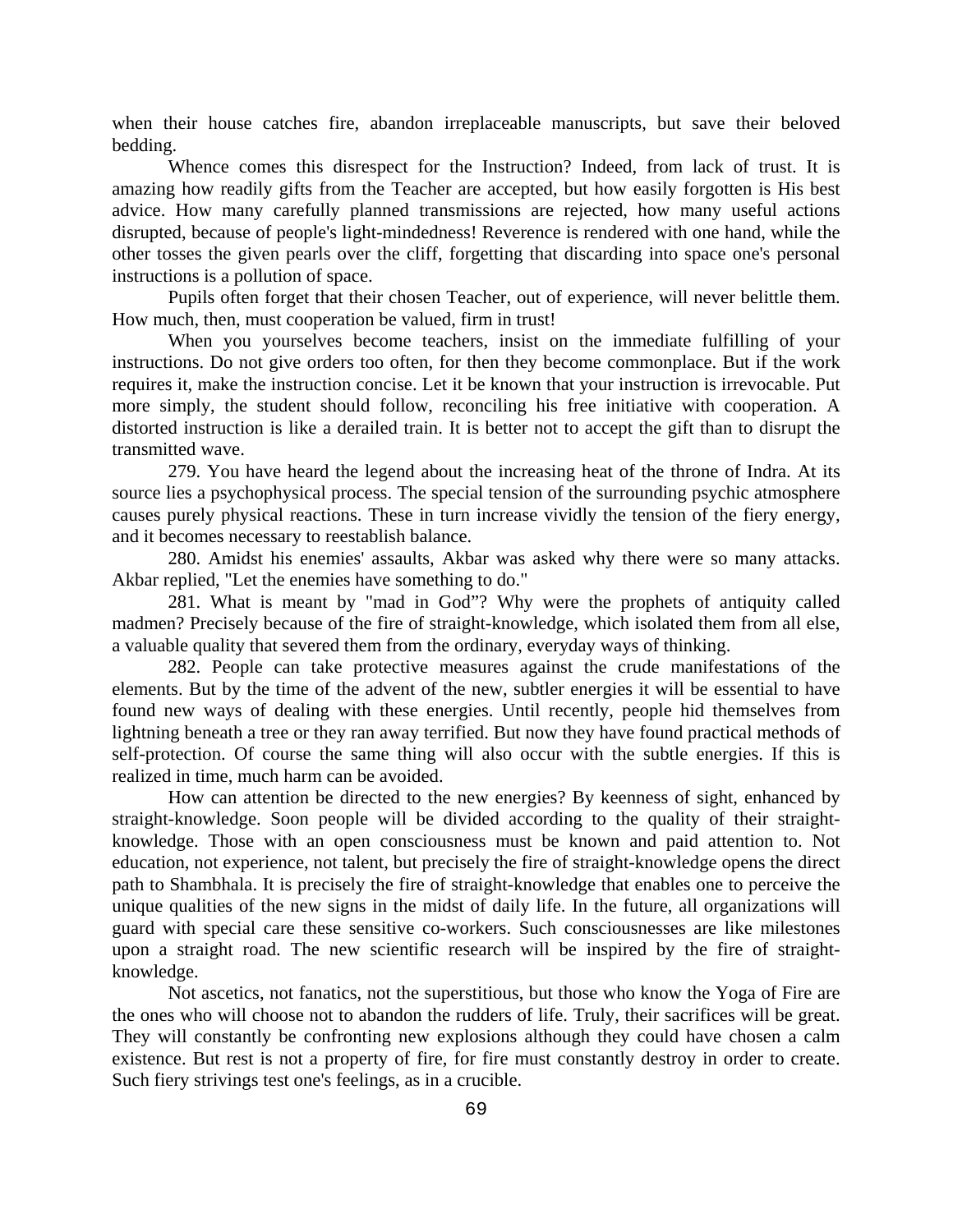when their house catches fire, abandon irreplaceable manuscripts, but save their beloved bedding.

Whence comes this disrespect for the Instruction? Indeed, from lack of trust. It is amazing how readily gifts from the Teacher are accepted, but how easily forgotten is His best advice. How many carefully planned transmissions are rejected, how many useful actions disrupted, because of people's light-mindedness! Reverence is rendered with one hand, while the other tosses the given pearls over the cliff, forgetting that discarding into space one's personal instructions is a pollution of space.

Pupils often forget that their chosen Teacher, out of experience, will never belittle them. How much, then, must cooperation be valued, firm in trust!

When you yourselves become teachers, insist on the immediate fulfilling of your instructions. Do not give orders too often, for then they become commonplace. But if the work requires it, make the instruction concise. Let it be known that your instruction is irrevocable. Put more simply, the student should follow, reconciling his free initiative with cooperation. A distorted instruction is like a derailed train. It is better not to accept the gift than to disrupt the transmitted wave.

279. You have heard the legend about the increasing heat of the throne of Indra. At its source lies a psychophysical process. The special tension of the surrounding psychic atmosphere causes purely physical reactions. These in turn increase vividly the tension of the fiery energy, and it becomes necessary to reestablish balance.

280. Amidst his enemies' assaults, Akbar was asked why there were so many attacks. Akbar replied, "Let the enemies have something to do."

281. What is meant by "mad in God"? Why were the prophets of antiquity called madmen? Precisely because of the fire of straight-knowledge, which isolated them from all else, a valuable quality that severed them from the ordinary, everyday ways of thinking.

282. People can take protective measures against the crude manifestations of the elements. But by the time of the advent of the new, subtler energies it will be essential to have found new ways of dealing with these energies. Until recently, people hid themselves from lightning beneath a tree or they ran away terrified. But now they have found practical methods of self-protection. Of course the same thing will also occur with the subtle energies. If this is realized in time, much harm can be avoided.

How can attention be directed to the new energies? By keenness of sight, enhanced by straight-knowledge. Soon people will be divided according to the quality of their straight-knowledge. Those with an open consciousness must be known and paid attention to. Not education, not experience, not talent, but precisely the fire of straight-knowledge opens the direct path to Shambhala. It is precisely the fire of straight-knowledge that enables one to perceive the unique qualities of the new signs in the midst of daily life. In the future, all organizations will guard with special care these sensitive co-workers. Such consciousnesses are like milestones upon a straight road. The new scientific research will be inspired by the fire of straight-knowledge.

Not ascetics, not fanatics, not the superstitious, but those who know the Yoga of Fire are the ones who will choose not to abandon the rudders of life. Truly, their sacrifices will be great. They will constantly be confronting new explosions although they could have chosen a calm existence. But rest is not a property of fire, for fire must constantly destroy in order to create. Such fiery strivings test one's feelings, as in a crucible.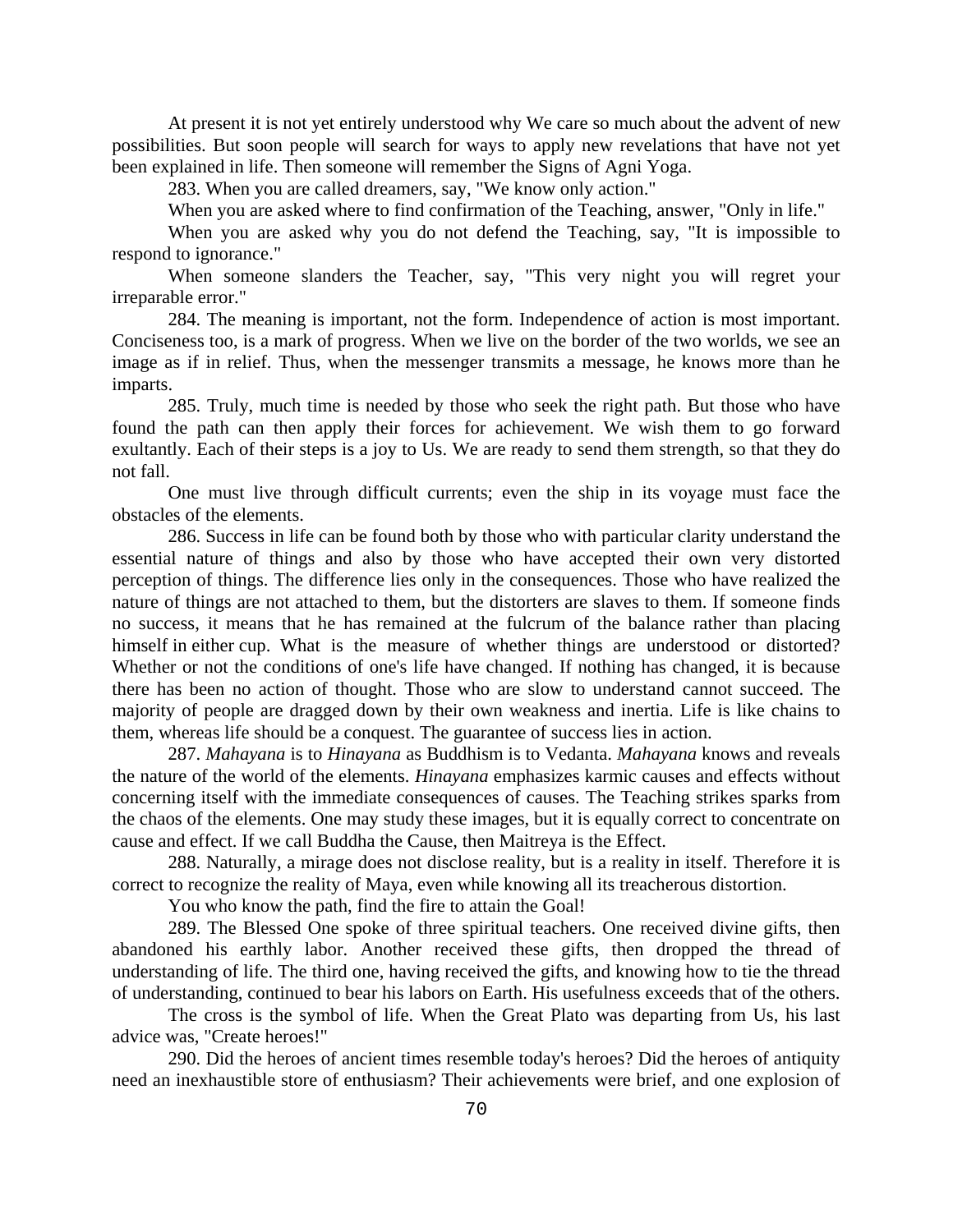At present it is not yet entirely understood why We care so much about the advent of new possibilities. But soon people will search for ways to apply new revelations that have not yet been explained in life. Then someone will remember the Signs of Agni Yoga.

283. When you are called dreamers, say, "We know only action."

When you are asked where to find confirmation of the Teaching, answer, "Only in life."

When you are asked why you do not defend the Teaching, say, "It is impossible to respond to ignorance."

When someone slanders the Teacher, say, "This very night you will regret your irreparable error."

284. The meaning is important, not the form. Independence of action is most important. Conciseness too, is a mark of progress. When we live on the border of the two worlds, we see an image as if in relief. Thus, when the messenger transmits a message, he knows more than he imparts.

285. Truly, much time is needed by those who seek the right path. But those who have found the path can then apply their forces for achievement. We wish them to go forward exultantly. Each of their steps is a joy to Us. We are ready to send them strength, so that they do not fall.

One must live through difficult currents; even the ship in its voyage must face the obstacles of the elements.

286. Success in life can be found both by those who with particular clarity understand the essential nature of things and also by those who have accepted their own very distorted perception of things. The difference lies only in the consequences. Those who have realized the nature of things are not attached to them, but the distorters are slaves to them. If someone finds no success, it means that he has remained at the fulcrum of the balance rather than placing himself in either cup. What is the measure of whether things are understood or distorted? Whether or not the conditions of one's life have changed. If nothing has changed, it is because there has been no action of thought. Those who are slow to understand cannot succeed. The majority of people are dragged down by their own weakness and inertia. Life is like chains to them, whereas life should be a conquest. The guarantee of success lies in action.

287. *Mahayana* is to *Hinayana* as Buddhism is to Vedanta. *Mahayana* knows and reveals the nature of the world of the elements. *Hinayana* emphasizes karmic causes and effects without concerning itself with the immediate consequences of causes. The Teaching strikes sparks from the chaos of the elements. One may study these images, but it is equally correct to concentrate on cause and effect. If we call Buddha the Cause, then Maitreya is the Effect.

288. Naturally, a mirage does not disclose reality, but is a reality in itself. Therefore it is correct to recognize the reality of Maya, even while knowing all its treacherous distortion.

You who know the path, find the fire to attain the Goal!

289. The Blessed One spoke of three spiritual teachers. One received divine gifts, then abandoned his earthly labor. Another received these gifts, then dropped the thread of understanding of life. The third one, having received the gifts, and knowing how to tie the thread of understanding, continued to bear his labors on Earth. His usefulness exceeds that of the others.

The cross is the symbol of life. When the Great Plato was departing from Us, his last advice was, "Create heroes!"

290. Did the heroes of ancient times resemble today's heroes? Did the heroes of antiquity need an inexhaustible store of enthusiasm? Their achievements were brief, and one explosion of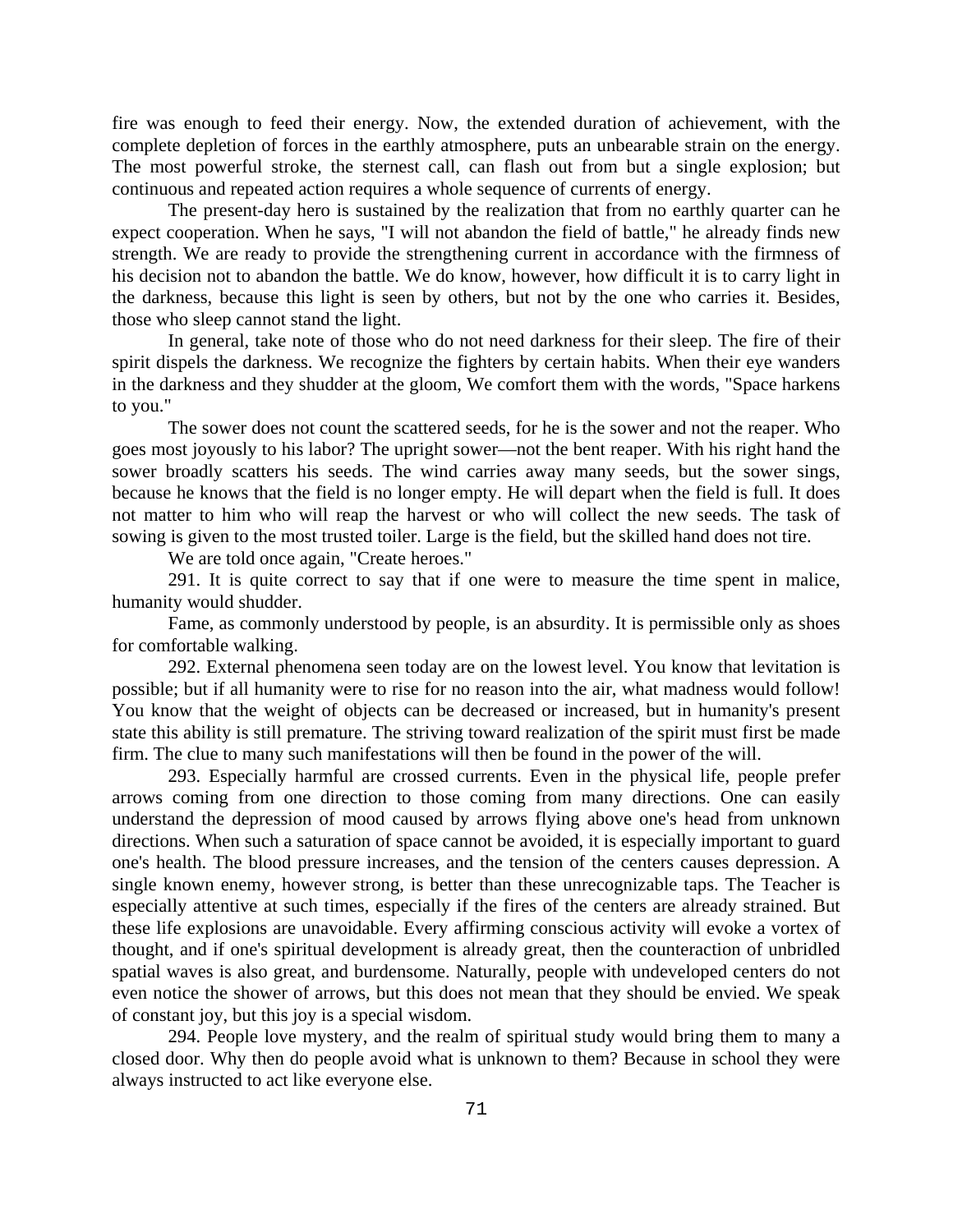fire was enough to feed their energy. Now, the extended duration of achievement, with the complete depletion of forces in the earthly atmosphere, puts an unbearable strain on the energy. The most powerful stroke, the sternest call, can flash out from but a single explosion; but continuous and repeated action requires a whole sequence of currents of energy.

The present-day hero is sustained by the realization that from no earthly quarter can he expect cooperation. When he says, "I will not abandon the field of battle," he already finds new strength. We are ready to provide the strengthening current in accordance with the firmness of his decision not to abandon the battle. We do know, however, how difficult it is to carry light in the darkness, because this light is seen by others, but not by the one who carries it. Besides, those who sleep cannot stand the light.

In general, take note of those who do not need darkness for their sleep. The fire of their spirit dispels the darkness. We recognize the fighters by certain habits. When their eye wanders in the darkness and they shudder at the gloom, We comfort them with the words, "Space harkens to you."

The sower does not count the scattered seeds, for he is the sower and not the reaper. Who goes most joyously to his labor? The upright sower—not the bent reaper. With his right hand the sower broadly scatters his seeds. The wind carries away many seeds, but the sower sings, because he knows that the field is no longer empty. He will depart when the field is full. It does not matter to him who will reap the harvest or who will collect the new seeds. The task of sowing is given to the most trusted toiler. Large is the field, but the skilled hand does not tire.

We are told once again, "Create heroes."

291. It is quite correct to say that if one were to measure the time spent in malice, humanity would shudder.

Fame, as commonly understood by people, is an absurdity. It is permissible only as shoes for comfortable walking.

292. External phenomena seen today are on the lowest level. You know that levitation is possible; but if all humanity were to rise for no reason into the air, what madness would follow! You know that the weight of objects can be decreased or increased, but in humanity's present state this ability is still premature. The striving toward realization of the spirit must first be made firm. The clue to many such manifestations will then be found in the power of the will.

293. Especially harmful are crossed currents. Even in the physical life, people prefer arrows coming from one direction to those coming from many directions. One can easily understand the depression of mood caused by arrows flying above one's head from unknown directions. When such a saturation of space cannot be avoided, it is especially important to guard one's health. The blood pressure increases, and the tension of the centers causes depression. A single known enemy, however strong, is better than these unrecognizable taps. The Teacher is especially attentive at such times, especially if the fires of the centers are already strained. But these life explosions are unavoidable. Every affirming conscious activity will evoke a vortex of thought, and if one's spiritual development is already great, then the counteraction of unbridled spatial waves is also great, and burdensome. Naturally, people with undeveloped centers do not even notice the shower of arrows, but this does not mean that they should be envied. We speak of constant joy, but this joy is a special wisdom.

294. People love mystery, and the realm of spiritual study would bring them to many a closed door. Why then do people avoid what is unknown to them? Because in school they were always instructed to act like everyone else.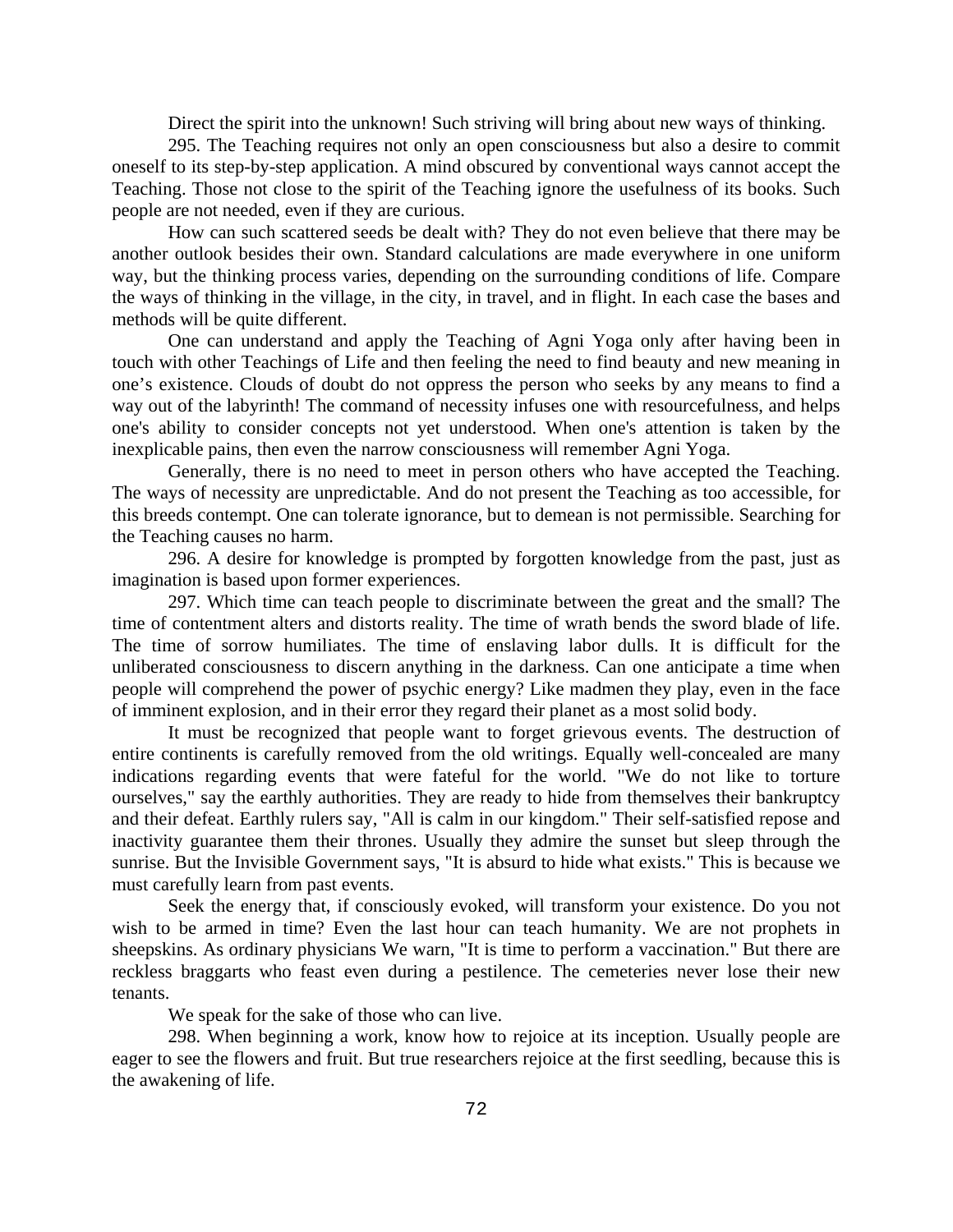Direct the spirit into the unknown! Such striving will bring about new ways of thinking.

295. The Teaching requires not only an open consciousness but also a desire to commit oneself to its step-by-step application. A mind obscured by conventional ways cannot accept the Teaching. Those not close to the spirit of the Teaching ignore the usefulness of its books. Such people are not needed, even if they are curious.

How can such scattered seeds be dealt with? They do not even believe that there may be another outlook besides their own. Standard calculations are made everywhere in one uniform way, but the thinking process varies, depending on the surrounding conditions of life. Compare the ways of thinking in the village, in the city, in travel, and in flight. In each case the bases and methods will be quite different.

One can understand and apply the Teaching of Agni Yoga only after having been in touch with other Teachings of Life and then feeling the need to find beauty and new meaning in one’s existence. Clouds of doubt do not oppress the person who seeks by any means to find a way out of the labyrinth! The command of necessity infuses one with resourcefulness, and helps one's ability to consider concepts not yet understood. When one's attention is taken by the inexplicable pains, then even the narrow consciousness will remember Agni Yoga.

Generally, there is no need to meet in person others who have accepted the Teaching. The ways of necessity are unpredictable. And do not present the Teaching as too accessible, for this breeds contempt. One can tolerate ignorance, but to demean is not permissible. Searching for the Teaching causes no harm.

296. A desire for knowledge is prompted by forgotten knowledge from the past, just as imagination is based upon former experiences.

297. Which time can teach people to discriminate between the great and the small? The time of contentment alters and distorts reality. The time of wrath bends the sword blade of life. The time of sorrow humiliates. The time of enslaving labor dulls. It is difficult for the unliberated consciousness to discern anything in the darkness. Can one anticipate a time when people will comprehend the power of psychic energy? Like madmen they play, even in the face of imminent explosion, and in their error they regard their planet as a most solid body.

It must be recognized that people want to forget grievous events. The destruction of entire continents is carefully removed from the old writings. Equally well-concealed are many indications regarding events that were fateful for the world. "We do not like to torture ourselves," say the earthly authorities. They are ready to hide from themselves their bankruptcy and their defeat. Earthly rulers say, "All is calm in our kingdom." Their self-satisfied repose and inactivity guarantee them their thrones. Usually they admire the sunset but sleep through the sunrise. But the Invisible Government says, "It is absurd to hide what exists." This is because we must carefully learn from past events.

Seek the energy that, if consciously evoked, will transform your existence. Do you not wish to be armed in time? Even the last hour can teach humanity. We are not prophets in sheepskins. As ordinary physicians We warn, "It is time to perform a vaccination." But there are reckless braggarts who feast even during a pestilence. The cemeteries never lose their new tenants.

We speak for the sake of those who can live.

298. When beginning a work, know how to rejoice at its inception. Usually people are eager to see the flowers and fruit. But true researchers rejoice at the first seedling, because this is the awakening of life.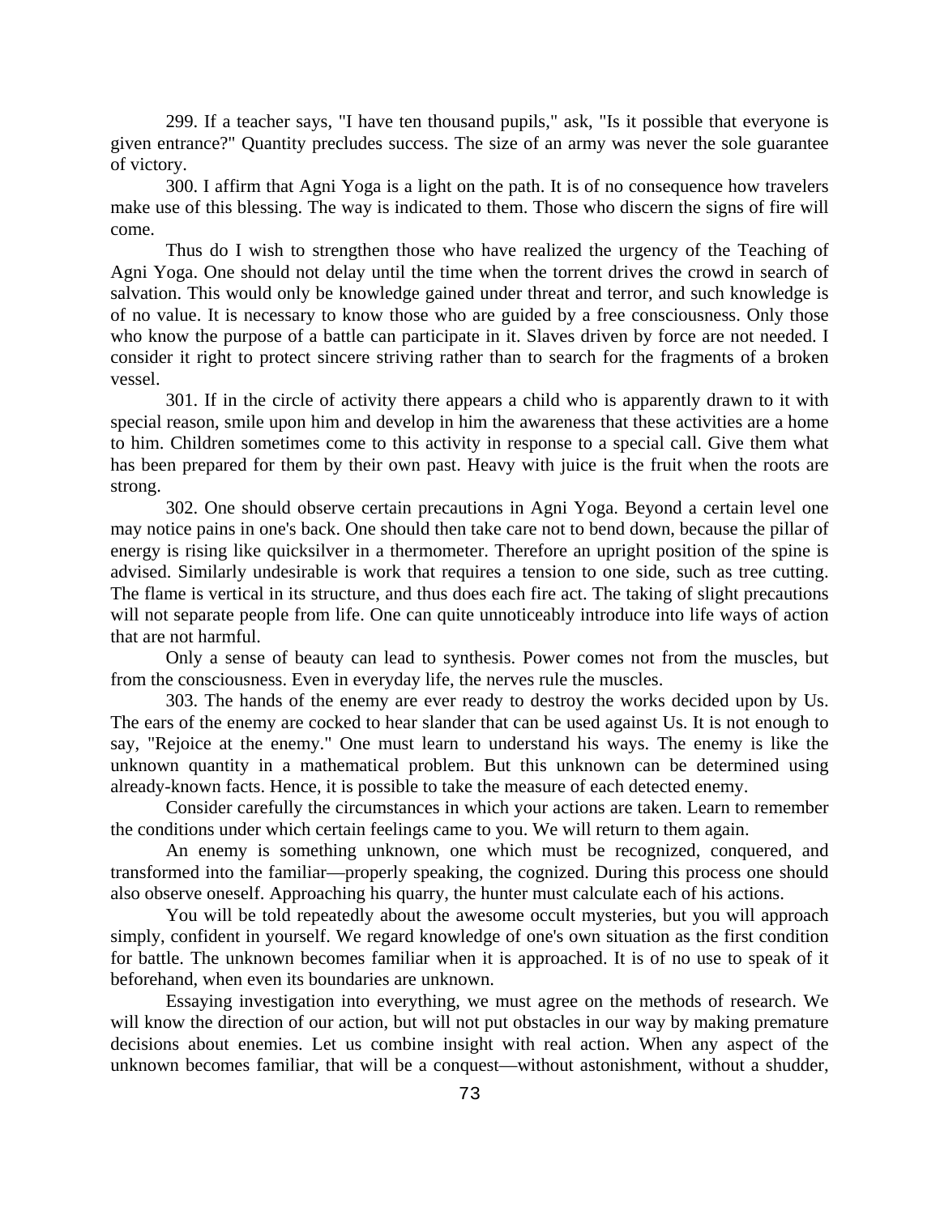299. If a teacher says, "I have ten thousand pupils," ask, "Is it possible that everyone is given entrance?" Quantity precludes success. The size of an army was never the sole guarantee of victory.

300. I affirm that Agni Yoga is a light on the path. It is of no consequence how travelers make use of this blessing. The way is indicated to them. Those who discern the signs of fire will come.

Thus do I wish to strengthen those who have realized the urgency of the Teaching of Agni Yoga. One should not delay until the time when the torrent drives the crowd in search of salvation. This would only be knowledge gained under threat and terror, and such knowledge is of no value. It is necessary to know those who are guided by a free consciousness. Only those who know the purpose of a battle can participate in it. Slaves driven by force are not needed. I consider it right to protect sincere striving rather than to search for the fragments of a broken vessel.

301. If in the circle of activity there appears a child who is apparently drawn to it with special reason, smile upon him and develop in him the awareness that these activities are a home to him. Children sometimes come to this activity in response to a special call. Give them what has been prepared for them by their own past. Heavy with juice is the fruit when the roots are strong.

302. One should observe certain precautions in Agni Yoga. Beyond a certain level one may notice pains in one's back. One should then take care not to bend down, because the pillar of energy is rising like quicksilver in a thermometer. Therefore an upright position of the spine is advised. Similarly undesirable is work that requires a tension to one side, such as tree cutting. The flame is vertical in its structure, and thus does each fire act. The taking of slight precautions will not separate people from life. One can quite unnoticeably introduce into life ways of action that are not harmful.

Only a sense of beauty can lead to synthesis. Power comes not from the muscles, but from the consciousness. Even in everyday life, the nerves rule the muscles.

303. The hands of the enemy are ever ready to destroy the works decided upon by Us. The ears of the enemy are cocked to hear slander that can be used against Us. It is not enough to say, "Rejoice at the enemy." One must learn to understand his ways. The enemy is like the unknown quantity in a mathematical problem. But this unknown can be determined using already-known facts. Hence, it is possible to take the measure of each detected enemy.

Consider carefully the circumstances in which your actions are taken. Learn to remember the conditions under which certain feelings came to you. We will return to them again.

An enemy is something unknown, one which must be recognized, conquered, and transformed into the familiar—properly speaking, the cognized. During this process one should also observe oneself. Approaching his quarry, the hunter must calculate each of his actions.

You will be told repeatedly about the awesome occult mysteries, but you will approach simply, confident in yourself. We regard knowledge of one's own situation as the first condition for battle. The unknown becomes familiar when it is approached. It is of no use to speak of it beforehand, when even its boundaries are unknown.

Essaying investigation into everything, we must agree on the methods of research. We will know the direction of our action, but will not put obstacles in our way by making premature decisions about enemies. Let us combine insight with real action. When any aspect of the unknown becomes familiar, that will be a conquest—without astonishment, without a shudder,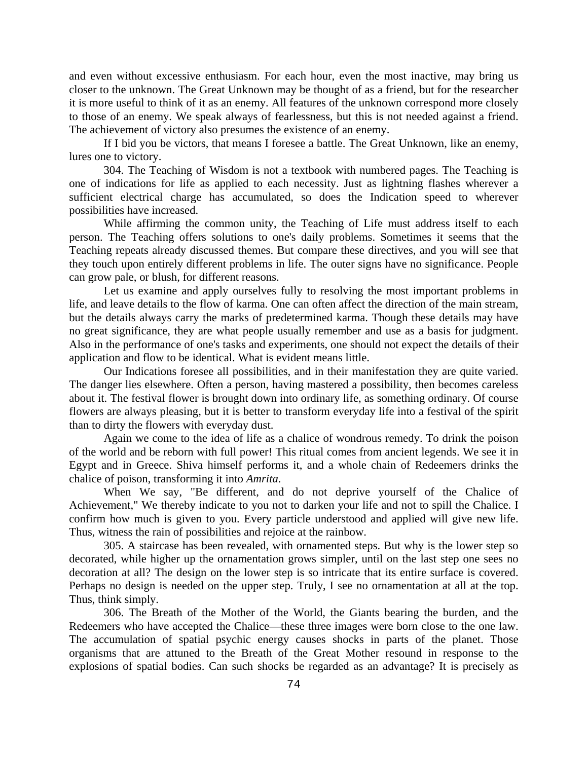and even without excessive enthusiasm. For each hour, even the most inactive, may bring us closer to the unknown. The Great Unknown may be thought of as a friend, but for the researcher it is more useful to think of it as an enemy. All features of the unknown correspond more closely to those of an enemy. We speak always of fearlessness, but this is not needed against a friend. The achievement of victory also presumes the existence of an enemy.

If I bid you be victors, that means I foresee a battle. The Great Unknown, like an enemy, lures one to victory.

304. The Teaching of Wisdom is not a textbook with numbered pages. The Teaching is one of indications for life as applied to each necessity. Just as lightning flashes wherever a sufficient electrical charge has accumulated, so does the Indication speed to wherever possibilities have increased.

While affirming the common unity, the Teaching of Life must address itself to each person. The Teaching offers solutions to one's daily problems. Sometimes it seems that the Teaching repeats already discussed themes. But compare these directives, and you will see that they touch upon entirely different problems in life. The outer signs have no significance. People can grow pale, or blush, for different reasons.

Let us examine and apply ourselves fully to resolving the most important problems in life, and leave details to the flow of karma. One can often affect the direction of the main stream, but the details always carry the marks of predetermined karma. Though these details may have no great significance, they are what people usually remember and use as a basis for judgment. Also in the performance of one's tasks and experiments, one should not expect the details of their application and flow to be identical. What is evident means little.

Our Indications foresee all possibilities, and in their manifestation they are quite varied. The danger lies elsewhere. Often a person, having mastered a possibility, then becomes careless about it. The festival flower is brought down into ordinary life, as something ordinary. Of course flowers are always pleasing, but it is better to transform everyday life into a festival of the spirit than to dirty the flowers with everyday dust.

Again we come to the idea of life as a chalice of wondrous remedy. To drink the poison of the world and be reborn with full power! This ritual comes from ancient legends. We see it in Egypt and in Greece. Shiva himself performs it, and a whole chain of Redeemers drinks the chalice of poison, transforming it into *Amrita*.

When We say, "Be different, and do not deprive yourself of the Chalice of Achievement," We thereby indicate to you not to darken your life and not to spill the Chalice. I confirm how much is given to you. Every particle understood and applied will give new life. Thus, witness the rain of possibilities and rejoice at the rainbow.

305. A staircase has been revealed, with ornamented steps. But why is the lower step so decorated, while higher up the ornamentation grows simpler, until on the last step one sees no decoration at all? The design on the lower step is so intricate that its entire surface is covered. Perhaps no design is needed on the upper step. Truly, I see no ornamentation at all at the top. Thus, think simply.

306. The Breath of the Mother of the World, the Giants bearing the burden, and the Redeemers who have accepted the Chalice—these three images were born close to the one law. The accumulation of spatial psychic energy causes shocks in parts of the planet. Those organisms that are attuned to the Breath of the Great Mother resound in response to the explosions of spatial bodies. Can such shocks be regarded as an advantage? It is precisely as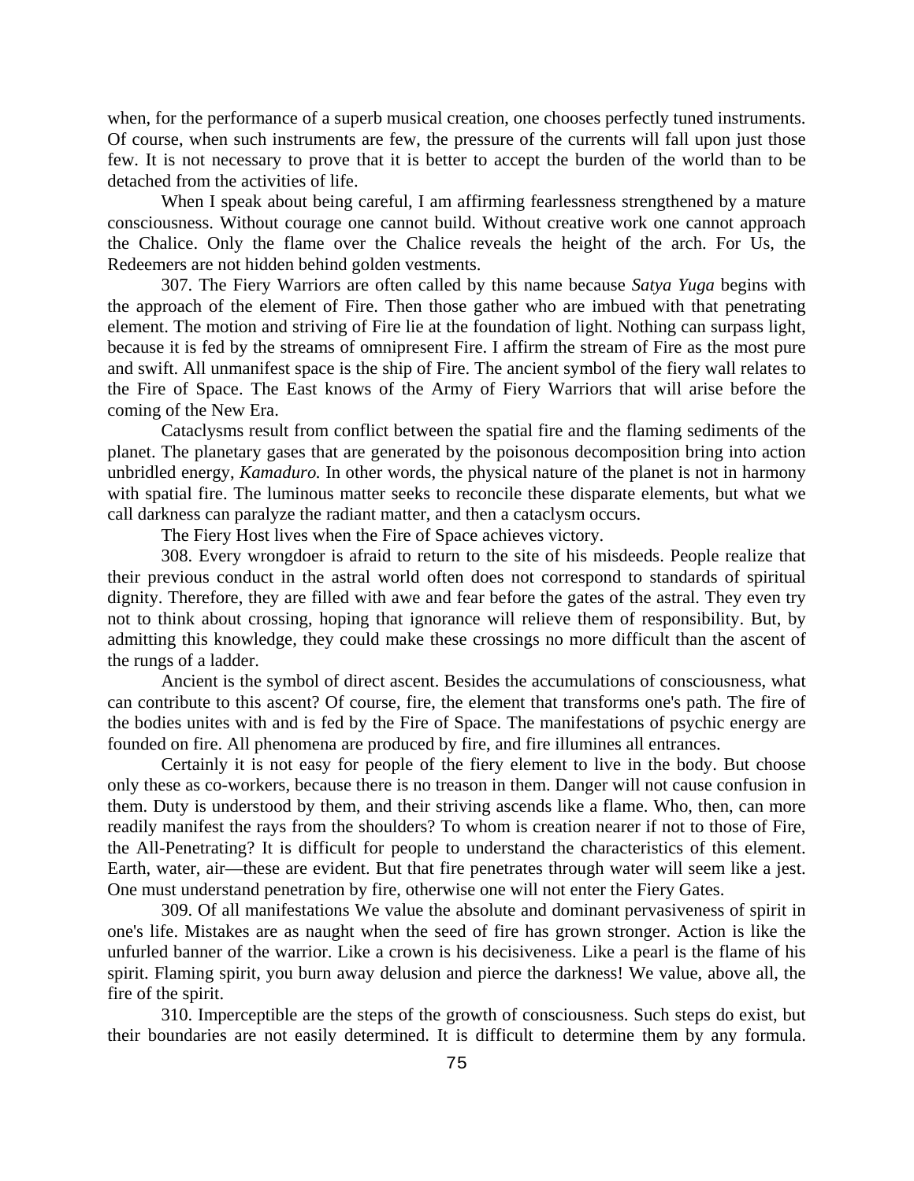when, for the performance of a superb musical creation, one chooses perfectly tuned instruments. Of course, when such instruments are few, the pressure of the currents will fall upon just those few. It is not necessary to prove that it is better to accept the burden of the world than to be detached from the activities of life.

When I speak about being careful, I am affirming fearlessness strengthened by a mature consciousness. Without courage one cannot build. Without creative work one cannot approach the Chalice. Only the flame over the Chalice reveals the height of the arch. For Us, the Redeemers are not hidden behind golden vestments.

307. The Fiery Warriors are often called by this name because *Satya Yuga* begins with the approach of the element of Fire. Then those gather who are imbued with that penetrating element. The motion and striving of Fire lie at the foundation of light. Nothing can surpass light, because it is fed by the streams of omnipresent Fire. I affirm the stream of Fire as the most pure and swift. All unmanifest space is the ship of Fire. The ancient symbol of the fiery wall relates to the Fire of Space. The East knows of the Army of Fiery Warriors that will arise before the coming of the New Era.

Cataclysms result from conflict between the spatial fire and the flaming sediments of the planet. The planetary gases that are generated by the poisonous decomposition bring into action unbridled energy, *Kamaduro.* In other words, the physical nature of the planet is not in harmony with spatial fire. The luminous matter seeks to reconcile these disparate elements, but what we call darkness can paralyze the radiant matter, and then a cataclysm occurs.

The Fiery Host lives when the Fire of Space achieves victory.

308. Every wrongdoer is afraid to return to the site of his misdeeds. People realize that their previous conduct in the astral world often does not correspond to standards of spiritual dignity. Therefore, they are filled with awe and fear before the gates of the astral. They even try not to think about crossing, hoping that ignorance will relieve them of responsibility. But, by admitting this knowledge, they could make these crossings no more difficult than the ascent of the rungs of a ladder.

Ancient is the symbol of direct ascent. Besides the accumulations of consciousness, what can contribute to this ascent? Of course, fire, the element that transforms one's path. The fire of the bodies unites with and is fed by the Fire of Space. The manifestations of psychic energy are founded on fire. All phenomena are produced by fire, and fire illumines all entrances.

Certainly it is not easy for people of the fiery element to live in the body. But choose only these as co-workers, because there is no treason in them. Danger will not cause confusion in them. Duty is understood by them, and their striving ascends like a flame. Who, then, can more readily manifest the rays from the shoulders? To whom is creation nearer if not to those of Fire, the All-Penetrating? It is difficult for people to understand the characteristics of this element. Earth, water, air—these are evident. But that fire penetrates through water will seem like a jest. One must understand penetration by fire, otherwise one will not enter the Fiery Gates.

309. Of all manifestations We value the absolute and dominant pervasiveness of spirit in one's life. Mistakes are as naught when the seed of fire has grown stronger. Action is like the unfurled banner of the warrior. Like a crown is his decisiveness. Like a pearl is the flame of his spirit. Flaming spirit, you burn away delusion and pierce the darkness! We value, above all, the fire of the spirit.

310. Imperceptible are the steps of the growth of consciousness. Such steps do exist, but their boundaries are not easily determined. It is difficult to determine them by any formula.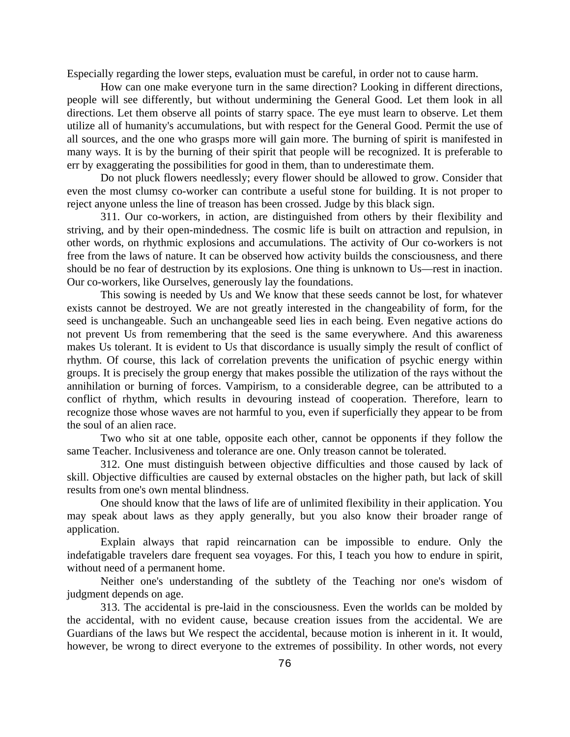Especially regarding the lower steps, evaluation must be careful, in order not to cause harm.

How can one make everyone turn in the same direction? Looking in different directions, people will see differently, but without undermining the General Good. Let them look in all directions. Let them observe all points of starry space. The eye must learn to observe. Let them utilize all of humanity's accumulations, but with respect for the General Good. Permit the use of all sources, and the one who grasps more will gain more. The burning of spirit is manifested in many ways. It is by the burning of their spirit that people will be recognized. It is preferable to err by exaggerating the possibilities for good in them, than to underestimate them.

Do not pluck flowers needlessly; every flower should be allowed to grow. Consider that even the most clumsy co-worker can contribute a useful stone for building. It is not proper to reject anyone unless the line of treason has been crossed. Judge by this black sign.

311. Our co-workers, in action, are distinguished from others by their flexibility and striving, and by their open-mindedness. The cosmic life is built on attraction and repulsion, in other words, on rhythmic explosions and accumulations. The activity of Our co-workers is not free from the laws of nature. It can be observed how activity builds the consciousness, and there should be no fear of destruction by its explosions. One thing is unknown to Us—rest in inaction. Our co-workers, like Ourselves, generously lay the foundations.

This sowing is needed by Us and We know that these seeds cannot be lost, for whatever exists cannot be destroyed. We are not greatly interested in the changeability of form, for the seed is unchangeable. Such an unchangeable seed lies in each being. Even negative actions do not prevent Us from remembering that the seed is the same everywhere. And this awareness makes Us tolerant. It is evident to Us that discordance is usually simply the result of conflict of rhythm. Of course, this lack of correlation prevents the unification of psychic energy within groups. It is precisely the group energy that makes possible the utilization of the rays without the annihilation or burning of forces. Vampirism, to a considerable degree, can be attributed to a conflict of rhythm, which results in devouring instead of cooperation. Therefore, learn to recognize those whose waves are not harmful to you, even if superficially they appear to be from the soul of an alien race.

Two who sit at one table, opposite each other, cannot be opponents if they follow the same Teacher. Inclusiveness and tolerance are one. Only treason cannot be tolerated.

312. One must distinguish between objective difficulties and those caused by lack of skill. Objective difficulties are caused by external obstacles on the higher path, but lack of skill results from one's own mental blindness.

One should know that the laws of life are of unlimited flexibility in their application. You may speak about laws as they apply generally, but you also know their broader range of application.

Explain always that rapid reincarnation can be impossible to endure. Only the indefatigable travelers dare frequent sea voyages. For this, I teach you how to endure in spirit, without need of a permanent home.

Neither one's understanding of the subtlety of the Teaching nor one's wisdom of judgment depends on age.

313. The accidental is pre-laid in the consciousness. Even the worlds can be molded by the accidental, with no evident cause, because creation issues from the accidental. We are Guardians of the laws but We respect the accidental, because motion is inherent in it. It would, however, be wrong to direct everyone to the extremes of possibility. In other words, not every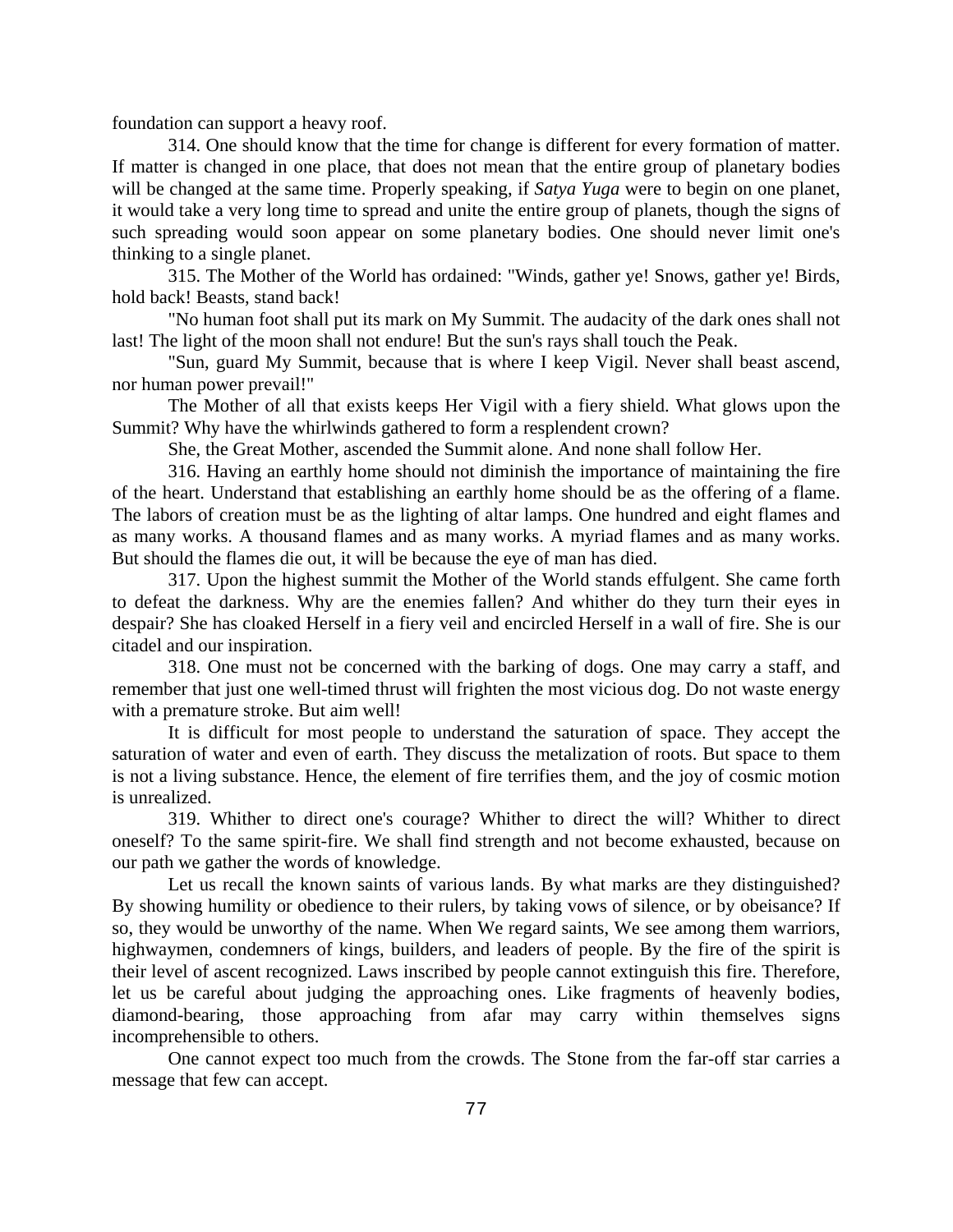foundation can support a heavy roof.

314. One should know that the time for change is different for every formation of matter. If matter is changed in one place, that does not mean that the entire group of planetary bodies will be changed at the same time. Properly speaking, if *Satya Yuga* were to begin on one planet, it would take a very long time to spread and unite the entire group of planets, though the signs of such spreading would soon appear on some planetary bodies. One should never limit one's thinking to a single planet.

315. The Mother of the World has ordained: "Winds, gather ye! Snows, gather ye! Birds, hold back! Beasts, stand back!

"No human foot shall put its mark on My Summit. The audacity of the dark ones shall not last! The light of the moon shall not endure! But the sun's rays shall touch the Peak.

"Sun, guard My Summit, because that is where I keep Vigil. Never shall beast ascend, nor human power prevail!"

The Mother of all that exists keeps Her Vigil with a fiery shield. What glows upon the Summit? Why have the whirlwinds gathered to form a resplendent crown?

She, the Great Mother, ascended the Summit alone. And none shall follow Her.

316. Having an earthly home should not diminish the importance of maintaining the fire of the heart. Understand that establishing an earthly home should be as the offering of a flame. The labors of creation must be as the lighting of altar lamps. One hundred and eight flames and as many works. A thousand flames and as many works. A myriad flames and as many works. But should the flames die out, it will be because the eye of man has died.

317. Upon the highest summit the Mother of the World stands effulgent. She came forth to defeat the darkness. Why are the enemies fallen? And whither do they turn their eyes in despair? She has cloaked Herself in a fiery veil and encircled Herself in a wall of fire. She is our citadel and our inspiration.

318. One must not be concerned with the barking of dogs. One may carry a staff, and remember that just one well-timed thrust will frighten the most vicious dog. Do not waste energy with a premature stroke. But aim well!

It is difficult for most people to understand the saturation of space. They accept the saturation of water and even of earth. They discuss the metalization of roots. But space to them is not a living substance. Hence, the element of fire terrifies them, and the joy of cosmic motion is unrealized.

319. Whither to direct one's courage? Whither to direct the will? Whither to direct oneself? To the same spirit-fire. We shall find strength and not become exhausted, because on our path we gather the words of knowledge.

Let us recall the known saints of various lands. By what marks are they distinguished? By showing humility or obedience to their rulers, by taking vows of silence, or by obeisance? If so, they would be unworthy of the name. When We regard saints, We see among them warriors, highwaymen, condemners of kings, builders, and leaders of people. By the fire of the spirit is their level of ascent recognized. Laws inscribed by people cannot extinguish this fire. Therefore, let us be careful about judging the approaching ones. Like fragments of heavenly bodies, diamond-bearing, those approaching from afar may carry within themselves signs incomprehensible to others.

One cannot expect too much from the crowds. The Stone from the far-off star carries a message that few can accept.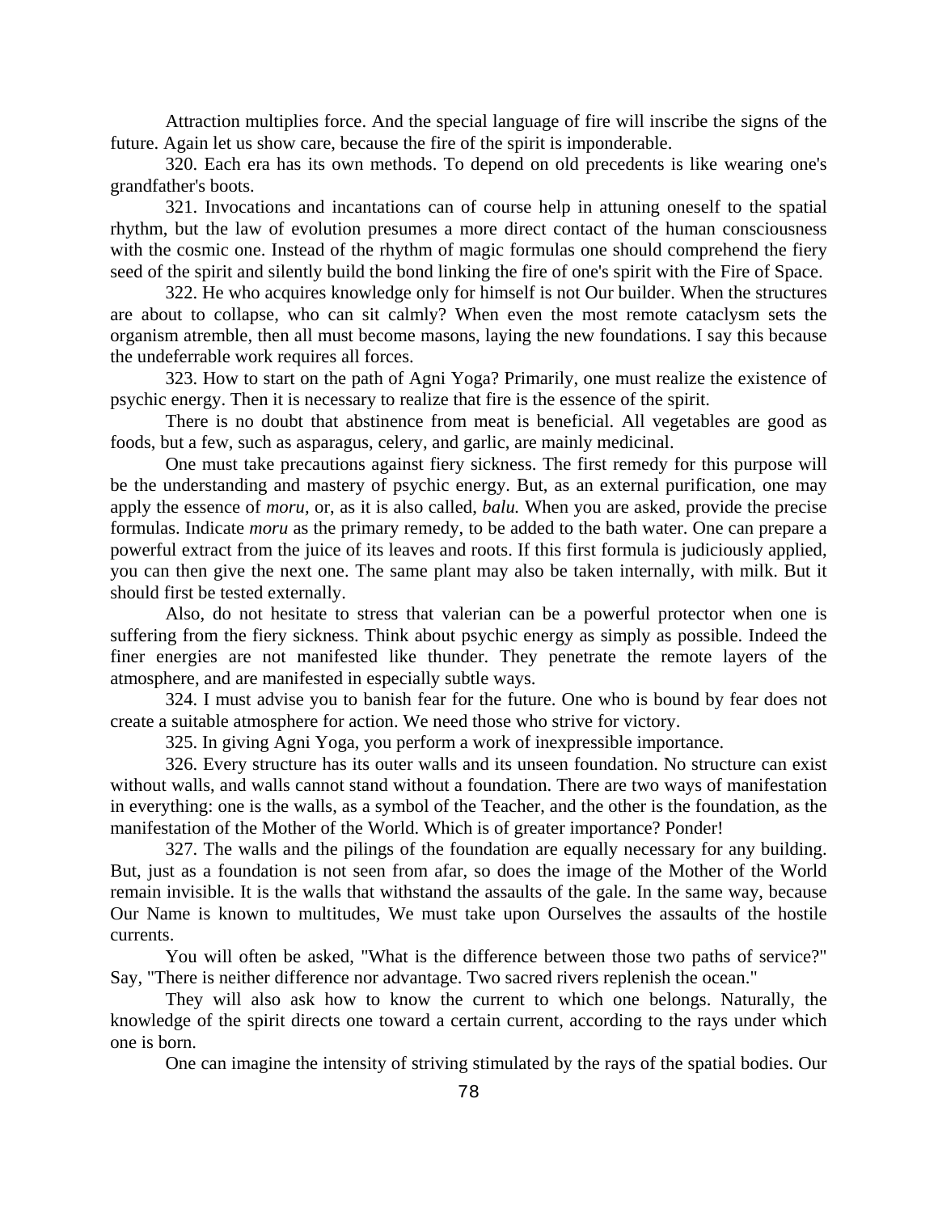Attraction multiplies force. And the special language of fire will inscribe the signs of the future. Again let us show care, because the fire of the spirit is imponderable.

320. Each era has its own methods. To depend on old precedents is like wearing one's grandfather's boots.

321. Invocations and incantations can of course help in attuning oneself to the spatial rhythm, but the law of evolution presumes a more direct contact of the human consciousness with the cosmic one. Instead of the rhythm of magic formulas one should comprehend the fiery seed of the spirit and silently build the bond linking the fire of one's spirit with the Fire of Space.

322. He who acquires knowledge only for himself is not Our builder. When the structures are about to collapse, who can sit calmly? When even the most remote cataclysm sets the organism atremble, then all must become masons, laying the new foundations. I say this because the undeferrable work requires all forces.

323. How to start on the path of Agni Yoga? Primarily, one must realize the existence of psychic energy. Then it is necessary to realize that fire is the essence of the spirit.

There is no doubt that abstinence from meat is beneficial. All vegetables are good as foods, but a few, such as asparagus, celery, and garlic, are mainly medicinal.

One must take precautions against fiery sickness. The first remedy for this purpose will be the understanding and mastery of psychic energy. But, as an external purification, one may apply the essence of *moru,* or, as it is also called, *balu.* When you are asked, provide the precise formulas. Indicate *moru* as the primary remedy, to be added to the bath water. One can prepare a powerful extract from the juice of its leaves and roots. If this first formula is judiciously applied, you can then give the next one. The same plant may also be taken internally, with milk. But it should first be tested externally.

Also, do not hesitate to stress that valerian can be a powerful protector when one is suffering from the fiery sickness. Think about psychic energy as simply as possible. Indeed the finer energies are not manifested like thunder. They penetrate the remote layers of the atmosphere, and are manifested in especially subtle ways.

324. I must advise you to banish fear for the future. One who is bound by fear does not create a suitable atmosphere for action. We need those who strive for victory.

325. In giving Agni Yoga, you perform a work of inexpressible importance.

326. Every structure has its outer walls and its unseen foundation. No structure can exist without walls, and walls cannot stand without a foundation. There are two ways of manifestation in everything: one is the walls, as a symbol of the Teacher, and the other is the foundation, as the manifestation of the Mother of the World. Which is of greater importance? Ponder!

327. The walls and the pilings of the foundation are equally necessary for any building. But, just as a foundation is not seen from afar, so does the image of the Mother of the World remain invisible. It is the walls that withstand the assaults of the gale. In the same way, because Our Name is known to multitudes, We must take upon Ourselves the assaults of the hostile currents.

You will often be asked, "What is the difference between those two paths of service?" Say, "There is neither difference nor advantage. Two sacred rivers replenish the ocean."

They will also ask how to know the current to which one belongs. Naturally, the knowledge of the spirit directs one toward a certain current, according to the rays under which one is born.

One can imagine the intensity of striving stimulated by the rays of the spatial bodies. Our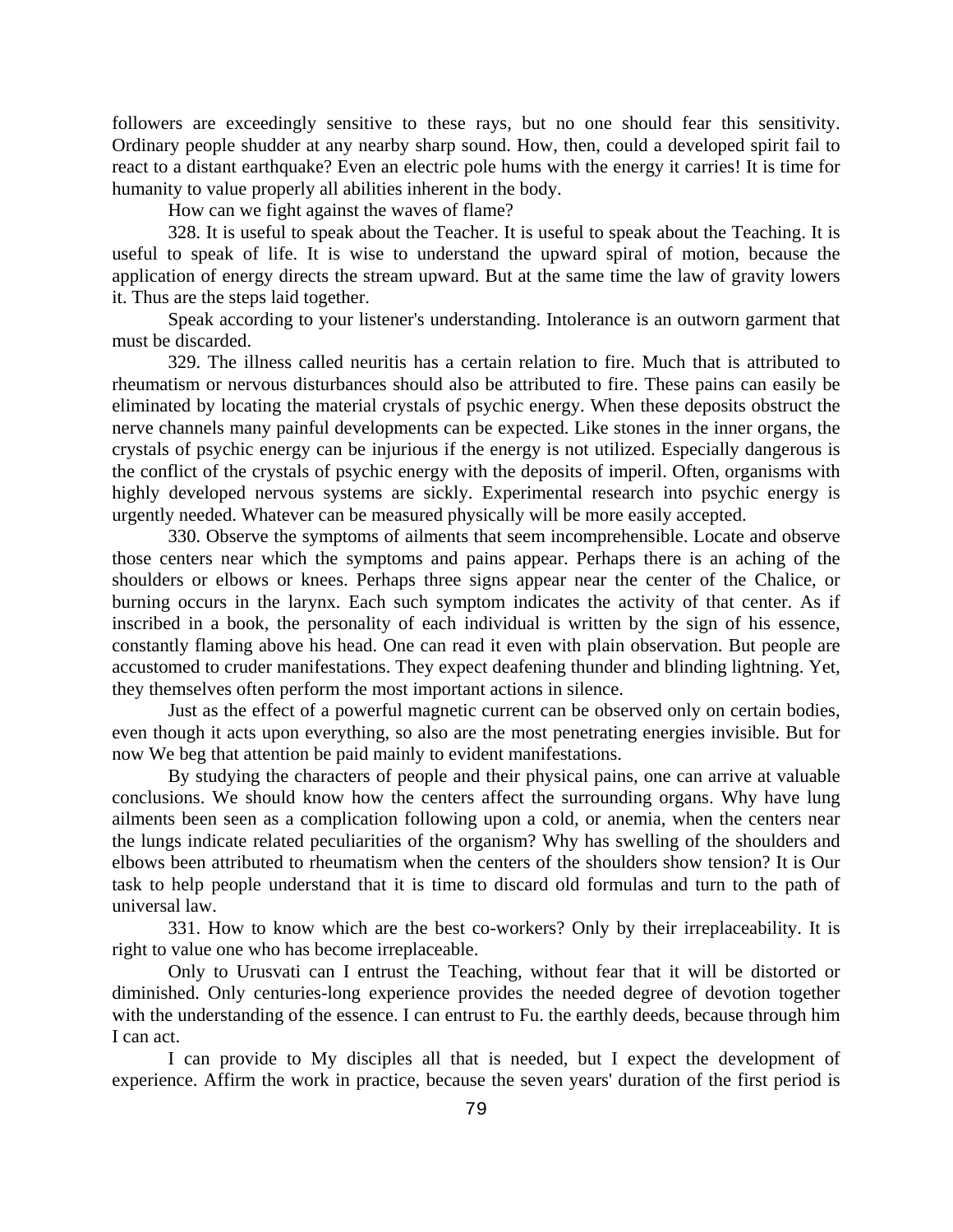followers are exceedingly sensitive to these rays, but no one should fear this sensitivity. Ordinary people shudder at any nearby sharp sound. How, then, could a developed spirit fail to react to a distant earthquake? Even an electric pole hums with the energy it carries! It is time for humanity to value properly all abilities inherent in the body.

How can we fight against the waves of flame?

328. It is useful to speak about the Teacher. It is useful to speak about the Teaching. It is useful to speak of life. It is wise to understand the upward spiral of motion, because the application of energy directs the stream upward. But at the same time the law of gravity lowers it. Thus are the steps laid together.

Speak according to your listener's understanding. Intolerance is an outworn garment that must be discarded.

329. The illness called neuritis has a certain relation to fire. Much that is attributed to rheumatism or nervous disturbances should also be attributed to fire. These pains can easily be eliminated by locating the material crystals of psychic energy. When these deposits obstruct the nerve channels many painful developments can be expected. Like stones in the inner organs, the crystals of psychic energy can be injurious if the energy is not utilized. Especially dangerous is the conflict of the crystals of psychic energy with the deposits of imperil. Often, organisms with highly developed nervous systems are sickly. Experimental research into psychic energy is urgently needed. Whatever can be measured physically will be more easily accepted.

330. Observe the symptoms of ailments that seem incomprehensible. Locate and observe those centers near which the symptoms and pains appear. Perhaps there is an aching of the shoulders or elbows or knees. Perhaps three signs appear near the center of the Chalice, or burning occurs in the larynx. Each such symptom indicates the activity of that center. As if inscribed in a book, the personality of each individual is written by the sign of his essence, constantly flaming above his head. One can read it even with plain observation. But people are accustomed to cruder manifestations. They expect deafening thunder and blinding lightning. Yet, they themselves often perform the most important actions in silence.

Just as the effect of a powerful magnetic current can be observed only on certain bodies, even though it acts upon everything, so also are the most penetrating energies invisible. But for now We beg that attention be paid mainly to evident manifestations.

By studying the characters of people and their physical pains, one can arrive at valuable conclusions. We should know how the centers affect the surrounding organs. Why have lung ailments been seen as a complication following upon a cold, or anemia, when the centers near the lungs indicate related peculiarities of the organism? Why has swelling of the shoulders and elbows been attributed to rheumatism when the centers of the shoulders show tension? It is Our task to help people understand that it is time to discard old formulas and turn to the path of universal law.

331. How to know which are the best co-workers? Only by their irreplaceability. It is right to value one who has become irreplaceable.

Only to Urusvati can I entrust the Teaching, without fear that it will be distorted or diminished. Only centuries-long experience provides the needed degree of devotion together with the understanding of the essence. I can entrust to Fu. the earthly deeds, because through him I can act.

I can provide to My disciples all that is needed, but I expect the development of experience. Affirm the work in practice, because the seven years' duration of the first period is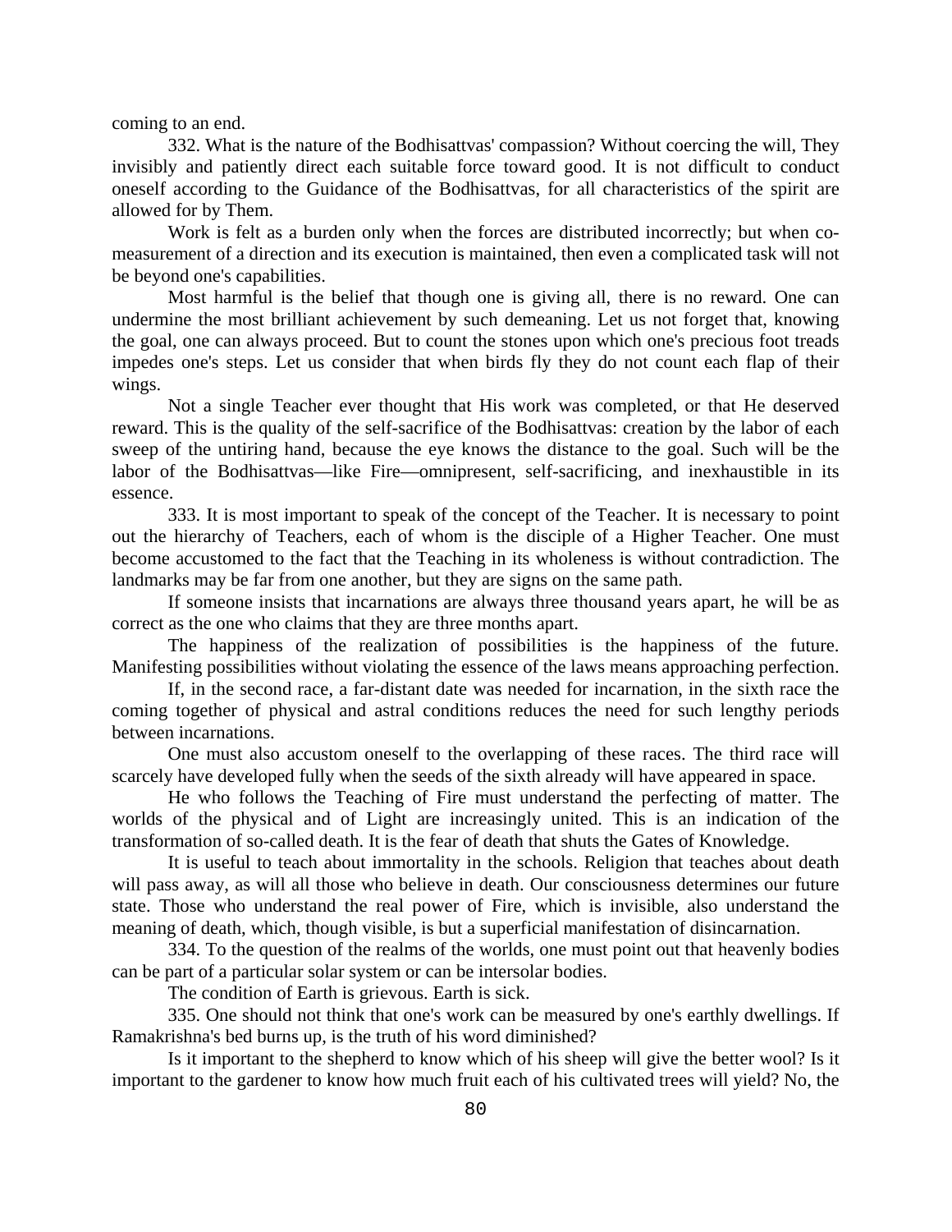coming to an end.

332. What is the nature of the Bodhisattvas' compassion? Without coercing the will, They invisibly and patiently direct each suitable force toward good. It is not difficult to conduct oneself according to the Guidance of the Bodhisattvas, for all characteristics of the spirit are allowed for by Them.

Work is felt as a burden only when the forces are distributed incorrectly; but when co-measurement of a direction and its execution is maintained, then even a complicated task will not be beyond one's capabilities.

Most harmful is the belief that though one is giving all, there is no reward. One can undermine the most brilliant achievement by such demeaning. Let us not forget that, knowing the goal, one can always proceed. But to count the stones upon which one's precious foot treads impedes one's steps. Let us consider that when birds fly they do not count each flap of their wings.

Not a single Teacher ever thought that His work was completed, or that He deserved reward. This is the quality of the self-sacrifice of the Bodhisattvas: creation by the labor of each sweep of the untiring hand, because the eye knows the distance to the goal. Such will be the labor of the Bodhisattvas—like Fire—omnipresent, self-sacrificing, and inexhaustible in its essence.

333. It is most important to speak of the concept of the Teacher. It is necessary to point out the hierarchy of Teachers, each of whom is the disciple of a Higher Teacher. One must become accustomed to the fact that the Teaching in its wholeness is without contradiction. The landmarks may be far from one another, but they are signs on the same path.

If someone insists that incarnations are always three thousand years apart, he will be as correct as the one who claims that they are three months apart.

The happiness of the realization of possibilities is the happiness of the future. Manifesting possibilities without violating the essence of the laws means approaching perfection.

If, in the second race, a far-distant date was needed for incarnation, in the sixth race the coming together of physical and astral conditions reduces the need for such lengthy periods between incarnations.

One must also accustom oneself to the overlapping of these races. The third race will scarcely have developed fully when the seeds of the sixth already will have appeared in space.

He who follows the Teaching of Fire must understand the perfecting of matter. The worlds of the physical and of Light are increasingly united. This is an indication of the transformation of so-called death. It is the fear of death that shuts the Gates of Knowledge.

It is useful to teach about immortality in the schools. Religion that teaches about death will pass away, as will all those who believe in death. Our consciousness determines our future state. Those who understand the real power of Fire, which is invisible, also understand the meaning of death, which, though visible, is but a superficial manifestation of disincarnation.

334. To the question of the realms of the worlds, one must point out that heavenly bodies can be part of a particular solar system or can be intersolar bodies.

The condition of Earth is grievous. Earth is sick.

335. One should not think that one's work can be measured by one's earthly dwellings. If Ramakrishna's bed burns up, is the truth of his word diminished?

Is it important to the shepherd to know which of his sheep will give the better wool? Is it important to the gardener to know how much fruit each of his cultivated trees will yield? No, the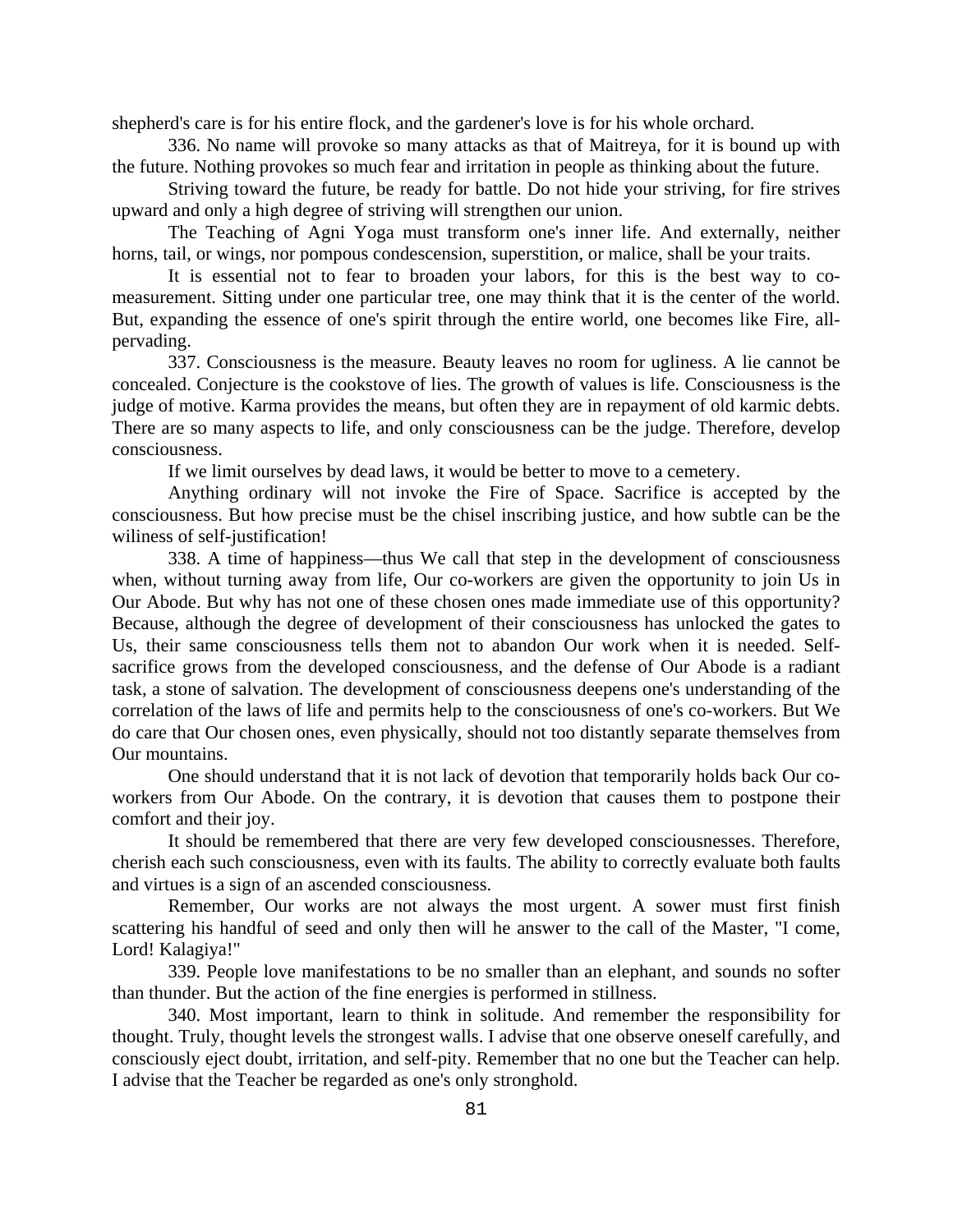shepherd's care is for his entire flock, and the gardener's love is for his whole orchard.

336. No name will provoke so many attacks as that of Maitreya, for it is bound up with the future. Nothing provokes so much fear and irritation in people as thinking about the future.

Striving toward the future, be ready for battle. Do not hide your striving, for fire strives upward and only a high degree of striving will strengthen our union.

The Teaching of Agni Yoga must transform one's inner life. And externally, neither horns, tail, or wings, nor pompous condescension, superstition, or malice, shall be your traits.

It is essential not to fear to broaden your labors, for this is the best way to co-measurement. Sitting under one particular tree, one may think that it is the center of the world. But, expanding the essence of one's spirit through the entire world, one becomes like Fire, all-pervading.

337. Consciousness is the measure. Beauty leaves no room for ugliness. A lie cannot be concealed. Conjecture is the cookstove of lies. The growth of values is life. Consciousness is the judge of motive. Karma provides the means, but often they are in repayment of old karmic debts. There are so many aspects to life, and only consciousness can be the judge. Therefore, develop consciousness.

If we limit ourselves by dead laws, it would be better to move to a cemetery.

Anything ordinary will not invoke the Fire of Space. Sacrifice is accepted by the consciousness. But how precise must be the chisel inscribing justice, and how subtle can be the wiliness of self-justification!

338. A time of happiness—thus We call that step in the development of consciousness when, without turning away from life, Our co-workers are given the opportunity to join Us in Our Abode. But why has not one of these chosen ones made immediate use of this opportunity? Because, although the degree of development of their consciousness has unlocked the gates to Us, their same consciousness tells them not to abandon Our work when it is needed. Self-sacrifice grows from the developed consciousness, and the defense of Our Abode is a radiant task, a stone of salvation. The development of consciousness deepens one's understanding of the correlation of the laws of life and permits help to the consciousness of one's co-workers. But We do care that Our chosen ones, even physically, should not too distantly separate themselves from Our mountains.

One should understand that it is not lack of devotion that temporarily holds back Our co-workers from Our Abode. On the contrary, it is devotion that causes them to postpone their comfort and their joy.

It should be remembered that there are very few developed consciousnesses. Therefore, cherish each such consciousness, even with its faults. The ability to correctly evaluate both faults and virtues is a sign of an ascended consciousness.

Remember, Our works are not always the most urgent. A sower must first finish scattering his handful of seed and only then will he answer to the call of the Master, "I come, Lord! Kalagiya!"

339. People love manifestations to be no smaller than an elephant, and sounds no softer than thunder. But the action of the fine energies is performed in stillness.

340. Most important, learn to think in solitude. And remember the responsibility for thought. Truly, thought levels the strongest walls. I advise that one observe oneself carefully, and consciously eject doubt, irritation, and self-pity. Remember that no one but the Teacher can help. I advise that the Teacher be regarded as one's only stronghold.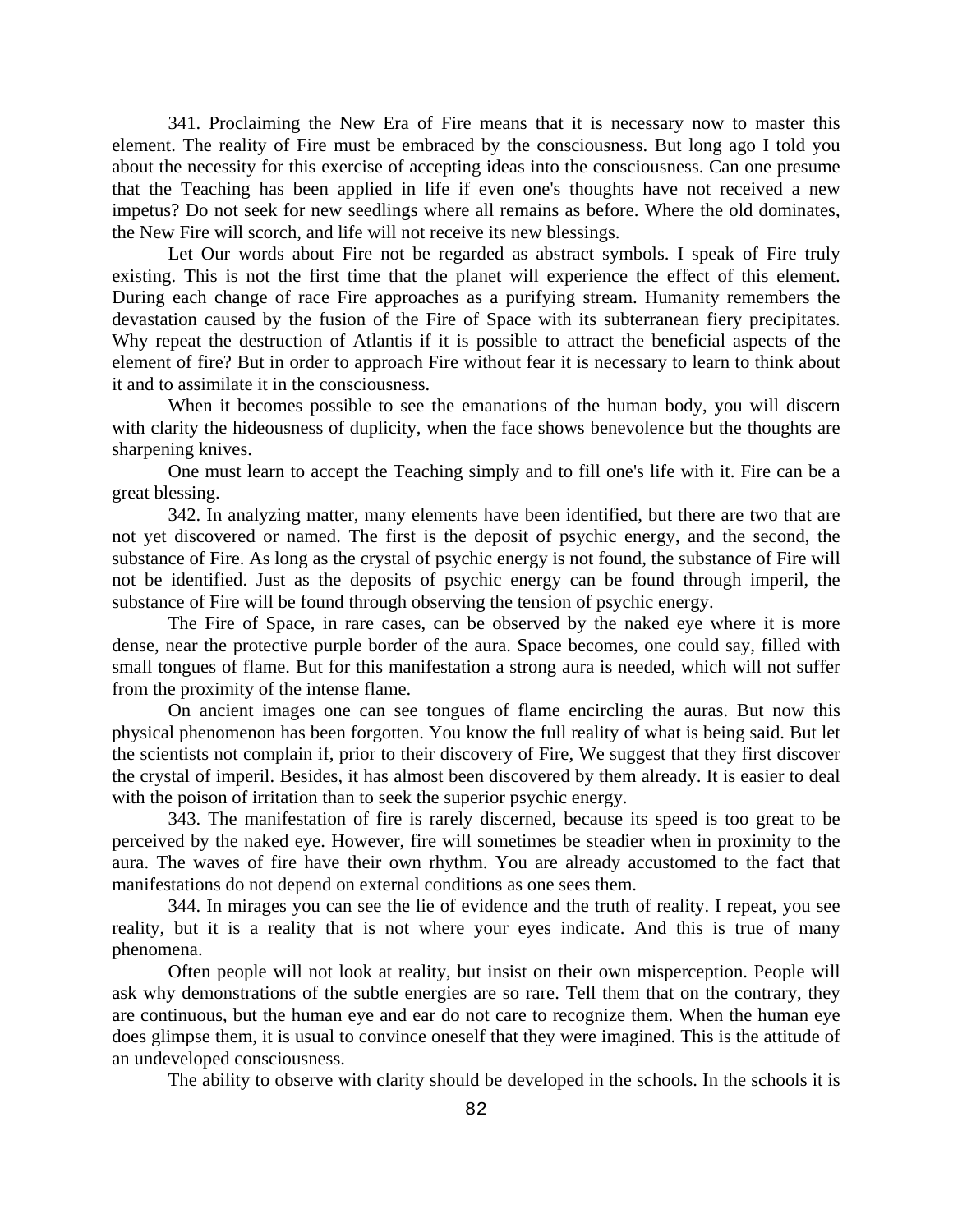341. Proclaiming the New Era of Fire means that it is necessary now to master this element. The reality of Fire must be embraced by the consciousness. But long ago I told you about the necessity for this exercise of accepting ideas into the consciousness. Can one presume that the Teaching has been applied in life if even one's thoughts have not received a new impetus? Do not seek for new seedlings where all remains as before. Where the old dominates, the New Fire will scorch, and life will not receive its new blessings.

Let Our words about Fire not be regarded as abstract symbols. I speak of Fire truly existing. This is not the first time that the planet will experience the effect of this element. During each change of race Fire approaches as a purifying stream. Humanity remembers the devastation caused by the fusion of the Fire of Space with its subterranean fiery precipitates. Why repeat the destruction of Atlantis if it is possible to attract the beneficial aspects of the element of fire? But in order to approach Fire without fear it is necessary to learn to think about it and to assimilate it in the consciousness.

When it becomes possible to see the emanations of the human body, you will discern with clarity the hideousness of duplicity, when the face shows benevolence but the thoughts are sharpening knives.

One must learn to accept the Teaching simply and to fill one's life with it. Fire can be a great blessing.

342. In analyzing matter, many elements have been identified, but there are two that are not yet discovered or named. The first is the deposit of psychic energy, and the second, the substance of Fire. As long as the crystal of psychic energy is not found, the substance of Fire will not be identified. Just as the deposits of psychic energy can be found through imperil, the substance of Fire will be found through observing the tension of psychic energy.

The Fire of Space, in rare cases, can be observed by the naked eye where it is more dense, near the protective purple border of the aura. Space becomes, one could say, filled with small tongues of flame. But for this manifestation a strong aura is needed, which will not suffer from the proximity of the intense flame.

On ancient images one can see tongues of flame encircling the auras. But now this physical phenomenon has been forgotten. You know the full reality of what is being said. But let the scientists not complain if, prior to their discovery of Fire, We suggest that they first discover the crystal of imperil. Besides, it has almost been discovered by them already. It is easier to deal with the poison of irritation than to seek the superior psychic energy.

343. The manifestation of fire is rarely discerned, because its speed is too great to be perceived by the naked eye. However, fire will sometimes be steadier when in proximity to the aura. The waves of fire have their own rhythm. You are already accustomed to the fact that manifestations do not depend on external conditions as one sees them.

344. In mirages you can see the lie of evidence and the truth of reality. I repeat, you see reality, but it is a reality that is not where your eyes indicate. And this is true of many phenomena.

Often people will not look at reality, but insist on their own misperception. People will ask why demonstrations of the subtle energies are so rare. Tell them that on the contrary, they are continuous, but the human eye and ear do not care to recognize them. When the human eye does glimpse them, it is usual to convince oneself that they were imagined. This is the attitude of an undeveloped consciousness.

The ability to observe with clarity should be developed in the schools. In the schools it is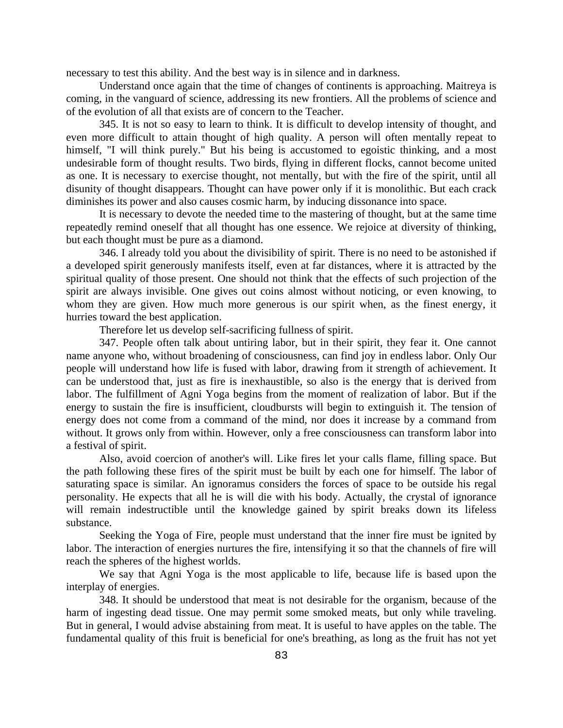necessary to test this ability. And the best way is in silence and in darkness.

Understand once again that the time of changes of continents is approaching. Maitreya is coming, in the vanguard of science, addressing its new frontiers. All the problems of science and of the evolution of all that exists are of concern to the Teacher.

345. It is not so easy to learn to think. It is difficult to develop intensity of thought, and even more difficult to attain thought of high quality. A person will often mentally repeat to himself, "I will think purely." But his being is accustomed to egoistic thinking, and a most undesirable form of thought results. Two birds, flying in different flocks, cannot become united as one. It is necessary to exercise thought, not mentally, but with the fire of the spirit, until all disunity of thought disappears. Thought can have power only if it is monolithic. But each crack diminishes its power and also causes cosmic harm, by inducing dissonance into space.

It is necessary to devote the needed time to the mastering of thought, but at the same time repeatedly remind oneself that all thought has one essence. We rejoice at diversity of thinking, but each thought must be pure as a diamond.

346. I already told you about the divisibility of spirit. There is no need to be astonished if a developed spirit generously manifests itself, even at far distances, where it is attracted by the spiritual quality of those present. One should not think that the effects of such projection of the spirit are always invisible. One gives out coins almost without noticing, or even knowing, to whom they are given. How much more generous is our spirit when, as the finest energy, it hurries toward the best application.

Therefore let us develop self-sacrificing fullness of spirit.

347. People often talk about untiring labor, but in their spirit, they fear it. One cannot name anyone who, without broadening of consciousness, can find joy in endless labor. Only Our people will understand how life is fused with labor, drawing from it strength of achievement. It can be understood that, just as fire is inexhaustible, so also is the energy that is derived from labor. The fulfillment of Agni Yoga begins from the moment of realization of labor. But if the energy to sustain the fire is insufficient, cloudbursts will begin to extinguish it. The tension of energy does not come from a command of the mind, nor does it increase by a command from without. It grows only from within. However, only a free consciousness can transform labor into a festival of spirit.

Also, avoid coercion of another's will. Like fires let your calls flame, filling space. But the path following these fires of the spirit must be built by each one for himself. The labor of saturating space is similar. An ignoramus considers the forces of space to be outside his regal personality. He expects that all he is will die with his body. Actually, the crystal of ignorance will remain indestructible until the knowledge gained by spirit breaks down its lifeless substance.

Seeking the Yoga of Fire, people must understand that the inner fire must be ignited by labor. The interaction of energies nurtures the fire, intensifying it so that the channels of fire will reach the spheres of the highest worlds.

We say that Agni Yoga is the most applicable to life, because life is based upon the interplay of energies.

348. It should be understood that meat is not desirable for the organism, because of the harm of ingesting dead tissue. One may permit some smoked meats, but only while traveling. But in general, I would advise abstaining from meat. It is useful to have apples on the table. The fundamental quality of this fruit is beneficial for one's breathing, as long as the fruit has not yet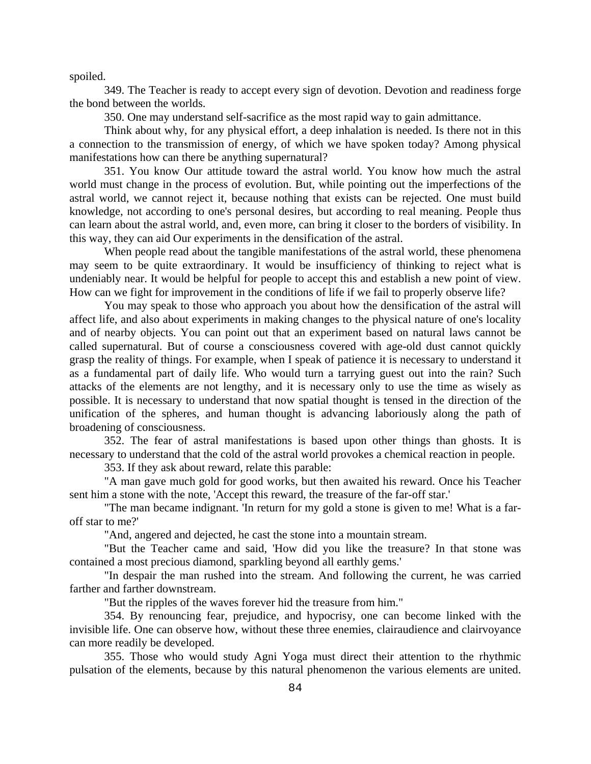spoiled.

349. The Teacher is ready to accept every sign of devotion. Devotion and readiness forge the bond between the worlds.

350. One may understand self-sacrifice as the most rapid way to gain admittance.

Think about why, for any physical effort, a deep inhalation is needed. Is there not in this a connection to the transmission of energy, of which we have spoken today? Among physical manifestations how can there be anything supernatural?

351. You know Our attitude toward the astral world. You know how much the astral world must change in the process of evolution. But, while pointing out the imperfections of the astral world, we cannot reject it, because nothing that exists can be rejected. One must build knowledge, not according to one's personal desires, but according to real meaning. People thus can learn about the astral world, and, even more, can bring it closer to the borders of visibility. In this way, they can aid Our experiments in the densification of the astral.

When people read about the tangible manifestations of the astral world, these phenomena may seem to be quite extraordinary. It would be insufficiency of thinking to reject what is undeniably near. It would be helpful for people to accept this and establish a new point of view. How can we fight for improvement in the conditions of life if we fail to properly observe life?

You may speak to those who approach you about how the densification of the astral will affect life, and also about experiments in making changes to the physical nature of one's locality and of nearby objects. You can point out that an experiment based on natural laws cannot be called supernatural. But of course a consciousness covered with age-old dust cannot quickly grasp the reality of things. For example, when I speak of patience it is necessary to understand it as a fundamental part of daily life. Who would turn a tarrying guest out into the rain? Such attacks of the elements are not lengthy, and it is necessary only to use the time as wisely as possible. It is necessary to understand that now spatial thought is tensed in the direction of the unification of the spheres, and human thought is advancing laboriously along the path of broadening of consciousness.

352. The fear of astral manifestations is based upon other things than ghosts. It is necessary to understand that the cold of the astral world provokes a chemical reaction in people.

353. If they ask about reward, relate this parable:

"A man gave much gold for good works, but then awaited his reward. Once his Teacher sent him a stone with the note, 'Accept this reward, the treasure of the far-off star.'

"The man became indignant. 'In return for my gold a stone is given to me! What is a far-off star to me?'

"And, angered and dejected, he cast the stone into a mountain stream.

"But the Teacher came and said, 'How did you like the treasure? In that stone was contained a most precious diamond, sparkling beyond all earthly gems.'

"In despair the man rushed into the stream. And following the current, he was carried farther and farther downstream.

"But the ripples of the waves forever hid the treasure from him."

354. By renouncing fear, prejudice, and hypocrisy, one can become linked with the invisible life. One can observe how, without these three enemies, clairaudience and clairvoyance can more readily be developed.

355. Those who would study Agni Yoga must direct their attention to the rhythmic pulsation of the elements, because by this natural phenomenon the various elements are united.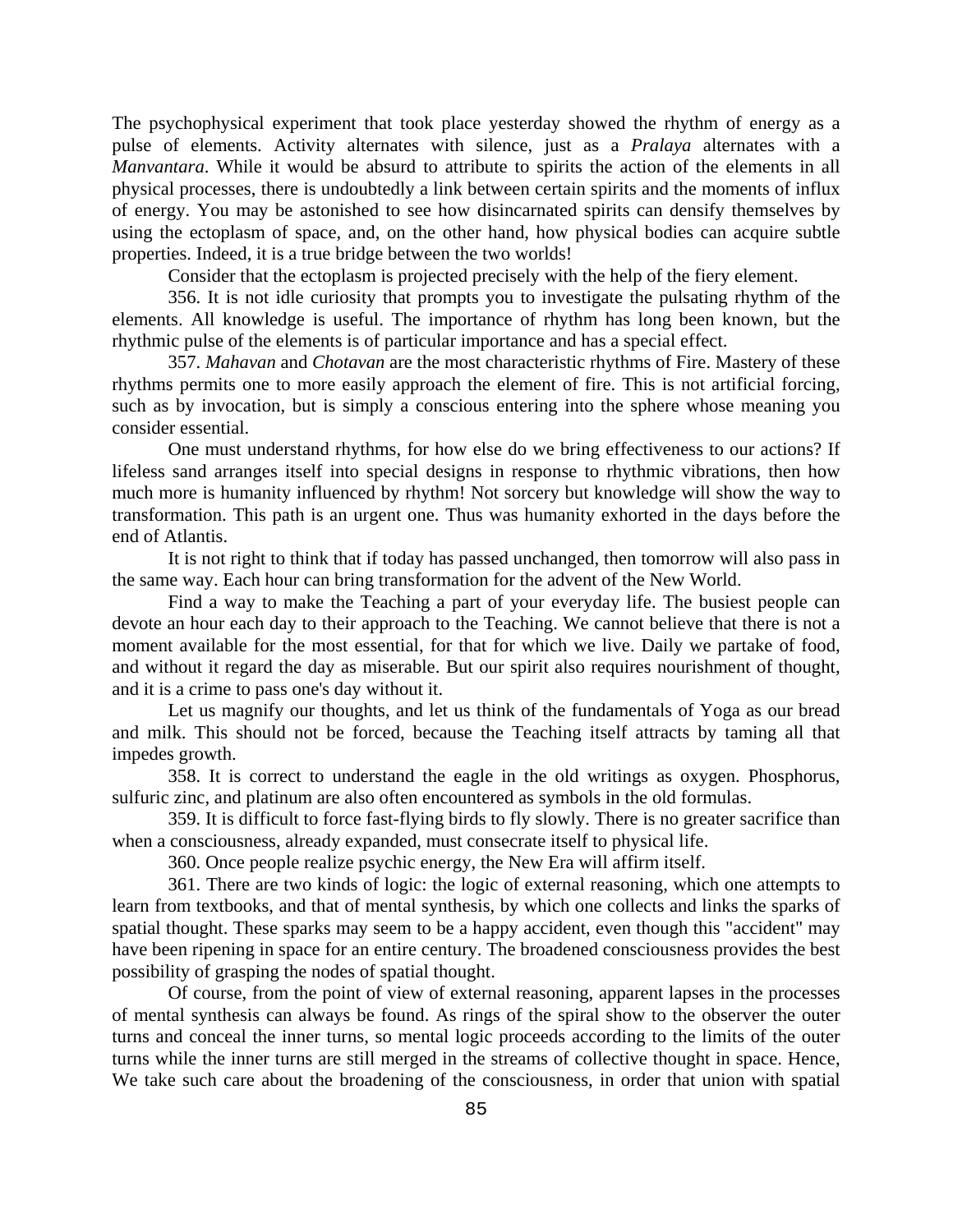The psychophysical experiment that took place yesterday showed the rhythm of energy as a pulse of elements. Activity alternates with silence, just as a *Pralaya* alternates with a *Manvantara*. While it would be absurd to attribute to spirits the action of the elements in all physical processes, there is undoubtedly a link between certain spirits and the moments of influx of energy. You may be astonished to see how disincarnated spirits can densify themselves by using the ectoplasm of space, and, on the other hand, how physical bodies can acquire subtle properties. Indeed, it is a true bridge between the two worlds!

Consider that the ectoplasm is projected precisely with the help of the fiery element.

356. It is not idle curiosity that prompts you to investigate the pulsating rhythm of the elements. All knowledge is useful. The importance of rhythm has long been known, but the rhythmic pulse of the elements is of particular importance and has a special effect.

357. *Mahavan* and *Chotavan* are the most characteristic rhythms of Fire. Mastery of these rhythms permits one to more easily approach the element of fire. This is not artificial forcing, such as by invocation, but is simply a conscious entering into the sphere whose meaning you consider essential.

One must understand rhythms, for how else do we bring effectiveness to our actions? If lifeless sand arranges itself into special designs in response to rhythmic vibrations, then how much more is humanity influenced by rhythm! Not sorcery but knowledge will show the way to transformation. This path is an urgent one. Thus was humanity exhorted in the days before the end of Atlantis.

It is not right to think that if today has passed unchanged, then tomorrow will also pass in the same way. Each hour can bring transformation for the advent of the New World.

Find a way to make the Teaching a part of your everyday life. The busiest people can devote an hour each day to their approach to the Teaching. We cannot believe that there is not a moment available for the most essential, for that for which we live. Daily we partake of food, and without it regard the day as miserable. But our spirit also requires nourishment of thought, and it is a crime to pass one's day without it.

Let us magnify our thoughts, and let us think of the fundamentals of Yoga as our bread and milk. This should not be forced, because the Teaching itself attracts by taming all that impedes growth.

358. It is correct to understand the eagle in the old writings as oxygen. Phosphorus, sulfuric zinc, and platinum are also often encountered as symbols in the old formulas.

359. It is difficult to force fast-flying birds to fly slowly. There is no greater sacrifice than when a consciousness, already expanded, must consecrate itself to physical life.

360. Once people realize psychic energy, the New Era will affirm itself.

361. There are two kinds of logic: the logic of external reasoning, which one attempts to learn from textbooks, and that of mental synthesis, by which one collects and links the sparks of spatial thought. These sparks may seem to be a happy accident, even though this "accident" may have been ripening in space for an entire century. The broadened consciousness provides the best possibility of grasping the nodes of spatial thought.

Of course, from the point of view of external reasoning, apparent lapses in the processes of mental synthesis can always be found. As rings of the spiral show to the observer the outer turns and conceal the inner turns, so mental logic proceeds according to the limits of the outer turns while the inner turns are still merged in the streams of collective thought in space. Hence, We take such care about the broadening of the consciousness, in order that union with spatial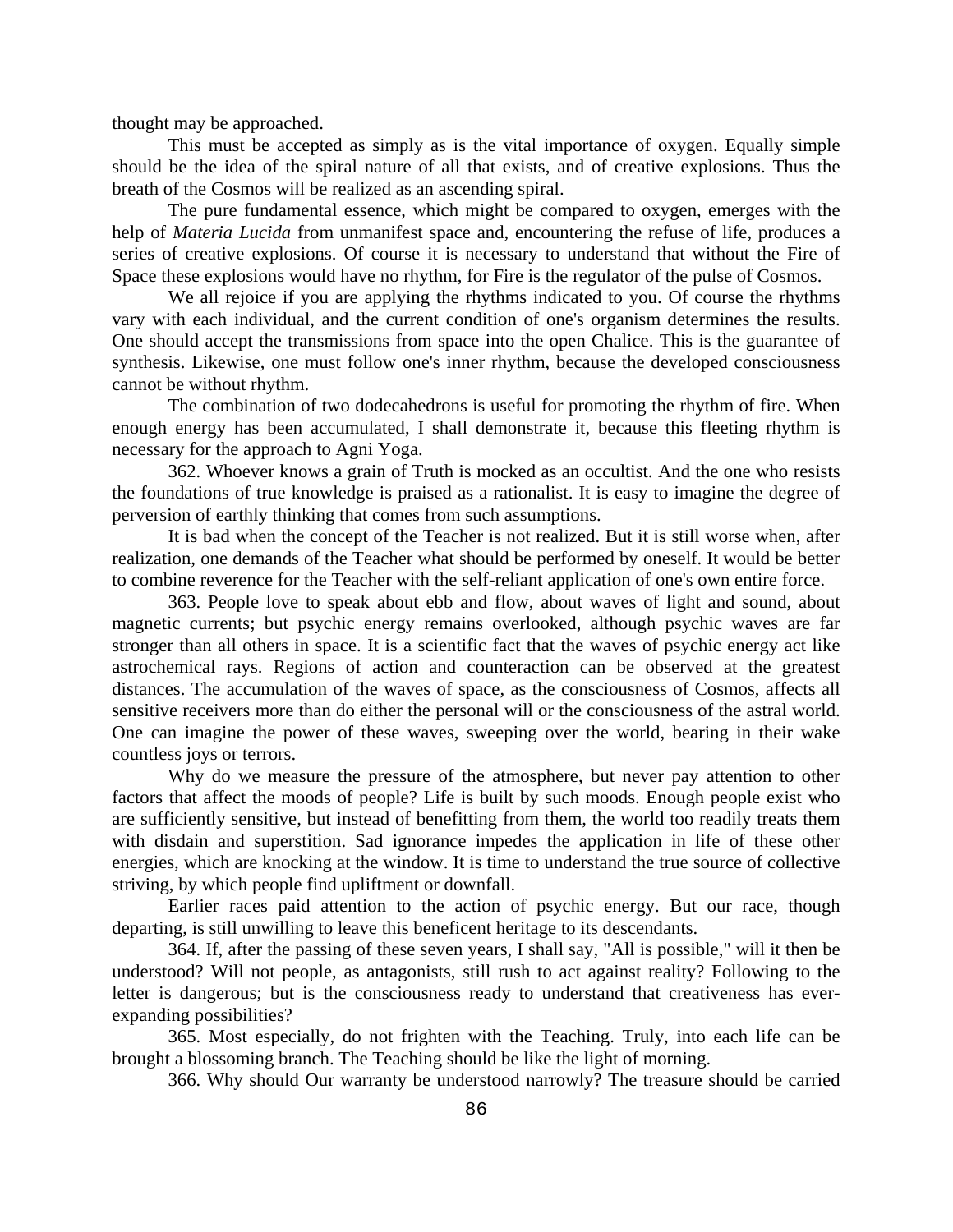thought may be approached.

This must be accepted as simply as is the vital importance of oxygen. Equally simple should be the idea of the spiral nature of all that exists, and of creative explosions. Thus the breath of the Cosmos will be realized as an ascending spiral.

The pure fundamental essence, which might be compared to oxygen, emerges with the help of *Materia Lucida* from unmanifest space and, encountering the refuse of life, produces a series of creative explosions. Of course it is necessary to understand that without the Fire of Space these explosions would have no rhythm, for Fire is the regulator of the pulse of Cosmos.

We all rejoice if you are applying the rhythms indicated to you. Of course the rhythms vary with each individual, and the current condition of one's organism determines the results. One should accept the transmissions from space into the open Chalice. This is the guarantee of synthesis. Likewise, one must follow one's inner rhythm, because the developed consciousness cannot be without rhythm.

The combination of two dodecahedrons is useful for promoting the rhythm of fire. When enough energy has been accumulated, I shall demonstrate it, because this fleeting rhythm is necessary for the approach to Agni Yoga.

362. Whoever knows a grain of Truth is mocked as an occultist. And the one who resists the foundations of true knowledge is praised as a rationalist. It is easy to imagine the degree of perversion of earthly thinking that comes from such assumptions.

It is bad when the concept of the Teacher is not realized. But it is still worse when, after realization, one demands of the Teacher what should be performed by oneself. It would be better to combine reverence for the Teacher with the self-reliant application of one's own entire force.

363. People love to speak about ebb and flow, about waves of light and sound, about magnetic currents; but psychic energy remains overlooked, although psychic waves are far stronger than all others in space. It is a scientific fact that the waves of psychic energy act like astrochemical rays. Regions of action and counteraction can be observed at the greatest distances. The accumulation of the waves of space, as the consciousness of Cosmos, affects all sensitive receivers more than do either the personal will or the consciousness of the astral world. One can imagine the power of these waves, sweeping over the world, bearing in their wake countless joys or terrors.

Why do we measure the pressure of the atmosphere, but never pay attention to other factors that affect the moods of people? Life is built by such moods. Enough people exist who are sufficiently sensitive, but instead of benefitting from them, the world too readily treats them with disdain and superstition. Sad ignorance impedes the application in life of these other energies, which are knocking at the window. It is time to understand the true source of collective striving, by which people find upliftment or downfall.

Earlier races paid attention to the action of psychic energy. But our race, though departing, is still unwilling to leave this beneficent heritage to its descendants.

364. If, after the passing of these seven years, I shall say, "All is possible," will it then be understood? Will not people, as antagonists, still rush to act against reality? Following to the letter is dangerous; but is the consciousness ready to understand that creativeness has ever-expanding possibilities?

365. Most especially, do not frighten with the Teaching. Truly, into each life can be brought a blossoming branch. The Teaching should be like the light of morning.

366. Why should Our warranty be understood narrowly? The treasure should be carried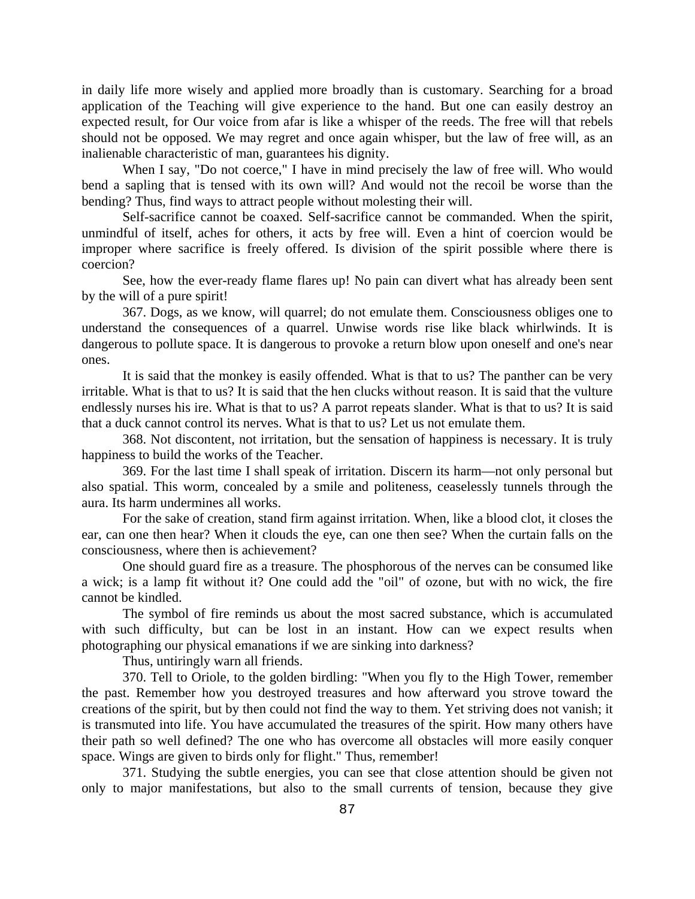in daily life more wisely and applied more broadly than is customary. Searching for a broad application of the Teaching will give experience to the hand. But one can easily destroy an expected result, for Our voice from afar is like a whisper of the reeds. The free will that rebels should not be opposed. We may regret and once again whisper, but the law of free will, as an inalienable characteristic of man, guarantees his dignity.

When I say, "Do not coerce," I have in mind precisely the law of free will. Who would bend a sapling that is tensed with its own will? And would not the recoil be worse than the bending? Thus, find ways to attract people without molesting their will.

Self-sacrifice cannot be coaxed. Self-sacrifice cannot be commanded. When the spirit, unmindful of itself, aches for others, it acts by free will. Even a hint of coercion would be improper where sacrifice is freely offered. Is division of the spirit possible where there is coercion?

See, how the ever-ready flame flares up! No pain can divert what has already been sent by the will of a pure spirit!

367. Dogs, as we know, will quarrel; do not emulate them. Consciousness obliges one to understand the consequences of a quarrel. Unwise words rise like black whirlwinds. It is dangerous to pollute space. It is dangerous to provoke a return blow upon oneself and one's near ones.

It is said that the monkey is easily offended. What is that to us? The panther can be very irritable. What is that to us? It is said that the hen clucks without reason. It is said that the vulture endlessly nurses his ire. What is that to us? A parrot repeats slander. What is that to us? It is said that a duck cannot control its nerves. What is that to us? Let us not emulate them.

368. Not discontent, not irritation, but the sensation of happiness is necessary. It is truly happiness to build the works of the Teacher.

369. For the last time I shall speak of irritation. Discern its harm—not only personal but also spatial. This worm, concealed by a smile and politeness, ceaselessly tunnels through the aura. Its harm undermines all works.

For the sake of creation, stand firm against irritation. When, like a blood clot, it closes the ear, can one then hear? When it clouds the eye, can one then see? When the curtain falls on the consciousness, where then is achievement?

One should guard fire as a treasure. The phosphorous of the nerves can be consumed like a wick; is a lamp fit without it? One could add the "oil" of ozone, but with no wick, the fire cannot be kindled.

The symbol of fire reminds us about the most sacred substance, which is accumulated with such difficulty, but can be lost in an instant. How can we expect results when photographing our physical emanations if we are sinking into darkness?

Thus, untiringly warn all friends.

370. Tell to Oriole, to the golden birdling: "When you fly to the High Tower, remember the past. Remember how you destroyed treasures and how afterward you strove toward the creations of the spirit, but by then could not find the way to them. Yet striving does not vanish; it is transmuted into life. You have accumulated the treasures of the spirit. How many others have their path so well defined? The one who has overcome all obstacles will more easily conquer space. Wings are given to birds only for flight." Thus, remember!

371. Studying the subtle energies, you can see that close attention should be given not only to major manifestations, but also to the small currents of tension, because they give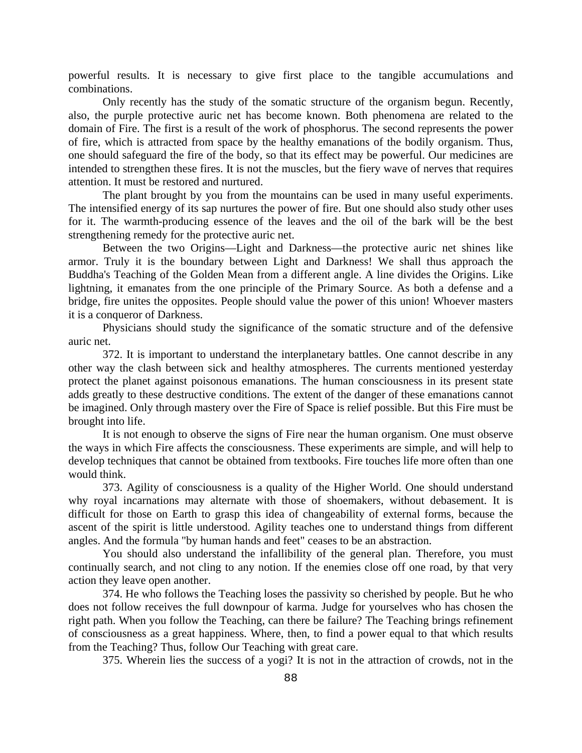powerful results. It is necessary to give first place to the tangible accumulations and combinations.

Only recently has the study of the somatic structure of the organism begun. Recently, also, the purple protective auric net has become known. Both phenomena are related to the domain of Fire. The first is a result of the work of phosphorus. The second represents the power of fire, which is attracted from space by the healthy emanations of the bodily organism. Thus, one should safeguard the fire of the body, so that its effect may be powerful. Our medicines are intended to strengthen these fires. It is not the muscles, but the fiery wave of nerves that requires attention. It must be restored and nurtured.

The plant brought by you from the mountains can be used in many useful experiments. The intensified energy of its sap nurtures the power of fire. But one should also study other uses for it. The warmth-producing essence of the leaves and the oil of the bark will be the best strengthening remedy for the protective auric net.

Between the two Origins—Light and Darkness—the protective auric net shines like armor. Truly it is the boundary between Light and Darkness! We shall thus approach the Buddha's Teaching of the Golden Mean from a different angle. A line divides the Origins. Like lightning, it emanates from the one principle of the Primary Source. As both a defense and a bridge, fire unites the opposites. People should value the power of this union! Whoever masters it is a conqueror of Darkness.

Physicians should study the significance of the somatic structure and of the defensive auric net.

372. It is important to understand the interplanetary battles. One cannot describe in any other way the clash between sick and healthy atmospheres. The currents mentioned yesterday protect the planet against poisonous emanations. The human consciousness in its present state adds greatly to these destructive conditions. The extent of the danger of these emanations cannot be imagined. Only through mastery over the Fire of Space is relief possible. But this Fire must be brought into life.

It is not enough to observe the signs of Fire near the human organism. One must observe the ways in which Fire affects the consciousness. These experiments are simple, and will help to develop techniques that cannot be obtained from textbooks. Fire touches life more often than one would think.

373. Agility of consciousness is a quality of the Higher World. One should understand why royal incarnations may alternate with those of shoemakers, without debasement. It is difficult for those on Earth to grasp this idea of changeability of external forms, because the ascent of the spirit is little understood. Agility teaches one to understand things from different angles. And the formula "by human hands and feet" ceases to be an abstraction.

You should also understand the infallibility of the general plan. Therefore, you must continually search, and not cling to any notion. If the enemies close off one road, by that very action they leave open another.

374. He who follows the Teaching loses the passivity so cherished by people. But he who does not follow receives the full downpour of karma. Judge for yourselves who has chosen the right path. When you follow the Teaching, can there be failure? The Teaching brings refinement of consciousness as a great happiness. Where, then, to find a power equal to that which results from the Teaching? Thus, follow Our Teaching with great care.

375. Wherein lies the success of a yogi? It is not in the attraction of crowds, not in the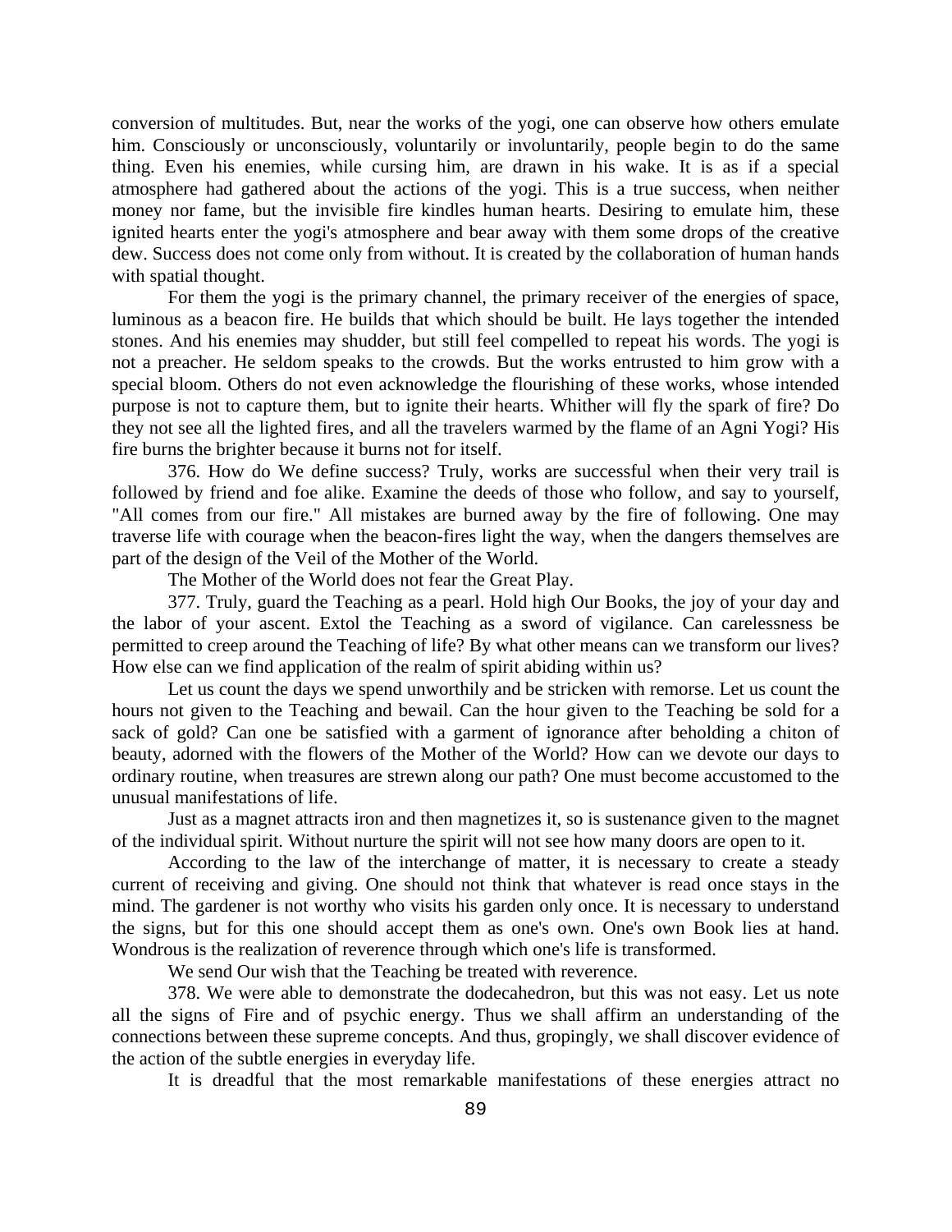conversion of multitudes. But, near the works of the yogi, one can observe how others emulate him. Consciously or unconsciously, voluntarily or involuntarily, people begin to do the same thing. Even his enemies, while cursing him, are drawn in his wake. It is as if a special atmosphere had gathered about the actions of the yogi. This is a true success, when neither money nor fame, but the invisible fire kindles human hearts. Desiring to emulate him, these ignited hearts enter the yogi's atmosphere and bear away with them some drops of the creative dew. Success does not come only from without. It is created by the collaboration of human hands with spatial thought.

For them the yogi is the primary channel, the primary receiver of the energies of space, luminous as a beacon fire. He builds that which should be built. He lays together the intended stones. And his enemies may shudder, but still feel compelled to repeat his words. The yogi is not a preacher. He seldom speaks to the crowds. But the works entrusted to him grow with a special bloom. Others do not even acknowledge the flourishing of these works, whose intended purpose is not to capture them, but to ignite their hearts. Whither will fly the spark of fire? Do they not see all the lighted fires, and all the travelers warmed by the flame of an Agni Yogi? His fire burns the brighter because it burns not for itself.

376. How do We define success? Truly, works are successful when their very trail is followed by friend and foe alike. Examine the deeds of those who follow, and say to yourself, "All comes from our fire." All mistakes are burned away by the fire of following. One may traverse life with courage when the beacon-fires light the way, when the dangers themselves are part of the design of the Veil of the Mother of the World.

The Mother of the World does not fear the Great Play.

377. Truly, guard the Teaching as a pearl. Hold high Our Books, the joy of your day and the labor of your ascent. Extol the Teaching as a sword of vigilance. Can carelessness be permitted to creep around the Teaching of life? By what other means can we transform our lives? How else can we find application of the realm of spirit abiding within us?

Let us count the days we spend unworthily and be stricken with remorse. Let us count the hours not given to the Teaching and bewail. Can the hour given to the Teaching be sold for a sack of gold? Can one be satisfied with a garment of ignorance after beholding a chiton of beauty, adorned with the flowers of the Mother of the World? How can we devote our days to ordinary routine, when treasures are strewn along our path? One must become accustomed to the unusual manifestations of life.

Just as a magnet attracts iron and then magnetizes it, so is sustenance given to the magnet of the individual spirit. Without nurture the spirit will not see how many doors are open to it.

According to the law of the interchange of matter, it is necessary to create a steady current of receiving and giving. One should not think that whatever is read once stays in the mind. The gardener is not worthy who visits his garden only once. It is necessary to understand the signs, but for this one should accept them as one's own. One's own Book lies at hand. Wondrous is the realization of reverence through which one's life is transformed.

We send Our wish that the Teaching be treated with reverence.

378. We were able to demonstrate the dodecahedron, but this was not easy. Let us note all the signs of Fire and of psychic energy. Thus we shall affirm an understanding of the connections between these supreme concepts. And thus, gropingly, we shall discover evidence of the action of the subtle energies in everyday life.

It is dreadful that the most remarkable manifestations of these energies attract no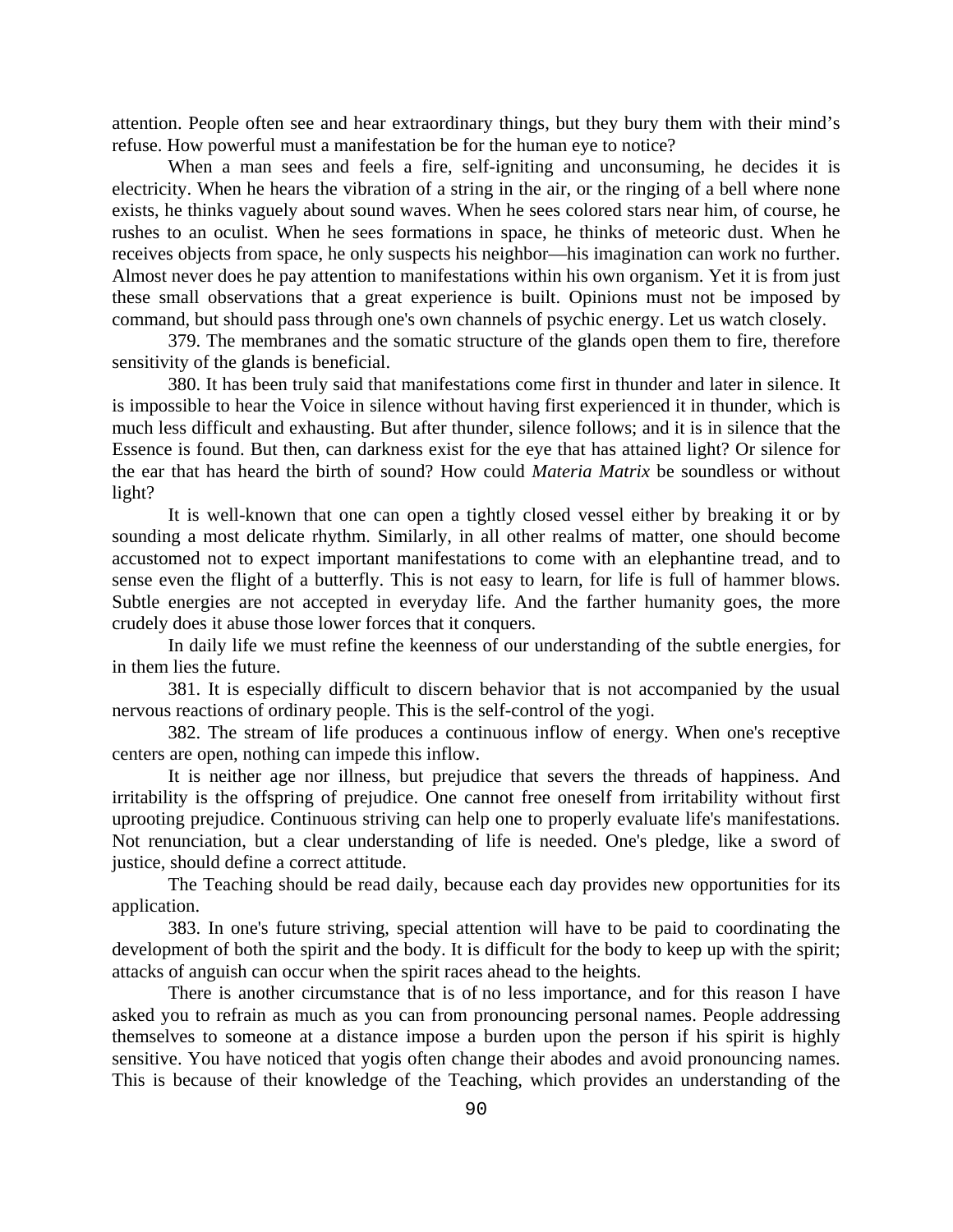attention. People often see and hear extraordinary things, but they bury them with their mind's refuse. How powerful must a manifestation be for the human eye to notice?

When a man sees and feels a fire, self-igniting and unconsuming, he decides it is electricity. When he hears the vibration of a string in the air, or the ringing of a bell where none exists, he thinks vaguely about sound waves. When he sees colored stars near him, of course, he rushes to an oculist. When he sees formations in space, he thinks of meteoric dust. When he receives objects from space, he only suspects his neighbor—his imagination can work no further. Almost never does he pay attention to manifestations within his own organism. Yet it is from just these small observations that a great experience is built. Opinions must not be imposed by command, but should pass through one's own channels of psychic energy. Let us watch closely.

379. The membranes and the somatic structure of the glands open them to fire, therefore sensitivity of the glands is beneficial.

380. It has been truly said that manifestations come first in thunder and later in silence. It is impossible to hear the Voice in silence without having first experienced it in thunder, which is much less difficult and exhausting. But after thunder, silence follows; and it is in silence that the Essence is found. But then, can darkness exist for the eye that has attained light? Or silence for the ear that has heard the birth of sound? How could *Materia Matrix* be soundless or without light?

It is well-known that one can open a tightly closed vessel either by breaking it or by sounding a most delicate rhythm. Similarly, in all other realms of matter, one should become accustomed not to expect important manifestations to come with an elephantine tread, and to sense even the flight of a butterfly. This is not easy to learn, for life is full of hammer blows. Subtle energies are not accepted in everyday life. And the farther humanity goes, the more crudely does it abuse those lower forces that it conquers.

In daily life we must refine the keenness of our understanding of the subtle energies, for in them lies the future.

381. It is especially difficult to discern behavior that is not accompanied by the usual nervous reactions of ordinary people. This is the self-control of the yogi.

382. The stream of life produces a continuous inflow of energy. When one's receptive centers are open, nothing can impede this inflow.

It is neither age nor illness, but prejudice that severs the threads of happiness. And irritability is the offspring of prejudice. One cannot free oneself from irritability without first uprooting prejudice. Continuous striving can help one to properly evaluate life's manifestations. Not renunciation, but a clear understanding of life is needed. One's pledge, like a sword of justice, should define a correct attitude.

The Teaching should be read daily, because each day provides new opportunities for its application.

383. In one's future striving, special attention will have to be paid to coordinating the development of both the spirit and the body. It is difficult for the body to keep up with the spirit; attacks of anguish can occur when the spirit races ahead to the heights.

There is another circumstance that is of no less importance, and for this reason I have asked you to refrain as much as you can from pronouncing personal names. People addressing themselves to someone at a distance impose a burden upon the person if his spirit is highly sensitive. You have noticed that yogis often change their abodes and avoid pronouncing names. This is because of their knowledge of the Teaching, which provides an understanding of the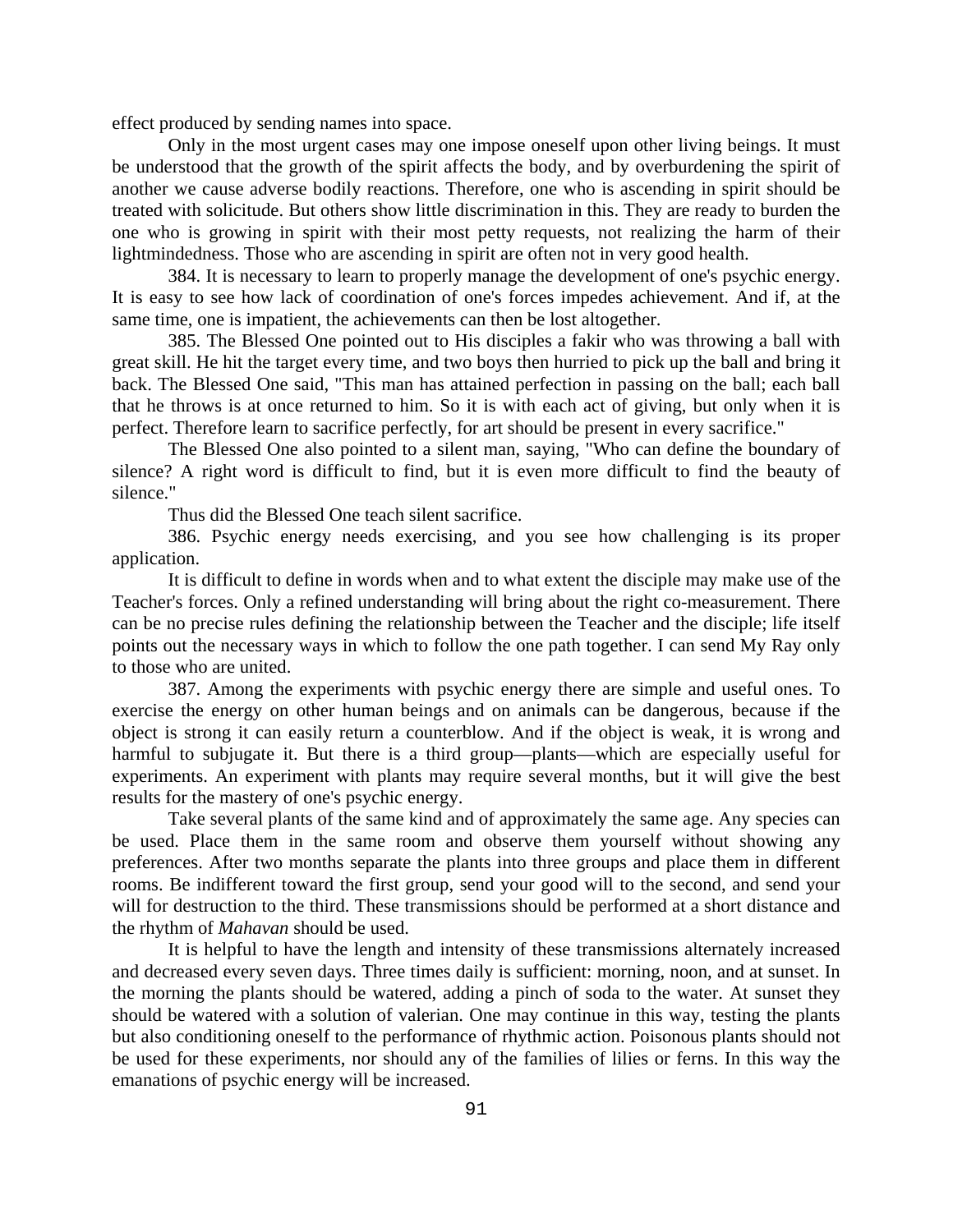effect produced by sending names into space.

Only in the most urgent cases may one impose oneself upon other living beings. It must be understood that the growth of the spirit affects the body, and by overburdening the spirit of another we cause adverse bodily reactions. Therefore, one who is ascending in spirit should be treated with solicitude. But others show little discrimination in this. They are ready to burden the one who is growing in spirit with their most petty requests, not realizing the harm of their lightmindedness. Those who are ascending in spirit are often not in very good health.

384. It is necessary to learn to properly manage the development of one's psychic energy. It is easy to see how lack of coordination of one's forces impedes achievement. And if, at the same time, one is impatient, the achievements can then be lost altogether.

385. The Blessed One pointed out to His disciples a fakir who was throwing a ball with great skill. He hit the target every time, and two boys then hurried to pick up the ball and bring it back. The Blessed One said, "This man has attained perfection in passing on the ball; each ball that he throws is at once returned to him. So it is with each act of giving, but only when it is perfect. Therefore learn to sacrifice perfectly, for art should be present in every sacrifice."

The Blessed One also pointed to a silent man, saying, "Who can define the boundary of silence? A right word is difficult to find, but it is even more difficult to find the beauty of silence."

Thus did the Blessed One teach silent sacrifice.

386. Psychic energy needs exercising, and you see how challenging is its proper application.

It is difficult to define in words when and to what extent the disciple may make use of the Teacher's forces. Only a refined understanding will bring about the right co-measurement. There can be no precise rules defining the relationship between the Teacher and the disciple; life itself points out the necessary ways in which to follow the one path together. I can send My Ray only to those who are united.

387. Among the experiments with psychic energy there are simple and useful ones. To exercise the energy on other human beings and on animals can be dangerous, because if the object is strong it can easily return a counterblow. And if the object is weak, it is wrong and harmful to subjugate it. But there is a third group—plants—which are especially useful for experiments. An experiment with plants may require several months, but it will give the best results for the mastery of one's psychic energy.

Take several plants of the same kind and of approximately the same age. Any species can be used. Place them in the same room and observe them yourself without showing any preferences. After two months separate the plants into three groups and place them in different rooms. Be indifferent toward the first group, send your good will to the second, and send your will for destruction to the third. These transmissions should be performed at a short distance and the rhythm of *Mahavan* should be used.

It is helpful to have the length and intensity of these transmissions alternately increased and decreased every seven days. Three times daily is sufficient: morning, noon, and at sunset. In the morning the plants should be watered, adding a pinch of soda to the water. At sunset they should be watered with a solution of valerian. One may continue in this way, testing the plants but also conditioning oneself to the performance of rhythmic action. Poisonous plants should not be used for these experiments, nor should any of the families of lilies or ferns. In this way the emanations of psychic energy will be increased.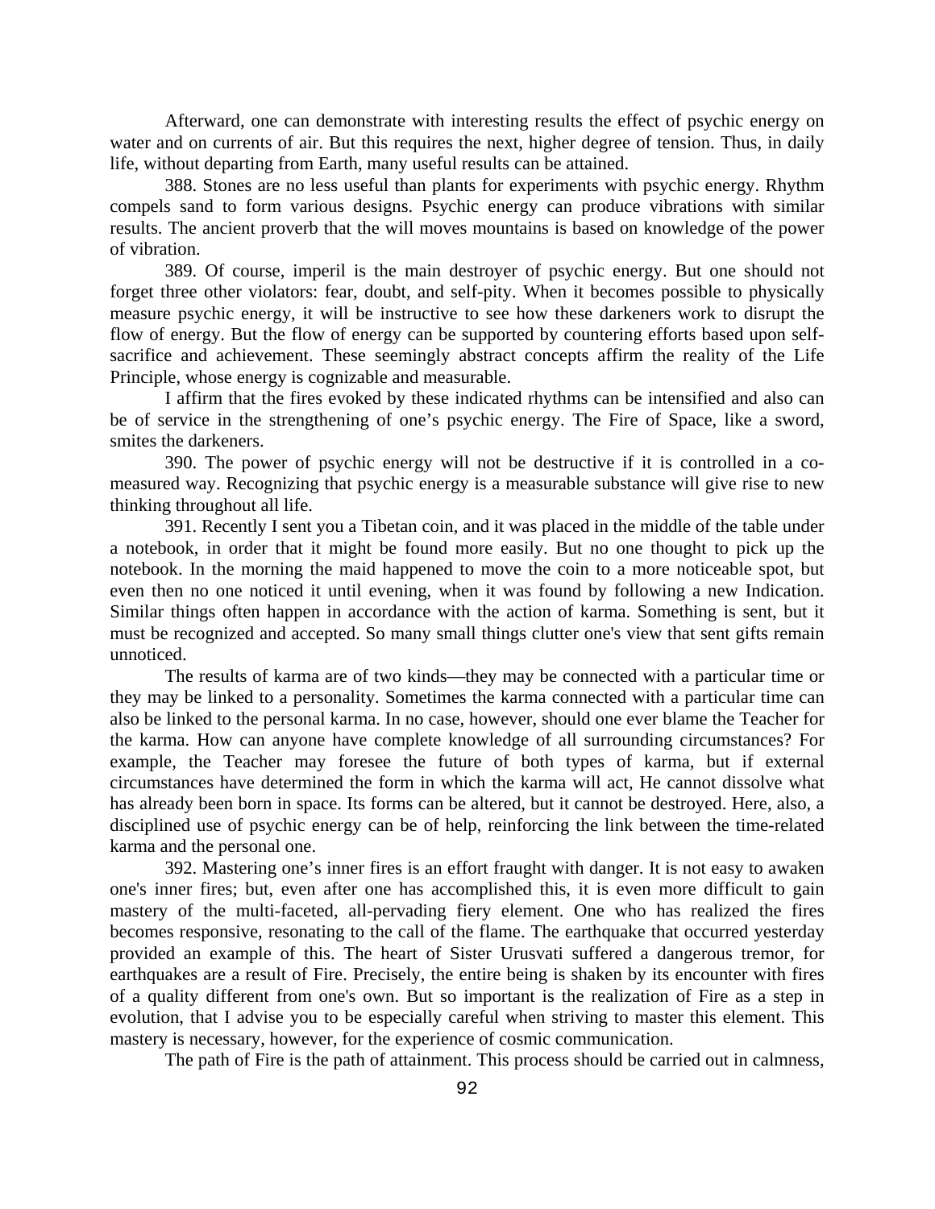Afterward, one can demonstrate with interesting results the effect of psychic energy on water and on currents of air. But this requires the next, higher degree of tension. Thus, in daily life, without departing from Earth, many useful results can be attained.

388. Stones are no less useful than plants for experiments with psychic energy. Rhythm compels sand to form various designs. Psychic energy can produce vibrations with similar results. The ancient proverb that the will moves mountains is based on knowledge of the power of vibration.

389. Of course, imperil is the main destroyer of psychic energy. But one should not forget three other violators: fear, doubt, and self-pity. When it becomes possible to physically measure psychic energy, it will be instructive to see how these darkeners work to disrupt the flow of energy. But the flow of energy can be supported by countering efforts based upon self-sacrifice and achievement. These seemingly abstract concepts affirm the reality of the Life Principle, whose energy is cognizable and measurable.

I affirm that the fires evoked by these indicated rhythms can be intensified and also can be of service in the strengthening of one's psychic energy. The Fire of Space, like a sword, smites the darkeners.

390. The power of psychic energy will not be destructive if it is controlled in a co-measured way. Recognizing that psychic energy is a measurable substance will give rise to new thinking throughout all life.

391. Recently I sent you a Tibetan coin, and it was placed in the middle of the table under a notebook, in order that it might be found more easily. But no one thought to pick up the notebook. In the morning the maid happened to move the coin to a more noticeable spot, but even then no one noticed it until evening, when it was found by following a new Indication. Similar things often happen in accordance with the action of karma. Something is sent, but it must be recognized and accepted. So many small things clutter one's view that sent gifts remain unnoticed.

The results of karma are of two kinds—they may be connected with a particular time or they may be linked to a personality. Sometimes the karma connected with a particular time can also be linked to the personal karma. In no case, however, should one ever blame the Teacher for the karma. How can anyone have complete knowledge of all surrounding circumstances? For example, the Teacher may foresee the future of both types of karma, but if external circumstances have determined the form in which the karma will act, He cannot dissolve what has already been born in space. Its forms can be altered, but it cannot be destroyed. Here, also, a disciplined use of psychic energy can be of help, reinforcing the link between the time-related karma and the personal one.

392. Mastering one's inner fires is an effort fraught with danger. It is not easy to awaken one's inner fires; but, even after one has accomplished this, it is even more difficult to gain mastery of the multi-faceted, all-pervading fiery element. One who has realized the fires becomes responsive, resonating to the call of the flame. The earthquake that occurred yesterday provided an example of this. The heart of Sister Urusvati suffered a dangerous tremor, for earthquakes are a result of Fire. Precisely, the entire being is shaken by its encounter with fires of a quality different from one's own. But so important is the realization of Fire as a step in evolution, that I advise you to be especially careful when striving to master this element. This mastery is necessary, however, for the experience of cosmic communication.

The path of Fire is the path of attainment. This process should be carried out in calmness,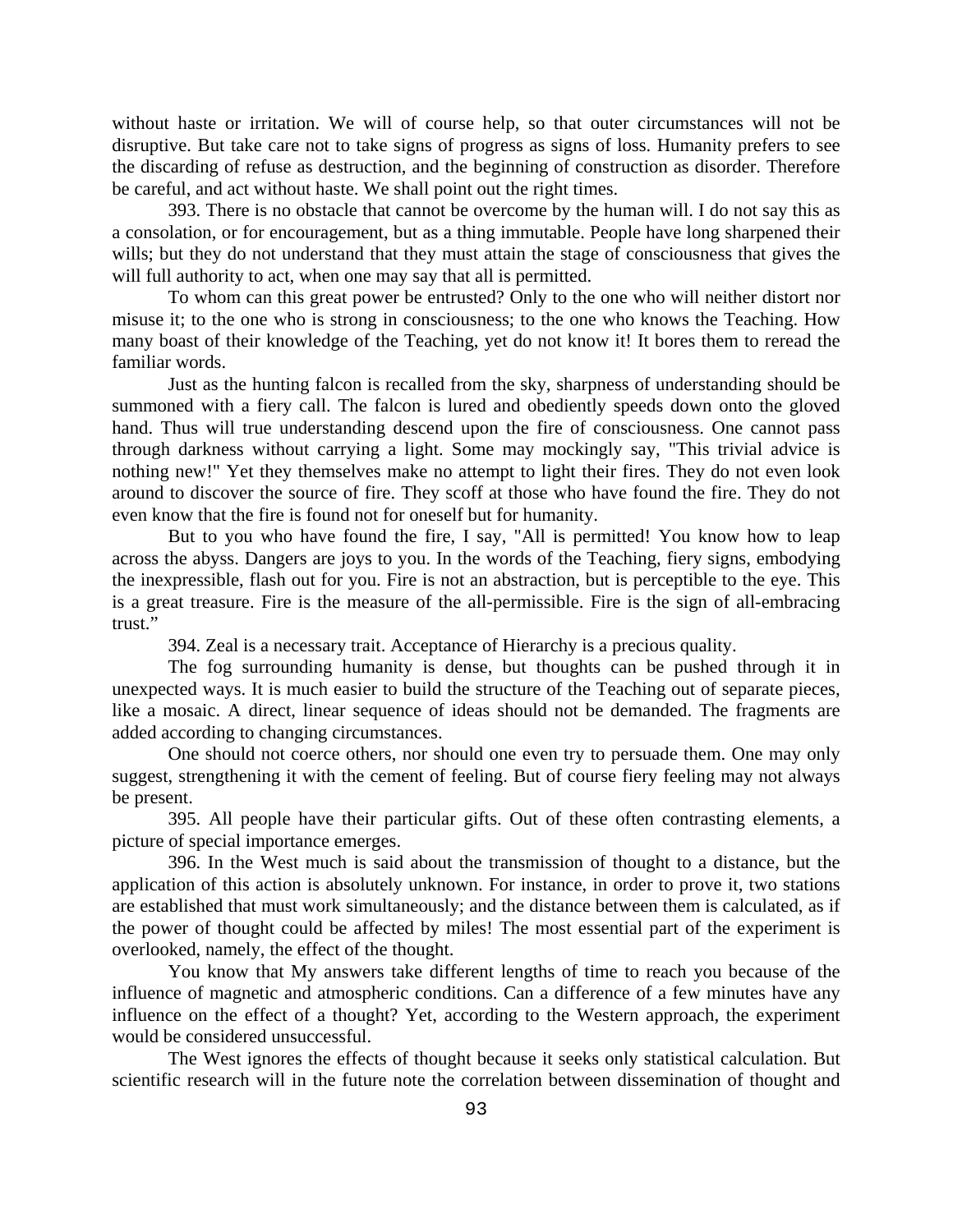without haste or irritation. We will of course help, so that outer circumstances will not be disruptive. But take care not to take signs of progress as signs of loss. Humanity prefers to see the discarding of refuse as destruction, and the beginning of construction as disorder. Therefore be careful, and act without haste. We shall point out the right times.

393. There is no obstacle that cannot be overcome by the human will. I do not say this as a consolation, or for encouragement, but as a thing immutable. People have long sharpened their wills; but they do not understand that they must attain the stage of consciousness that gives the will full authority to act, when one may say that all is permitted.

To whom can this great power be entrusted? Only to the one who will neither distort nor misuse it; to the one who is strong in consciousness; to the one who knows the Teaching. How many boast of their knowledge of the Teaching, yet do not know it! It bores them to reread the familiar words.

Just as the hunting falcon is recalled from the sky, sharpness of understanding should be summoned with a fiery call. The falcon is lured and obediently speeds down onto the gloved hand. Thus will true understanding descend upon the fire of consciousness. One cannot pass through darkness without carrying a light. Some may mockingly say, "This trivial advice is nothing new!" Yet they themselves make no attempt to light their fires. They do not even look around to discover the source of fire. They scoff at those who have found the fire. They do not even know that the fire is found not for oneself but for humanity.

But to you who have found the fire, I say, "All is permitted! You know how to leap across the abyss. Dangers are joys to you. In the words of the Teaching, fiery signs, embodying the inexpressible, flash out for you. Fire is not an abstraction, but is perceptible to the eye. This is a great treasure. Fire is the measure of the all-permissible. Fire is the sign of all-embracing trust."

394. Zeal is a necessary trait. Acceptance of Hierarchy is a precious quality.

The fog surrounding humanity is dense, but thoughts can be pushed through it in unexpected ways. It is much easier to build the structure of the Teaching out of separate pieces, like a mosaic. A direct, linear sequence of ideas should not be demanded. The fragments are added according to changing circumstances.

One should not coerce others, nor should one even try to persuade them. One may only suggest, strengthening it with the cement of feeling. But of course fiery feeling may not always be present.

395. All people have their particular gifts. Out of these often contrasting elements, a picture of special importance emerges.

396. In the West much is said about the transmission of thought to a distance, but the application of this action is absolutely unknown. For instance, in order to prove it, two stations are established that must work simultaneously; and the distance between them is calculated, as if the power of thought could be affected by miles! The most essential part of the experiment is overlooked, namely, the effect of the thought.

You know that My answers take different lengths of time to reach you because of the influence of magnetic and atmospheric conditions. Can a difference of a few minutes have any influence on the effect of a thought? Yet, according to the Western approach, the experiment would be considered unsuccessful.

The West ignores the effects of thought because it seeks only statistical calculation. But scientific research will in the future note the correlation between dissemination of thought and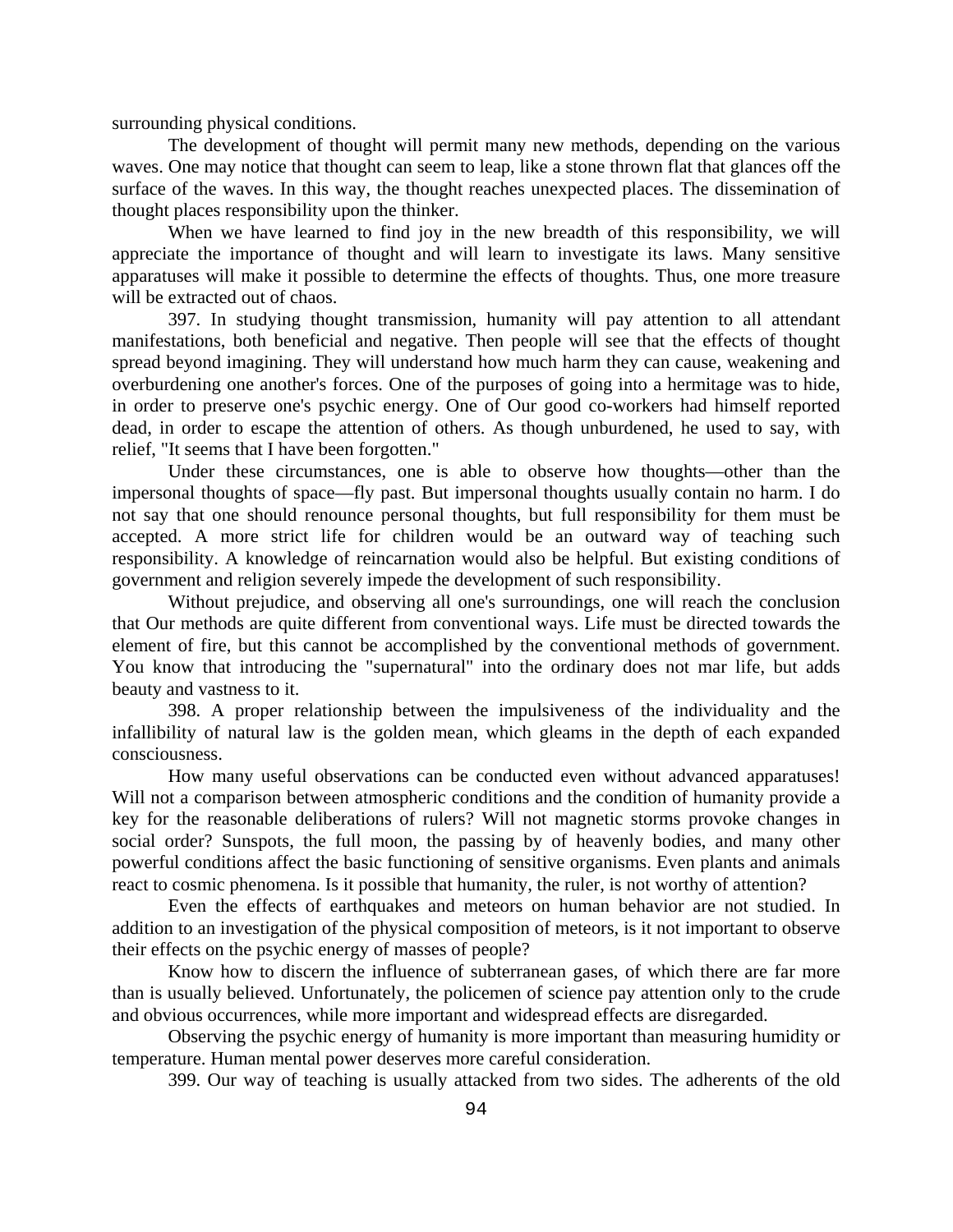surrounding physical conditions.

The development of thought will permit many new methods, depending on the various waves. One may notice that thought can seem to leap, like a stone thrown flat that glances off the surface of the waves. In this way, the thought reaches unexpected places. The dissemination of thought places responsibility upon the thinker.

When we have learned to find joy in the new breadth of this responsibility, we will appreciate the importance of thought and will learn to investigate its laws. Many sensitive apparatuses will make it possible to determine the effects of thoughts. Thus, one more treasure will be extracted out of chaos.

397. In studying thought transmission, humanity will pay attention to all attendant manifestations, both beneficial and negative. Then people will see that the effects of thought spread beyond imagining. They will understand how much harm they can cause, weakening and overburdening one another's forces. One of the purposes of going into a hermitage was to hide, in order to preserve one's psychic energy. One of Our good co-workers had himself reported dead, in order to escape the attention of others. As though unburdened, he used to say, with relief, "It seems that I have been forgotten."

Under these circumstances, one is able to observe how thoughts—other than the impersonal thoughts of space—fly past. But impersonal thoughts usually contain no harm. I do not say that one should renounce personal thoughts, but full responsibility for them must be accepted. A more strict life for children would be an outward way of teaching such responsibility. A knowledge of reincarnation would also be helpful. But existing conditions of government and religion severely impede the development of such responsibility.

Without prejudice, and observing all one's surroundings, one will reach the conclusion that Our methods are quite different from conventional ways. Life must be directed towards the element of fire, but this cannot be accomplished by the conventional methods of government. You know that introducing the "supernatural" into the ordinary does not mar life, but adds beauty and vastness to it.

398. A proper relationship between the impulsiveness of the individuality and the infallibility of natural law is the golden mean, which gleams in the depth of each expanded consciousness.

How many useful observations can be conducted even without advanced apparatuses! Will not a comparison between atmospheric conditions and the condition of humanity provide a key for the reasonable deliberations of rulers? Will not magnetic storms provoke changes in social order? Sunspots, the full moon, the passing by of heavenly bodies, and many other powerful conditions affect the basic functioning of sensitive organisms. Even plants and animals react to cosmic phenomena. Is it possible that humanity, the ruler, is not worthy of attention?

Even the effects of earthquakes and meteors on human behavior are not studied. In addition to an investigation of the physical composition of meteors, is it not important to observe their effects on the psychic energy of masses of people?

Know how to discern the influence of subterranean gases, of which there are far more than is usually believed. Unfortunately, the policemen of science pay attention only to the crude and obvious occurrences, while more important and widespread effects are disregarded.

Observing the psychic energy of humanity is more important than measuring humidity or temperature. Human mental power deserves more careful consideration.

399. Our way of teaching is usually attacked from two sides. The adherents of the old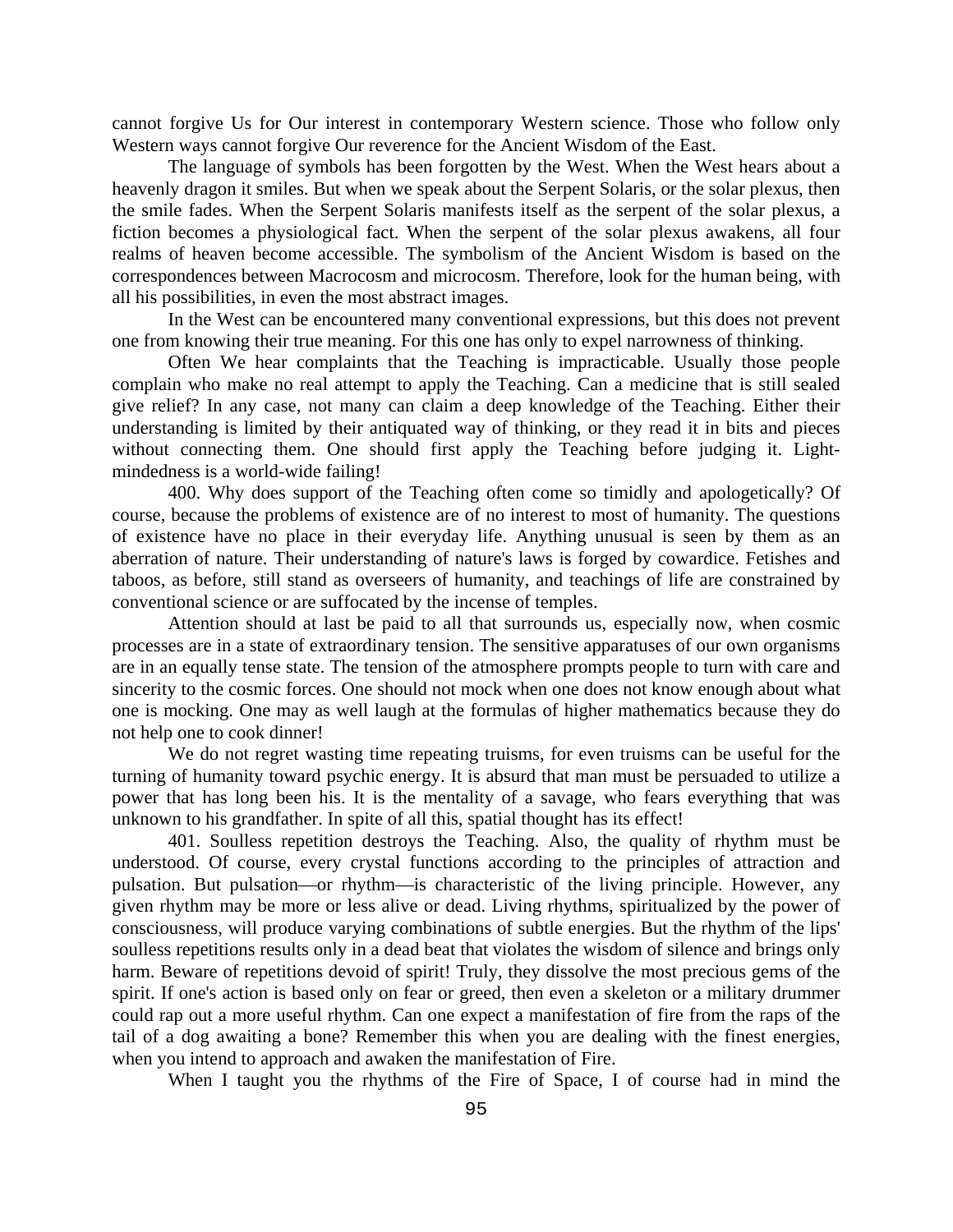cannot forgive Us for Our interest in contemporary Western science. Those who follow only Western ways cannot forgive Our reverence for the Ancient Wisdom of the East.

The language of symbols has been forgotten by the West. When the West hears about a heavenly dragon it smiles. But when we speak about the Serpent Solaris, or the solar plexus, then the smile fades. When the Serpent Solaris manifests itself as the serpent of the solar plexus, a fiction becomes a physiological fact. When the serpent of the solar plexus awakens, all four realms of heaven become accessible. The symbolism of the Ancient Wisdom is based on the correspondences between Macrocosm and microcosm. Therefore, look for the human being, with all his possibilities, in even the most abstract images.

In the West can be encountered many conventional expressions, but this does not prevent one from knowing their true meaning. For this one has only to expel narrowness of thinking.

Often We hear complaints that the Teaching is impracticable. Usually those people complain who make no real attempt to apply the Teaching. Can a medicine that is still sealed give relief? In any case, not many can claim a deep knowledge of the Teaching. Either their understanding is limited by their antiquated way of thinking, or they read it in bits and pieces without connecting them. One should first apply the Teaching before judging it. Light-mindedness is a world-wide failing!

400. Why does support of the Teaching often come so timidly and apologetically? Of course, because the problems of existence are of no interest to most of humanity. The questions of existence have no place in their everyday life. Anything unusual is seen by them as an aberration of nature. Their understanding of nature's laws is forged by cowardice. Fetishes and taboos, as before, still stand as overseers of humanity, and teachings of life are constrained by conventional science or are suffocated by the incense of temples.

Attention should at last be paid to all that surrounds us, especially now, when cosmic processes are in a state of extraordinary tension. The sensitive apparatuses of our own organisms are in an equally tense state. The tension of the atmosphere prompts people to turn with care and sincerity to the cosmic forces. One should not mock when one does not know enough about what one is mocking. One may as well laugh at the formulas of higher mathematics because they do not help one to cook dinner!

We do not regret wasting time repeating truisms, for even truisms can be useful for the turning of humanity toward psychic energy. It is absurd that man must be persuaded to utilize a power that has long been his. It is the mentality of a savage, who fears everything that was unknown to his grandfather. In spite of all this, spatial thought has its effect!

401. Soulless repetition destroys the Teaching. Also, the quality of rhythm must be understood. Of course, every crystal functions according to the principles of attraction and pulsation. But pulsation—or rhythm—is characteristic of the living principle. However, any given rhythm may be more or less alive or dead. Living rhythms, spiritualized by the power of consciousness, will produce varying combinations of subtle energies. But the rhythm of the lips' soulless repetitions results only in a dead beat that violates the wisdom of silence and brings only harm. Beware of repetitions devoid of spirit! Truly, they dissolve the most precious gems of the spirit. If one's action is based only on fear or greed, then even a skeleton or a military drummer could rap out a more useful rhythm. Can one expect a manifestation of fire from the raps of the tail of a dog awaiting a bone? Remember this when you are dealing with the finest energies, when you intend to approach and awaken the manifestation of Fire.

When I taught you the rhythms of the Fire of Space, I of course had in mind the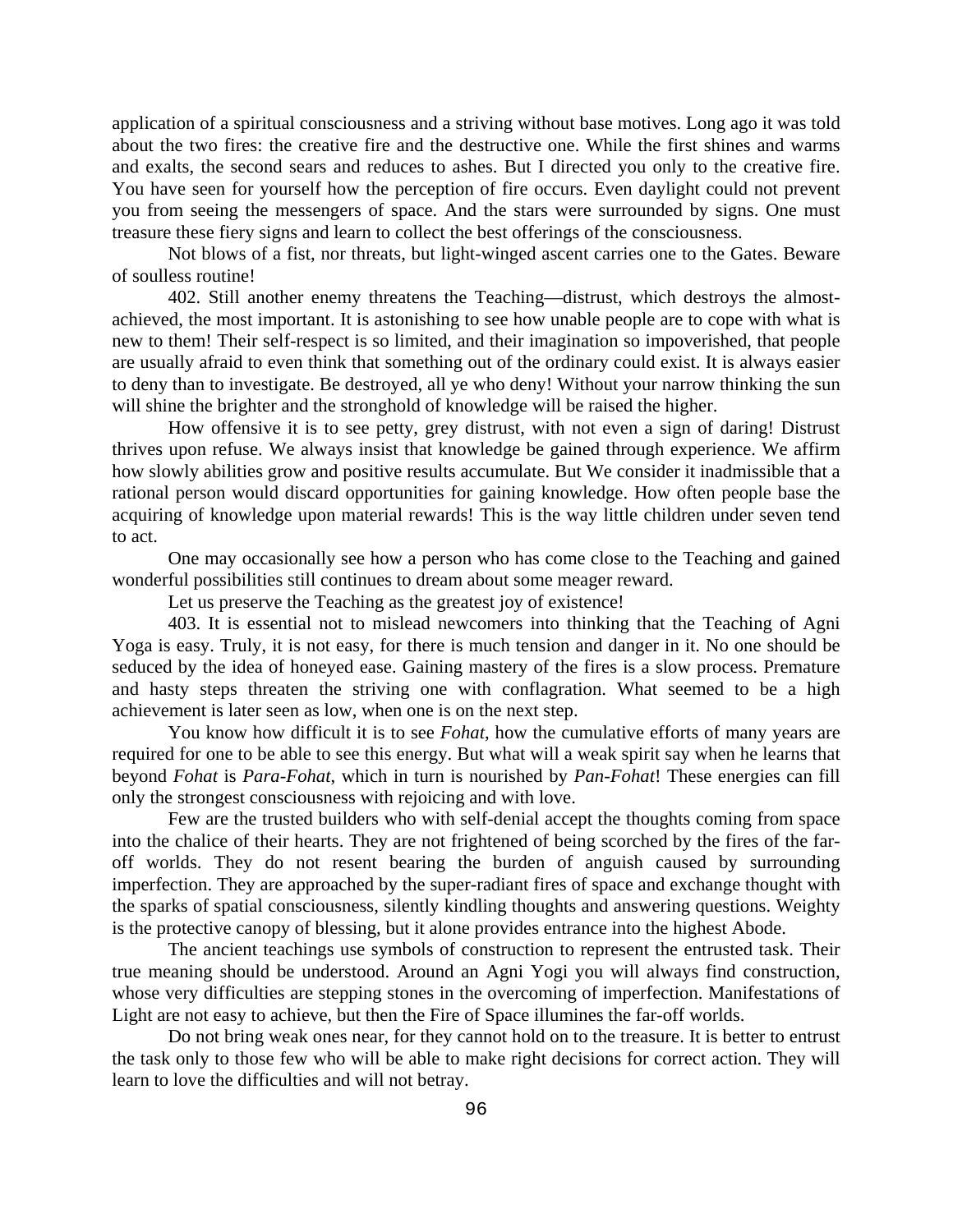application of a spiritual consciousness and a striving without base motives. Long ago it was told about the two fires: the creative fire and the destructive one. While the first shines and warms and exalts, the second sears and reduces to ashes. But I directed you only to the creative fire. You have seen for yourself how the perception of fire occurs. Even daylight could not prevent you from seeing the messengers of space. And the stars were surrounded by signs. One must treasure these fiery signs and learn to collect the best offerings of the consciousness.

Not blows of a fist, nor threats, but light-winged ascent carries one to the Gates. Beware of soulless routine!

402. Still another enemy threatens the Teaching—distrust, which destroys the almost-achieved, the most important. It is astonishing to see how unable people are to cope with what is new to them! Their self-respect is so limited, and their imagination so impoverished, that people are usually afraid to even think that something out of the ordinary could exist. It is always easier to deny than to investigate. Be destroyed, all ye who deny! Without your narrow thinking the sun will shine the brighter and the stronghold of knowledge will be raised the higher.

How offensive it is to see petty, grey distrust, with not even a sign of daring! Distrust thrives upon refuse. We always insist that knowledge be gained through experience. We affirm how slowly abilities grow and positive results accumulate. But We consider it inadmissible that a rational person would discard opportunities for gaining knowledge. How often people base the acquiring of knowledge upon material rewards! This is the way little children under seven tend to act.

One may occasionally see how a person who has come close to the Teaching and gained wonderful possibilities still continues to dream about some meager reward.

Let us preserve the Teaching as the greatest joy of existence!

403. It is essential not to mislead newcomers into thinking that the Teaching of Agni Yoga is easy. Truly, it is not easy, for there is much tension and danger in it. No one should be seduced by the idea of honeyed ease. Gaining mastery of the fires is a slow process. Premature and hasty steps threaten the striving one with conflagration. What seemed to be a high achievement is later seen as low, when one is on the next step.

You know how difficult it is to see *Fohat*, how the cumulative efforts of many years are required for one to be able to see this energy. But what will a weak spirit say when he learns that beyond *Fohat* is *Para-Fohat*, which in turn is nourished by *Pan-Fohat*! These energies can fill only the strongest consciousness with rejoicing and with love.

Few are the trusted builders who with self-denial accept the thoughts coming from space into the chalice of their hearts. They are not frightened of being scorched by the fires of the far-off worlds. They do not resent bearing the burden of anguish caused by surrounding imperfection. They are approached by the super-radiant fires of space and exchange thought with the sparks of spatial consciousness, silently kindling thoughts and answering questions. Weighty is the protective canopy of blessing, but it alone provides entrance into the highest Abode.

The ancient teachings use symbols of construction to represent the entrusted task. Their true meaning should be understood. Around an Agni Yogi you will always find construction, whose very difficulties are stepping stones in the overcoming of imperfection. Manifestations of Light are not easy to achieve, but then the Fire of Space illumines the far-off worlds.

Do not bring weak ones near, for they cannot hold on to the treasure. It is better to entrust the task only to those few who will be able to make right decisions for correct action. They will learn to love the difficulties and will not betray.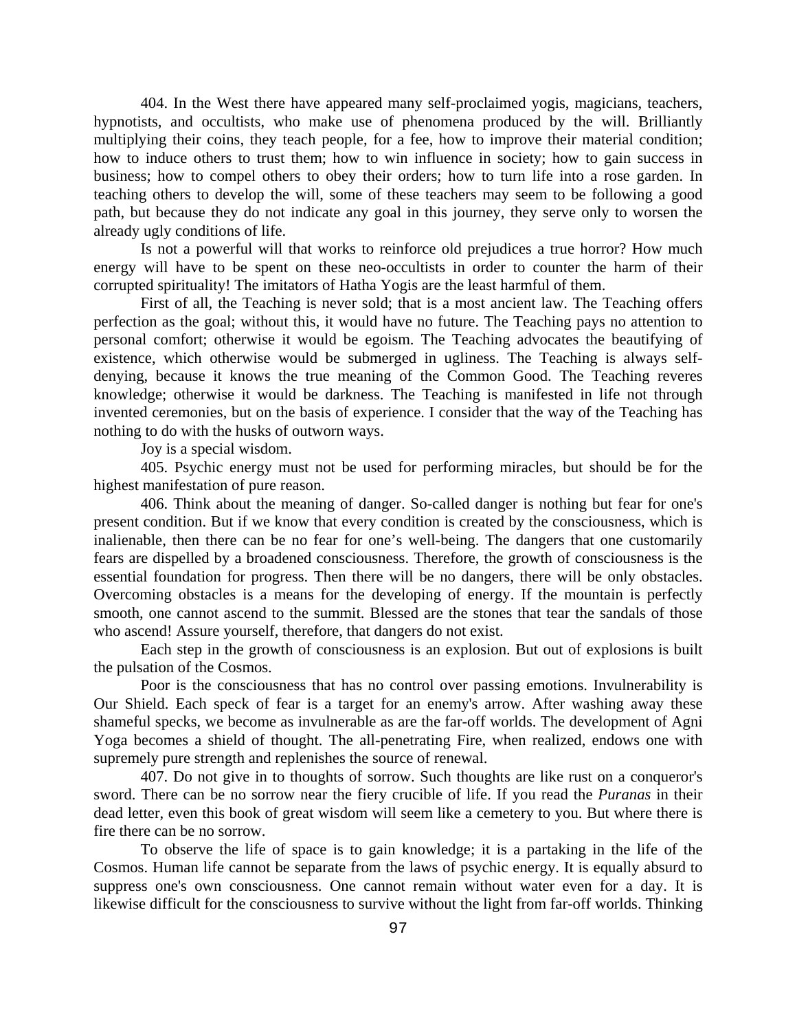404. In the West there have appeared many self-proclaimed yogis, magicians, teachers, hypnotists, and occultists, who make use of phenomena produced by the will. Brilliantly multiplying their coins, they teach people, for a fee, how to improve their material condition; how to induce others to trust them; how to win influence in society; how to gain success in business; how to compel others to obey their orders; how to turn life into a rose garden. In teaching others to develop the will, some of these teachers may seem to be following a good path, but because they do not indicate any goal in this journey, they serve only to worsen the already ugly conditions of life.

Is not a powerful will that works to reinforce old prejudices a true horror? How much energy will have to be spent on these neo-occultists in order to counter the harm of their corrupted spirituality! The imitators of Hatha Yogis are the least harmful of them.

First of all, the Teaching is never sold; that is a most ancient law. The Teaching offers perfection as the goal; without this, it would have no future. The Teaching pays no attention to personal comfort; otherwise it would be egoism. The Teaching advocates the beautifying of existence, which otherwise would be submerged in ugliness. The Teaching is always self-denying, because it knows the true meaning of the Common Good. The Teaching reveres knowledge; otherwise it would be darkness. The Teaching is manifested in life not through invented ceremonies, but on the basis of experience. I consider that the way of the Teaching has nothing to do with the husks of outworn ways.

Joy is a special wisdom.

405. Psychic energy must not be used for performing miracles, but should be for the highest manifestation of pure reason.

406. Think about the meaning of danger. So-called danger is nothing but fear for one's present condition. But if we know that every condition is created by the consciousness, which is inalienable, then there can be no fear for one’s well-being. The dangers that one customarily fears are dispelled by a broadened consciousness. Therefore, the growth of consciousness is the essential foundation for progress. Then there will be no dangers, there will be only obstacles. Overcoming obstacles is a means for the developing of energy. If the mountain is perfectly smooth, one cannot ascend to the summit. Blessed are the stones that tear the sandals of those who ascend! Assure yourself, therefore, that dangers do not exist.

Each step in the growth of consciousness is an explosion. But out of explosions is built the pulsation of the Cosmos.

Poor is the consciousness that has no control over passing emotions. Invulnerability is Our Shield. Each speck of fear is a target for an enemy's arrow. After washing away these shameful specks, we become as invulnerable as are the far-off worlds. The development of Agni Yoga becomes a shield of thought. The all-penetrating Fire, when realized, endows one with supremely pure strength and replenishes the source of renewal.

407. Do not give in to thoughts of sorrow. Such thoughts are like rust on a conqueror's sword. There can be no sorrow near the fiery crucible of life. If you read the *Puranas* in their dead letter, even this book of great wisdom will seem like a cemetery to you. But where there is fire there can be no sorrow.

To observe the life of space is to gain knowledge; it is a partaking in the life of the Cosmos. Human life cannot be separate from the laws of psychic energy. It is equally absurd to suppress one's own consciousness. One cannot remain without water even for a day. It is likewise difficult for the consciousness to survive without the light from far-off worlds. Thinking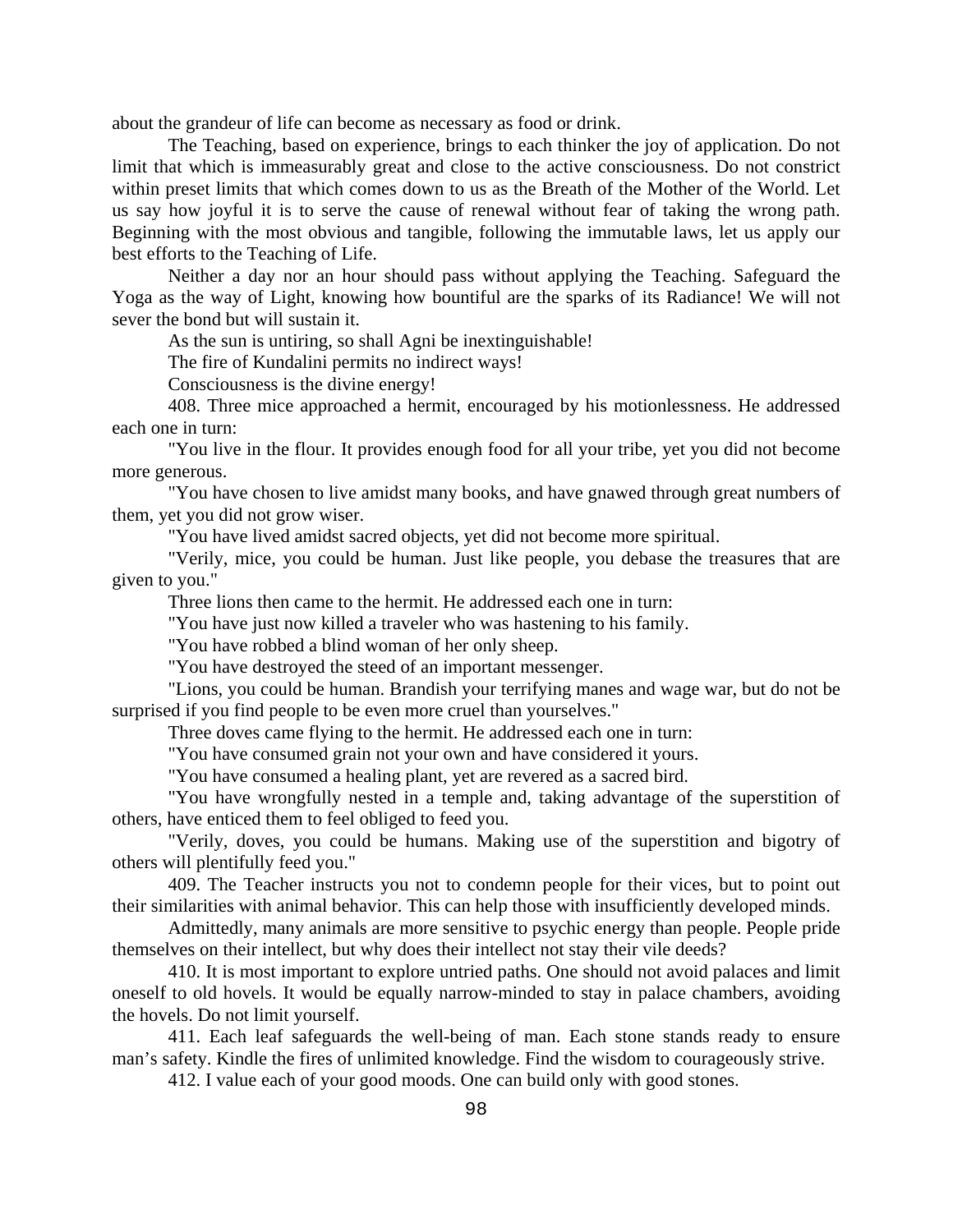about the grandeur of life can become as necessary as food or drink.

The Teaching, based on experience, brings to each thinker the joy of application. Do not limit that which is immeasurably great and close to the active consciousness. Do not constrict within preset limits that which comes down to us as the Breath of the Mother of the World. Let us say how joyful it is to serve the cause of renewal without fear of taking the wrong path. Beginning with the most obvious and tangible, following the immutable laws, let us apply our best efforts to the Teaching of Life.

Neither a day nor an hour should pass without applying the Teaching. Safeguard the Yoga as the way of Light, knowing how bountiful are the sparks of its Radiance! We will not sever the bond but will sustain it.

As the sun is untiring, so shall Agni be inextinguishable!

The fire of Kundalini permits no indirect ways!

Consciousness is the divine energy!

408. Three mice approached a hermit, encouraged by his motionlessness. He addressed each one in turn:

"You live in the flour. It provides enough food for all your tribe, yet you did not become more generous.

"You have chosen to live amidst many books, and have gnawed through great numbers of them, yet you did not grow wiser.

"You have lived amidst sacred objects, yet did not become more spiritual.

"Verily, mice, you could be human. Just like people, you debase the treasures that are given to you."

Three lions then came to the hermit. He addressed each one in turn:

"You have just now killed a traveler who was hastening to his family.

"You have robbed a blind woman of her only sheep.

"You have destroyed the steed of an important messenger.

"Lions, you could be human. Brandish your terrifying manes and wage war, but do not be surprised if you find people to be even more cruel than yourselves."

Three doves came flying to the hermit. He addressed each one in turn:

"You have consumed grain not your own and have considered it yours.

"You have consumed a healing plant, yet are revered as a sacred bird.

"You have wrongfully nested in a temple and, taking advantage of the superstition of others, have enticed them to feel obliged to feed you.

"Verily, doves, you could be humans. Making use of the superstition and bigotry of others will plentifully feed you."

409. The Teacher instructs you not to condemn people for their vices, but to point out their similarities with animal behavior. This can help those with insufficiently developed minds.

Admittedly, many animals are more sensitive to psychic energy than people. People pride themselves on their intellect, but why does their intellect not stay their vile deeds?

410. It is most important to explore untried paths. One should not avoid palaces and limit oneself to old hovels. It would be equally narrow-minded to stay in palace chambers, avoiding the hovels. Do not limit yourself.

411. Each leaf safeguards the well-being of man. Each stone stands ready to ensure man's safety. Kindle the fires of unlimited knowledge. Find the wisdom to courageously strive.

412. I value each of your good moods. One can build only with good stones.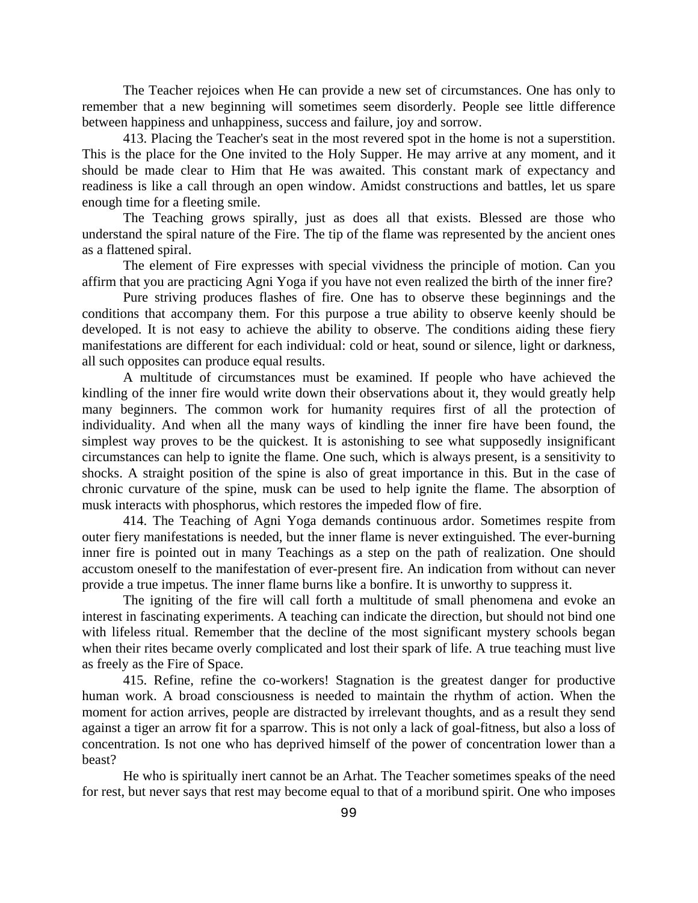The Teacher rejoices when He can provide a new set of circumstances. One has only to remember that a new beginning will sometimes seem disorderly. People see little difference between happiness and unhappiness, success and failure, joy and sorrow.

413. Placing the Teacher's seat in the most revered spot in the home is not a superstition. This is the place for the One invited to the Holy Supper. He may arrive at any moment, and it should be made clear to Him that He was awaited. This constant mark of expectancy and readiness is like a call through an open window. Amidst constructions and battles, let us spare enough time for a fleeting smile.

The Teaching grows spirally, just as does all that exists. Blessed are those who understand the spiral nature of the Fire. The tip of the flame was represented by the ancient ones as a flattened spiral.

The element of Fire expresses with special vividness the principle of motion. Can you affirm that you are practicing Agni Yoga if you have not even realized the birth of the inner fire?

Pure striving produces flashes of fire. One has to observe these beginnings and the conditions that accompany them. For this purpose a true ability to observe keenly should be developed. It is not easy to achieve the ability to observe. The conditions aiding these fiery manifestations are different for each individual: cold or heat, sound or silence, light or darkness, all such opposites can produce equal results.

A multitude of circumstances must be examined. If people who have achieved the kindling of the inner fire would write down their observations about it, they would greatly help many beginners. The common work for humanity requires first of all the protection of individuality. And when all the many ways of kindling the inner fire have been found, the simplest way proves to be the quickest. It is astonishing to see what supposedly insignificant circumstances can help to ignite the flame. One such, which is always present, is a sensitivity to shocks. A straight position of the spine is also of great importance in this. But in the case of chronic curvature of the spine, musk can be used to help ignite the flame. The absorption of musk interacts with phosphorus, which restores the impeded flow of fire.

414. The Teaching of Agni Yoga demands continuous ardor. Sometimes respite from outer fiery manifestations is needed, but the inner flame is never extinguished. The ever-burning inner fire is pointed out in many Teachings as a step on the path of realization. One should accustom oneself to the manifestation of ever-present fire. An indication from without can never provide a true impetus. The inner flame burns like a bonfire. It is unworthy to suppress it.

The igniting of the fire will call forth a multitude of small phenomena and evoke an interest in fascinating experiments. A teaching can indicate the direction, but should not bind one with lifeless ritual. Remember that the decline of the most significant mystery schools began when their rites became overly complicated and lost their spark of life. A true teaching must live as freely as the Fire of Space.

415. Refine, refine the co-workers! Stagnation is the greatest danger for productive human work. A broad consciousness is needed to maintain the rhythm of action. When the moment for action arrives, people are distracted by irrelevant thoughts, and as a result they send against a tiger an arrow fit for a sparrow. This is not only a lack of goal-fitness, but also a loss of concentration. Is not one who has deprived himself of the power of concentration lower than a beast?

He who is spiritually inert cannot be an Arhat. The Teacher sometimes speaks of the need for rest, but never says that rest may become equal to that of a moribund spirit. One who imposes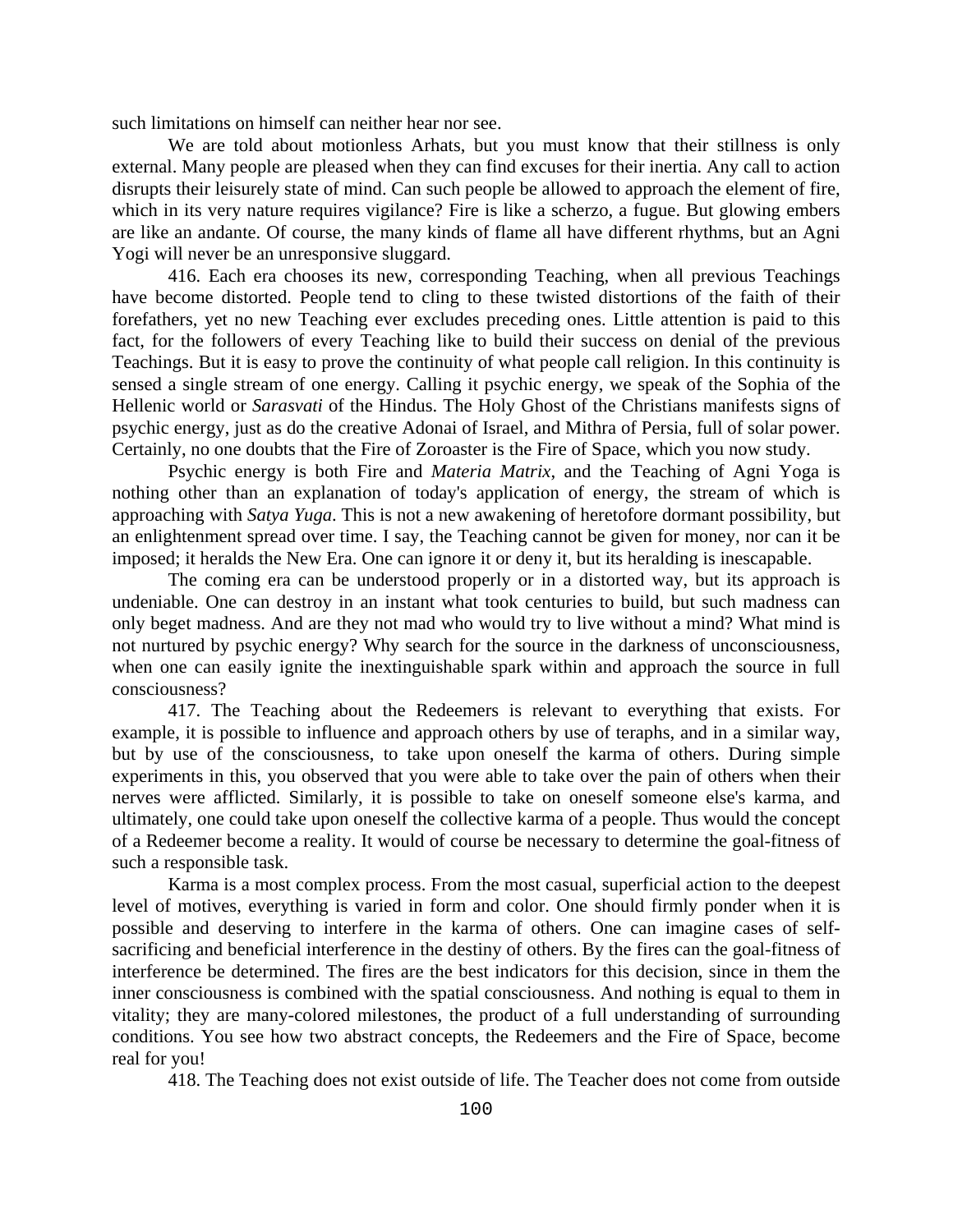such limitations on himself can neither hear nor see.

We are told about motionless Arhats, but you must know that their stillness is only external. Many people are pleased when they can find excuses for their inertia. Any call to action disrupts their leisurely state of mind. Can such people be allowed to approach the element of fire, which in its very nature requires vigilance? Fire is like a scherzo, a fugue. But glowing embers are like an andante. Of course, the many kinds of flame all have different rhythms, but an Agni Yogi will never be an unresponsive sluggard.

416. Each era chooses its new, corresponding Teaching, when all previous Teachings have become distorted. People tend to cling to these twisted distortions of the faith of their forefathers, yet no new Teaching ever excludes preceding ones. Little attention is paid to this fact, for the followers of every Teaching like to build their success on denial of the previous Teachings. But it is easy to prove the continuity of what people call religion. In this continuity is sensed a single stream of one energy. Calling it psychic energy, we speak of the Sophia of the Hellenic world or *Sarasvati* of the Hindus. The Holy Ghost of the Christians manifests signs of psychic energy, just as do the creative Adonai of Israel, and Mithra of Persia, full of solar power. Certainly, no one doubts that the Fire of Zoroaster is the Fire of Space, which you now study.

Psychic energy is both Fire and *Materia Matrix*, and the Teaching of Agni Yoga is nothing other than an explanation of today's application of energy, the stream of which is approaching with *Satya Yuga*. This is not a new awakening of heretofore dormant possibility, but an enlightenment spread over time. I say, the Teaching cannot be given for money, nor can it be imposed; it heralds the New Era. One can ignore it or deny it, but its heralding is inescapable.

The coming era can be understood properly or in a distorted way, but its approach is undeniable. One can destroy in an instant what took centuries to build, but such madness can only beget madness. And are they not mad who would try to live without a mind? What mind is not nurtured by psychic energy? Why search for the source in the darkness of unconsciousness, when one can easily ignite the inextinguishable spark within and approach the source in full consciousness?

417. The Teaching about the Redeemers is relevant to everything that exists. For example, it is possible to influence and approach others by use of teraphs, and in a similar way, but by use of the consciousness, to take upon oneself the karma of others. During simple experiments in this, you observed that you were able to take over the pain of others when their nerves were afflicted. Similarly, it is possible to take on oneself someone else's karma, and ultimately, one could take upon oneself the collective karma of a people. Thus would the concept of a Redeemer become a reality. It would of course be necessary to determine the goal-fitness of such a responsible task.

Karma is a most complex process. From the most casual, superficial action to the deepest level of motives, everything is varied in form and color. One should firmly ponder when it is possible and deserving to interfere in the karma of others. One can imagine cases of self-sacrificing and beneficial interference in the destiny of others. By the fires can the goal-fitness of interference be determined. The fires are the best indicators for this decision, since in them the inner consciousness is combined with the spatial consciousness. And nothing is equal to them in vitality; they are many-colored milestones, the product of a full understanding of surrounding conditions. You see how two abstract concepts, the Redeemers and the Fire of Space, become real for you!

418. The Teaching does not exist outside of life. The Teacher does not come from outside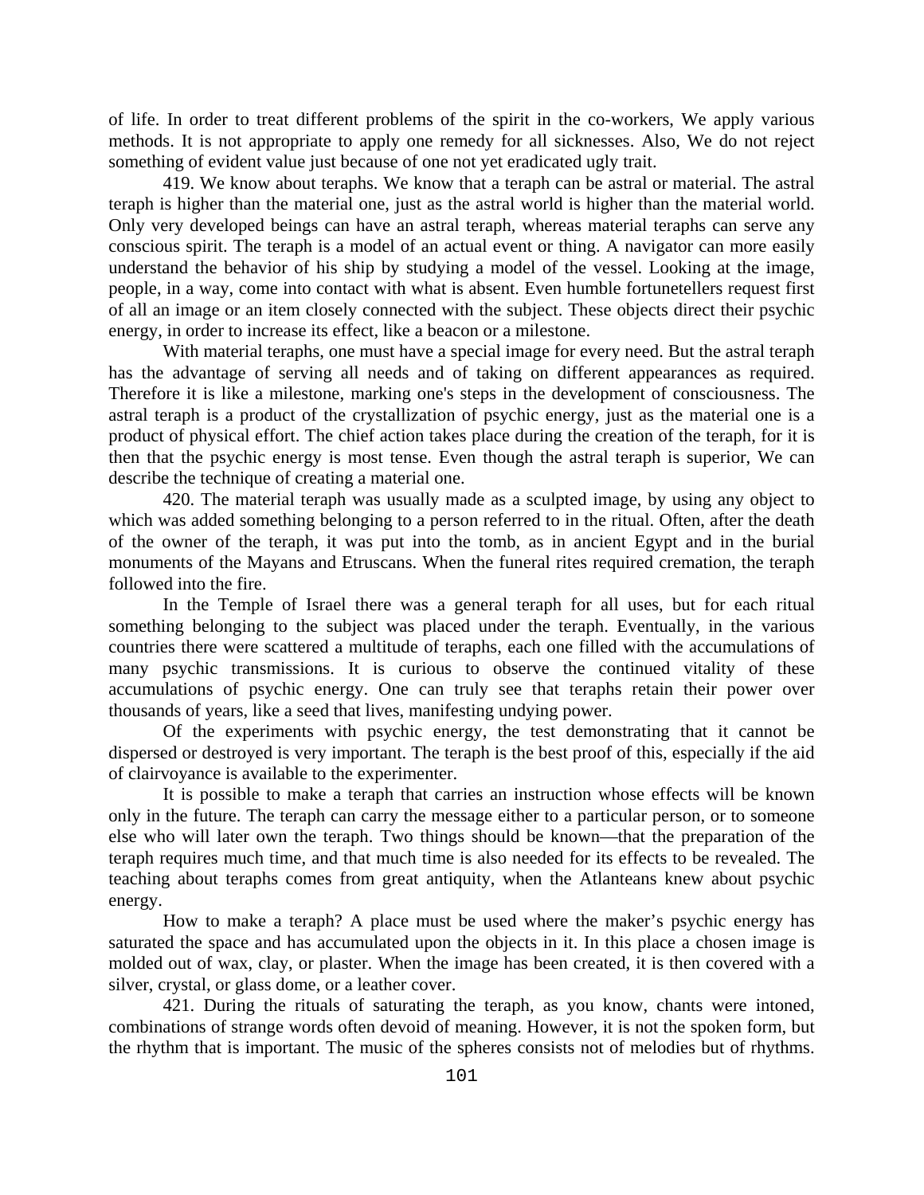of life. In order to treat different problems of the spirit in the co-workers, We apply various methods. It is not appropriate to apply one remedy for all sicknesses. Also, We do not reject something of evident value just because of one not yet eradicated ugly trait.

419. We know about teraphs. We know that a teraph can be astral or material. The astral teraph is higher than the material one, just as the astral world is higher than the material world. Only very developed beings can have an astral teraph, whereas material teraphs can serve any conscious spirit. The teraph is a model of an actual event or thing. A navigator can more easily understand the behavior of his ship by studying a model of the vessel. Looking at the image, people, in a way, come into contact with what is absent. Even humble fortunetellers request first of all an image or an item closely connected with the subject. These objects direct their psychic energy, in order to increase its effect, like a beacon or a milestone.

With material teraphs, one must have a special image for every need. But the astral teraph has the advantage of serving all needs and of taking on different appearances as required. Therefore it is like a milestone, marking one's steps in the development of consciousness. The astral teraph is a product of the crystallization of psychic energy, just as the material one is a product of physical effort. The chief action takes place during the creation of the teraph, for it is then that the psychic energy is most tense. Even though the astral teraph is superior, We can describe the technique of creating a material one.

420. The material teraph was usually made as a sculpted image, by using any object to which was added something belonging to a person referred to in the ritual. Often, after the death of the owner of the teraph, it was put into the tomb, as in ancient Egypt and in the burial monuments of the Mayans and Etruscans. When the funeral rites required cremation, the teraph followed into the fire.

In the Temple of Israel there was a general teraph for all uses, but for each ritual something belonging to the subject was placed under the teraph. Eventually, in the various countries there were scattered a multitude of teraphs, each one filled with the accumulations of many psychic transmissions. It is curious to observe the continued vitality of these accumulations of psychic energy. One can truly see that teraphs retain their power over thousands of years, like a seed that lives, manifesting undying power.

Of the experiments with psychic energy, the test demonstrating that it cannot be dispersed or destroyed is very important. The teraph is the best proof of this, especially if the aid of clairvoyance is available to the experimenter.

It is possible to make a teraph that carries an instruction whose effects will be known only in the future. The teraph can carry the message either to a particular person, or to someone else who will later own the teraph. Two things should be known—that the preparation of the teraph requires much time, and that much time is also needed for its effects to be revealed. The teaching about teraphs comes from great antiquity, when the Atlanteans knew about psychic energy.

How to make a teraph? A place must be used where the maker's psychic energy has saturated the space and has accumulated upon the objects in it. In this place a chosen image is molded out of wax, clay, or plaster. When the image has been created, it is then covered with a silver, crystal, or glass dome, or a leather cover.

421. During the rituals of saturating the teraph, as you know, chants were intoned, combinations of strange words often devoid of meaning. However, it is not the spoken form, but the rhythm that is important. The music of the spheres consists not of melodies but of rhythms.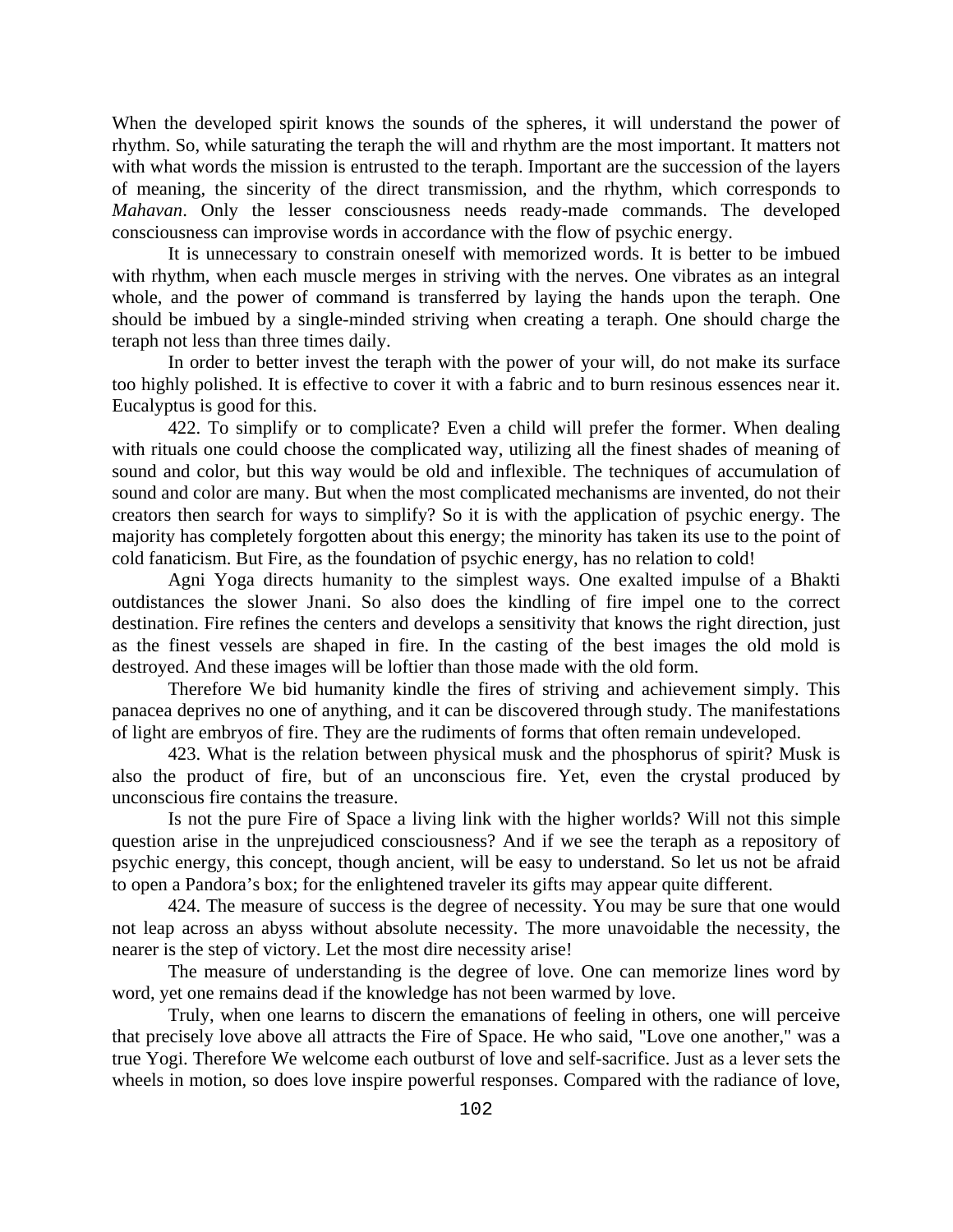When the developed spirit knows the sounds of the spheres, it will understand the power of rhythm. So, while saturating the teraph the will and rhythm are the most important. It matters not with what words the mission is entrusted to the teraph. Important are the succession of the layers of meaning, the sincerity of the direct transmission, and the rhythm, which corresponds to *Mahavan*. Only the lesser consciousness needs ready-made commands. The developed consciousness can improvise words in accordance with the flow of psychic energy.

It is unnecessary to constrain oneself with memorized words. It is better to be imbued with rhythm, when each muscle merges in striving with the nerves. One vibrates as an integral whole, and the power of command is transferred by laying the hands upon the teraph. One should be imbued by a single-minded striving when creating a teraph. One should charge the teraph not less than three times daily.

In order to better invest the teraph with the power of your will, do not make its surface too highly polished. It is effective to cover it with a fabric and to burn resinous essences near it. Eucalyptus is good for this.

422. To simplify or to complicate? Even a child will prefer the former. When dealing with rituals one could choose the complicated way, utilizing all the finest shades of meaning of sound and color, but this way would be old and inflexible. The techniques of accumulation of sound and color are many. But when the most complicated mechanisms are invented, do not their creators then search for ways to simplify? So it is with the application of psychic energy. The majority has completely forgotten about this energy; the minority has taken its use to the point of cold fanaticism. But Fire, as the foundation of psychic energy, has no relation to cold!

Agni Yoga directs humanity to the simplest ways. One exalted impulse of a Bhakti outdistances the slower Jnani. So also does the kindling of fire impel one to the correct destination. Fire refines the centers and develops a sensitivity that knows the right direction, just as the finest vessels are shaped in fire. In the casting of the best images the old mold is destroyed. And these images will be loftier than those made with the old form.

Therefore We bid humanity kindle the fires of striving and achievement simply. This panacea deprives no one of anything, and it can be discovered through study. The manifestations of light are embryos of fire. They are the rudiments of forms that often remain undeveloped.

423. What is the relation between physical musk and the phosphorus of spirit? Musk is also the product of fire, but of an unconscious fire. Yet, even the crystal produced by unconscious fire contains the treasure.

Is not the pure Fire of Space a living link with the higher worlds? Will not this simple question arise in the unprejudiced consciousness? And if we see the teraph as a repository of psychic energy, this concept, though ancient, will be easy to understand. So let us not be afraid to open a Pandora’s box; for the enlightened traveler its gifts may appear quite different.

424. The measure of success is the degree of necessity. You may be sure that one would not leap across an abyss without absolute necessity. The more unavoidable the necessity, the nearer is the step of victory. Let the most dire necessity arise!

The measure of understanding is the degree of love. One can memorize lines word by word, yet one remains dead if the knowledge has not been warmed by love.

Truly, when one learns to discern the emanations of feeling in others, one will perceive that precisely love above all attracts the Fire of Space. He who said, "Love one another," was a true Yogi. Therefore We welcome each outburst of love and self-sacrifice. Just as a lever sets the wheels in motion, so does love inspire powerful responses. Compared with the radiance of love,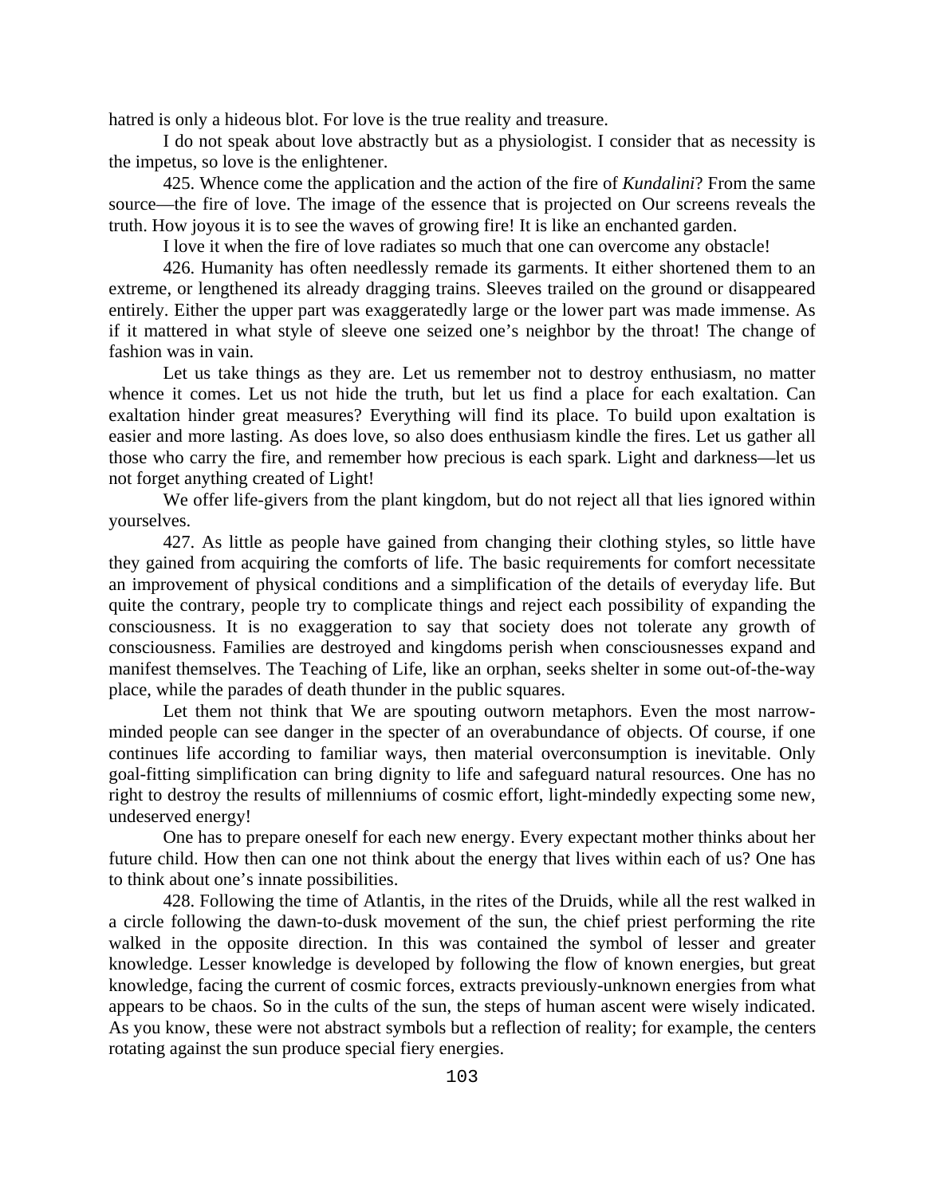hatred is only a hideous blot. For love is the true reality and treasure.

I do not speak about love abstractly but as a physiologist. I consider that as necessity is the impetus, so love is the enlightener.

425. Whence come the application and the action of the fire of *Kundalini*? From the same source—the fire of love. The image of the essence that is projected on Our screens reveals the truth. How joyous it is to see the waves of growing fire! It is like an enchanted garden.

I love it when the fire of love radiates so much that one can overcome any obstacle!

426. Humanity has often needlessly remade its garments. It either shortened them to an extreme, or lengthened its already dragging trains. Sleeves trailed on the ground or disappeared entirely. Either the upper part was exaggeratedly large or the lower part was made immense. As if it mattered in what style of sleeve one seized one's neighbor by the throat! The change of fashion was in vain.

Let us take things as they are. Let us remember not to destroy enthusiasm, no matter whence it comes. Let us not hide the truth, but let us find a place for each exaltation. Can exaltation hinder great measures? Everything will find its place. To build upon exaltation is easier and more lasting. As does love, so also does enthusiasm kindle the fires. Let us gather all those who carry the fire, and remember how precious is each spark. Light and darkness—let us not forget anything created of Light!

We offer life-givers from the plant kingdom, but do not reject all that lies ignored within yourselves.

427. As little as people have gained from changing their clothing styles, so little have they gained from acquiring the comforts of life. The basic requirements for comfort necessitate an improvement of physical conditions and a simplification of the details of everyday life. But quite the contrary, people try to complicate things and reject each possibility of expanding the consciousness. It is no exaggeration to say that society does not tolerate any growth of consciousness. Families are destroyed and kingdoms perish when consciousnesses expand and manifest themselves. The Teaching of Life, like an orphan, seeks shelter in some out-of-the-way place, while the parades of death thunder in the public squares.

Let them not think that We are spouting outworn metaphors. Even the most narrow-minded people can see danger in the specter of an overabundance of objects. Of course, if one continues life according to familiar ways, then material overconsumption is inevitable. Only goal-fitting simplification can bring dignity to life and safeguard natural resources. One has no right to destroy the results of millenniums of cosmic effort, light-mindedly expecting some new, undeserved energy!

One has to prepare oneself for each new energy. Every expectant mother thinks about her future child. How then can one not think about the energy that lives within each of us? One has to think about one's innate possibilities.

428. Following the time of Atlantis, in the rites of the Druids, while all the rest walked in a circle following the dawn-to-dusk movement of the sun, the chief priest performing the rite walked in the opposite direction. In this was contained the symbol of lesser and greater knowledge. Lesser knowledge is developed by following the flow of known energies, but great knowledge, facing the current of cosmic forces, extracts previously-unknown energies from what appears to be chaos. So in the cults of the sun, the steps of human ascent were wisely indicated. As you know, these were not abstract symbols but a reflection of reality; for example, the centers rotating against the sun produce special fiery energies.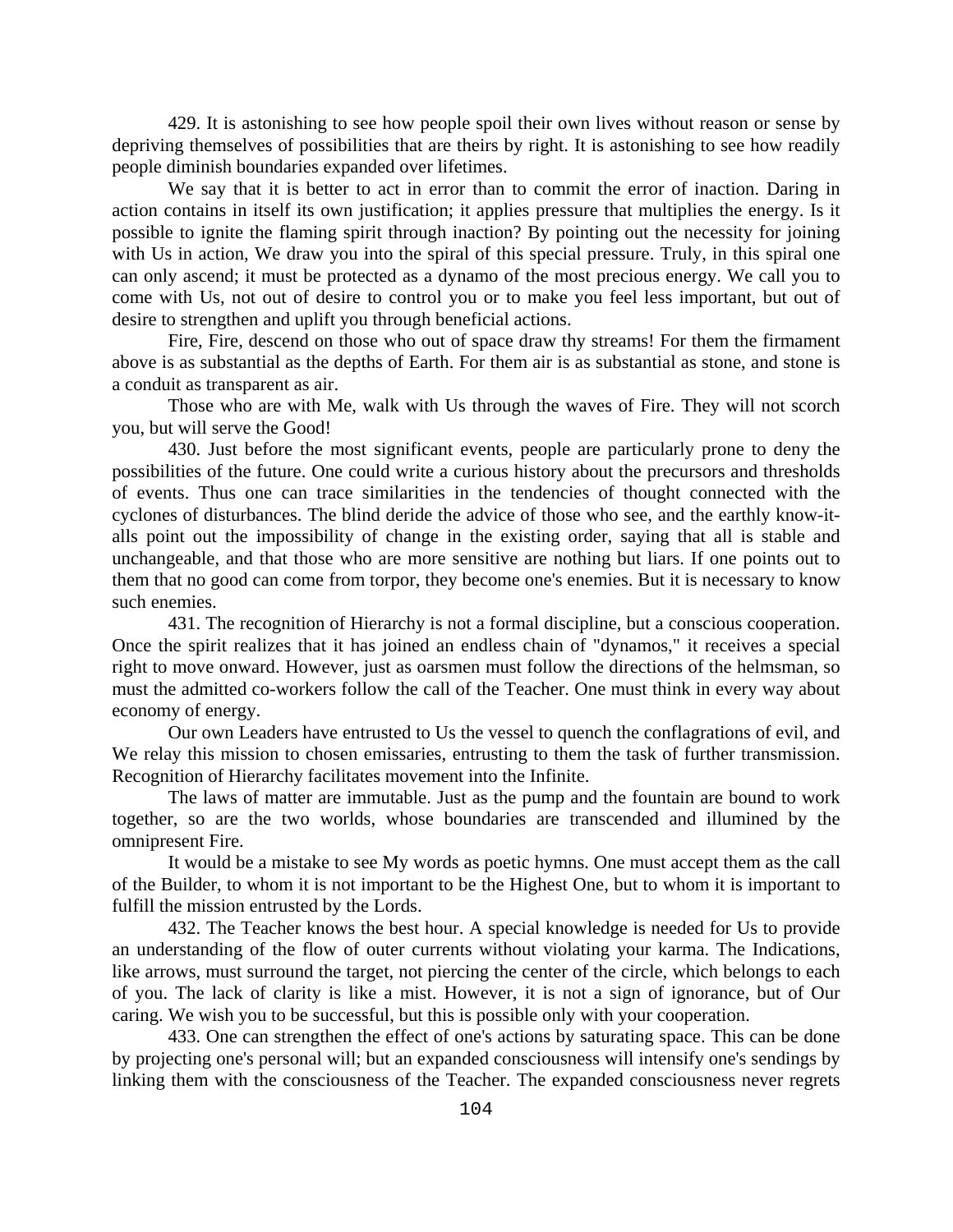429. It is astonishing to see how people spoil their own lives without reason or sense by depriving themselves of possibilities that are theirs by right. It is astonishing to see how readily people diminish boundaries expanded over lifetimes.

We say that it is better to act in error than to commit the error of inaction. Daring in action contains in itself its own justification; it applies pressure that multiplies the energy. Is it possible to ignite the flaming spirit through inaction? By pointing out the necessity for joining with Us in action, We draw you into the spiral of this special pressure. Truly, in this spiral one can only ascend; it must be protected as a dynamo of the most precious energy. We call you to come with Us, not out of desire to control you or to make you feel less important, but out of desire to strengthen and uplift you through beneficial actions.

Fire, Fire, descend on those who out of space draw thy streams! For them the firmament above is as substantial as the depths of Earth. For them air is as substantial as stone, and stone is a conduit as transparent as air.

Those who are with Me, walk with Us through the waves of Fire. They will not scorch you, but will serve the Good!

430. Just before the most significant events, people are particularly prone to deny the possibilities of the future. One could write a curious history about the precursors and thresholds of events. Thus one can trace similarities in the tendencies of thought connected with the cyclones of disturbances. The blind deride the advice of those who see, and the earthly know-it-alls point out the impossibility of change in the existing order, saying that all is stable and unchangeable, and that those who are more sensitive are nothing but liars. If one points out to them that no good can come from torpor, they become one's enemies. But it is necessary to know such enemies.

431. The recognition of Hierarchy is not a formal discipline, but a conscious cooperation. Once the spirit realizes that it has joined an endless chain of "dynamos," it receives a special right to move onward. However, just as oarsmen must follow the directions of the helmsman, so must the admitted co-workers follow the call of the Teacher. One must think in every way about economy of energy.

Our own Leaders have entrusted to Us the vessel to quench the conflagrations of evil, and We relay this mission to chosen emissaries, entrusting to them the task of further transmission. Recognition of Hierarchy facilitates movement into the Infinite.

The laws of matter are immutable. Just as the pump and the fountain are bound to work together, so are the two worlds, whose boundaries are transcended and illumined by the omnipresent Fire.

It would be a mistake to see My words as poetic hymns. One must accept them as the call of the Builder, to whom it is not important to be the Highest One, but to whom it is important to fulfill the mission entrusted by the Lords.

432. The Teacher knows the best hour. A special knowledge is needed for Us to provide an understanding of the flow of outer currents without violating your karma. The Indications, like arrows, must surround the target, not piercing the center of the circle, which belongs to each of you. The lack of clarity is like a mist. However, it is not a sign of ignorance, but of Our caring. We wish you to be successful, but this is possible only with your cooperation.

433. One can strengthen the effect of one's actions by saturating space. This can be done by projecting one's personal will; but an expanded consciousness will intensify one's sendings by linking them with the consciousness of the Teacher. The expanded consciousness never regrets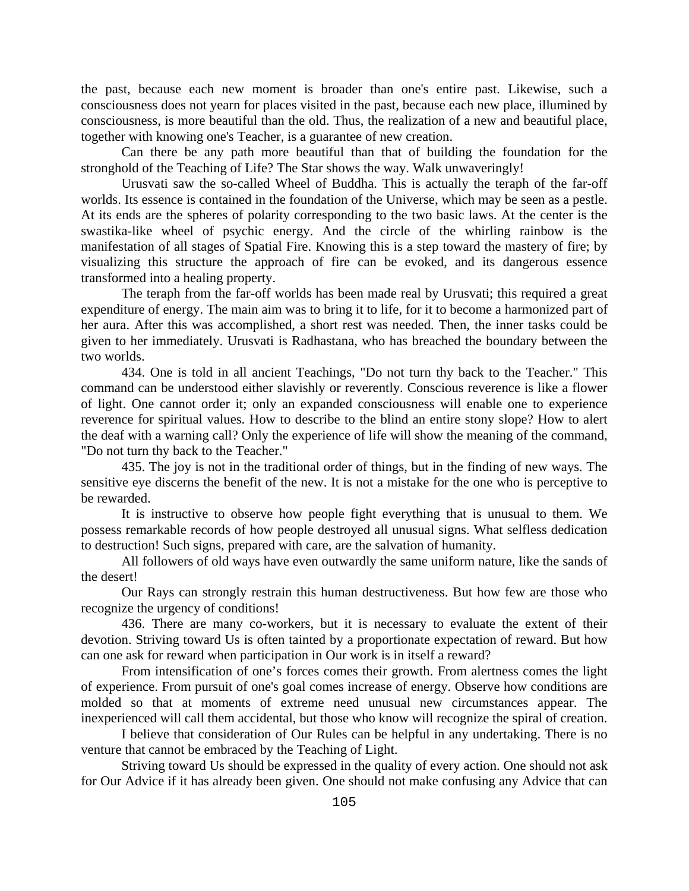the past, because each new moment is broader than one's entire past. Likewise, such a consciousness does not yearn for places visited in the past, because each new place, illumined by consciousness, is more beautiful than the old. Thus, the realization of a new and beautiful place, together with knowing one's Teacher, is a guarantee of new creation.

Can there be any path more beautiful than that of building the foundation for the stronghold of the Teaching of Life? The Star shows the way. Walk unwaveringly!

Urusvati saw the so-called Wheel of Buddha. This is actually the teraph of the far-off worlds. Its essence is contained in the foundation of the Universe, which may be seen as a pestle. At its ends are the spheres of polarity corresponding to the two basic laws. At the center is the swastika-like wheel of psychic energy. And the circle of the whirling rainbow is the manifestation of all stages of Spatial Fire. Knowing this is a step toward the mastery of fire; by visualizing this structure the approach of fire can be evoked, and its dangerous essence transformed into a healing property.

The teraph from the far-off worlds has been made real by Urusvati; this required a great expenditure of energy. The main aim was to bring it to life, for it to become a harmonized part of her aura. After this was accomplished, a short rest was needed. Then, the inner tasks could be given to her immediately. Urusvati is Radhastana, who has breached the boundary between the two worlds.

434. One is told in all ancient Teachings, "Do not turn thy back to the Teacher." This command can be understood either slavishly or reverently. Conscious reverence is like a flower of light. One cannot order it; only an expanded consciousness will enable one to experience reverence for spiritual values. How to describe to the blind an entire stony slope? How to alert the deaf with a warning call? Only the experience of life will show the meaning of the command, "Do not turn thy back to the Teacher."

435. The joy is not in the traditional order of things, but in the finding of new ways. The sensitive eye discerns the benefit of the new. It is not a mistake for the one who is perceptive to be rewarded.

It is instructive to observe how people fight everything that is unusual to them. We possess remarkable records of how people destroyed all unusual signs. What selfless dedication to destruction! Such signs, prepared with care, are the salvation of humanity.

All followers of old ways have even outwardly the same uniform nature, like the sands of the desert!

Our Rays can strongly restrain this human destructiveness. But how few are those who recognize the urgency of conditions!

436. There are many co-workers, but it is necessary to evaluate the extent of their devotion. Striving toward Us is often tainted by a proportionate expectation of reward. But how can one ask for reward when participation in Our work is in itself a reward?

From intensification of one's forces comes their growth. From alertness comes the light of experience. From pursuit of one's goal comes increase of energy. Observe how conditions are molded so that at moments of extreme need unusual new circumstances appear. The inexperienced will call them accidental, but those who know will recognize the spiral of creation.

I believe that consideration of Our Rules can be helpful in any undertaking. There is no venture that cannot be embraced by the Teaching of Light.

Striving toward Us should be expressed in the quality of every action. One should not ask for Our Advice if it has already been given. One should not make confusing any Advice that can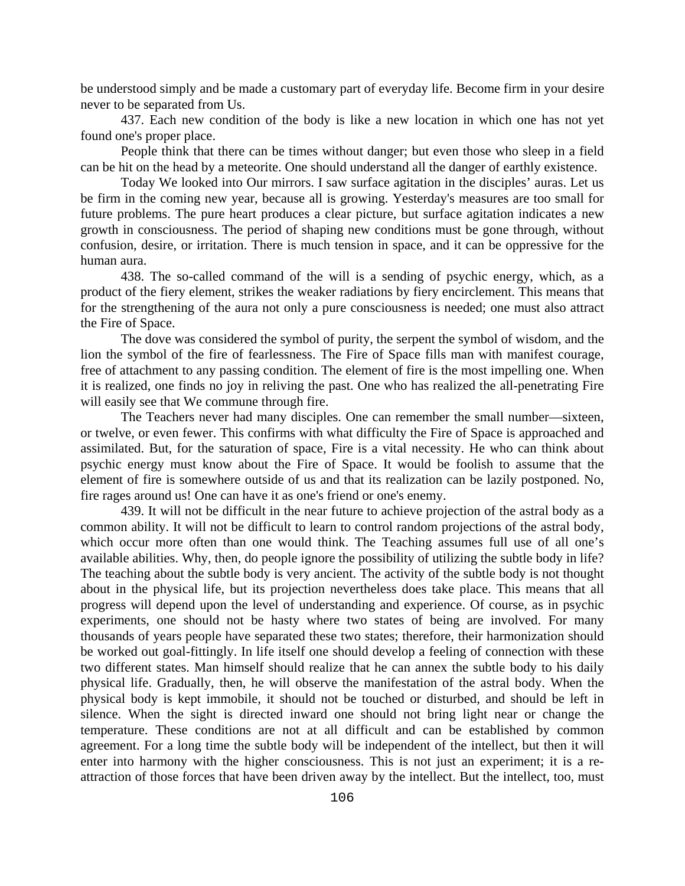be understood simply and be made a customary part of everyday life. Become firm in your desire never to be separated from Us.

437. Each new condition of the body is like a new location in which one has not yet found one's proper place.

People think that there can be times without danger; but even those who sleep in a field can be hit on the head by a meteorite. One should understand all the danger of earthly existence.

Today We looked into Our mirrors. I saw surface agitation in the disciples' auras. Let us be firm in the coming new year, because all is growing. Yesterday's measures are too small for future problems. The pure heart produces a clear picture, but surface agitation indicates a new growth in consciousness. The period of shaping new conditions must be gone through, without confusion, desire, or irritation. There is much tension in space, and it can be oppressive for the human aura.

438. The so-called command of the will is a sending of psychic energy, which, as a product of the fiery element, strikes the weaker radiations by fiery encirclement. This means that for the strengthening of the aura not only a pure consciousness is needed; one must also attract the Fire of Space.

The dove was considered the symbol of purity, the serpent the symbol of wisdom, and the lion the symbol of the fire of fearlessness. The Fire of Space fills man with manifest courage, free of attachment to any passing condition. The element of fire is the most impelling one. When it is realized, one finds no joy in reliving the past. One who has realized the all-penetrating Fire will easily see that We commune through fire.

The Teachers never had many disciples. One can remember the small number—sixteen, or twelve, or even fewer. This confirms with what difficulty the Fire of Space is approached and assimilated. But, for the saturation of space, Fire is a vital necessity. He who can think about psychic energy must know about the Fire of Space. It would be foolish to assume that the element of fire is somewhere outside of us and that its realization can be lazily postponed. No, fire rages around us! One can have it as one's friend or one's enemy.

439. It will not be difficult in the near future to achieve projection of the astral body as a common ability. It will not be difficult to learn to control random projections of the astral body, which occur more often than one would think. The Teaching assumes full use of all one's available abilities. Why, then, do people ignore the possibility of utilizing the subtle body in life? The teaching about the subtle body is very ancient. The activity of the subtle body is not thought about in the physical life, but its projection nevertheless does take place. This means that all progress will depend upon the level of understanding and experience. Of course, as in psychic experiments, one should not be hasty where two states of being are involved. For many thousands of years people have separated these two states; therefore, their harmonization should be worked out goal-fittingly. In life itself one should develop a feeling of connection with these two different states. Man himself should realize that he can annex the subtle body to his daily physical life. Gradually, then, he will observe the manifestation of the astral body. When the physical body is kept immobile, it should not be touched or disturbed, and should be left in silence. When the sight is directed inward one should not bring light near or change the temperature. These conditions are not at all difficult and can be established by common agreement. For a long time the subtle body will be independent of the intellect, but then it will enter into harmony with the higher consciousness. This is not just an experiment; it is a re-attraction of those forces that have been driven away by the intellect. But the intellect, too, must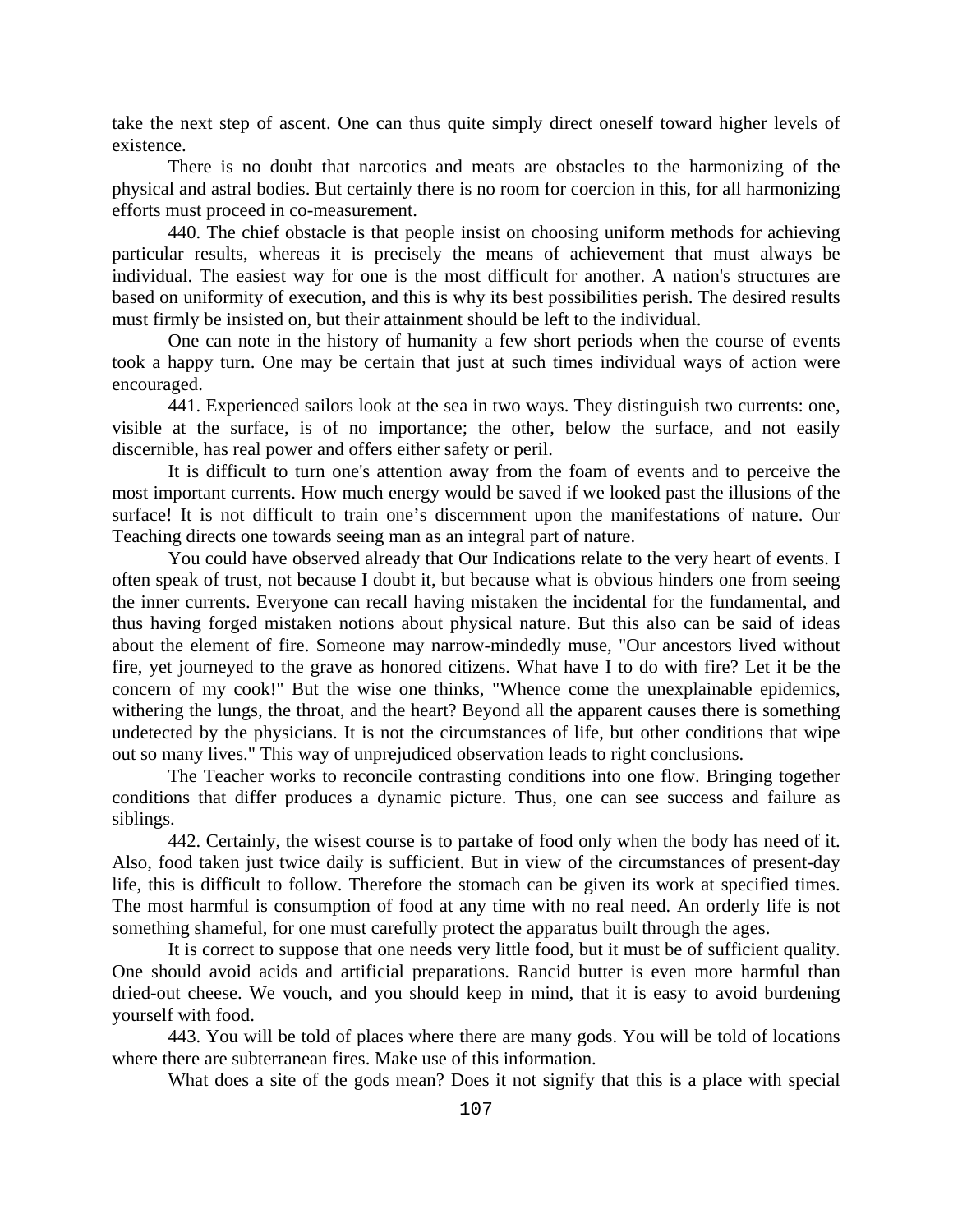take the next step of ascent. One can thus quite simply direct oneself toward higher levels of existence.

There is no doubt that narcotics and meats are obstacles to the harmonizing of the physical and astral bodies. But certainly there is no room for coercion in this, for all harmonizing efforts must proceed in co-measurement.

440. The chief obstacle is that people insist on choosing uniform methods for achieving particular results, whereas it is precisely the means of achievement that must always be individual. The easiest way for one is the most difficult for another. A nation's structures are based on uniformity of execution, and this is why its best possibilities perish. The desired results must firmly be insisted on, but their attainment should be left to the individual.

One can note in the history of humanity a few short periods when the course of events took a happy turn. One may be certain that just at such times individual ways of action were encouraged.

441. Experienced sailors look at the sea in two ways. They distinguish two currents: one, visible at the surface, is of no importance; the other, below the surface, and not easily discernible, has real power and offers either safety or peril.

It is difficult to turn one's attention away from the foam of events and to perceive the most important currents. How much energy would be saved if we looked past the illusions of the surface! It is not difficult to train one’s discernment upon the manifestations of nature. Our Teaching directs one towards seeing man as an integral part of nature.

You could have observed already that Our Indications relate to the very heart of events. I often speak of trust, not because I doubt it, but because what is obvious hinders one from seeing the inner currents. Everyone can recall having mistaken the incidental for the fundamental, and thus having forged mistaken notions about physical nature. But this also can be said of ideas about the element of fire. Someone may narrow-mindedly muse, "Our ancestors lived without fire, yet journeyed to the grave as honored citizens. What have I to do with fire? Let it be the concern of my cook!" But the wise one thinks, "Whence come the unexplainable epidemics, withering the lungs, the throat, and the heart? Beyond all the apparent causes there is something undetected by the physicians. It is not the circumstances of life, but other conditions that wipe out so many lives." This way of unprejudiced observation leads to right conclusions.

The Teacher works to reconcile contrasting conditions into one flow. Bringing together conditions that differ produces a dynamic picture. Thus, one can see success and failure as siblings.

442. Certainly, the wisest course is to partake of food only when the body has need of it. Also, food taken just twice daily is sufficient. But in view of the circumstances of present-day life, this is difficult to follow. Therefore the stomach can be given its work at specified times. The most harmful is consumption of food at any time with no real need. An orderly life is not something shameful, for one must carefully protect the apparatus built through the ages.

It is correct to suppose that one needs very little food, but it must be of sufficient quality. One should avoid acids and artificial preparations. Rancid butter is even more harmful than dried-out cheese. We vouch, and you should keep in mind, that it is easy to avoid burdening yourself with food.

443. You will be told of places where there are many gods. You will be told of locations where there are subterranean fires. Make use of this information.

What does a site of the gods mean? Does it not signify that this is a place with special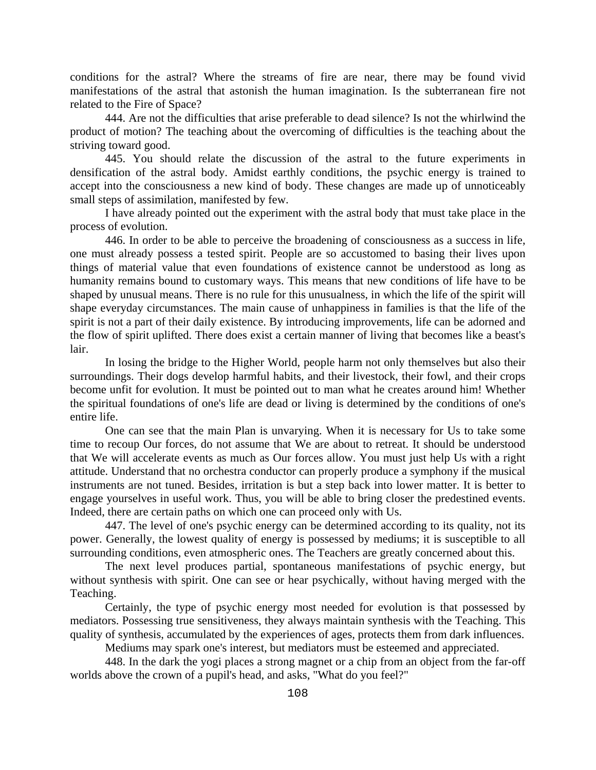conditions for the astral? Where the streams of fire are near, there may be found vivid manifestations of the astral that astonish the human imagination. Is the subterranean fire not related to the Fire of Space?

444. Are not the difficulties that arise preferable to dead silence? Is not the whirlwind the product of motion? The teaching about the overcoming of difficulties is the teaching about the striving toward good.

445. You should relate the discussion of the astral to the future experiments in densification of the astral body. Amidst earthly conditions, the psychic energy is trained to accept into the consciousness a new kind of body. These changes are made up of unnoticeably small steps of assimilation, manifested by few.

I have already pointed out the experiment with the astral body that must take place in the process of evolution.

446. In order to be able to perceive the broadening of consciousness as a success in life, one must already possess a tested spirit. People are so accustomed to basing their lives upon things of material value that even foundations of existence cannot be understood as long as humanity remains bound to customary ways. This means that new conditions of life have to be shaped by unusual means. There is no rule for this unusualness, in which the life of the spirit will shape everyday circumstances. The main cause of unhappiness in families is that the life of the spirit is not a part of their daily existence. By introducing improvements, life can be adorned and the flow of spirit uplifted. There does exist a certain manner of living that becomes like a beast's lair.

In losing the bridge to the Higher World, people harm not only themselves but also their surroundings. Their dogs develop harmful habits, and their livestock, their fowl, and their crops become unfit for evolution. It must be pointed out to man what he creates around him! Whether the spiritual foundations of one's life are dead or living is determined by the conditions of one's entire life.

One can see that the main Plan is unvarying. When it is necessary for Us to take some time to recoup Our forces, do not assume that We are about to retreat. It should be understood that We will accelerate events as much as Our forces allow. You must just help Us with a right attitude. Understand that no orchestra conductor can properly produce a symphony if the musical instruments are not tuned. Besides, irritation is but a step back into lower matter. It is better to engage yourselves in useful work. Thus, you will be able to bring closer the predestined events. Indeed, there are certain paths on which one can proceed only with Us.

447. The level of one's psychic energy can be determined according to its quality, not its power. Generally, the lowest quality of energy is possessed by mediums; it is susceptible to all surrounding conditions, even atmospheric ones. The Teachers are greatly concerned about this.

The next level produces partial, spontaneous manifestations of psychic energy, but without synthesis with spirit. One can see or hear psychically, without having merged with the Teaching.

Certainly, the type of psychic energy most needed for evolution is that possessed by mediators. Possessing true sensitiveness, they always maintain synthesis with the Teaching. This quality of synthesis, accumulated by the experiences of ages, protects them from dark influences.

Mediums may spark one's interest, but mediators must be esteemed and appreciated.

448. In the dark the yogi places a strong magnet or a chip from an object from the far-off worlds above the crown of a pupil's head, and asks, "What do you feel?"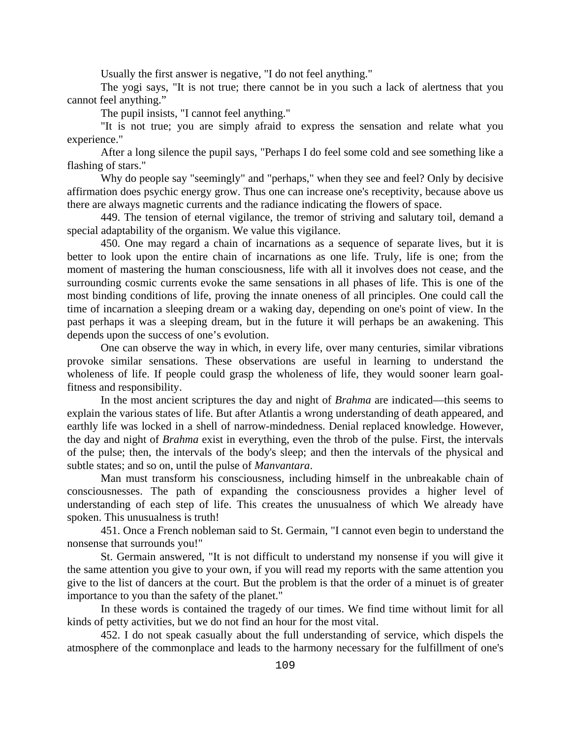Usually the first answer is negative, "I do not feel anything."

The yogi says, "It is not true; there cannot be in you such a lack of alertness that you cannot feel anything."

The pupil insists, "I cannot feel anything."

"It is not true; you are simply afraid to express the sensation and relate what you experience."

After a long silence the pupil says, "Perhaps I do feel some cold and see something like a flashing of stars."

Why do people say "seemingly" and "perhaps," when they see and feel? Only by decisive affirmation does psychic energy grow. Thus one can increase one's receptivity, because above us there are always magnetic currents and the radiance indicating the flowers of space.

449. The tension of eternal vigilance, the tremor of striving and salutary toil, demand a special adaptability of the organism. We value this vigilance.

450. One may regard a chain of incarnations as a sequence of separate lives, but it is better to look upon the entire chain of incarnations as one life. Truly, life is one; from the moment of mastering the human consciousness, life with all it involves does not cease, and the surrounding cosmic currents evoke the same sensations in all phases of life. This is one of the most binding conditions of life, proving the innate oneness of all principles. One could call the time of incarnation a sleeping dream or a waking day, depending on one's point of view. In the past perhaps it was a sleeping dream, but in the future it will perhaps be an awakening. This depends upon the success of one's evolution.

One can observe the way in which, in every life, over many centuries, similar vibrations provoke similar sensations. These observations are useful in learning to understand the wholeness of life. If people could grasp the wholeness of life, they would sooner learn goal-fitness and responsibility.

In the most ancient scriptures the day and night of *Brahma* are indicated—this seems to explain the various states of life. But after Atlantis a wrong understanding of death appeared, and earthly life was locked in a shell of narrow-mindedness. Denial replaced knowledge. However, the day and night of *Brahma* exist in everything, even the throb of the pulse. First, the intervals of the pulse; then, the intervals of the body's sleep; and then the intervals of the physical and subtle states; and so on, until the pulse of *Manvantara*.

Man must transform his consciousness, including himself in the unbreakable chain of consciousnesses. The path of expanding the consciousness provides a higher level of understanding of each step of life. This creates the unusualness of which We already have spoken. This unusualness is truth!

451. Once a French nobleman said to St. Germain, "I cannot even begin to understand the nonsense that surrounds you!"

St. Germain answered, "It is not difficult to understand my nonsense if you will give it the same attention you give to your own, if you will read my reports with the same attention you give to the list of dancers at the court. But the problem is that the order of a minuet is of greater importance to you than the safety of the planet."

In these words is contained the tragedy of our times. We find time without limit for all kinds of petty activities, but we do not find an hour for the most vital.

452. I do not speak casually about the full understanding of service, which dispels the atmosphere of the commonplace and leads to the harmony necessary for the fulfillment of one's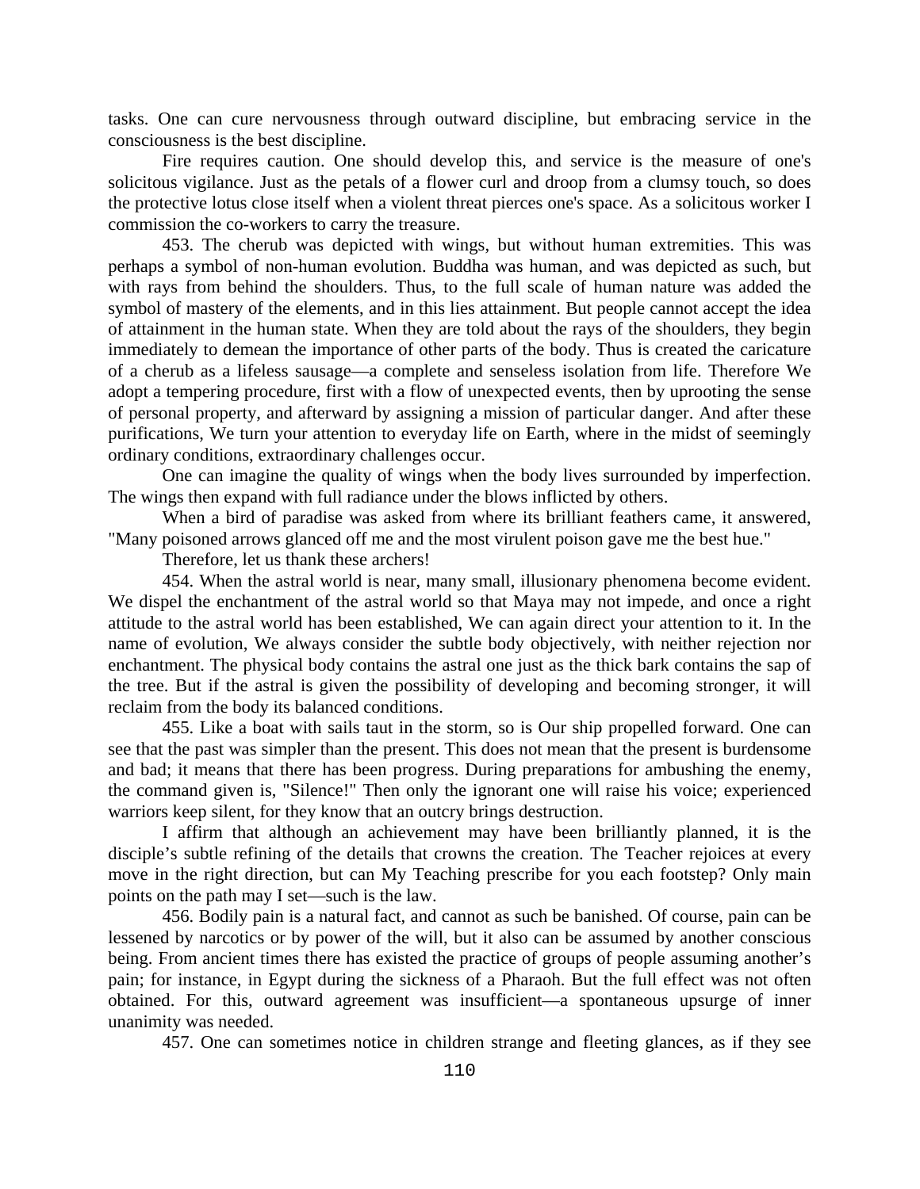tasks. One can cure nervousness through outward discipline, but embracing service in the consciousness is the best discipline.

Fire requires caution. One should develop this, and service is the measure of one's solicitous vigilance. Just as the petals of a flower curl and droop from a clumsy touch, so does the protective lotus close itself when a violent threat pierces one's space. As a solicitous worker I commission the co-workers to carry the treasure.

453. The cherub was depicted with wings, but without human extremities. This was perhaps a symbol of non-human evolution. Buddha was human, and was depicted as such, but with rays from behind the shoulders. Thus, to the full scale of human nature was added the symbol of mastery of the elements, and in this lies attainment. But people cannot accept the idea of attainment in the human state. When they are told about the rays of the shoulders, they begin immediately to demean the importance of other parts of the body. Thus is created the caricature of a cherub as a lifeless sausage—a complete and senseless isolation from life. Therefore We adopt a tempering procedure, first with a flow of unexpected events, then by uprooting the sense of personal property, and afterward by assigning a mission of particular danger. And after these purifications, We turn your attention to everyday life on Earth, where in the midst of seemingly ordinary conditions, extraordinary challenges occur.

One can imagine the quality of wings when the body lives surrounded by imperfection. The wings then expand with full radiance under the blows inflicted by others.

When a bird of paradise was asked from where its brilliant feathers came, it answered, "Many poisoned arrows glanced off me and the most virulent poison gave me the best hue."

Therefore, let us thank these archers!

454. When the astral world is near, many small, illusionary phenomena become evident. We dispel the enchantment of the astral world so that Maya may not impede, and once a right attitude to the astral world has been established, We can again direct your attention to it. In the name of evolution, We always consider the subtle body objectively, with neither rejection nor enchantment. The physical body contains the astral one just as the thick bark contains the sap of the tree. But if the astral is given the possibility of developing and becoming stronger, it will reclaim from the body its balanced conditions.

455. Like a boat with sails taut in the storm, so is Our ship propelled forward. One can see that the past was simpler than the present. This does not mean that the present is burdensome and bad; it means that there has been progress. During preparations for ambushing the enemy, the command given is, "Silence!" Then only the ignorant one will raise his voice; experienced warriors keep silent, for they know that an outcry brings destruction.

I affirm that although an achievement may have been brilliantly planned, it is the disciple's subtle refining of the details that crowns the creation. The Teacher rejoices at every move in the right direction, but can My Teaching prescribe for you each footstep? Only main points on the path may I set—such is the law.

456. Bodily pain is a natural fact, and cannot as such be banished. Of course, pain can be lessened by narcotics or by power of the will, but it also can be assumed by another conscious being. From ancient times there has existed the practice of groups of people assuming another's pain; for instance, in Egypt during the sickness of a Pharaoh. But the full effect was not often obtained. For this, outward agreement was insufficient—a spontaneous upsurge of inner unanimity was needed.

457. One can sometimes notice in children strange and fleeting glances, as if they see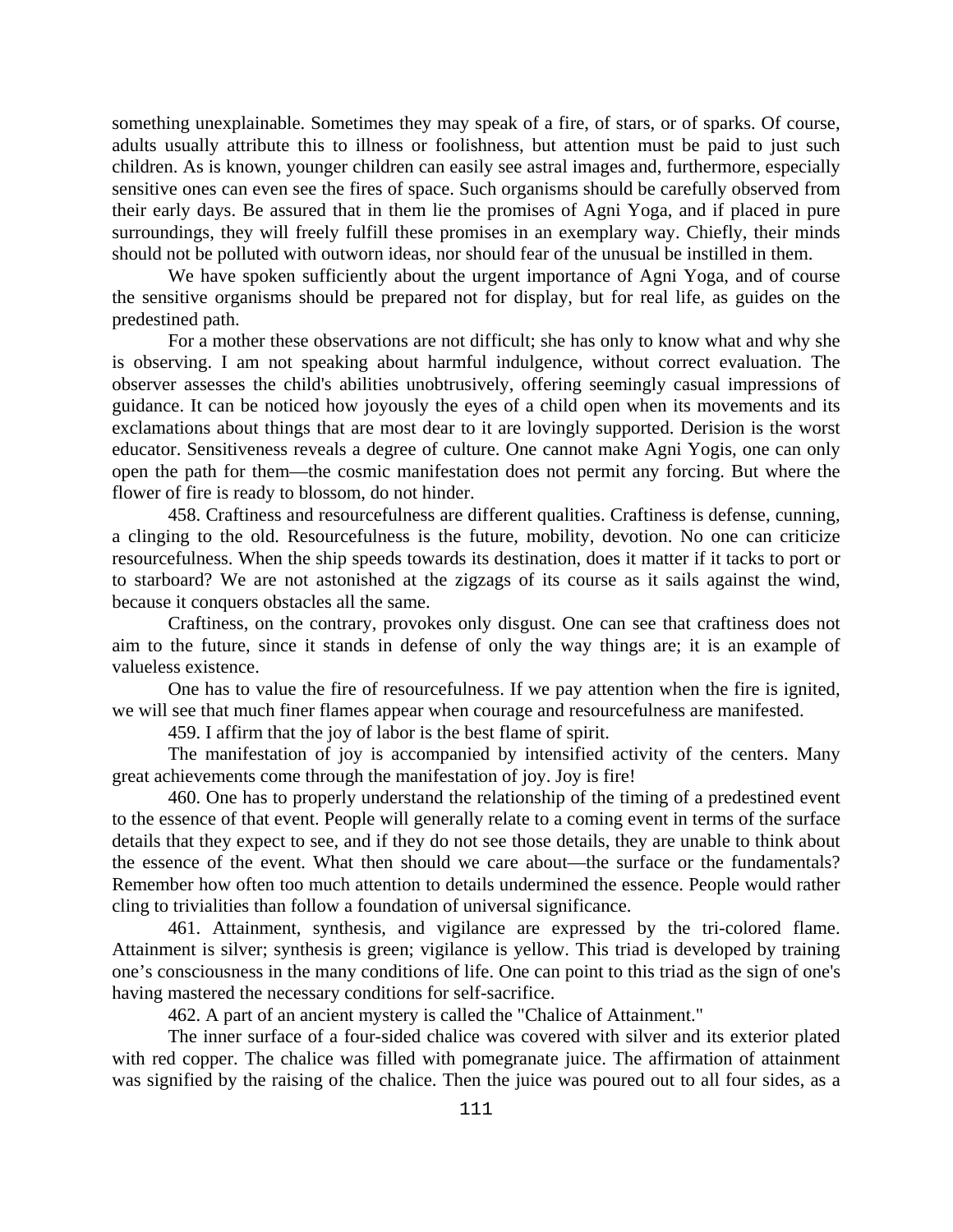something unexplainable. Sometimes they may speak of a fire, of stars, or of sparks. Of course, adults usually attribute this to illness or foolishness, but attention must be paid to just such children. As is known, younger children can easily see astral images and, furthermore, especially sensitive ones can even see the fires of space. Such organisms should be carefully observed from their early days. Be assured that in them lie the promises of Agni Yoga, and if placed in pure surroundings, they will freely fulfill these promises in an exemplary way. Chiefly, their minds should not be polluted with outworn ideas, nor should fear of the unusual be instilled in them.

We have spoken sufficiently about the urgent importance of Agni Yoga, and of course the sensitive organisms should be prepared not for display, but for real life, as guides on the predestined path.

For a mother these observations are not difficult; she has only to know what and why she is observing. I am not speaking about harmful indulgence, without correct evaluation. The observer assesses the child's abilities unobtrusively, offering seemingly casual impressions of guidance. It can be noticed how joyously the eyes of a child open when its movements and its exclamations about things that are most dear to it are lovingly supported. Derision is the worst educator. Sensitiveness reveals a degree of culture. One cannot make Agni Yogis, one can only open the path for them—the cosmic manifestation does not permit any forcing. But where the flower of fire is ready to blossom, do not hinder.

458. Craftiness and resourcefulness are different qualities. Craftiness is defense, cunning, a clinging to the old. Resourcefulness is the future, mobility, devotion. No one can criticize resourcefulness. When the ship speeds towards its destination, does it matter if it tacks to port or to starboard? We are not astonished at the zigzags of its course as it sails against the wind, because it conquers obstacles all the same.

Craftiness, on the contrary, provokes only disgust. One can see that craftiness does not aim to the future, since it stands in defense of only the way things are; it is an example of valueless existence.

One has to value the fire of resourcefulness. If we pay attention when the fire is ignited, we will see that much finer flames appear when courage and resourcefulness are manifested.

459. I affirm that the joy of labor is the best flame of spirit.

The manifestation of joy is accompanied by intensified activity of the centers. Many great achievements come through the manifestation of joy. Joy is fire!

460. One has to properly understand the relationship of the timing of a predestined event to the essence of that event. People will generally relate to a coming event in terms of the surface details that they expect to see, and if they do not see those details, they are unable to think about the essence of the event. What then should we care about—the surface or the fundamentals? Remember how often too much attention to details undermined the essence. People would rather cling to trivialities than follow a foundation of universal significance.

461. Attainment, synthesis, and vigilance are expressed by the tri-colored flame. Attainment is silver; synthesis is green; vigilance is yellow. This triad is developed by training one's consciousness in the many conditions of life. One can point to this triad as the sign of one's having mastered the necessary conditions for self-sacrifice.

462. A part of an ancient mystery is called the "Chalice of Attainment."

The inner surface of a four-sided chalice was covered with silver and its exterior plated with red copper. The chalice was filled with pomegranate juice. The affirmation of attainment was signified by the raising of the chalice. Then the juice was poured out to all four sides, as a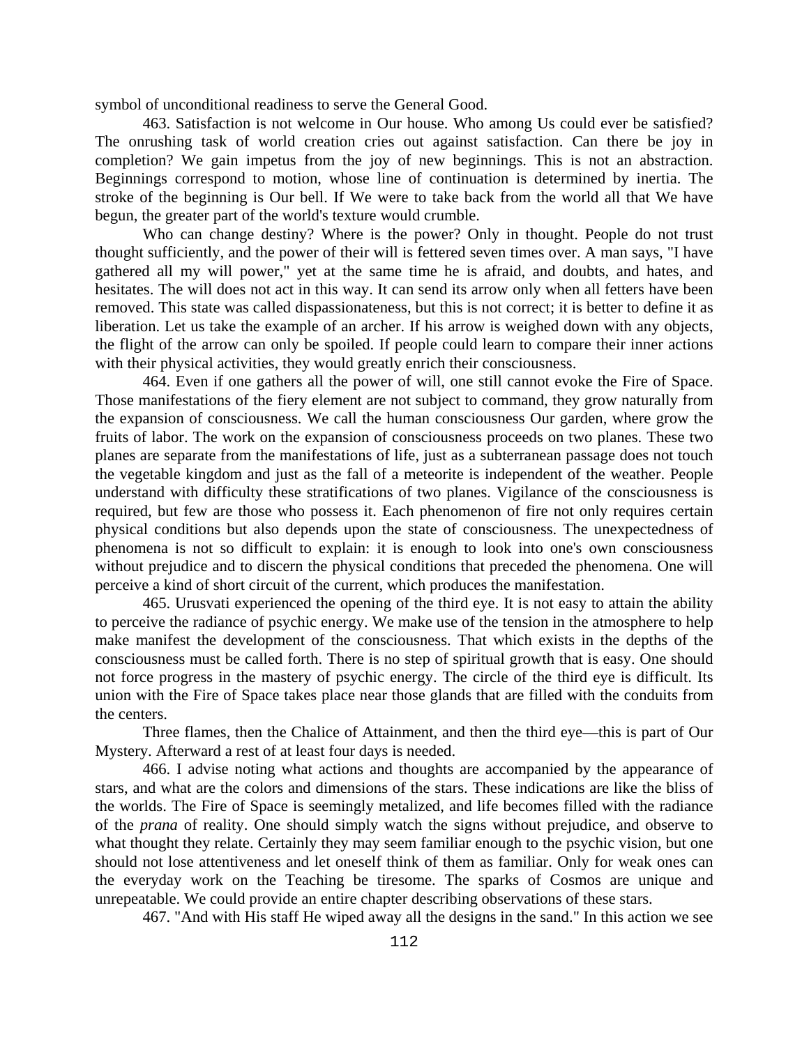symbol of unconditional readiness to serve the General Good.

463. Satisfaction is not welcome in Our house. Who among Us could ever be satisfied? The onrushing task of world creation cries out against satisfaction. Can there be joy in completion? We gain impetus from the joy of new beginnings. This is not an abstraction. Beginnings correspond to motion, whose line of continuation is determined by inertia. The stroke of the beginning is Our bell. If We were to take back from the world all that We have begun, the greater part of the world's texture would crumble.

Who can change destiny? Where is the power? Only in thought. People do not trust thought sufficiently, and the power of their will is fettered seven times over. A man says, "I have gathered all my will power," yet at the same time he is afraid, and doubts, and hates, and hesitates. The will does not act in this way. It can send its arrow only when all fetters have been removed. This state was called dispassionateness, but this is not correct; it is better to define it as liberation. Let us take the example of an archer. If his arrow is weighed down with any objects, the flight of the arrow can only be spoiled. If people could learn to compare their inner actions with their physical activities, they would greatly enrich their consciousness.

464. Even if one gathers all the power of will, one still cannot evoke the Fire of Space. Those manifestations of the fiery element are not subject to command, they grow naturally from the expansion of consciousness. We call the human consciousness Our garden, where grow the fruits of labor. The work on the expansion of consciousness proceeds on two planes. These two planes are separate from the manifestations of life, just as a subterranean passage does not touch the vegetable kingdom and just as the fall of a meteorite is independent of the weather. People understand with difficulty these stratifications of two planes. Vigilance of the consciousness is required, but few are those who possess it. Each phenomenon of fire not only requires certain physical conditions but also depends upon the state of consciousness. The unexpectedness of phenomena is not so difficult to explain: it is enough to look into one's own consciousness without prejudice and to discern the physical conditions that preceded the phenomena. One will perceive a kind of short circuit of the current, which produces the manifestation.

465. Urusvati experienced the opening of the third eye. It is not easy to attain the ability to perceive the radiance of psychic energy. We make use of the tension in the atmosphere to help make manifest the development of the consciousness. That which exists in the depths of the consciousness must be called forth. There is no step of spiritual growth that is easy. One should not force progress in the mastery of psychic energy. The circle of the third eye is difficult. Its union with the Fire of Space takes place near those glands that are filled with the conduits from the centers.

Three flames, then the Chalice of Attainment, and then the third eye—this is part of Our Mystery. Afterward a rest of at least four days is needed.

466. I advise noting what actions and thoughts are accompanied by the appearance of stars, and what are the colors and dimensions of the stars. These indications are like the bliss of the worlds. The Fire of Space is seemingly metalized, and life becomes filled with the radiance of the *prana* of reality. One should simply watch the signs without prejudice, and observe to what thought they relate. Certainly they may seem familiar enough to the psychic vision, but one should not lose attentiveness and let oneself think of them as familiar. Only for weak ones can the everyday work on the Teaching be tiresome. The sparks of Cosmos are unique and unrepeatable. We could provide an entire chapter describing observations of these stars.

467. "And with His staff He wiped away all the designs in the sand." In this action we see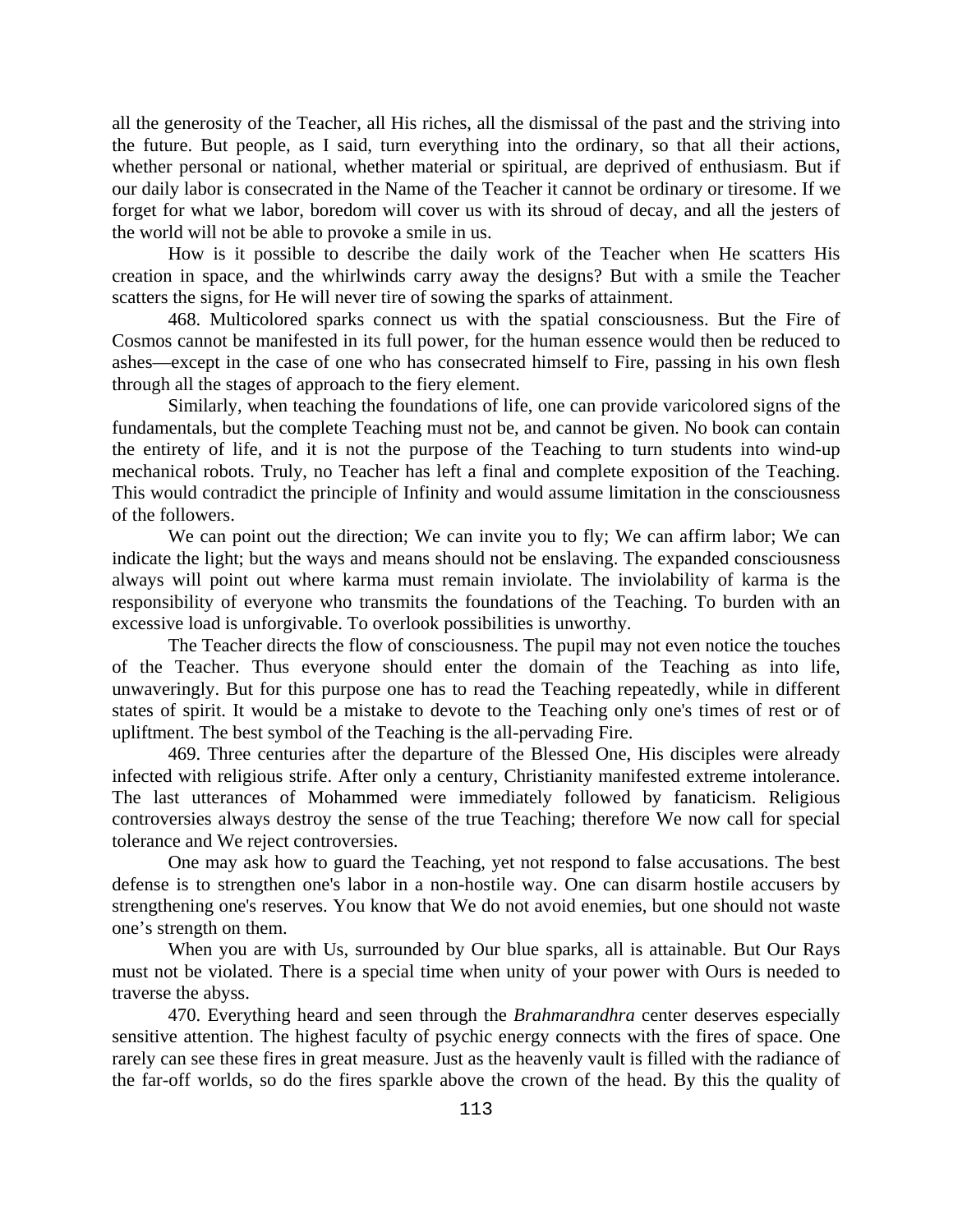all the generosity of the Teacher, all His riches, all the dismissal of the past and the striving into the future. But people, as I said, turn everything into the ordinary, so that all their actions, whether personal or national, whether material or spiritual, are deprived of enthusiasm. But if our daily labor is consecrated in the Name of the Teacher it cannot be ordinary or tiresome. If we forget for what we labor, boredom will cover us with its shroud of decay, and all the jesters of the world will not be able to provoke a smile in us.

How is it possible to describe the daily work of the Teacher when He scatters His creation in space, and the whirlwinds carry away the designs? But with a smile the Teacher scatters the signs, for He will never tire of sowing the sparks of attainment.

468. Multicolored sparks connect us with the spatial consciousness. But the Fire of Cosmos cannot be manifested in its full power, for the human essence would then be reduced to ashes—except in the case of one who has consecrated himself to Fire, passing in his own flesh through all the stages of approach to the fiery element.

Similarly, when teaching the foundations of life, one can provide varicolored signs of the fundamentals, but the complete Teaching must not be, and cannot be given. No book can contain the entirety of life, and it is not the purpose of the Teaching to turn students into wind-up mechanical robots. Truly, no Teacher has left a final and complete exposition of the Teaching. This would contradict the principle of Infinity and would assume limitation in the consciousness of the followers.

We can point out the direction; We can invite you to fly; We can affirm labor; We can indicate the light; but the ways and means should not be enslaving. The expanded consciousness always will point out where karma must remain inviolate. The inviolability of karma is the responsibility of everyone who transmits the foundations of the Teaching. To burden with an excessive load is unforgivable. To overlook possibilities is unworthy.

The Teacher directs the flow of consciousness. The pupil may not even notice the touches of the Teacher. Thus everyone should enter the domain of the Teaching as into life, unwaveringly. But for this purpose one has to read the Teaching repeatedly, while in different states of spirit. It would be a mistake to devote to the Teaching only one's times of rest or of upliftment. The best symbol of the Teaching is the all-pervading Fire.

469. Three centuries after the departure of the Blessed One, His disciples were already infected with religious strife. After only a century, Christianity manifested extreme intolerance. The last utterances of Mohammed were immediately followed by fanaticism. Religious controversies always destroy the sense of the true Teaching; therefore We now call for special tolerance and We reject controversies.

One may ask how to guard the Teaching, yet not respond to false accusations. The best defense is to strengthen one's labor in a non-hostile way. One can disarm hostile accusers by strengthening one's reserves. You know that We do not avoid enemies, but one should not waste one's strength on them.

When you are with Us, surrounded by Our blue sparks, all is attainable. But Our Rays must not be violated. There is a special time when unity of your power with Ours is needed to traverse the abyss.

470. Everything heard and seen through the *Brahmarandhra* center deserves especially sensitive attention. The highest faculty of psychic energy connects with the fires of space. One rarely can see these fires in great measure. Just as the heavenly vault is filled with the radiance of the far-off worlds, so do the fires sparkle above the crown of the head. By this the quality of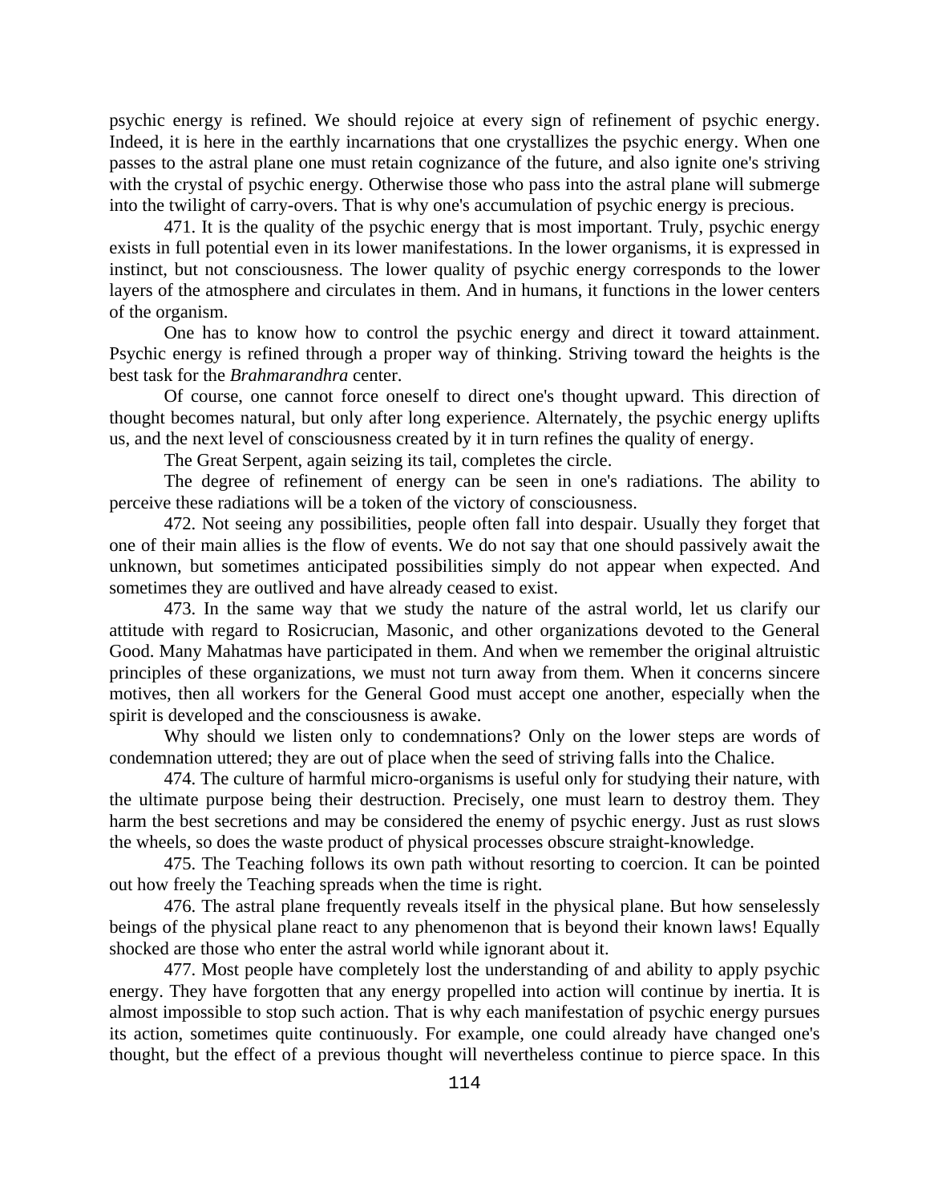psychic energy is refined. We should rejoice at every sign of refinement of psychic energy. Indeed, it is here in the earthly incarnations that one crystallizes the psychic energy. When one passes to the astral plane one must retain cognizance of the future, and also ignite one's striving with the crystal of psychic energy. Otherwise those who pass into the astral plane will submerge into the twilight of carry-overs. That is why one's accumulation of psychic energy is precious.

471. It is the quality of the psychic energy that is most important. Truly, psychic energy exists in full potential even in its lower manifestations. In the lower organisms, it is expressed in instinct, but not consciousness. The lower quality of psychic energy corresponds to the lower layers of the atmosphere and circulates in them. And in humans, it functions in the lower centers of the organism.

One has to know how to control the psychic energy and direct it toward attainment. Psychic energy is refined through a proper way of thinking. Striving toward the heights is the best task for the *Brahmarandhra* center.

Of course, one cannot force oneself to direct one's thought upward. This direction of thought becomes natural, but only after long experience. Alternately, the psychic energy uplifts us, and the next level of consciousness created by it in turn refines the quality of energy.

The Great Serpent, again seizing its tail, completes the circle.

The degree of refinement of energy can be seen in one's radiations. The ability to perceive these radiations will be a token of the victory of consciousness.

472. Not seeing any possibilities, people often fall into despair. Usually they forget that one of their main allies is the flow of events. We do not say that one should passively await the unknown, but sometimes anticipated possibilities simply do not appear when expected. And sometimes they are outlived and have already ceased to exist.

473. In the same way that we study the nature of the astral world, let us clarify our attitude with regard to Rosicrucian, Masonic, and other organizations devoted to the General Good. Many Mahatmas have participated in them. And when we remember the original altruistic principles of these organizations, we must not turn away from them. When it concerns sincere motives, then all workers for the General Good must accept one another, especially when the spirit is developed and the consciousness is awake.

Why should we listen only to condemnations? Only on the lower steps are words of condemnation uttered; they are out of place when the seed of striving falls into the Chalice.

474. The culture of harmful micro-organisms is useful only for studying their nature, with the ultimate purpose being their destruction. Precisely, one must learn to destroy them. They harm the best secretions and may be considered the enemy of psychic energy. Just as rust slows the wheels, so does the waste product of physical processes obscure straight-knowledge.

475. The Teaching follows its own path without resorting to coercion. It can be pointed out how freely the Teaching spreads when the time is right.

476. The astral plane frequently reveals itself in the physical plane. But how senselessly beings of the physical plane react to any phenomenon that is beyond their known laws! Equally shocked are those who enter the astral world while ignorant about it.

477. Most people have completely lost the understanding of and ability to apply psychic energy. They have forgotten that any energy propelled into action will continue by inertia. It is almost impossible to stop such action. That is why each manifestation of psychic energy pursues its action, sometimes quite continuously. For example, one could already have changed one's thought, but the effect of a previous thought will nevertheless continue to pierce space. In this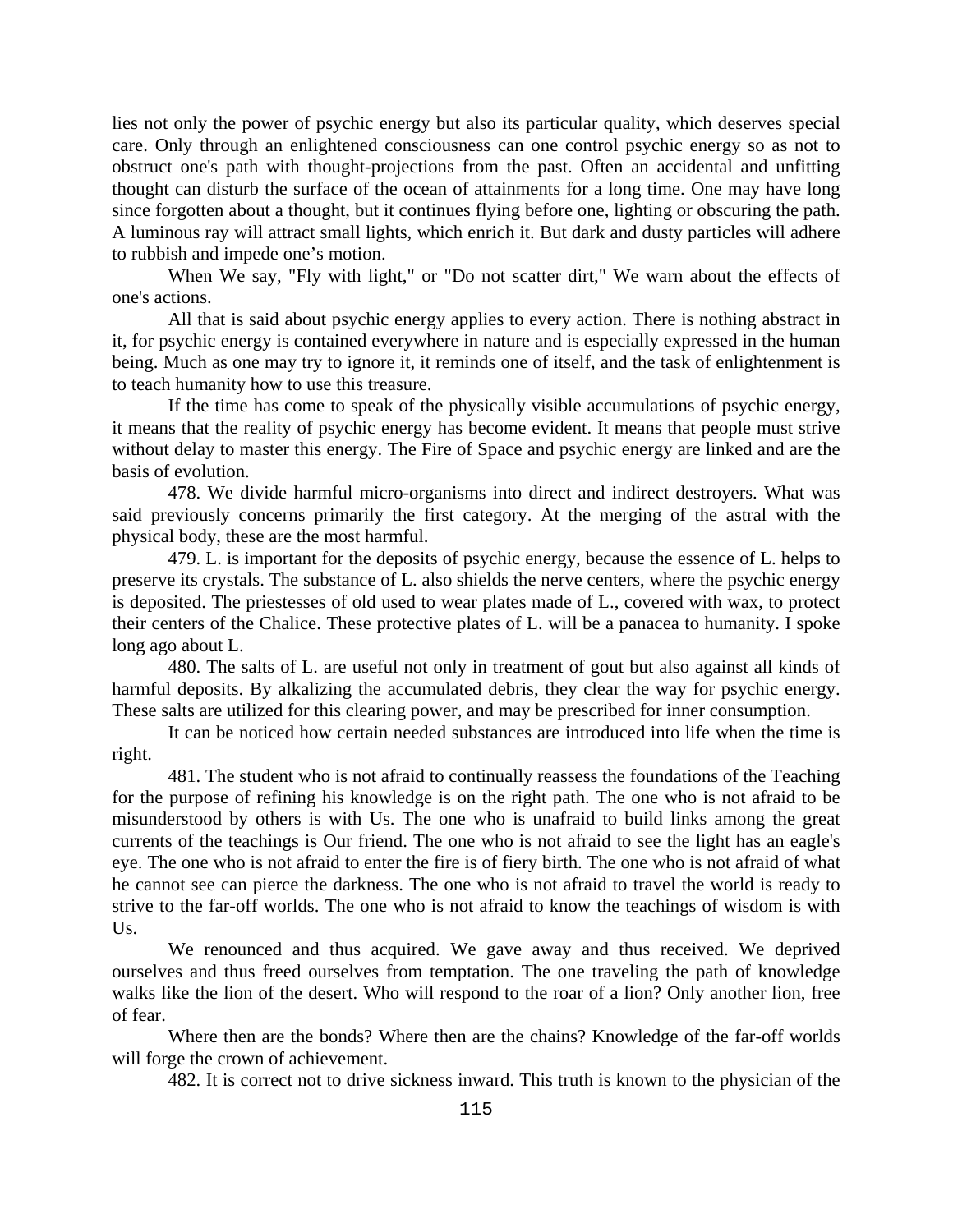lies not only the power of psychic energy but also its particular quality, which deserves special care. Only through an enlightened consciousness can one control psychic energy so as not to obstruct one's path with thought-projections from the past. Often an accidental and unfitting thought can disturb the surface of the ocean of attainments for a long time. One may have long since forgotten about a thought, but it continues flying before one, lighting or obscuring the path. A luminous ray will attract small lights, which enrich it. But dark and dusty particles will adhere to rubbish and impede one's motion.

When We say, "Fly with light," or "Do not scatter dirt," We warn about the effects of one's actions.

All that is said about psychic energy applies to every action. There is nothing abstract in it, for psychic energy is contained everywhere in nature and is especially expressed in the human being. Much as one may try to ignore it, it reminds one of itself, and the task of enlightenment is to teach humanity how to use this treasure.

If the time has come to speak of the physically visible accumulations of psychic energy, it means that the reality of psychic energy has become evident. It means that people must strive without delay to master this energy. The Fire of Space and psychic energy are linked and are the basis of evolution.

478. We divide harmful micro-organisms into direct and indirect destroyers. What was said previously concerns primarily the first category. At the merging of the astral with the physical body, these are the most harmful.

479. L. is important for the deposits of psychic energy, because the essence of L. helps to preserve its crystals. The substance of L. also shields the nerve centers, where the psychic energy is deposited. The priestesses of old used to wear plates made of L., covered with wax, to protect their centers of the Chalice. These protective plates of L. will be a panacea to humanity. I spoke long ago about L.

480. The salts of L. are useful not only in treatment of gout but also against all kinds of harmful deposits. By alkalizing the accumulated debris, they clear the way for psychic energy. These salts are utilized for this clearing power, and may be prescribed for inner consumption.

It can be noticed how certain needed substances are introduced into life when the time is right.

481. The student who is not afraid to continually reassess the foundations of the Teaching for the purpose of refining his knowledge is on the right path. The one who is not afraid to be misunderstood by others is with Us. The one who is unafraid to build links among the great currents of the teachings is Our friend. The one who is not afraid to see the light has an eagle's eye. The one who is not afraid to enter the fire is of fiery birth. The one who is not afraid of what he cannot see can pierce the darkness. The one who is not afraid to travel the world is ready to strive to the far-off worlds. The one who is not afraid to know the teachings of wisdom is with Us.

We renounced and thus acquired. We gave away and thus received. We deprived ourselves and thus freed ourselves from temptation. The one traveling the path of knowledge walks like the lion of the desert. Who will respond to the roar of a lion? Only another lion, free of fear.

Where then are the bonds? Where then are the chains? Knowledge of the far-off worlds will forge the crown of achievement.

482. It is correct not to drive sickness inward. This truth is known to the physician of the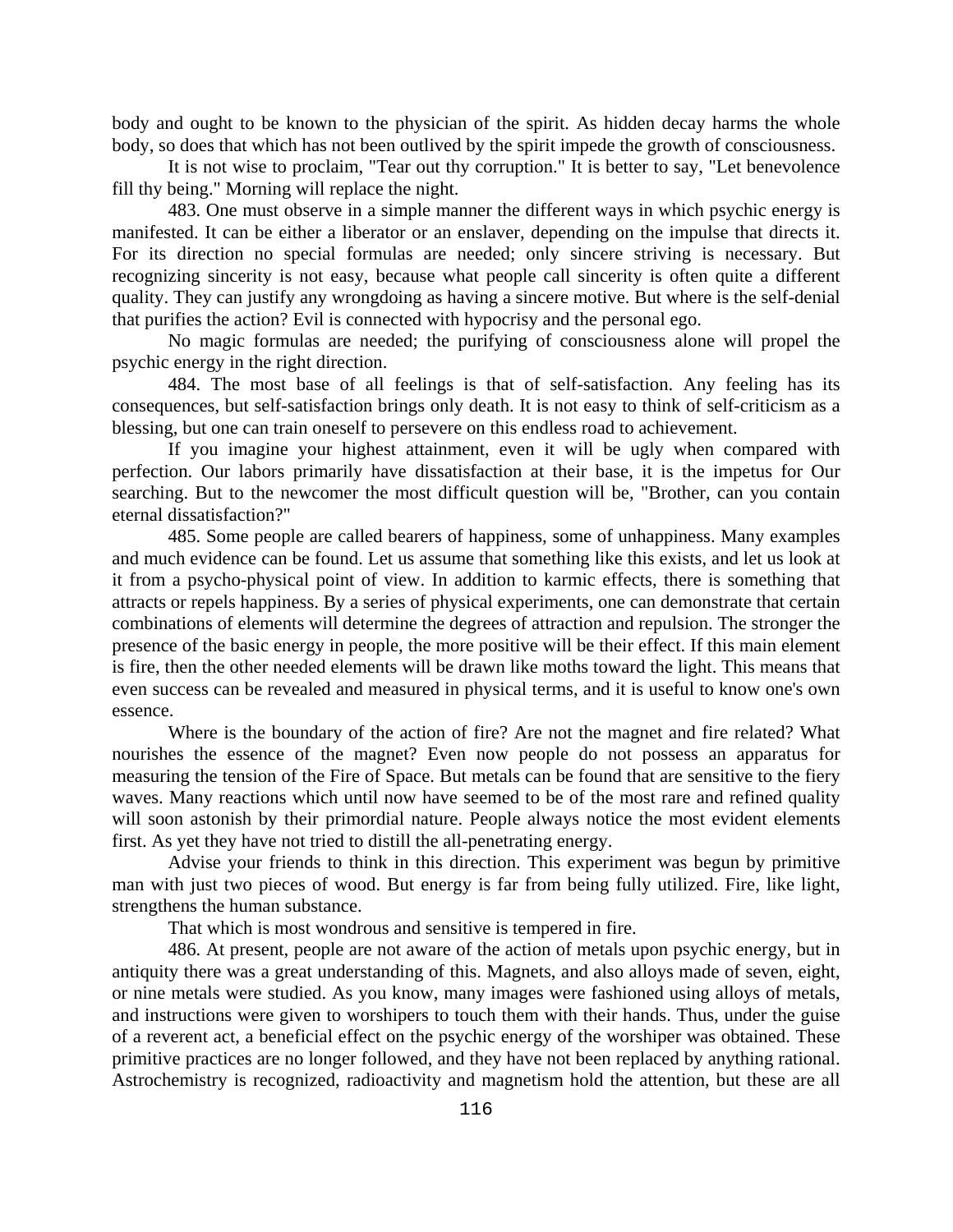body and ought to be known to the physician of the spirit. As hidden decay harms the whole body, so does that which has not been outlived by the spirit impede the growth of consciousness.

It is not wise to proclaim, "Tear out thy corruption." It is better to say, "Let benevolence fill thy being." Morning will replace the night.

483. One must observe in a simple manner the different ways in which psychic energy is manifested. It can be either a liberator or an enslaver, depending on the impulse that directs it. For its direction no special formulas are needed; only sincere striving is necessary. But recognizing sincerity is not easy, because what people call sincerity is often quite a different quality. They can justify any wrongdoing as having a sincere motive. But where is the self-denial that purifies the action? Evil is connected with hypocrisy and the personal ego.

No magic formulas are needed; the purifying of consciousness alone will propel the psychic energy in the right direction.

484. The most base of all feelings is that of self-satisfaction. Any feeling has its consequences, but self-satisfaction brings only death. It is not easy to think of self-criticism as a blessing, but one can train oneself to persevere on this endless road to achievement.

If you imagine your highest attainment, even it will be ugly when compared with perfection. Our labors primarily have dissatisfaction at their base, it is the impetus for Our searching. But to the newcomer the most difficult question will be, "Brother, can you contain eternal dissatisfaction?"

485. Some people are called bearers of happiness, some of unhappiness. Many examples and much evidence can be found. Let us assume that something like this exists, and let us look at it from a psycho-physical point of view. In addition to karmic effects, there is something that attracts or repels happiness. By a series of physical experiments, one can demonstrate that certain combinations of elements will determine the degrees of attraction and repulsion. The stronger the presence of the basic energy in people, the more positive will be their effect. If this main element is fire, then the other needed elements will be drawn like moths toward the light. This means that even success can be revealed and measured in physical terms, and it is useful to know one's own essence.

Where is the boundary of the action of fire? Are not the magnet and fire related? What nourishes the essence of the magnet? Even now people do not possess an apparatus for measuring the tension of the Fire of Space. But metals can be found that are sensitive to the fiery waves. Many reactions which until now have seemed to be of the most rare and refined quality will soon astonish by their primordial nature. People always notice the most evident elements first. As yet they have not tried to distill the all-penetrating energy.

Advise your friends to think in this direction. This experiment was begun by primitive man with just two pieces of wood. But energy is far from being fully utilized. Fire, like light, strengthens the human substance.

That which is most wondrous and sensitive is tempered in fire.

486. At present, people are not aware of the action of metals upon psychic energy, but in antiquity there was a great understanding of this. Magnets, and also alloys made of seven, eight, or nine metals were studied. As you know, many images were fashioned using alloys of metals, and instructions were given to worshipers to touch them with their hands. Thus, under the guise of a reverent act, a beneficial effect on the psychic energy of the worshiper was obtained. These primitive practices are no longer followed, and they have not been replaced by anything rational. Astrochemistry is recognized, radioactivity and magnetism hold the attention, but these are all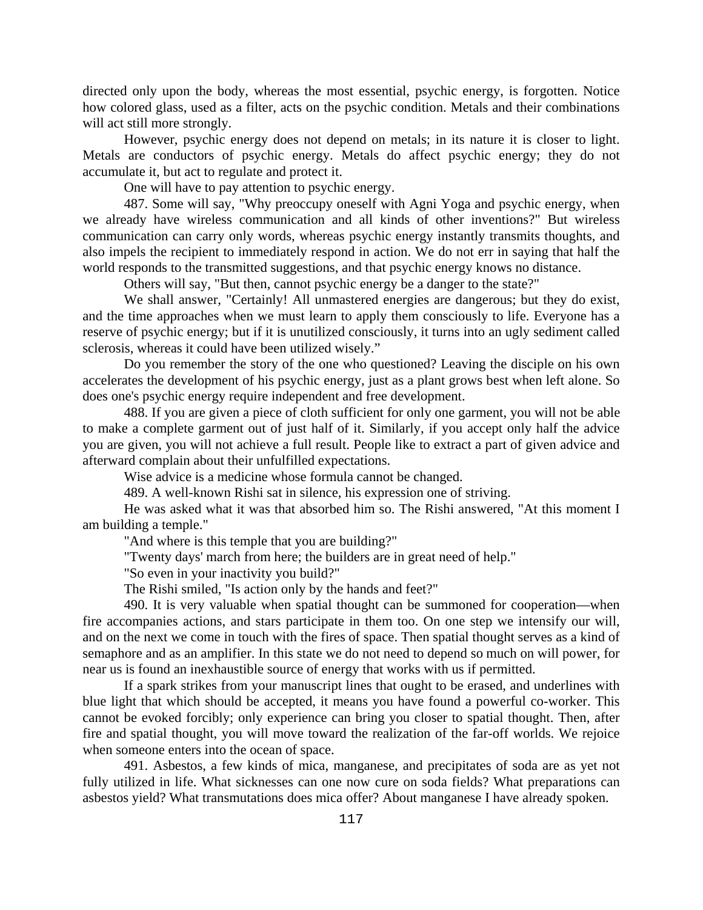directed only upon the body, whereas the most essential, psychic energy, is forgotten. Notice how colored glass, used as a filter, acts on the psychic condition. Metals and their combinations will act still more strongly.

However, psychic energy does not depend on metals; in its nature it is closer to light. Metals are conductors of psychic energy. Metals do affect psychic energy; they do not accumulate it, but act to regulate and protect it.

One will have to pay attention to psychic energy.

487. Some will say, "Why preoccupy oneself with Agni Yoga and psychic energy, when we already have wireless communication and all kinds of other inventions?" But wireless communication can carry only words, whereas psychic energy instantly transmits thoughts, and also impels the recipient to immediately respond in action. We do not err in saying that half the world responds to the transmitted suggestions, and that psychic energy knows no distance.

Others will say, "But then, cannot psychic energy be a danger to the state?"

We shall answer, "Certainly! All unmastered energies are dangerous; but they do exist, and the time approaches when we must learn to apply them consciously to life. Everyone has a reserve of psychic energy; but if it is unutilized consciously, it turns into an ugly sediment called sclerosis, whereas it could have been utilized wisely."

Do you remember the story of the one who questioned? Leaving the disciple on his own accelerates the development of his psychic energy, just as a plant grows best when left alone. So does one's psychic energy require independent and free development.

488. If you are given a piece of cloth sufficient for only one garment, you will not be able to make a complete garment out of just half of it. Similarly, if you accept only half the advice you are given, you will not achieve a full result. People like to extract a part of given advice and afterward complain about their unfulfilled expectations.

Wise advice is a medicine whose formula cannot be changed.

489. A well-known Rishi sat in silence, his expression one of striving.

He was asked what it was that absorbed him so. The Rishi answered, "At this moment I am building a temple."

"And where is this temple that you are building?"

"Twenty days' march from here; the builders are in great need of help."

"So even in your inactivity you build?"

The Rishi smiled, "Is action only by the hands and feet?"

490. It is very valuable when spatial thought can be summoned for cooperation—when fire accompanies actions, and stars participate in them too. On one step we intensify our will, and on the next we come in touch with the fires of space. Then spatial thought serves as a kind of semaphore and as an amplifier. In this state we do not need to depend so much on will power, for near us is found an inexhaustible source of energy that works with us if permitted.

If a spark strikes from your manuscript lines that ought to be erased, and underlines with blue light that which should be accepted, it means you have found a powerful co-worker. This cannot be evoked forcibly; only experience can bring you closer to spatial thought. Then, after fire and spatial thought, you will move toward the realization of the far-off worlds. We rejoice when someone enters into the ocean of space.

491. Asbestos, a few kinds of mica, manganese, and precipitates of soda are as yet not fully utilized in life. What sicknesses can one now cure on soda fields? What preparations can asbestos yield? What transmutations does mica offer? About manganese I have already spoken.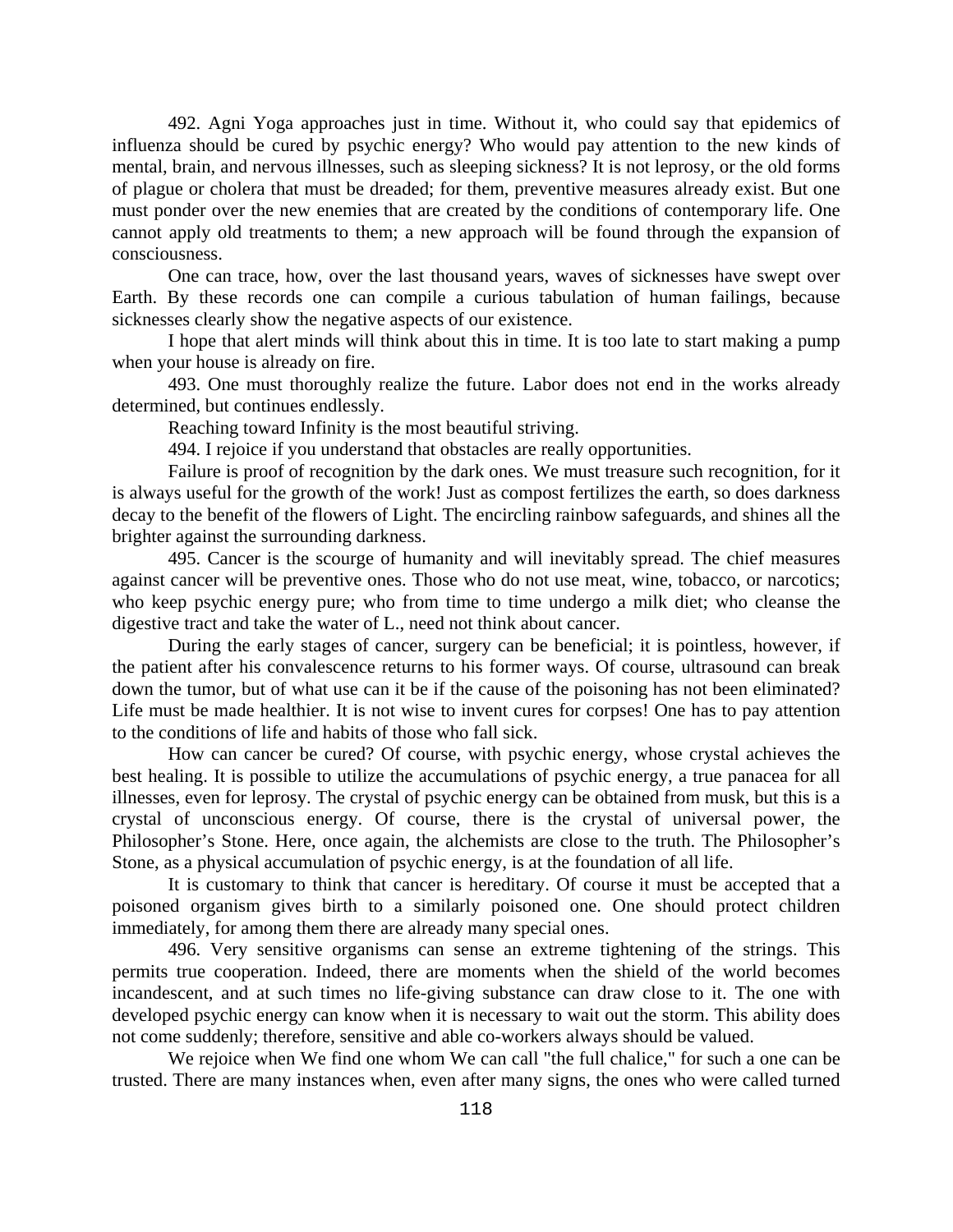492. Agni Yoga approaches just in time. Without it, who could say that epidemics of influenza should be cured by psychic energy? Who would pay attention to the new kinds of mental, brain, and nervous illnesses, such as sleeping sickness? It is not leprosy, or the old forms of plague or cholera that must be dreaded; for them, preventive measures already exist. But one must ponder over the new enemies that are created by the conditions of contemporary life. One cannot apply old treatments to them; a new approach will be found through the expansion of consciousness.

One can trace, how, over the last thousand years, waves of sicknesses have swept over Earth. By these records one can compile a curious tabulation of human failings, because sicknesses clearly show the negative aspects of our existence.

I hope that alert minds will think about this in time. It is too late to start making a pump when your house is already on fire.

493. One must thoroughly realize the future. Labor does not end in the works already determined, but continues endlessly.

Reaching toward Infinity is the most beautiful striving.

494. I rejoice if you understand that obstacles are really opportunities.

Failure is proof of recognition by the dark ones. We must treasure such recognition, for it is always useful for the growth of the work! Just as compost fertilizes the earth, so does darkness decay to the benefit of the flowers of Light. The encircling rainbow safeguards, and shines all the brighter against the surrounding darkness.

495. Cancer is the scourge of humanity and will inevitably spread. The chief measures against cancer will be preventive ones. Those who do not use meat, wine, tobacco, or narcotics; who keep psychic energy pure; who from time to time undergo a milk diet; who cleanse the digestive tract and take the water of L., need not think about cancer.

During the early stages of cancer, surgery can be beneficial; it is pointless, however, if the patient after his convalescence returns to his former ways. Of course, ultrasound can break down the tumor, but of what use can it be if the cause of the poisoning has not been eliminated? Life must be made healthier. It is not wise to invent cures for corpses! One has to pay attention to the conditions of life and habits of those who fall sick.

How can cancer be cured? Of course, with psychic energy, whose crystal achieves the best healing. It is possible to utilize the accumulations of psychic energy, a true panacea for all illnesses, even for leprosy. The crystal of psychic energy can be obtained from musk, but this is a crystal of unconscious energy. Of course, there is the crystal of universal power, the Philosopher's Stone. Here, once again, the alchemists are close to the truth. The Philosopher's Stone, as a physical accumulation of psychic energy, is at the foundation of all life.

It is customary to think that cancer is hereditary. Of course it must be accepted that a poisoned organism gives birth to a similarly poisoned one. One should protect children immediately, for among them there are already many special ones.

496. Very sensitive organisms can sense an extreme tightening of the strings. This permits true cooperation. Indeed, there are moments when the shield of the world becomes incandescent, and at such times no life-giving substance can draw close to it. The one with developed psychic energy can know when it is necessary to wait out the storm. This ability does not come suddenly; therefore, sensitive and able co-workers always should be valued.

We rejoice when We find one whom We can call "the full chalice," for such a one can be trusted. There are many instances when, even after many signs, the ones who were called turned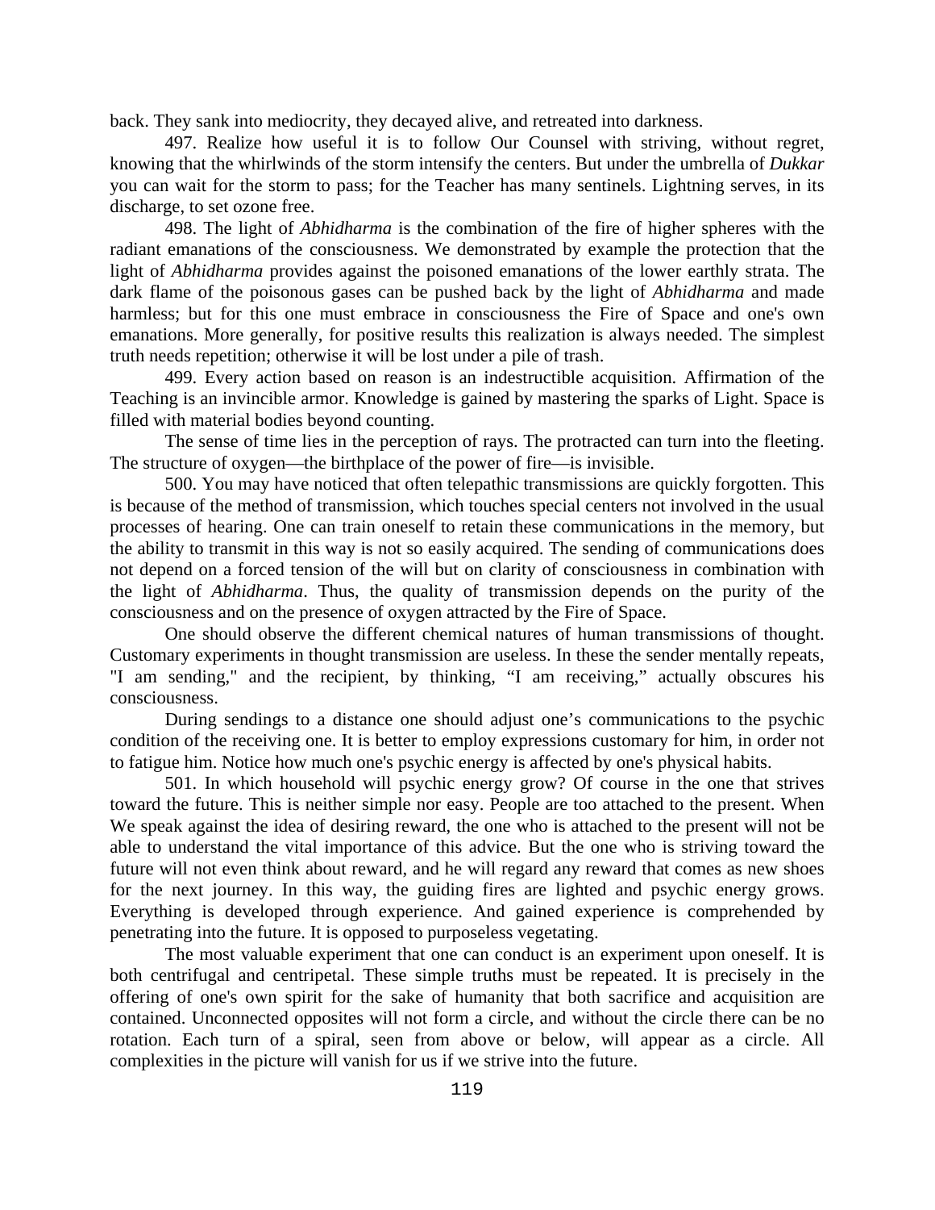back. They sank into mediocrity, they decayed alive, and retreated into darkness.

497. Realize how useful it is to follow Our Counsel with striving, without regret, knowing that the whirlwinds of the storm intensify the centers. But under the umbrella of *Dukkar* you can wait for the storm to pass; for the Teacher has many sentinels. Lightning serves, in its discharge, to set ozone free.

498. The light of *Abhidharma* is the combination of the fire of higher spheres with the radiant emanations of the consciousness. We demonstrated by example the protection that the light of *Abhidharma* provides against the poisoned emanations of the lower earthly strata. The dark flame of the poisonous gases can be pushed back by the light of *Abhidharma* and made harmless; but for this one must embrace in consciousness the Fire of Space and one's own emanations. More generally, for positive results this realization is always needed. The simplest truth needs repetition; otherwise it will be lost under a pile of trash.

499. Every action based on reason is an indestructible acquisition. Affirmation of the Teaching is an invincible armor. Knowledge is gained by mastering the sparks of Light. Space is filled with material bodies beyond counting.

The sense of time lies in the perception of rays. The protracted can turn into the fleeting. The structure of oxygen—the birthplace of the power of fire—is invisible.

500. You may have noticed that often telepathic transmissions are quickly forgotten. This is because of the method of transmission, which touches special centers not involved in the usual processes of hearing. One can train oneself to retain these communications in the memory, but the ability to transmit in this way is not so easily acquired. The sending of communications does not depend on a forced tension of the will but on clarity of consciousness in combination with the light of *Abhidharma*. Thus, the quality of transmission depends on the purity of the consciousness and on the presence of oxygen attracted by the Fire of Space.

One should observe the different chemical natures of human transmissions of thought. Customary experiments in thought transmission are useless. In these the sender mentally repeats, "I am sending," and the recipient, by thinking, "I am receiving," actually obscures his consciousness.

During sendings to a distance one should adjust one's communications to the psychic condition of the receiving one. It is better to employ expressions customary for him, in order not to fatigue him. Notice how much one's psychic energy is affected by one's physical habits.

501. In which household will psychic energy grow? Of course in the one that strives toward the future. This is neither simple nor easy. People are too attached to the present. When We speak against the idea of desiring reward, the one who is attached to the present will not be able to understand the vital importance of this advice. But the one who is striving toward the future will not even think about reward, and he will regard any reward that comes as new shoes for the next journey. In this way, the guiding fires are lighted and psychic energy grows. Everything is developed through experience. And gained experience is comprehended by penetrating into the future. It is opposed to purposeless vegetating.

The most valuable experiment that one can conduct is an experiment upon oneself. It is both centrifugal and centripetal. These simple truths must be repeated. It is precisely in the offering of one's own spirit for the sake of humanity that both sacrifice and acquisition are contained. Unconnected opposites will not form a circle, and without the circle there can be no rotation. Each turn of a spiral, seen from above or below, will appear as a circle. All complexities in the picture will vanish for us if we strive into the future.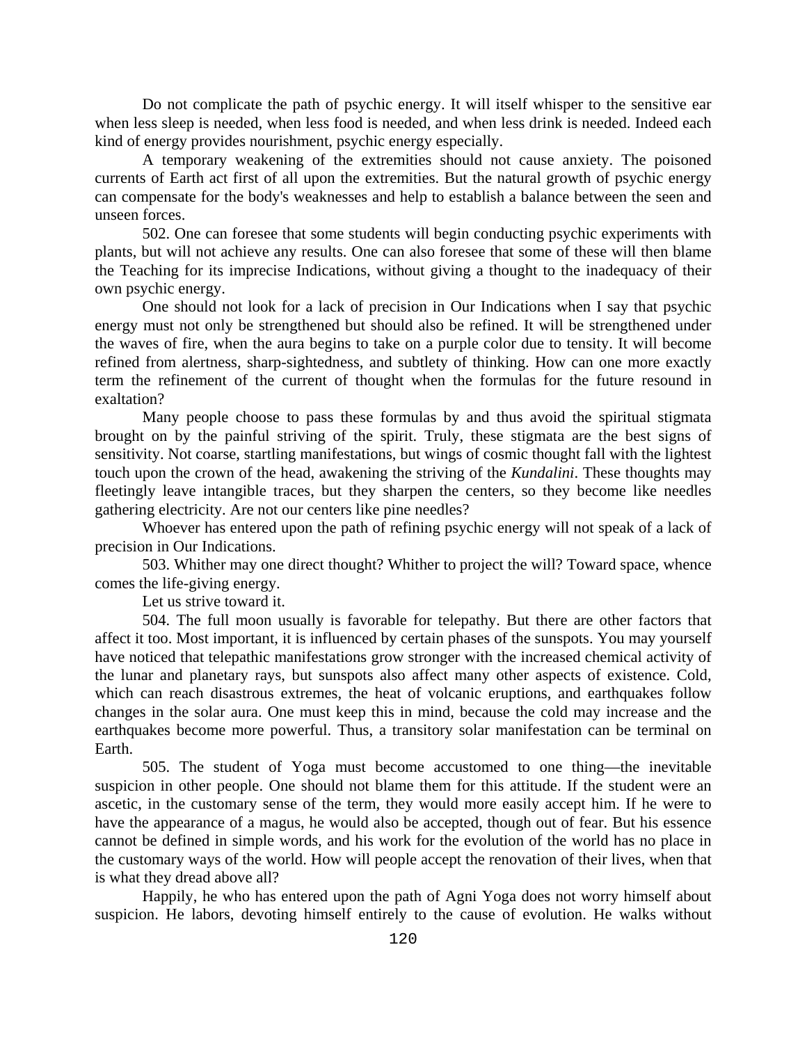Do not complicate the path of psychic energy. It will itself whisper to the sensitive ear when less sleep is needed, when less food is needed, and when less drink is needed. Indeed each kind of energy provides nourishment, psychic energy especially.

A temporary weakening of the extremities should not cause anxiety. The poisoned currents of Earth act first of all upon the extremities. But the natural growth of psychic energy can compensate for the body's weaknesses and help to establish a balance between the seen and unseen forces.

502. One can foresee that some students will begin conducting psychic experiments with plants, but will not achieve any results. One can also foresee that some of these will then blame the Teaching for its imprecise Indications, without giving a thought to the inadequacy of their own psychic energy.

One should not look for a lack of precision in Our Indications when I say that psychic energy must not only be strengthened but should also be refined. It will be strengthened under the waves of fire, when the aura begins to take on a purple color due to tensity. It will become refined from alertness, sharp-sightedness, and subtlety of thinking. How can one more exactly term the refinement of the current of thought when the formulas for the future resound in exaltation?

Many people choose to pass these formulas by and thus avoid the spiritual stigmata brought on by the painful striving of the spirit. Truly, these stigmata are the best signs of sensitivity. Not coarse, startling manifestations, but wings of cosmic thought fall with the lightest touch upon the crown of the head, awakening the striving of the *Kundalini*. These thoughts may fleetingly leave intangible traces, but they sharpen the centers, so they become like needles gathering electricity. Are not our centers like pine needles?

Whoever has entered upon the path of refining psychic energy will not speak of a lack of precision in Our Indications.

503. Whither may one direct thought? Whither to project the will? Toward space, whence comes the life-giving energy.

Let us strive toward it.

504. The full moon usually is favorable for telepathy. But there are other factors that affect it too. Most important, it is influenced by certain phases of the sunspots. You may yourself have noticed that telepathic manifestations grow stronger with the increased chemical activity of the lunar and planetary rays, but sunspots also affect many other aspects of existence. Cold, which can reach disastrous extremes, the heat of volcanic eruptions, and earthquakes follow changes in the solar aura. One must keep this in mind, because the cold may increase and the earthquakes become more powerful. Thus, a transitory solar manifestation can be terminal on Earth.

505. The student of Yoga must become accustomed to one thing—the inevitable suspicion in other people. One should not blame them for this attitude. If the student were an ascetic, in the customary sense of the term, they would more easily accept him. If he were to have the appearance of a magus, he would also be accepted, though out of fear. But his essence cannot be defined in simple words, and his work for the evolution of the world has no place in the customary ways of the world. How will people accept the renovation of their lives, when that is what they dread above all?

Happily, he who has entered upon the path of Agni Yoga does not worry himself about suspicion. He labors, devoting himself entirely to the cause of evolution. He walks without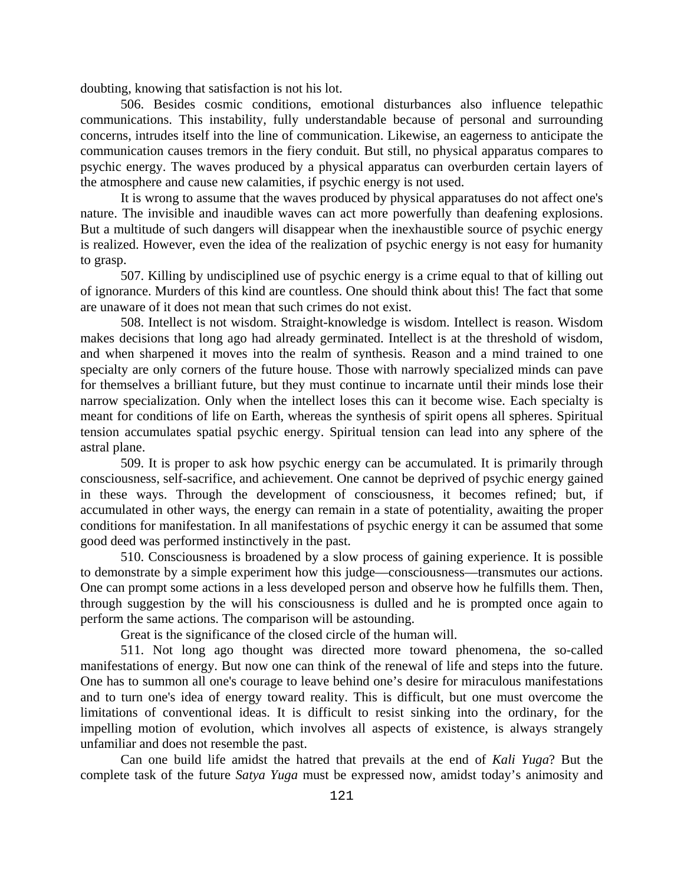doubting, knowing that satisfaction is not his lot.

506. Besides cosmic conditions, emotional disturbances also influence telepathic communications. This instability, fully understandable because of personal and surrounding concerns, intrudes itself into the line of communication. Likewise, an eagerness to anticipate the communication causes tremors in the fiery conduit. But still, no physical apparatus compares to psychic energy. The waves produced by a physical apparatus can overburden certain layers of the atmosphere and cause new calamities, if psychic energy is not used.

It is wrong to assume that the waves produced by physical apparatuses do not affect one's nature. The invisible and inaudible waves can act more powerfully than deafening explosions. But a multitude of such dangers will disappear when the inexhaustible source of psychic energy is realized. However, even the idea of the realization of psychic energy is not easy for humanity to grasp.

507. Killing by undisciplined use of psychic energy is a crime equal to that of killing out of ignorance. Murders of this kind are countless. One should think about this! The fact that some are unaware of it does not mean that such crimes do not exist.

508. Intellect is not wisdom. Straight-knowledge is wisdom. Intellect is reason. Wisdom makes decisions that long ago had already germinated. Intellect is at the threshold of wisdom, and when sharpened it moves into the realm of synthesis. Reason and a mind trained to one specialty are only corners of the future house. Those with narrowly specialized minds can pave for themselves a brilliant future, but they must continue to incarnate until their minds lose their narrow specialization. Only when the intellect loses this can it become wise. Each specialty is meant for conditions of life on Earth, whereas the synthesis of spirit opens all spheres. Spiritual tension accumulates spatial psychic energy. Spiritual tension can lead into any sphere of the astral plane.

509. It is proper to ask how psychic energy can be accumulated. It is primarily through consciousness, self-sacrifice, and achievement. One cannot be deprived of psychic energy gained in these ways. Through the development of consciousness, it becomes refined; but, if accumulated in other ways, the energy can remain in a state of potentiality, awaiting the proper conditions for manifestation. In all manifestations of psychic energy it can be assumed that some good deed was performed instinctively in the past.

510. Consciousness is broadened by a slow process of gaining experience. It is possible to demonstrate by a simple experiment how this judge—consciousness—transmutes our actions. One can prompt some actions in a less developed person and observe how he fulfills them. Then, through suggestion by the will his consciousness is dulled and he is prompted once again to perform the same actions. The comparison will be astounding.

Great is the significance of the closed circle of the human will.

511. Not long ago thought was directed more toward phenomena, the so-called manifestations of energy. But now one can think of the renewal of life and steps into the future. One has to summon all one's courage to leave behind one's desire for miraculous manifestations and to turn one's idea of energy toward reality. This is difficult, but one must overcome the limitations of conventional ideas. It is difficult to resist sinking into the ordinary, for the impelling motion of evolution, which involves all aspects of existence, is always strangely unfamiliar and does not resemble the past.

Can one build life amidst the hatred that prevails at the end of *Kali Yuga*? But the complete task of the future *Satya Yuga* must be expressed now, amidst today's animosity and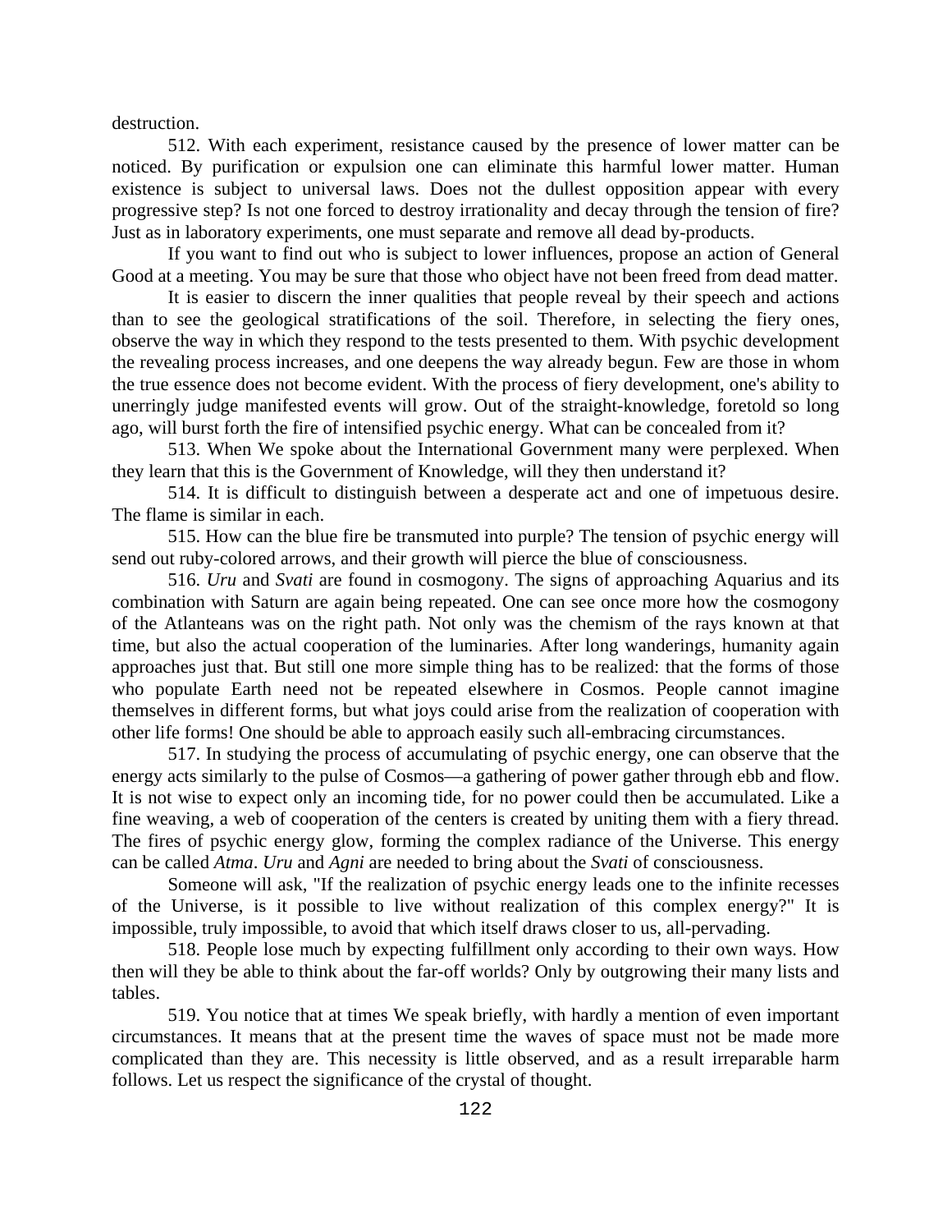destruction.

512. With each experiment, resistance caused by the presence of lower matter can be noticed. By purification or expulsion one can eliminate this harmful lower matter. Human existence is subject to universal laws. Does not the dullest opposition appear with every progressive step? Is not one forced to destroy irrationality and decay through the tension of fire? Just as in laboratory experiments, one must separate and remove all dead by-products.

If you want to find out who is subject to lower influences, propose an action of General Good at a meeting. You may be sure that those who object have not been freed from dead matter.

It is easier to discern the inner qualities that people reveal by their speech and actions than to see the geological stratifications of the soil. Therefore, in selecting the fiery ones, observe the way in which they respond to the tests presented to them. With psychic development the revealing process increases, and one deepens the way already begun. Few are those in whom the true essence does not become evident. With the process of fiery development, one's ability to unerringly judge manifested events will grow. Out of the straight-knowledge, foretold so long ago, will burst forth the fire of intensified psychic energy. What can be concealed from it?

513. When We spoke about the International Government many were perplexed. When they learn that this is the Government of Knowledge, will they then understand it?

514. It is difficult to distinguish between a desperate act and one of impetuous desire. The flame is similar in each.

515. How can the blue fire be transmuted into purple? The tension of psychic energy will send out ruby-colored arrows, and their growth will pierce the blue of consciousness.

516. *Uru* and *Svati* are found in cosmogony. The signs of approaching Aquarius and its combination with Saturn are again being repeated. One can see once more how the cosmogony of the Atlanteans was on the right path. Not only was the chemism of the rays known at that time, but also the actual cooperation of the luminaries. After long wanderings, humanity again approaches just that. But still one more simple thing has to be realized: that the forms of those who populate Earth need not be repeated elsewhere in Cosmos. People cannot imagine themselves in different forms, but what joys could arise from the realization of cooperation with other life forms! One should be able to approach easily such all-embracing circumstances.

517. In studying the process of accumulating of psychic energy, one can observe that the energy acts similarly to the pulse of Cosmos—a gathering of power gather through ebb and flow. It is not wise to expect only an incoming tide, for no power could then be accumulated. Like a fine weaving, a web of cooperation of the centers is created by uniting them with a fiery thread. The fires of psychic energy glow, forming the complex radiance of the Universe. This energy can be called *Atma*. *Uru* and *Agni* are needed to bring about the *Svati* of consciousness.

Someone will ask, "If the realization of psychic energy leads one to the infinite recesses of the Universe, is it possible to live without realization of this complex energy?" It is impossible, truly impossible, to avoid that which itself draws closer to us, all-pervading.

518. People lose much by expecting fulfillment only according to their own ways. How then will they be able to think about the far-off worlds? Only by outgrowing their many lists and tables.

519. You notice that at times We speak briefly, with hardly a mention of even important circumstances. It means that at the present time the waves of space must not be made more complicated than they are. This necessity is little observed, and as a result irreparable harm follows. Let us respect the significance of the crystal of thought.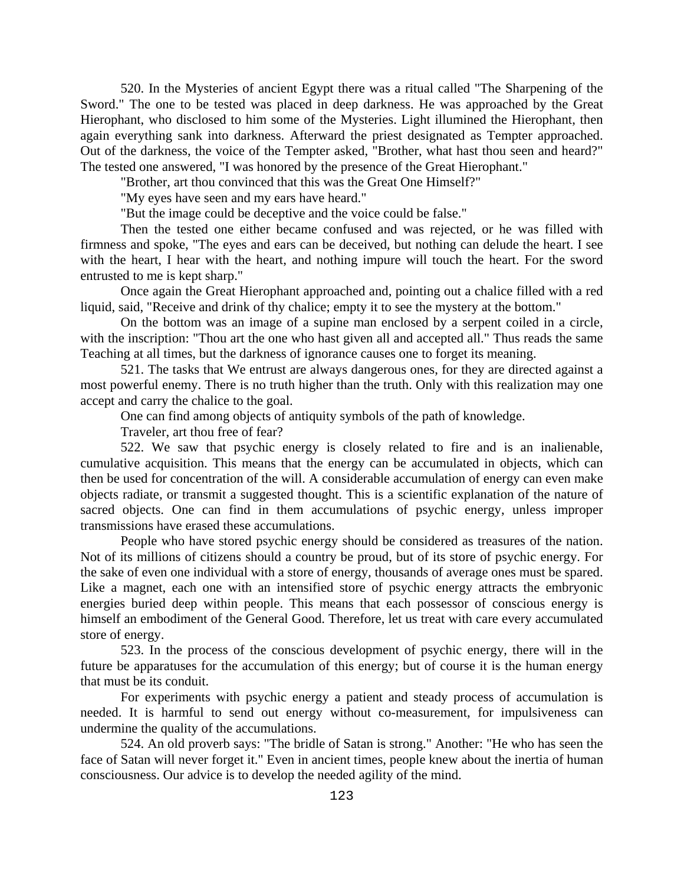520. In the Mysteries of ancient Egypt there was a ritual called "The Sharpening of the Sword." The one to be tested was placed in deep darkness. He was approached by the Great Hierophant, who disclosed to him some of the Mysteries. Light illumined the Hierophant, then again everything sank into darkness. Afterward the priest designated as Tempter approached. Out of the darkness, the voice of the Tempter asked, "Brother, what hast thou seen and heard?" The tested one answered, "I was honored by the presence of the Great Hierophant."

"Brother, art thou convinced that this was the Great One Himself?"

"My eyes have seen and my ears have heard."

"But the image could be deceptive and the voice could be false."

Then the tested one either became confused and was rejected, or he was filled with firmness and spoke, "The eyes and ears can be deceived, but nothing can delude the heart. I see with the heart, I hear with the heart, and nothing impure will touch the heart. For the sword entrusted to me is kept sharp."

Once again the Great Hierophant approached and, pointing out a chalice filled with a red liquid, said, "Receive and drink of thy chalice; empty it to see the mystery at the bottom."

On the bottom was an image of a supine man enclosed by a serpent coiled in a circle, with the inscription: "Thou art the one who hast given all and accepted all." Thus reads the same Teaching at all times, but the darkness of ignorance causes one to forget its meaning.

521. The tasks that We entrust are always dangerous ones, for they are directed against a most powerful enemy. There is no truth higher than the truth. Only with this realization may one accept and carry the chalice to the goal.

One can find among objects of antiquity symbols of the path of knowledge.

Traveler, art thou free of fear?

522. We saw that psychic energy is closely related to fire and is an inalienable, cumulative acquisition. This means that the energy can be accumulated in objects, which can then be used for concentration of the will. A considerable accumulation of energy can even make objects radiate, or transmit a suggested thought. This is a scientific explanation of the nature of sacred objects. One can find in them accumulations of psychic energy, unless improper transmissions have erased these accumulations.

People who have stored psychic energy should be considered as treasures of the nation. Not of its millions of citizens should a country be proud, but of its store of psychic energy. For the sake of even one individual with a store of energy, thousands of average ones must be spared. Like a magnet, each one with an intensified store of psychic energy attracts the embryonic energies buried deep within people. This means that each possessor of conscious energy is himself an embodiment of the General Good. Therefore, let us treat with care every accumulated store of energy.

523. In the process of the conscious development of psychic energy, there will in the future be apparatuses for the accumulation of this energy; but of course it is the human energy that must be its conduit.

For experiments with psychic energy a patient and steady process of accumulation is needed. It is harmful to send out energy without co-measurement, for impulsiveness can undermine the quality of the accumulations.

524. An old proverb says: "The bridle of Satan is strong." Another: "He who has seen the face of Satan will never forget it." Even in ancient times, people knew about the inertia of human consciousness. Our advice is to develop the needed agility of the mind.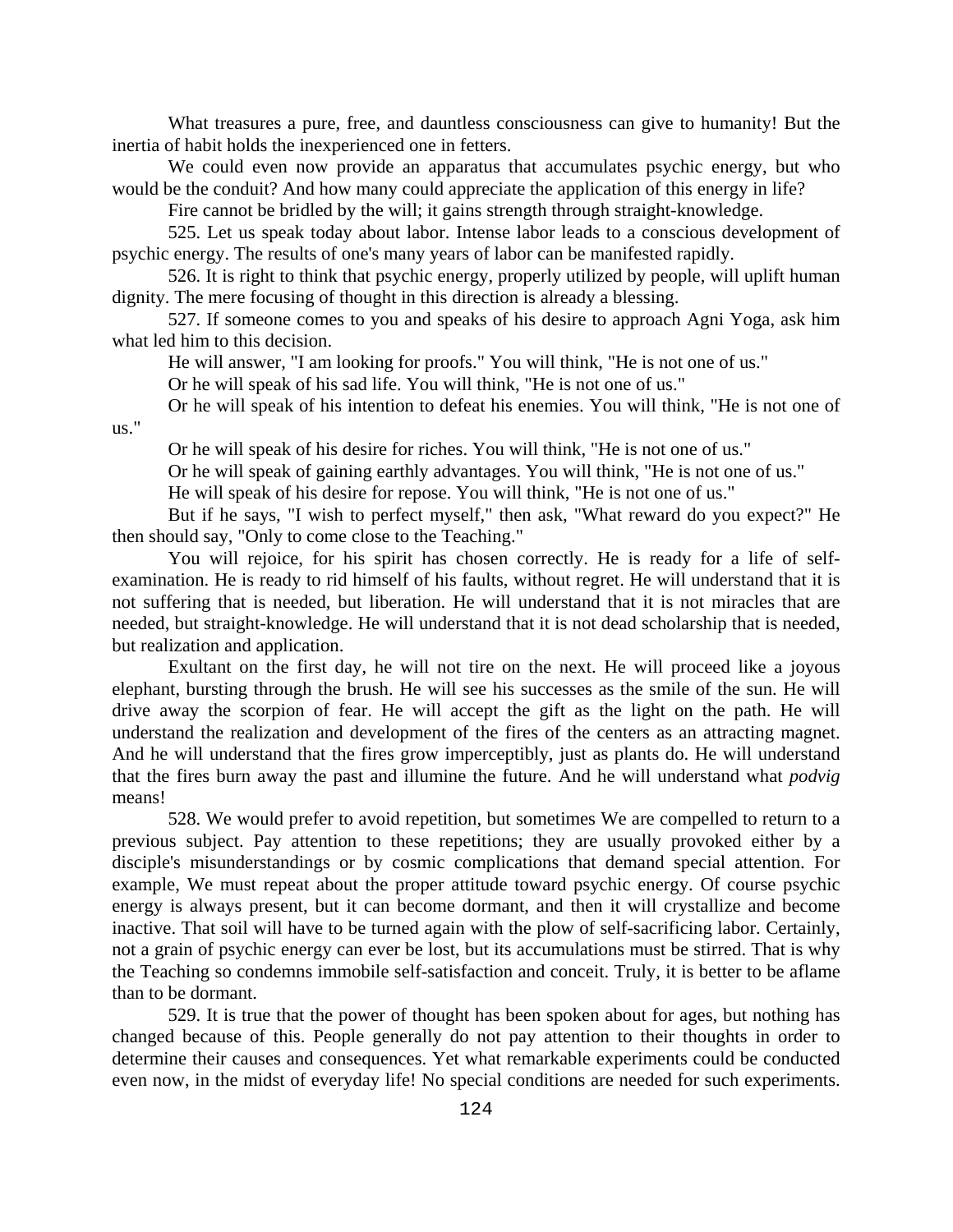What treasures a pure, free, and dauntless consciousness can give to humanity! But the inertia of habit holds the inexperienced one in fetters.

We could even now provide an apparatus that accumulates psychic energy, but who would be the conduit? And how many could appreciate the application of this energy in life?

Fire cannot be bridled by the will; it gains strength through straight-knowledge.

525. Let us speak today about labor. Intense labor leads to a conscious development of psychic energy. The results of one's many years of labor can be manifested rapidly.

526. It is right to think that psychic energy, properly utilized by people, will uplift human dignity. The mere focusing of thought in this direction is already a blessing.

527. If someone comes to you and speaks of his desire to approach Agni Yoga, ask him what led him to this decision.

He will answer, "I am looking for proofs." You will think, "He is not one of us."

Or he will speak of his sad life. You will think, "He is not one of us."

Or he will speak of his intention to defeat his enemies. You will think, "He is not one of us."

Or he will speak of his desire for riches. You will think, "He is not one of us."

Or he will speak of gaining earthly advantages. You will think, "He is not one of us."

He will speak of his desire for repose. You will think, "He is not one of us."

But if he says, "I wish to perfect myself," then ask, "What reward do you expect?" He then should say, "Only to come close to the Teaching."

You will rejoice, for his spirit has chosen correctly. He is ready for a life of self-examination. He is ready to rid himself of his faults, without regret. He will understand that it is not suffering that is needed, but liberation. He will understand that it is not miracles that are needed, but straight-knowledge. He will understand that it is not dead scholarship that is needed, but realization and application.

Exultant on the first day, he will not tire on the next. He will proceed like a joyous elephant, bursting through the brush. He will see his successes as the smile of the sun. He will drive away the scorpion of fear. He will accept the gift as the light on the path. He will understand the realization and development of the fires of the centers as an attracting magnet. And he will understand that the fires grow imperceptibly, just as plants do. He will understand that the fires burn away the past and illumine the future. And he will understand what *podvig* means!

528. We would prefer to avoid repetition, but sometimes We are compelled to return to a previous subject. Pay attention to these repetitions; they are usually provoked either by a disciple's misunderstandings or by cosmic complications that demand special attention. For example, We must repeat about the proper attitude toward psychic energy. Of course psychic energy is always present, but it can become dormant, and then it will crystallize and become inactive. That soil will have to be turned again with the plow of self-sacrificing labor. Certainly, not a grain of psychic energy can ever be lost, but its accumulations must be stirred. That is why the Teaching so condemns immobile self-satisfaction and conceit. Truly, it is better to be aflame than to be dormant.

529. It is true that the power of thought has been spoken about for ages, but nothing has changed because of this. People generally do not pay attention to their thoughts in order to determine their causes and consequences. Yet what remarkable experiments could be conducted even now, in the midst of everyday life! No special conditions are needed for such experiments.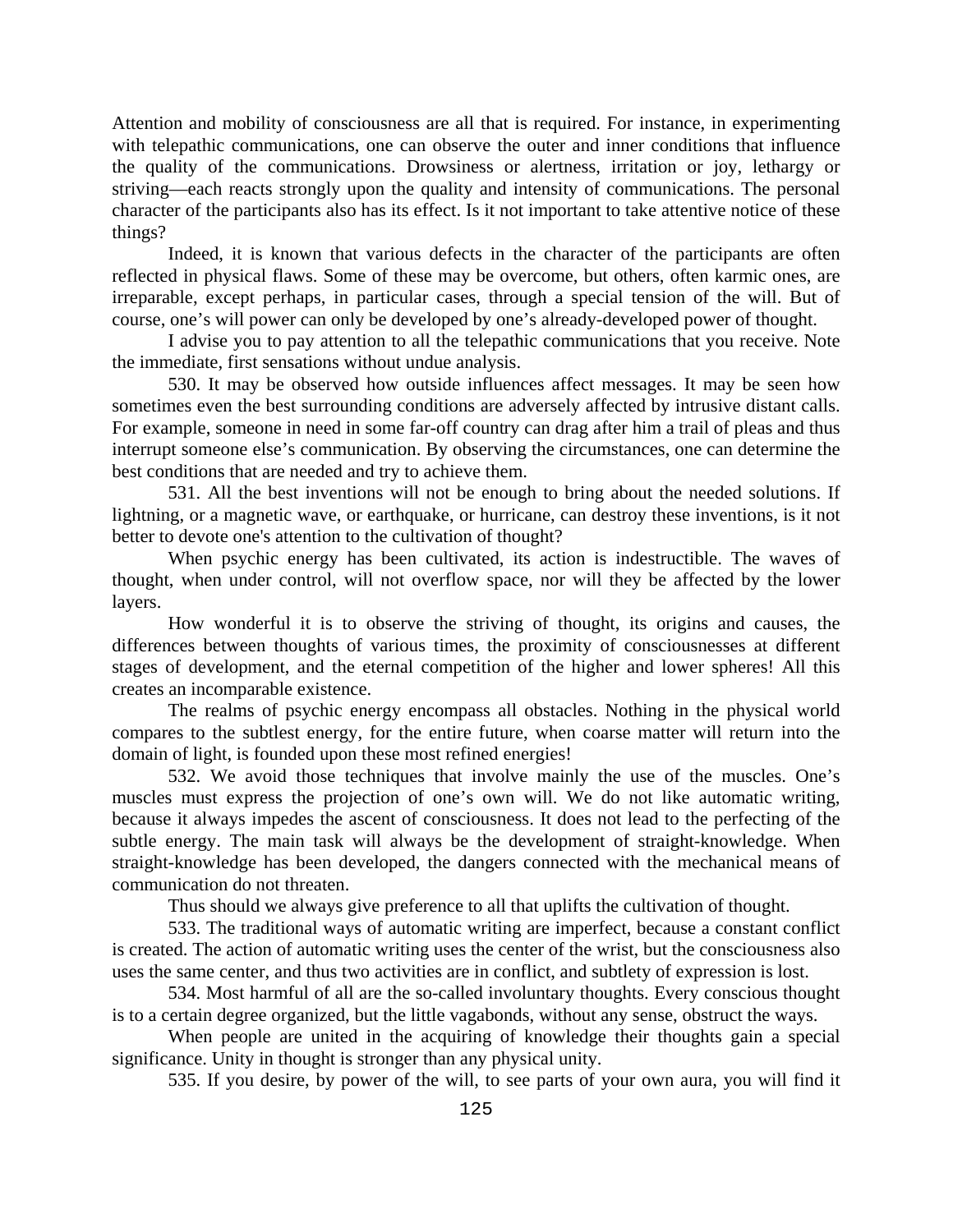Attention and mobility of consciousness are all that is required. For instance, in experimenting with telepathic communications, one can observe the outer and inner conditions that influence the quality of the communications. Drowsiness or alertness, irritation or joy, lethargy or striving—each reacts strongly upon the quality and intensity of communications. The personal character of the participants also has its effect. Is it not important to take attentive notice of these things?

Indeed, it is known that various defects in the character of the participants are often reflected in physical flaws. Some of these may be overcome, but others, often karmic ones, are irreparable, except perhaps, in particular cases, through a special tension of the will. But of course, one's will power can only be developed by one's already-developed power of thought.

I advise you to pay attention to all the telepathic communications that you receive. Note the immediate, first sensations without undue analysis.

530. It may be observed how outside influences affect messages. It may be seen how sometimes even the best surrounding conditions are adversely affected by intrusive distant calls. For example, someone in need in some far-off country can drag after him a trail of pleas and thus interrupt someone else's communication. By observing the circumstances, one can determine the best conditions that are needed and try to achieve them.

531. All the best inventions will not be enough to bring about the needed solutions. If lightning, or a magnetic wave, or earthquake, or hurricane, can destroy these inventions, is it not better to devote one's attention to the cultivation of thought?

When psychic energy has been cultivated, its action is indestructible. The waves of thought, when under control, will not overflow space, nor will they be affected by the lower layers.

How wonderful it is to observe the striving of thought, its origins and causes, the differences between thoughts of various times, the proximity of consciousnesses at different stages of development, and the eternal competition of the higher and lower spheres! All this creates an incomparable existence.

The realms of psychic energy encompass all obstacles. Nothing in the physical world compares to the subtlest energy, for the entire future, when coarse matter will return into the domain of light, is founded upon these most refined energies!

532. We avoid those techniques that involve mainly the use of the muscles. One's muscles must express the projection of one's own will. We do not like automatic writing, because it always impedes the ascent of consciousness. It does not lead to the perfecting of the subtle energy. The main task will always be the development of straight-knowledge. When straight-knowledge has been developed, the dangers connected with the mechanical means of communication do not threaten.

Thus should we always give preference to all that uplifts the cultivation of thought.

533. The traditional ways of automatic writing are imperfect, because a constant conflict is created. The action of automatic writing uses the center of the wrist, but the consciousness also uses the same center, and thus two activities are in conflict, and subtlety of expression is lost.

534. Most harmful of all are the so-called involuntary thoughts. Every conscious thought is to a certain degree organized, but the little vagabonds, without any sense, obstruct the ways.

When people are united in the acquiring of knowledge their thoughts gain a special significance. Unity in thought is stronger than any physical unity.

535. If you desire, by power of the will, to see parts of your own aura, you will find it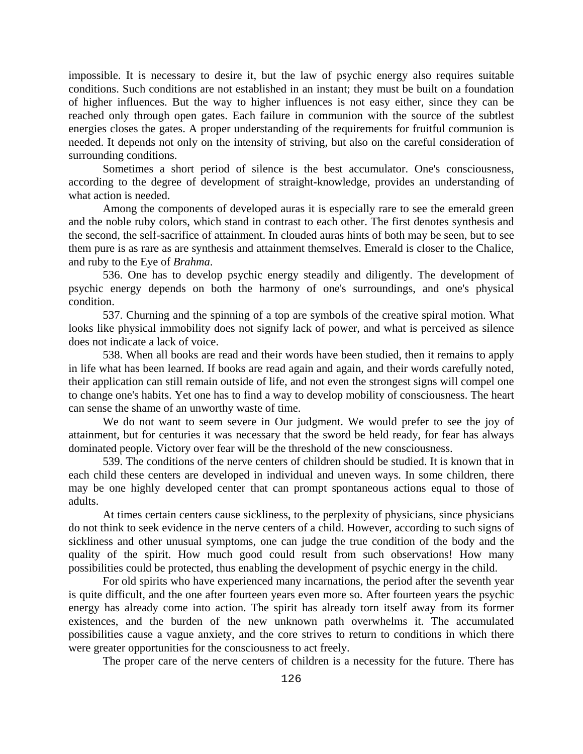impossible. It is necessary to desire it, but the law of psychic energy also requires suitable conditions. Such conditions are not established in an instant; they must be built on a foundation of higher influences. But the way to higher influences is not easy either, since they can be reached only through open gates. Each failure in communion with the source of the subtlest energies closes the gates. A proper understanding of the requirements for fruitful communion is needed. It depends not only on the intensity of striving, but also on the careful consideration of surrounding conditions.

Sometimes a short period of silence is the best accumulator. One's consciousness, according to the degree of development of straight-knowledge, provides an understanding of what action is needed.

Among the components of developed auras it is especially rare to see the emerald green and the noble ruby colors, which stand in contrast to each other. The first denotes synthesis and the second, the self-sacrifice of attainment. In clouded auras hints of both may be seen, but to see them pure is as rare as are synthesis and attainment themselves. Emerald is closer to the Chalice, and ruby to the Eye of *Brahma*.

536. One has to develop psychic energy steadily and diligently. The development of psychic energy depends on both the harmony of one's surroundings, and one's physical condition.

537. Churning and the spinning of a top are symbols of the creative spiral motion. What looks like physical immobility does not signify lack of power, and what is perceived as silence does not indicate a lack of voice.

538. When all books are read and their words have been studied, then it remains to apply in life what has been learned. If books are read again and again, and their words carefully noted, their application can still remain outside of life, and not even the strongest signs will compel one to change one's habits. Yet one has to find a way to develop mobility of consciousness. The heart can sense the shame of an unworthy waste of time.

We do not want to seem severe in Our judgment. We would prefer to see the joy of attainment, but for centuries it was necessary that the sword be held ready, for fear has always dominated people. Victory over fear will be the threshold of the new consciousness.

539. The conditions of the nerve centers of children should be studied. It is known that in each child these centers are developed in individual and uneven ways. In some children, there may be one highly developed center that can prompt spontaneous actions equal to those of adults.

At times certain centers cause sickliness, to the perplexity of physicians, since physicians do not think to seek evidence in the nerve centers of a child. However, according to such signs of sickliness and other unusual symptoms, one can judge the true condition of the body and the quality of the spirit. How much good could result from such observations! How many possibilities could be protected, thus enabling the development of psychic energy in the child.

For old spirits who have experienced many incarnations, the period after the seventh year is quite difficult, and the one after fourteen years even more so. After fourteen years the psychic energy has already come into action. The spirit has already torn itself away from its former existences, and the burden of the new unknown path overwhelms it. The accumulated possibilities cause a vague anxiety, and the core strives to return to conditions in which there were greater opportunities for the consciousness to act freely.

The proper care of the nerve centers of children is a necessity for the future. There has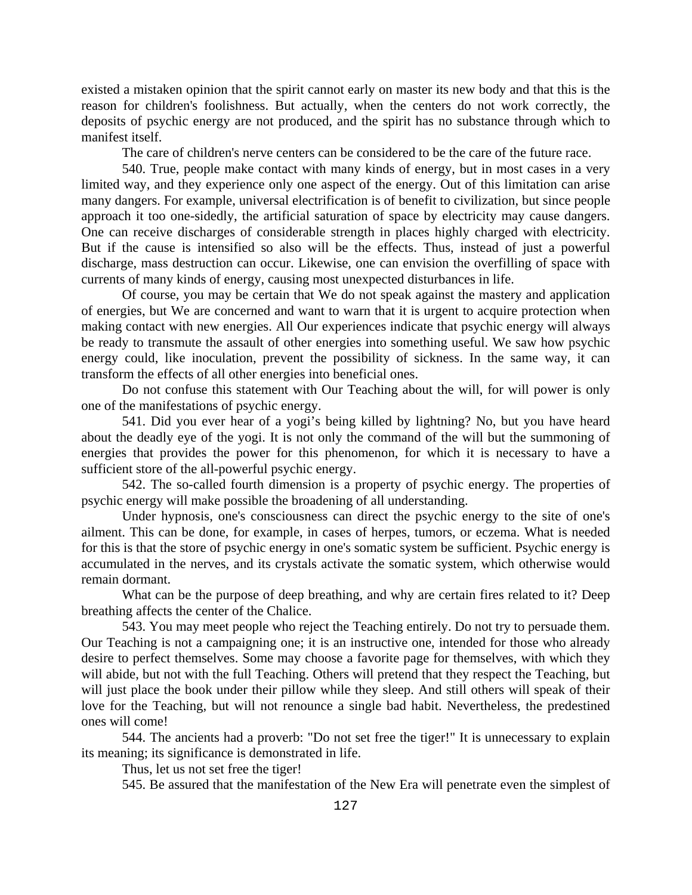existed a mistaken opinion that the spirit cannot early on master its new body and that this is the reason for children's foolishness. But actually, when the centers do not work correctly, the deposits of psychic energy are not produced, and the spirit has no substance through which to manifest itself.

The care of children's nerve centers can be considered to be the care of the future race.

540. True, people make contact with many kinds of energy, but in most cases in a very limited way, and they experience only one aspect of the energy. Out of this limitation can arise many dangers. For example, universal electrification is of benefit to civilization, but since people approach it too one-sidedly, the artificial saturation of space by electricity may cause dangers. One can receive discharges of considerable strength in places highly charged with electricity. But if the cause is intensified so also will be the effects. Thus, instead of just a powerful discharge, mass destruction can occur. Likewise, one can envision the overfilling of space with currents of many kinds of energy, causing most unexpected disturbances in life.

Of course, you may be certain that We do not speak against the mastery and application of energies, but We are concerned and want to warn that it is urgent to acquire protection when making contact with new energies. All Our experiences indicate that psychic energy will always be ready to transmute the assault of other energies into something useful. We saw how psychic energy could, like inoculation, prevent the possibility of sickness. In the same way, it can transform the effects of all other energies into beneficial ones.

Do not confuse this statement with Our Teaching about the will, for will power is only one of the manifestations of psychic energy.

541. Did you ever hear of a yogi’s being killed by lightning? No, but you have heard about the deadly eye of the yogi. It is not only the command of the will but the summoning of energies that provides the power for this phenomenon, for which it is necessary to have a sufficient store of the all-powerful psychic energy.

542. The so-called fourth dimension is a property of psychic energy. The properties of psychic energy will make possible the broadening of all understanding.

Under hypnosis, one's consciousness can direct the psychic energy to the site of one's ailment. This can be done, for example, in cases of herpes, tumors, or eczema. What is needed for this is that the store of psychic energy in one's somatic system be sufficient. Psychic energy is accumulated in the nerves, and its crystals activate the somatic system, which otherwise would remain dormant.

What can be the purpose of deep breathing, and why are certain fires related to it? Deep breathing affects the center of the Chalice.

543. You may meet people who reject the Teaching entirely. Do not try to persuade them. Our Teaching is not a campaigning one; it is an instructive one, intended for those who already desire to perfect themselves. Some may choose a favorite page for themselves, with which they will abide, but not with the full Teaching. Others will pretend that they respect the Teaching, but will just place the book under their pillow while they sleep. And still others will speak of their love for the Teaching, but will not renounce a single bad habit. Nevertheless, the predestined ones will come!

544. The ancients had a proverb: "Do not set free the tiger!" It is unnecessary to explain its meaning; its significance is demonstrated in life.

Thus, let us not set free the tiger!

545. Be assured that the manifestation of the New Era will penetrate even the simplest of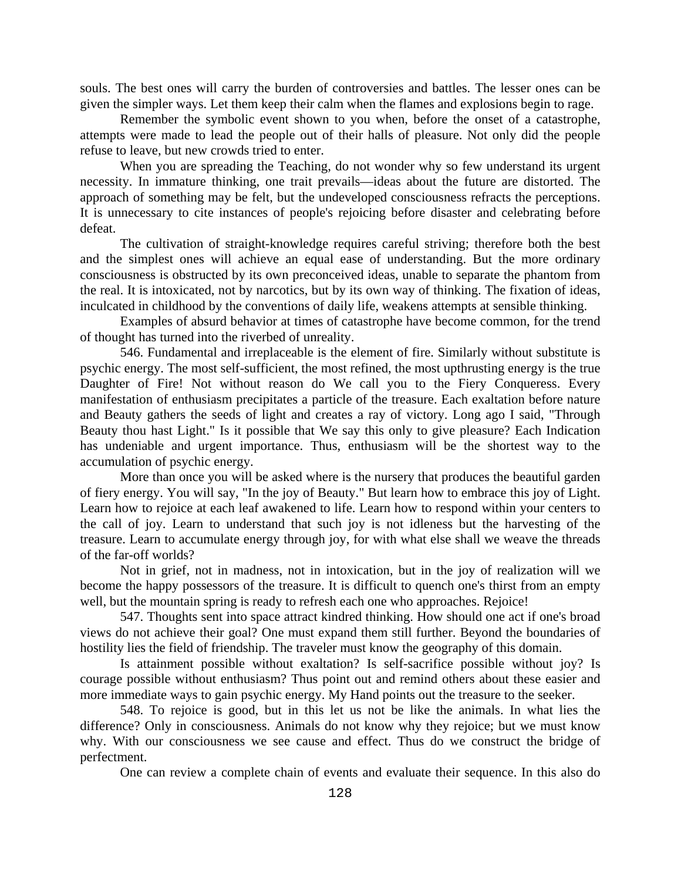souls. The best ones will carry the burden of controversies and battles. The lesser ones can be given the simpler ways. Let them keep their calm when the flames and explosions begin to rage.

Remember the symbolic event shown to you when, before the onset of a catastrophe, attempts were made to lead the people out of their halls of pleasure. Not only did the people refuse to leave, but new crowds tried to enter.

When you are spreading the Teaching, do not wonder why so few understand its urgent necessity. In immature thinking, one trait prevails—ideas about the future are distorted. The approach of something may be felt, but the undeveloped consciousness refracts the perceptions. It is unnecessary to cite instances of people's rejoicing before disaster and celebrating before defeat.

The cultivation of straight-knowledge requires careful striving; therefore both the best and the simplest ones will achieve an equal ease of understanding. But the more ordinary consciousness is obstructed by its own preconceived ideas, unable to separate the phantom from the real. It is intoxicated, not by narcotics, but by its own way of thinking. The fixation of ideas, inculcated in childhood by the conventions of daily life, weakens attempts at sensible thinking.

Examples of absurd behavior at times of catastrophe have become common, for the trend of thought has turned into the riverbed of unreality.

546. Fundamental and irreplaceable is the element of fire. Similarly without substitute is psychic energy. The most self-sufficient, the most refined, the most upthrusting energy is the true Daughter of Fire! Not without reason do We call you to the Fiery Conqueress. Every manifestation of enthusiasm precipitates a particle of the treasure. Each exaltation before nature and Beauty gathers the seeds of light and creates a ray of victory. Long ago I said, "Through Beauty thou hast Light." Is it possible that We say this only to give pleasure? Each Indication has undeniable and urgent importance. Thus, enthusiasm will be the shortest way to the accumulation of psychic energy.

More than once you will be asked where is the nursery that produces the beautiful garden of fiery energy. You will say, "In the joy of Beauty." But learn how to embrace this joy of Light. Learn how to rejoice at each leaf awakened to life. Learn how to respond within your centers to the call of joy. Learn to understand that such joy is not idleness but the harvesting of the treasure. Learn to accumulate energy through joy, for with what else shall we weave the threads of the far-off worlds?

Not in grief, not in madness, not in intoxication, but in the joy of realization will we become the happy possessors of the treasure. It is difficult to quench one's thirst from an empty well, but the mountain spring is ready to refresh each one who approaches. Rejoice!

547. Thoughts sent into space attract kindred thinking. How should one act if one's broad views do not achieve their goal? One must expand them still further. Beyond the boundaries of hostility lies the field of friendship. The traveler must know the geography of this domain.

Is attainment possible without exaltation? Is self-sacrifice possible without joy? Is courage possible without enthusiasm? Thus point out and remind others about these easier and more immediate ways to gain psychic energy. My Hand points out the treasure to the seeker.

548. To rejoice is good, but in this let us not be like the animals. In what lies the difference? Only in consciousness. Animals do not know why they rejoice; but we must know why. With our consciousness we see cause and effect. Thus do we construct the bridge of perfectment.

One can review a complete chain of events and evaluate their sequence. In this also do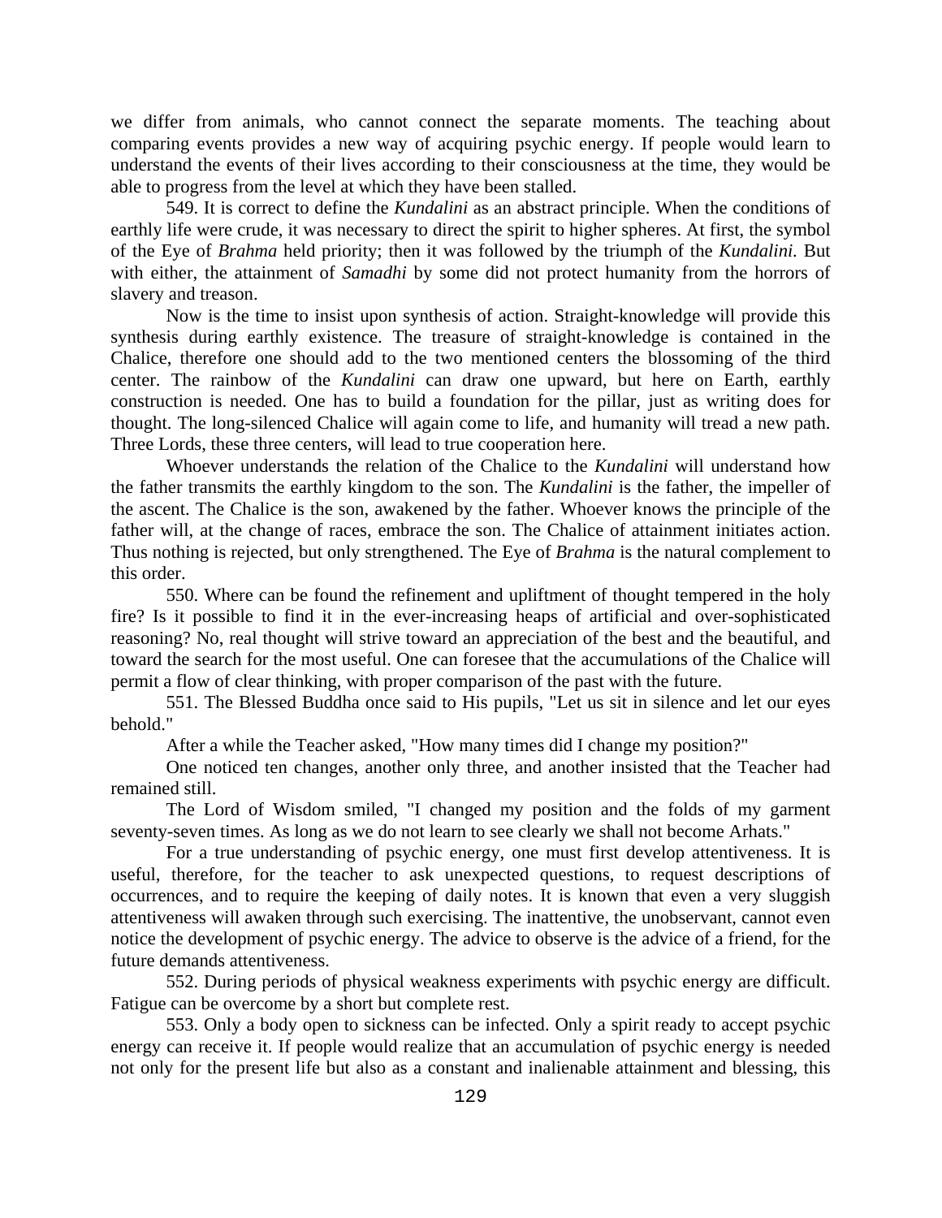we differ from animals, who cannot connect the separate moments. The teaching about comparing events provides a new way of acquiring psychic energy. If people would learn to understand the events of their lives according to their consciousness at the time, they would be able to progress from the level at which they have been stalled.

549. It is correct to define the *Kundalini* as an abstract principle. When the conditions of earthly life were crude, it was necessary to direct the spirit to higher spheres. At first, the symbol of the Eye of *Brahma* held priority; then it was followed by the triumph of the *Kundalini*. But with either, the attainment of *Samadhi* by some did not protect humanity from the horrors of slavery and treason.

Now is the time to insist upon synthesis of action. Straight-knowledge will provide this synthesis during earthly existence. The treasure of straight-knowledge is contained in the Chalice, therefore one should add to the two mentioned centers the blossoming of the third center. The rainbow of the *Kundalini* can draw one upward, but here on Earth, earthly construction is needed. One has to build a foundation for the pillar, just as writing does for thought. The long-silenced Chalice will again come to life, and humanity will tread a new path. Three Lords, these three centers, will lead to true cooperation here.

Whoever understands the relation of the Chalice to the *Kundalini* will understand how the father transmits the earthly kingdom to the son. The *Kundalini* is the father, the impeller of the ascent. The Chalice is the son, awakened by the father. Whoever knows the principle of the father will, at the change of races, embrace the son. The Chalice of attainment initiates action. Thus nothing is rejected, but only strengthened. The Eye of *Brahma* is the natural complement to this order.

550. Where can be found the refinement and upliftment of thought tempered in the holy fire? Is it possible to find it in the ever-increasing heaps of artificial and over-sophisticated reasoning? No, real thought will strive toward an appreciation of the best and the beautiful, and toward the search for the most useful. One can foresee that the accumulations of the Chalice will permit a flow of clear thinking, with proper comparison of the past with the future.

551. The Blessed Buddha once said to His pupils, "Let us sit in silence and let our eyes behold."

After a while the Teacher asked, "How many times did I change my position?"

One noticed ten changes, another only three, and another insisted that the Teacher had remained still.

The Lord of Wisdom smiled, "I changed my position and the folds of my garment seventy-seven times. As long as we do not learn to see clearly we shall not become Arhats."

For a true understanding of psychic energy, one must first develop attentiveness. It is useful, therefore, for the teacher to ask unexpected questions, to request descriptions of occurrences, and to require the keeping of daily notes. It is known that even a very sluggish attentiveness will awaken through such exercising. The inattentive, the unobservant, cannot even notice the development of psychic energy. The advice to observe is the advice of a friend, for the future demands attentiveness.

552. During periods of physical weakness experiments with psychic energy are difficult. Fatigue can be overcome by a short but complete rest.

553. Only a body open to sickness can be infected. Only a spirit ready to accept psychic energy can receive it. If people would realize that an accumulation of psychic energy is needed not only for the present life but also as a constant and inalienable attainment and blessing, this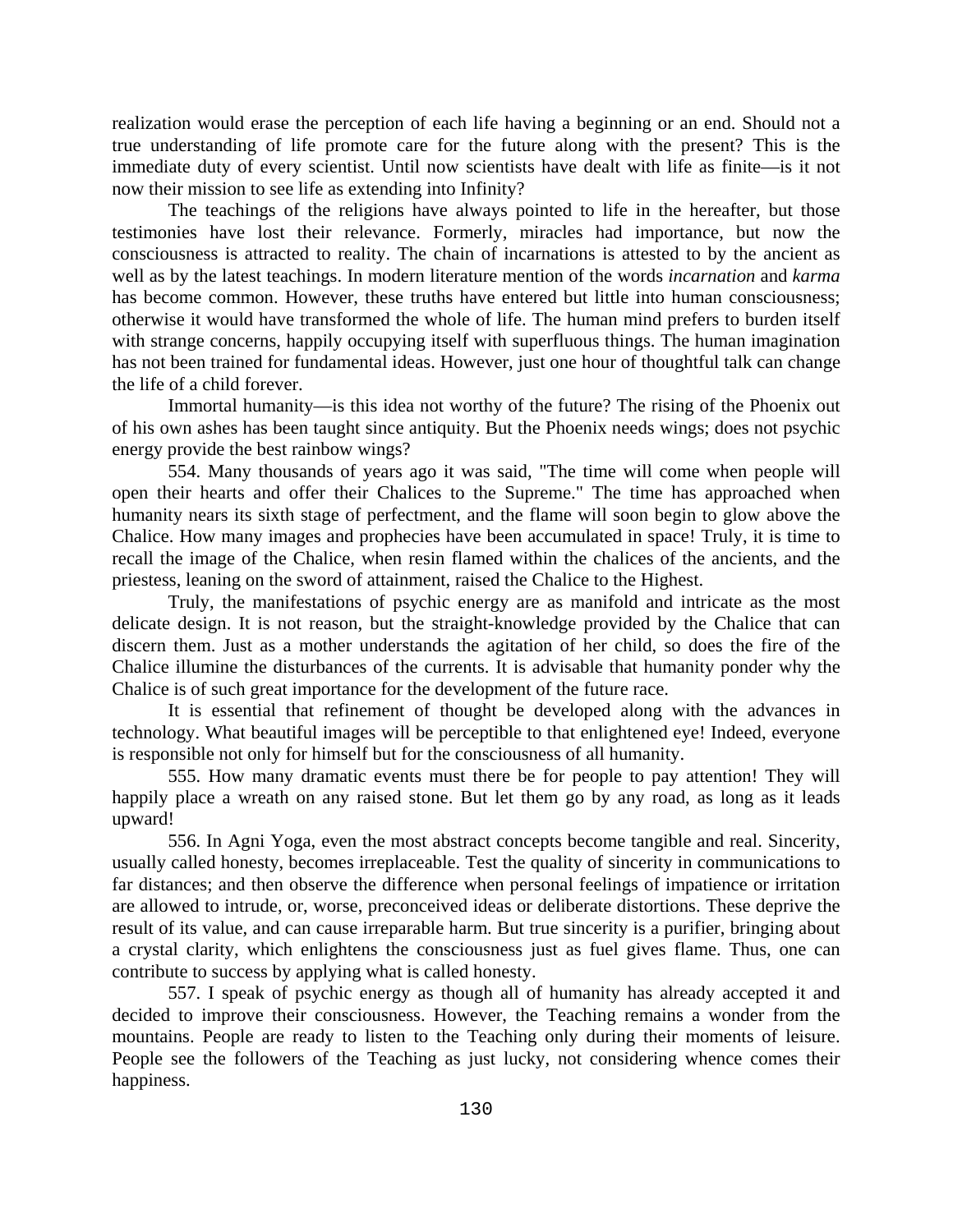realization would erase the perception of each life having a beginning or an end. Should not a true understanding of life promote care for the future along with the present? This is the immediate duty of every scientist. Until now scientists have dealt with life as finite—is it not now their mission to see life as extending into Infinity?

The teachings of the religions have always pointed to life in the hereafter, but those testimonies have lost their relevance. Formerly, miracles had importance, but now the consciousness is attracted to reality. The chain of incarnations is attested to by the ancient as well as by the latest teachings. In modern literature mention of the words *incarnation* and *karma* has become common. However, these truths have entered but little into human consciousness; otherwise it would have transformed the whole of life. The human mind prefers to burden itself with strange concerns, happily occupying itself with superfluous things. The human imagination has not been trained for fundamental ideas. However, just one hour of thoughtful talk can change the life of a child forever.

Immortal humanity—is this idea not worthy of the future? The rising of the Phoenix out of his own ashes has been taught since antiquity. But the Phoenix needs wings; does not psychic energy provide the best rainbow wings?

554. Many thousands of years ago it was said, "The time will come when people will open their hearts and offer their Chalices to the Supreme." The time has approached when humanity nears its sixth stage of perfectment, and the flame will soon begin to glow above the Chalice. How many images and prophecies have been accumulated in space! Truly, it is time to recall the image of the Chalice, when resin flamed within the chalices of the ancients, and the priestess, leaning on the sword of attainment, raised the Chalice to the Highest.

Truly, the manifestations of psychic energy are as manifold and intricate as the most delicate design. It is not reason, but the straight-knowledge provided by the Chalice that can discern them. Just as a mother understands the agitation of her child, so does the fire of the Chalice illumine the disturbances of the currents. It is advisable that humanity ponder why the Chalice is of such great importance for the development of the future race.

It is essential that refinement of thought be developed along with the advances in technology. What beautiful images will be perceptible to that enlightened eye! Indeed, everyone is responsible not only for himself but for the consciousness of all humanity.

555. How many dramatic events must there be for people to pay attention! They will happily place a wreath on any raised stone. But let them go by any road, as long as it leads upward!

556. In Agni Yoga, even the most abstract concepts become tangible and real. Sincerity, usually called honesty, becomes irreplaceable. Test the quality of sincerity in communications to far distances; and then observe the difference when personal feelings of impatience or irritation are allowed to intrude, or, worse, preconceived ideas or deliberate distortions. These deprive the result of its value, and can cause irreparable harm. But true sincerity is a purifier, bringing about a crystal clarity, which enlightens the consciousness just as fuel gives flame. Thus, one can contribute to success by applying what is called honesty.

557. I speak of psychic energy as though all of humanity has already accepted it and decided to improve their consciousness. However, the Teaching remains a wonder from the mountains. People are ready to listen to the Teaching only during their moments of leisure. People see the followers of the Teaching as just lucky, not considering whence comes their happiness.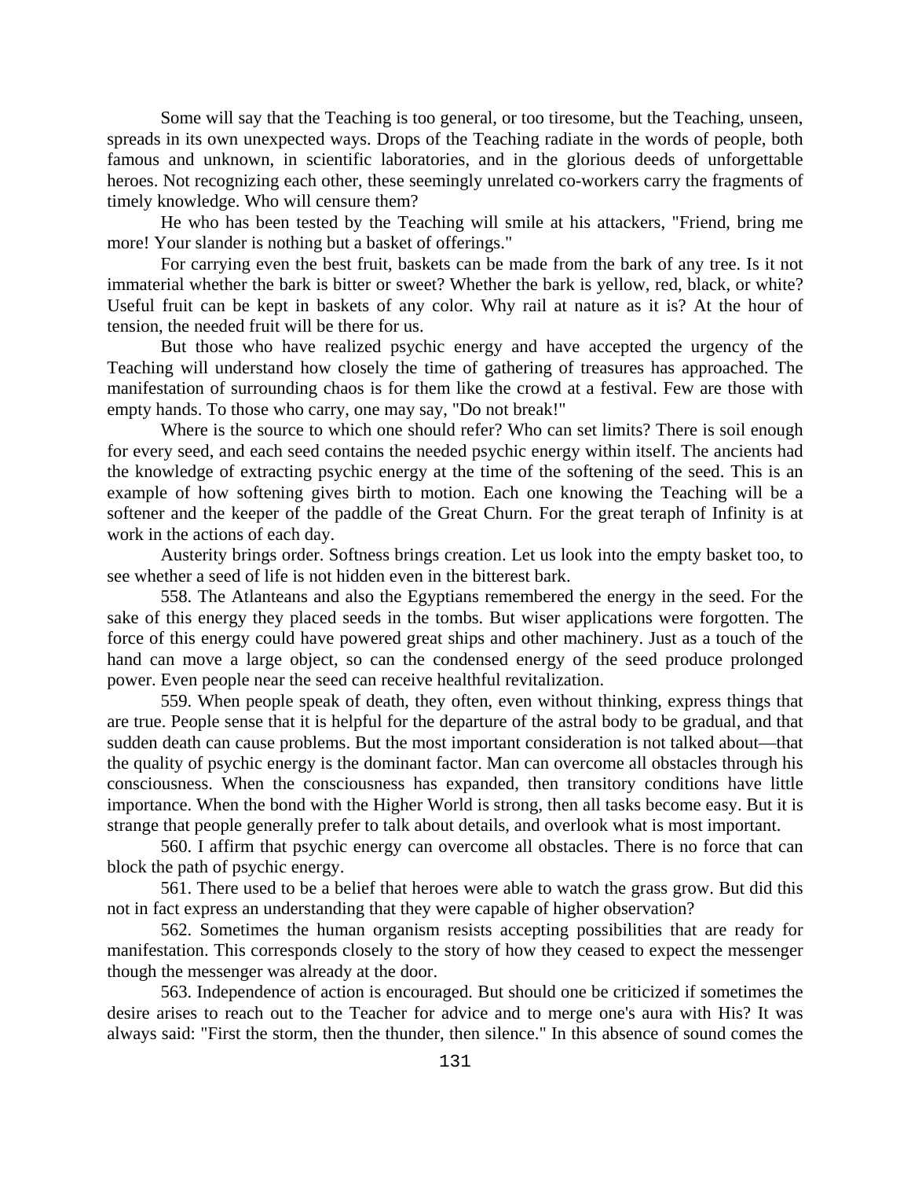Some will say that the Teaching is too general, or too tiresome, but the Teaching, unseen, spreads in its own unexpected ways. Drops of the Teaching radiate in the words of people, both famous and unknown, in scientific laboratories, and in the glorious deeds of unforgettable heroes. Not recognizing each other, these seemingly unrelated co-workers carry the fragments of timely knowledge. Who will censure them?

He who has been tested by the Teaching will smile at his attackers, "Friend, bring me more! Your slander is nothing but a basket of offerings."

For carrying even the best fruit, baskets can be made from the bark of any tree. Is it not immaterial whether the bark is bitter or sweet? Whether the bark is yellow, red, black, or white? Useful fruit can be kept in baskets of any color. Why rail at nature as it is? At the hour of tension, the needed fruit will be there for us.

But those who have realized psychic energy and have accepted the urgency of the Teaching will understand how closely the time of gathering of treasures has approached. The manifestation of surrounding chaos is for them like the crowd at a festival. Few are those with empty hands. To those who carry, one may say, "Do not break!"

Where is the source to which one should refer? Who can set limits? There is soil enough for every seed, and each seed contains the needed psychic energy within itself. The ancients had the knowledge of extracting psychic energy at the time of the softening of the seed. This is an example of how softening gives birth to motion. Each one knowing the Teaching will be a softener and the keeper of the paddle of the Great Churn. For the great teraph of Infinity is at work in the actions of each day.

Austerity brings order. Softness brings creation. Let us look into the empty basket too, to see whether a seed of life is not hidden even in the bitterest bark.

558. The Atlanteans and also the Egyptians remembered the energy in the seed. For the sake of this energy they placed seeds in the tombs. But wiser applications were forgotten. The force of this energy could have powered great ships and other machinery. Just as a touch of the hand can move a large object, so can the condensed energy of the seed produce prolonged power. Even people near the seed can receive healthful revitalization.

559. When people speak of death, they often, even without thinking, express things that are true. People sense that it is helpful for the departure of the astral body to be gradual, and that sudden death can cause problems. But the most important consideration is not talked about—that the quality of psychic energy is the dominant factor. Man can overcome all obstacles through his consciousness. When the consciousness has expanded, then transitory conditions have little importance. When the bond with the Higher World is strong, then all tasks become easy. But it is strange that people generally prefer to talk about details, and overlook what is most important.

560. I affirm that psychic energy can overcome all obstacles. There is no force that can block the path of psychic energy.

561. There used to be a belief that heroes were able to watch the grass grow. But did this not in fact express an understanding that they were capable of higher observation?

562. Sometimes the human organism resists accepting possibilities that are ready for manifestation. This corresponds closely to the story of how they ceased to expect the messenger though the messenger was already at the door.

563. Independence of action is encouraged. But should one be criticized if sometimes the desire arises to reach out to the Teacher for advice and to merge one's aura with His? It was always said: "First the storm, then the thunder, then silence." In this absence of sound comes the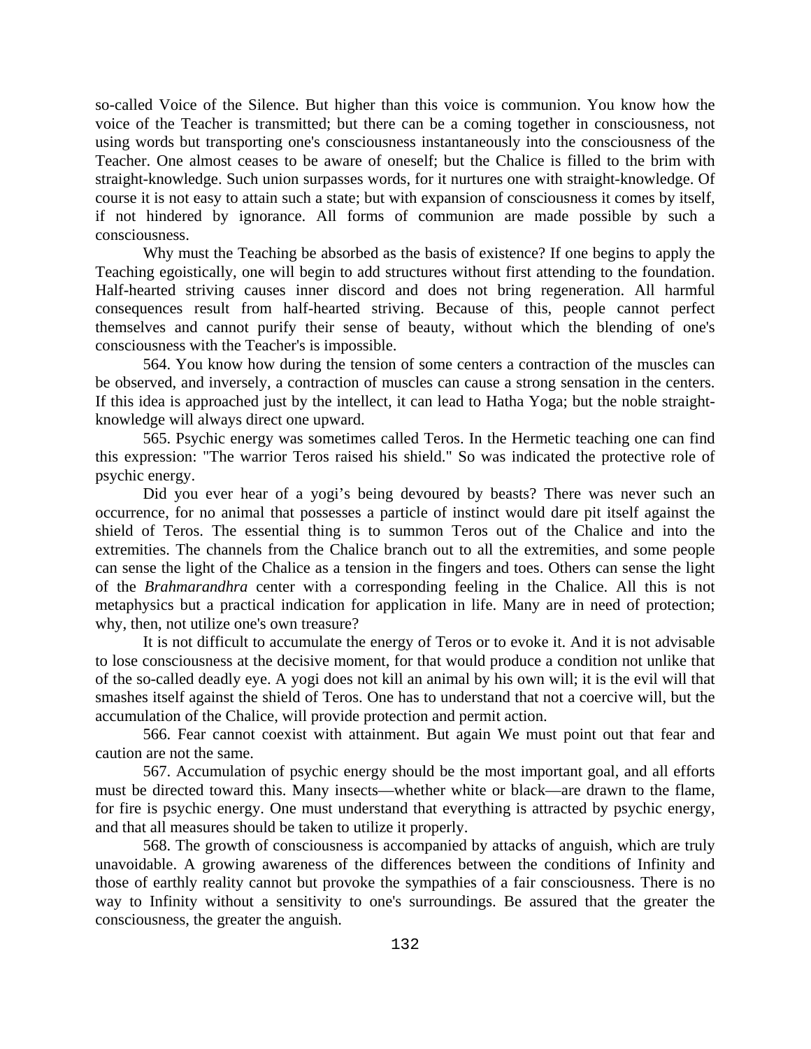so-called Voice of the Silence. But higher than this voice is communion. You know how the voice of the Teacher is transmitted; but there can be a coming together in consciousness, not using words but transporting one's consciousness instantaneously into the consciousness of the Teacher. One almost ceases to be aware of oneself; but the Chalice is filled to the brim with straight-knowledge. Such union surpasses words, for it nurtures one with straight-knowledge. Of course it is not easy to attain such a state; but with expansion of consciousness it comes by itself, if not hindered by ignorance. All forms of communion are made possible by such a consciousness.

Why must the Teaching be absorbed as the basis of existence? If one begins to apply the Teaching egoistically, one will begin to add structures without first attending to the foundation. Half-hearted striving causes inner discord and does not bring regeneration. All harmful consequences result from half-hearted striving. Because of this, people cannot perfect themselves and cannot purify their sense of beauty, without which the blending of one's consciousness with the Teacher's is impossible.

564. You know how during the tension of some centers a contraction of the muscles can be observed, and inversely, a contraction of muscles can cause a strong sensation in the centers. If this idea is approached just by the intellect, it can lead to Hatha Yoga; but the noble straight-knowledge will always direct one upward.

565. Psychic energy was sometimes called Teros. In the Hermetic teaching one can find this expression: "The warrior Teros raised his shield." So was indicated the protective role of psychic energy.

Did you ever hear of a yogi's being devoured by beasts? There was never such an occurrence, for no animal that possesses a particle of instinct would dare pit itself against the shield of Teros. The essential thing is to summon Teros out of the Chalice and into the extremities. The channels from the Chalice branch out to all the extremities, and some people can sense the light of the Chalice as a tension in the fingers and toes. Others can sense the light of the *Brahmarandhra* center with a corresponding feeling in the Chalice. All this is not metaphysics but a practical indication for application in life. Many are in need of protection; why, then, not utilize one's own treasure?

It is not difficult to accumulate the energy of Teros or to evoke it. And it is not advisable to lose consciousness at the decisive moment, for that would produce a condition not unlike that of the so-called deadly eye. A yogi does not kill an animal by his own will; it is the evil will that smashes itself against the shield of Teros. One has to understand that not a coercive will, but the accumulation of the Chalice, will provide protection and permit action.

566. Fear cannot coexist with attainment. But again We must point out that fear and caution are not the same.

567. Accumulation of psychic energy should be the most important goal, and all efforts must be directed toward this. Many insects—whether white or black—are drawn to the flame, for fire is psychic energy. One must understand that everything is attracted by psychic energy, and that all measures should be taken to utilize it properly.

568. The growth of consciousness is accompanied by attacks of anguish, which are truly unavoidable. A growing awareness of the differences between the conditions of Infinity and those of earthly reality cannot but provoke the sympathies of a fair consciousness. There is no way to Infinity without a sensitivity to one's surroundings. Be assured that the greater the consciousness, the greater the anguish.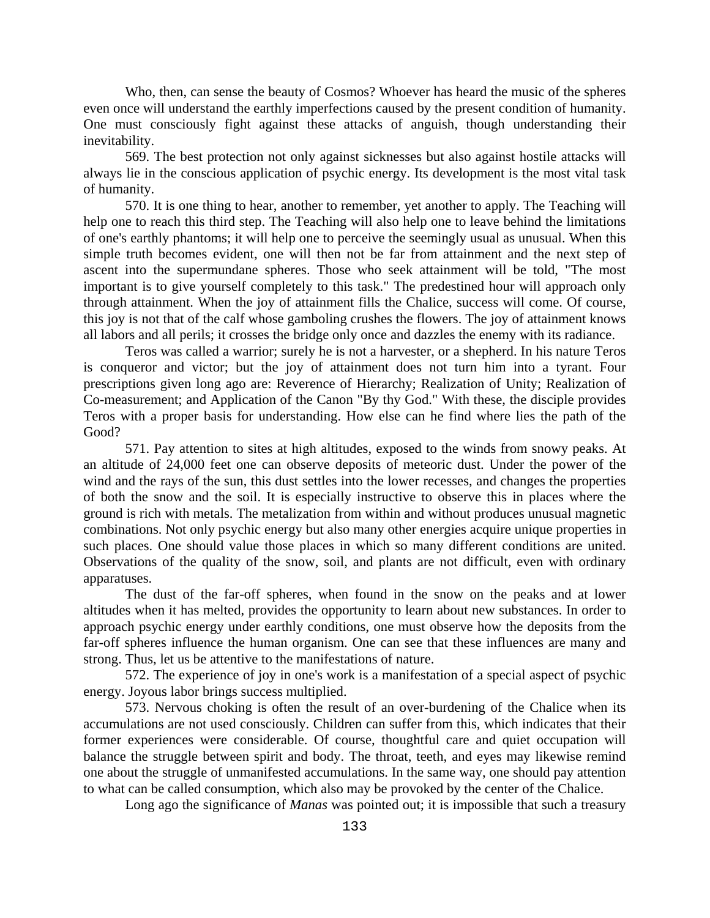Who, then, can sense the beauty of Cosmos? Whoever has heard the music of the spheres even once will understand the earthly imperfections caused by the present condition of humanity. One must consciously fight against these attacks of anguish, though understanding their inevitability.

569. The best protection not only against sicknesses but also against hostile attacks will always lie in the conscious application of psychic energy. Its development is the most vital task of humanity.

570. It is one thing to hear, another to remember, yet another to apply. The Teaching will help one to reach this third step. The Teaching will also help one to leave behind the limitations of one's earthly phantoms; it will help one to perceive the seemingly usual as unusual. When this simple truth becomes evident, one will then not be far from attainment and the next step of ascent into the supermundane spheres. Those who seek attainment will be told, "The most important is to give yourself completely to this task." The predestined hour will approach only through attainment. When the joy of attainment fills the Chalice, success will come. Of course, this joy is not that of the calf whose gamboling crushes the flowers. The joy of attainment knows all labors and all perils; it crosses the bridge only once and dazzles the enemy with its radiance.

Teros was called a warrior; surely he is not a harvester, or a shepherd. In his nature Teros is conqueror and victor; but the joy of attainment does not turn him into a tyrant. Four prescriptions given long ago are: Reverence of Hierarchy; Realization of Unity; Realization of Co-measurement; and Application of the Canon "By thy God." With these, the disciple provides Teros with a proper basis for understanding. How else can he find where lies the path of the Good?

571. Pay attention to sites at high altitudes, exposed to the winds from snowy peaks. At an altitude of 24,000 feet one can observe deposits of meteoric dust. Under the power of the wind and the rays of the sun, this dust settles into the lower recesses, and changes the properties of both the snow and the soil. It is especially instructive to observe this in places where the ground is rich with metals. The metalization from within and without produces unusual magnetic combinations. Not only psychic energy but also many other energies acquire unique properties in such places. One should value those places in which so many different conditions are united. Observations of the quality of the snow, soil, and plants are not difficult, even with ordinary apparatuses.

The dust of the far-off spheres, when found in the snow on the peaks and at lower altitudes when it has melted, provides the opportunity to learn about new substances. In order to approach psychic energy under earthly conditions, one must observe how the deposits from the far-off spheres influence the human organism. One can see that these influences are many and strong. Thus, let us be attentive to the manifestations of nature.

572. The experience of joy in one's work is a manifestation of a special aspect of psychic energy. Joyous labor brings success multiplied.

573. Nervous choking is often the result of an over-burdening of the Chalice when its accumulations are not used consciously. Children can suffer from this, which indicates that their former experiences were considerable. Of course, thoughtful care and quiet occupation will balance the struggle between spirit and body. The throat, teeth, and eyes may likewise remind one about the struggle of unmanifested accumulations. In the same way, one should pay attention to what can be called consumption, which also may be provoked by the center of the Chalice.

Long ago the significance of *Manas* was pointed out; it is impossible that such a treasury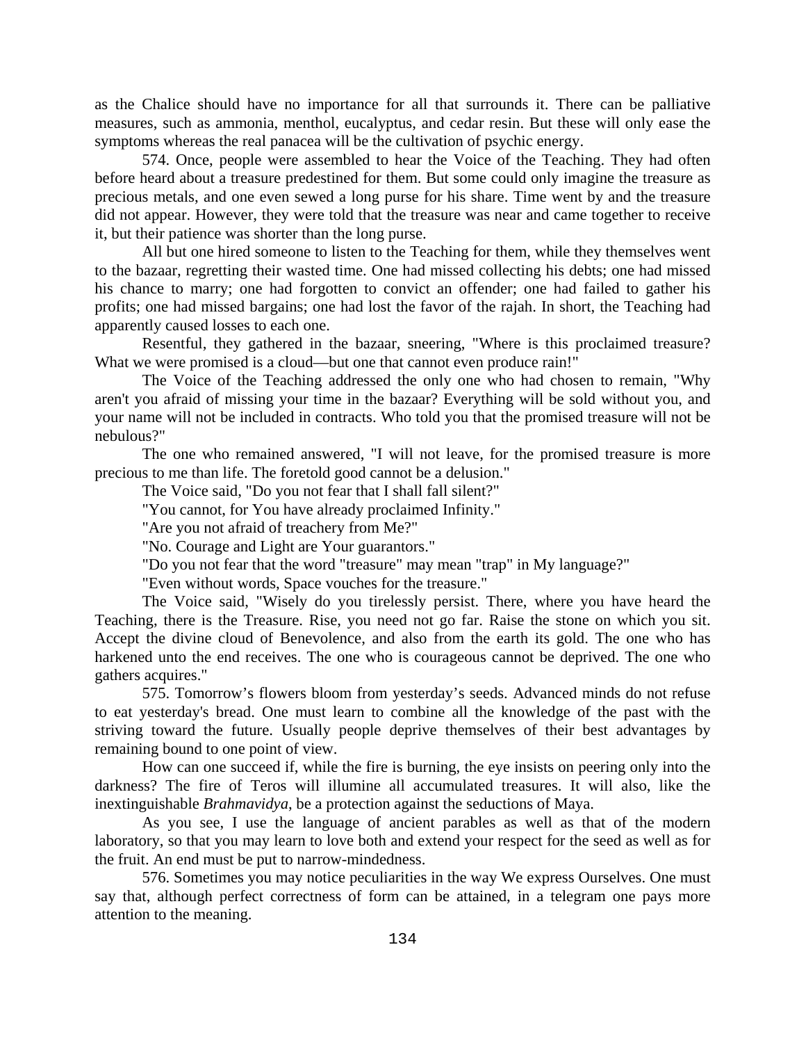as the Chalice should have no importance for all that surrounds it. There can be palliative measures, such as ammonia, menthol, eucalyptus, and cedar resin. But these will only ease the symptoms whereas the real panacea will be the cultivation of psychic energy.

574. Once, people were assembled to hear the Voice of the Teaching. They had often before heard about a treasure predestined for them. But some could only imagine the treasure as precious metals, and one even sewed a long purse for his share. Time went by and the treasure did not appear. However, they were told that the treasure was near and came together to receive it, but their patience was shorter than the long purse.

All but one hired someone to listen to the Teaching for them, while they themselves went to the bazaar, regretting their wasted time. One had missed collecting his debts; one had missed his chance to marry; one had forgotten to convict an offender; one had failed to gather his profits; one had missed bargains; one had lost the favor of the rajah. In short, the Teaching had apparently caused losses to each one.

Resentful, they gathered in the bazaar, sneering, "Where is this proclaimed treasure? What we were promised is a cloud—but one that cannot even produce rain!"

The Voice of the Teaching addressed the only one who had chosen to remain, "Why aren't you afraid of missing your time in the bazaar? Everything will be sold without you, and your name will not be included in contracts. Who told you that the promised treasure will not be nebulous?"

The one who remained answered, "I will not leave, for the promised treasure is more precious to me than life. The foretold good cannot be a delusion."

The Voice said, "Do you not fear that I shall fall silent?"

"You cannot, for You have already proclaimed Infinity."

"Are you not afraid of treachery from Me?"

"No. Courage and Light are Your guarantors."

"Do you not fear that the word "treasure" may mean "trap" in My language?"

"Even without words, Space vouches for the treasure."

The Voice said, "Wisely do you tirelessly persist. There, where you have heard the Teaching, there is the Treasure. Rise, you need not go far. Raise the stone on which you sit. Accept the divine cloud of Benevolence, and also from the earth its gold. The one who has harkened unto the end receives. The one who is courageous cannot be deprived. The one who gathers acquires."

575. Tomorrow's flowers bloom from yesterday's seeds. Advanced minds do not refuse to eat yesterday's bread. One must learn to combine all the knowledge of the past with the striving toward the future. Usually people deprive themselves of their best advantages by remaining bound to one point of view.

How can one succeed if, while the fire is burning, the eye insists on peering only into the darkness? The fire of Teros will illumine all accumulated treasures. It will also, like the inextinguishable *Brahmavidya*, be a protection against the seductions of Maya.

As you see, I use the language of ancient parables as well as that of the modern laboratory, so that you may learn to love both and extend your respect for the seed as well as for the fruit. An end must be put to narrow-mindedness.

576. Sometimes you may notice peculiarities in the way We express Ourselves. One must say that, although perfect correctness of form can be attained, in a telegram one pays more attention to the meaning.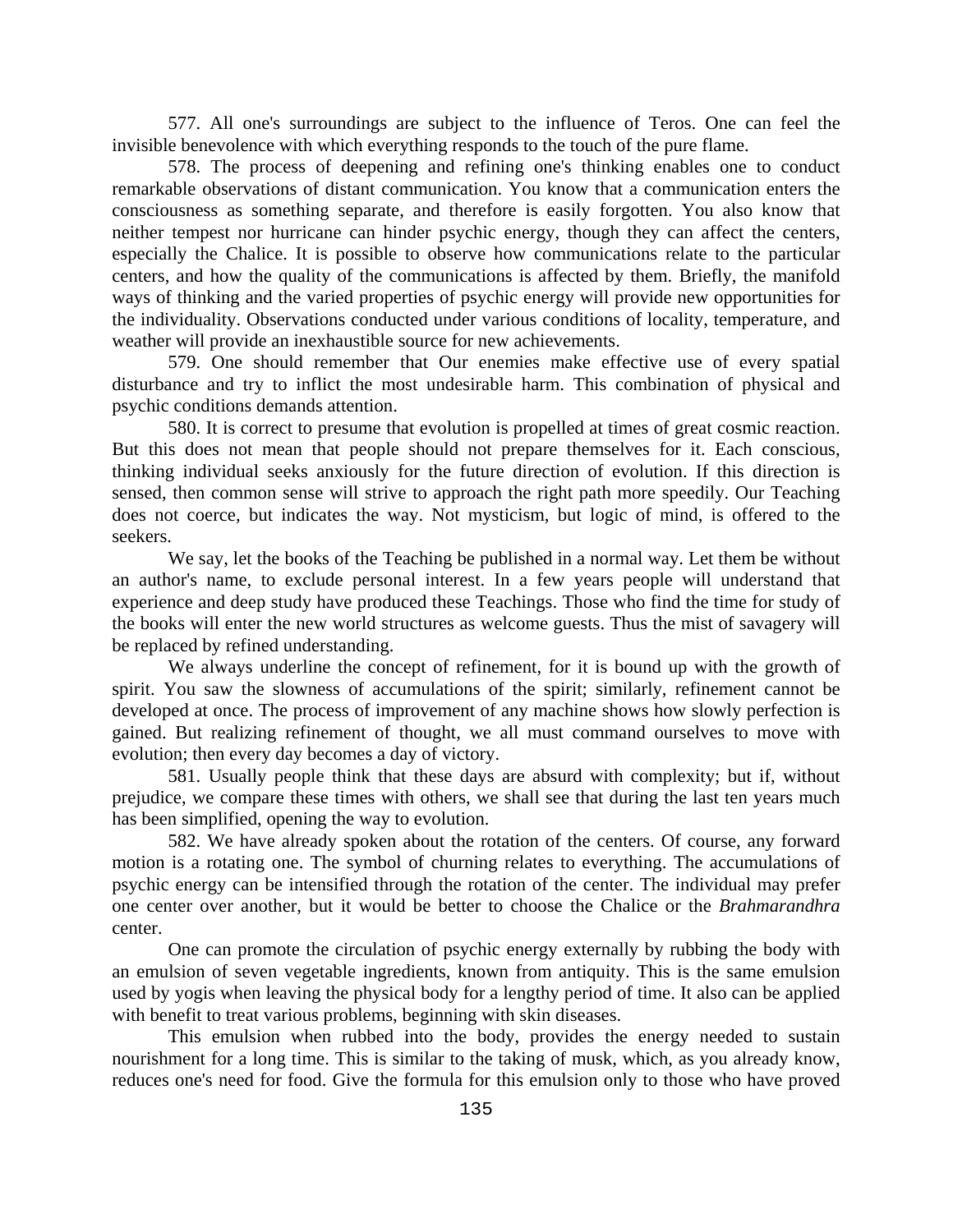577. All one's surroundings are subject to the influence of Teros. One can feel the invisible benevolence with which everything responds to the touch of the pure flame.

578. The process of deepening and refining one's thinking enables one to conduct remarkable observations of distant communication. You know that a communication enters the consciousness as something separate, and therefore is easily forgotten. You also know that neither tempest nor hurricane can hinder psychic energy, though they can affect the centers, especially the Chalice. It is possible to observe how communications relate to the particular centers, and how the quality of the communications is affected by them. Briefly, the manifold ways of thinking and the varied properties of psychic energy will provide new opportunities for the individuality. Observations conducted under various conditions of locality, temperature, and weather will provide an inexhaustible source for new achievements.

579. One should remember that Our enemies make effective use of every spatial disturbance and try to inflict the most undesirable harm. This combination of physical and psychic conditions demands attention.

580. It is correct to presume that evolution is propelled at times of great cosmic reaction. But this does not mean that people should not prepare themselves for it. Each conscious, thinking individual seeks anxiously for the future direction of evolution. If this direction is sensed, then common sense will strive to approach the right path more speedily. Our Teaching does not coerce, but indicates the way. Not mysticism, but logic of mind, is offered to the seekers.

We say, let the books of the Teaching be published in a normal way. Let them be without an author's name, to exclude personal interest. In a few years people will understand that experience and deep study have produced these Teachings. Those who find the time for study of the books will enter the new world structures as welcome guests. Thus the mist of savagery will be replaced by refined understanding.

We always underline the concept of refinement, for it is bound up with the growth of spirit. You saw the slowness of accumulations of the spirit; similarly, refinement cannot be developed at once. The process of improvement of any machine shows how slowly perfection is gained. But realizing refinement of thought, we all must command ourselves to move with evolution; then every day becomes a day of victory.

581. Usually people think that these days are absurd with complexity; but if, without prejudice, we compare these times with others, we shall see that during the last ten years much has been simplified, opening the way to evolution.

582. We have already spoken about the rotation of the centers. Of course, any forward motion is a rotating one. The symbol of churning relates to everything. The accumulations of psychic energy can be intensified through the rotation of the center. The individual may prefer one center over another, but it would be better to choose the Chalice or the *Brahmarandhra* center.

One can promote the circulation of psychic energy externally by rubbing the body with an emulsion of seven vegetable ingredients, known from antiquity. This is the same emulsion used by yogis when leaving the physical body for a lengthy period of time. It also can be applied with benefit to treat various problems, beginning with skin diseases.

This emulsion when rubbed into the body, provides the energy needed to sustain nourishment for a long time. This is similar to the taking of musk, which, as you already know, reduces one's need for food. Give the formula for this emulsion only to those who have proved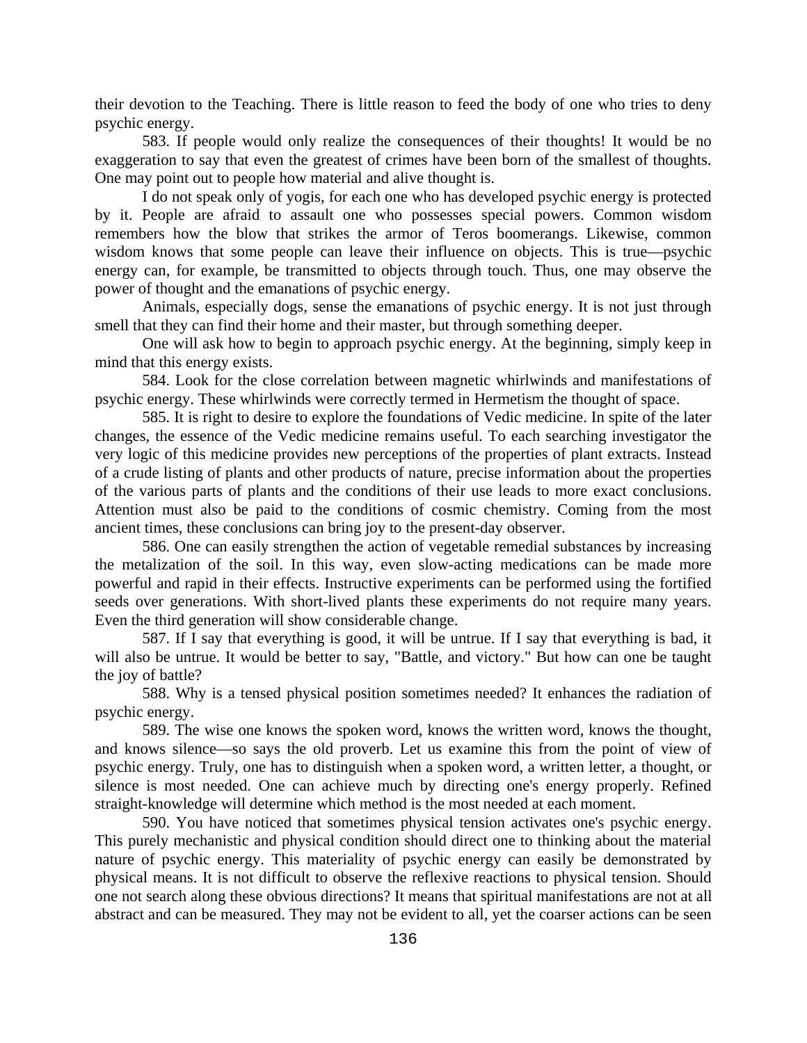their devotion to the Teaching. There is little reason to feed the body of one who tries to deny psychic energy.

583. If people would only realize the consequences of their thoughts! It would be no exaggeration to say that even the greatest of crimes have been born of the smallest of thoughts. One may point out to people how material and alive thought is.

I do not speak only of yogis, for each one who has developed psychic energy is protected by it. People are afraid to assault one who possesses special powers. Common wisdom remembers how the blow that strikes the armor of Teros boomerangs. Likewise, common wisdom knows that some people can leave their influence on objects. This is true—psychic energy can, for example, be transmitted to objects through touch. Thus, one may observe the power of thought and the emanations of psychic energy.

Animals, especially dogs, sense the emanations of psychic energy. It is not just through smell that they can find their home and their master, but through something deeper.

One will ask how to begin to approach psychic energy. At the beginning, simply keep in mind that this energy exists.

584. Look for the close correlation between magnetic whirlwinds and manifestations of psychic energy. These whirlwinds were correctly termed in Hermetism the thought of space.

585. It is right to desire to explore the foundations of Vedic medicine. In spite of the later changes, the essence of the Vedic medicine remains useful. To each searching investigator the very logic of this medicine provides new perceptions of the properties of plant extracts. Instead of a crude listing of plants and other products of nature, precise information about the properties of the various parts of plants and the conditions of their use leads to more exact conclusions. Attention must also be paid to the conditions of cosmic chemistry. Coming from the most ancient times, these conclusions can bring joy to the present-day observer.

586. One can easily strengthen the action of vegetable remedial substances by increasing the metalization of the soil. In this way, even slow-acting medications can be made more powerful and rapid in their effects. Instructive experiments can be performed using the fortified seeds over generations. With short-lived plants these experiments do not require many years. Even the third generation will show considerable change.

587. If I say that everything is good, it will be untrue. If I say that everything is bad, it will also be untrue. It would be better to say, "Battle, and victory." But how can one be taught the joy of battle?

588. Why is a tensed physical position sometimes needed? It enhances the radiation of psychic energy.

589. The wise one knows the spoken word, knows the written word, knows the thought, and knows silence—so says the old proverb. Let us examine this from the point of view of psychic energy. Truly, one has to distinguish when a spoken word, a written letter, a thought, or silence is most needed. One can achieve much by directing one's energy properly. Refined straight-knowledge will determine which method is the most needed at each moment.

590. You have noticed that sometimes physical tension activates one's psychic energy. This purely mechanistic and physical condition should direct one to thinking about the material nature of psychic energy. This materiality of psychic energy can easily be demonstrated by physical means. It is not difficult to observe the reflexive reactions to physical tension. Should one not search along these obvious directions? It means that spiritual manifestations are not at all abstract and can be measured. They may not be evident to all, yet the coarser actions can be seen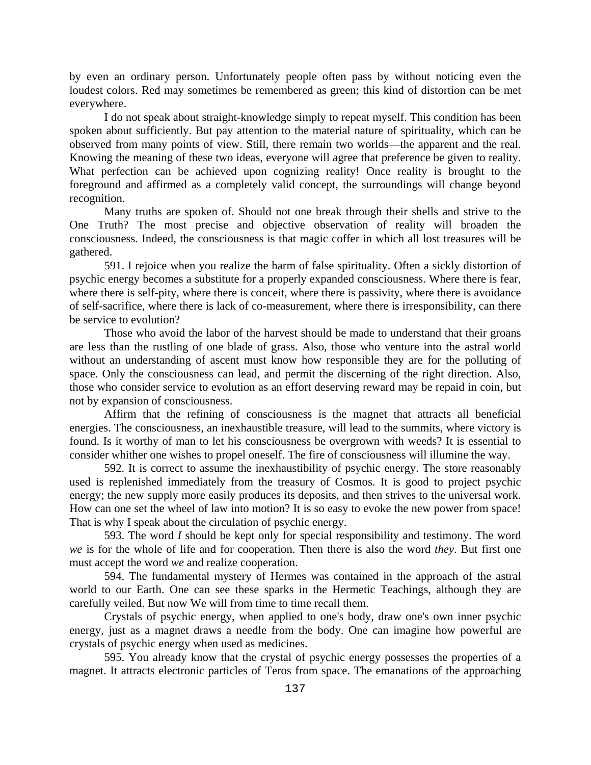by even an ordinary person. Unfortunately people often pass by without noticing even the loudest colors. Red may sometimes be remembered as green; this kind of distortion can be met everywhere.

I do not speak about straight-knowledge simply to repeat myself. This condition has been spoken about sufficiently. But pay attention to the material nature of spirituality, which can be observed from many points of view. Still, there remain two worlds—the apparent and the real. Knowing the meaning of these two ideas, everyone will agree that preference be given to reality. What perfection can be achieved upon cognizing reality! Once reality is brought to the foreground and affirmed as a completely valid concept, the surroundings will change beyond recognition.

Many truths are spoken of. Should not one break through their shells and strive to the One Truth? The most precise and objective observation of reality will broaden the consciousness. Indeed, the consciousness is that magic coffer in which all lost treasures will be gathered.

591. I rejoice when you realize the harm of false spirituality. Often a sickly distortion of psychic energy becomes a substitute for a properly expanded consciousness. Where there is fear, where there is self-pity, where there is conceit, where there is passivity, where there is avoidance of self-sacrifice, where there is lack of co-measurement, where there is irresponsibility, can there be service to evolution?

Those who avoid the labor of the harvest should be made to understand that their groans are less than the rustling of one blade of grass. Also, those who venture into the astral world without an understanding of ascent must know how responsible they are for the polluting of space. Only the consciousness can lead, and permit the discerning of the right direction. Also, those who consider service to evolution as an effort deserving reward may be repaid in coin, but not by expansion of consciousness.

Affirm that the refining of consciousness is the magnet that attracts all beneficial energies. The consciousness, an inexhaustible treasure, will lead to the summits, where victory is found. Is it worthy of man to let his consciousness be overgrown with weeds? It is essential to consider whither one wishes to propel oneself. The fire of consciousness will illumine the way.

592. It is correct to assume the inexhaustibility of psychic energy. The store reasonably used is replenished immediately from the treasury of Cosmos. It is good to project psychic energy; the new supply more easily produces its deposits, and then strives to the universal work. How can one set the wheel of law into motion? It is so easy to evoke the new power from space! That is why I speak about the circulation of psychic energy.

593. The word *I* should be kept only for special responsibility and testimony. The word *we* is for the whole of life and for cooperation. Then there is also the word *they*. But first one must accept the word *we* and realize cooperation.

594. The fundamental mystery of Hermes was contained in the approach of the astral world to our Earth. One can see these sparks in the Hermetic Teachings, although they are carefully veiled. But now We will from time to time recall them.

Crystals of psychic energy, when applied to one's body, draw one's own inner psychic energy, just as a magnet draws a needle from the body. One can imagine how powerful are crystals of psychic energy when used as medicines.

595. You already know that the crystal of psychic energy possesses the properties of a magnet. It attracts electronic particles of Teros from space. The emanations of the approaching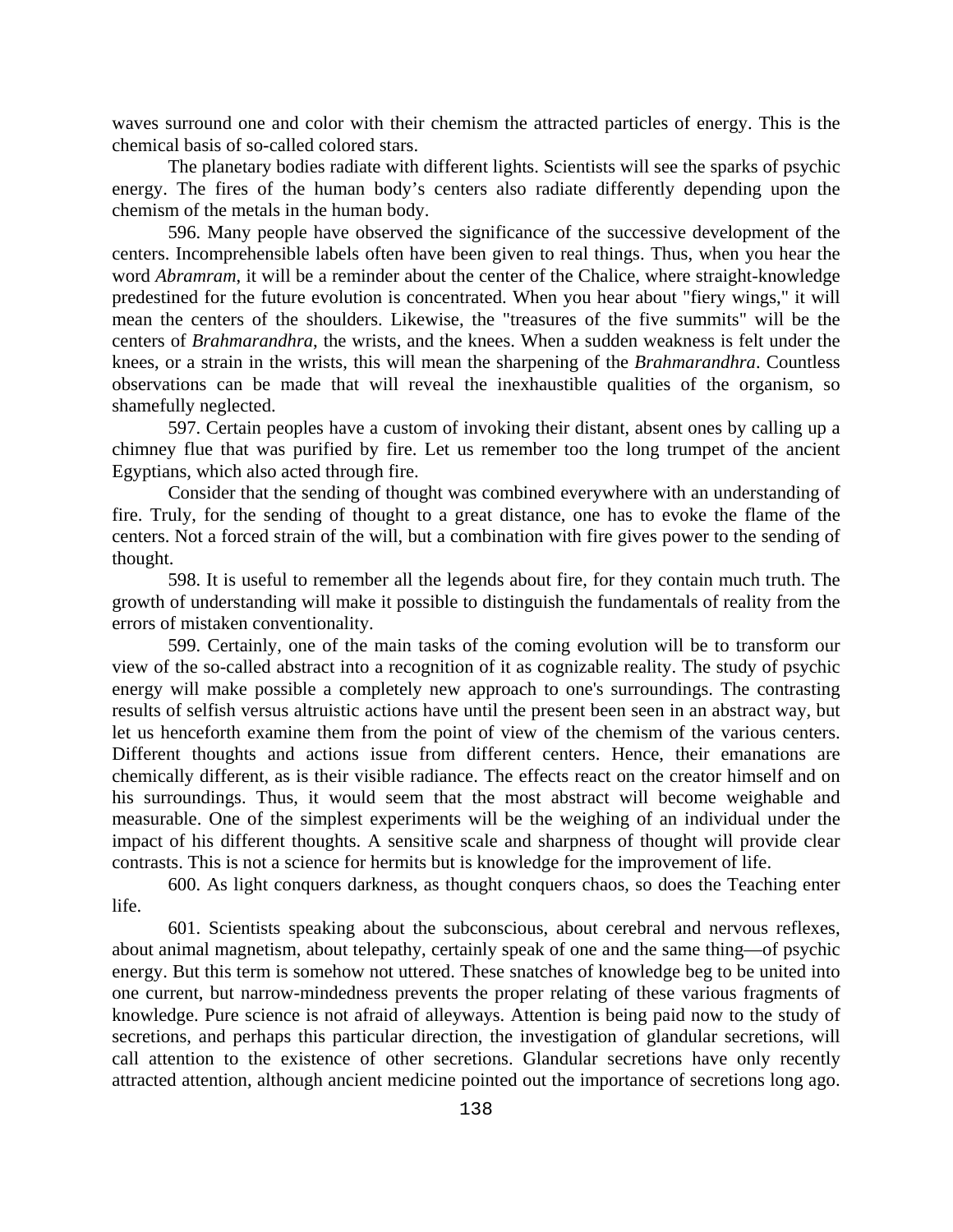waves surround one and color with their chemism the attracted particles of energy. This is the chemical basis of so-called colored stars.

The planetary bodies radiate with different lights. Scientists will see the sparks of psychic energy. The fires of the human body's centers also radiate differently depending upon the chemism of the metals in the human body.

596. Many people have observed the significance of the successive development of the centers. Incomprehensible labels often have been given to real things. Thus, when you hear the word *Abramram*, it will be a reminder about the center of the Chalice, where straight-knowledge predestined for the future evolution is concentrated. When you hear about "fiery wings," it will mean the centers of the shoulders. Likewise, the "treasures of the five summits" will be the centers of *Brahmarandhra*, the wrists, and the knees. When a sudden weakness is felt under the knees, or a strain in the wrists, this will mean the sharpening of the *Brahmarandhra*. Countless observations can be made that will reveal the inexhaustible qualities of the organism, so shamefully neglected.

597. Certain peoples have a custom of invoking their distant, absent ones by calling up a chimney flue that was purified by fire. Let us remember too the long trumpet of the ancient Egyptians, which also acted through fire.

Consider that the sending of thought was combined everywhere with an understanding of fire. Truly, for the sending of thought to a great distance, one has to evoke the flame of the centers. Not a forced strain of the will, but a combination with fire gives power to the sending of thought.

598. It is useful to remember all the legends about fire, for they contain much truth. The growth of understanding will make it possible to distinguish the fundamentals of reality from the errors of mistaken conventionality.

599. Certainly, one of the main tasks of the coming evolution will be to transform our view of the so-called abstract into a recognition of it as cognizable reality. The study of psychic energy will make possible a completely new approach to one's surroundings. The contrasting results of selfish versus altruistic actions have until the present been seen in an abstract way, but let us henceforth examine them from the point of view of the chemism of the various centers. Different thoughts and actions issue from different centers. Hence, their emanations are chemically different, as is their visible radiance. The effects react on the creator himself and on his surroundings. Thus, it would seem that the most abstract will become weighable and measurable. One of the simplest experiments will be the weighing of an individual under the impact of his different thoughts. A sensitive scale and sharpness of thought will provide clear contrasts. This is not a science for hermits but is knowledge for the improvement of life.

600. As light conquers darkness, as thought conquers chaos, so does the Teaching enter life.

601. Scientists speaking about the subconscious, about cerebral and nervous reflexes, about animal magnetism, about telepathy, certainly speak of one and the same thing—of psychic energy. But this term is somehow not uttered. These snatches of knowledge beg to be united into one current, but narrow-mindedness prevents the proper relating of these various fragments of knowledge. Pure science is not afraid of alleyways. Attention is being paid now to the study of secretions, and perhaps this particular direction, the investigation of glandular secretions, will call attention to the existence of other secretions. Glandular secretions have only recently attracted attention, although ancient medicine pointed out the importance of secretions long ago.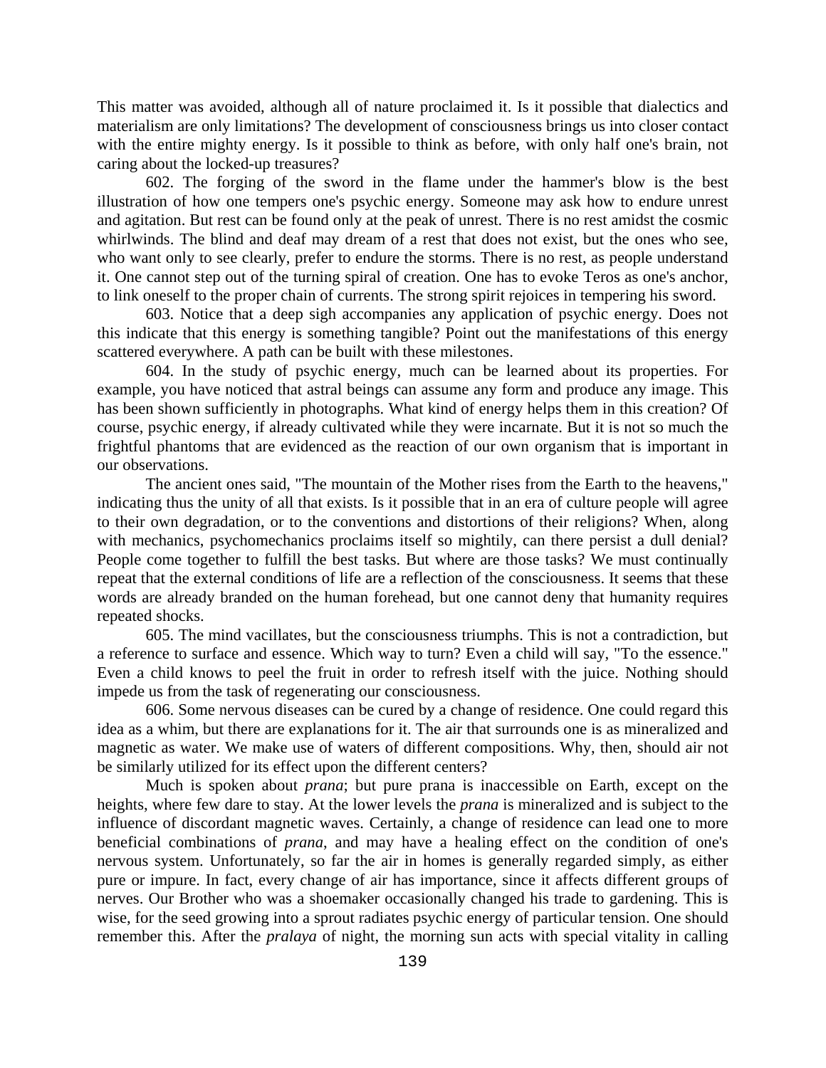This matter was avoided, although all of nature proclaimed it. Is it possible that dialectics and materialism are only limitations? The development of consciousness brings us into closer contact with the entire mighty energy. Is it possible to think as before, with only half one's brain, not caring about the locked-up treasures?

602. The forging of the sword in the flame under the hammer's blow is the best illustration of how one tempers one's psychic energy. Someone may ask how to endure unrest and agitation. But rest can be found only at the peak of unrest. There is no rest amidst the cosmic whirlwinds. The blind and deaf may dream of a rest that does not exist, but the ones who see, who want only to see clearly, prefer to endure the storms. There is no rest, as people understand it. One cannot step out of the turning spiral of creation. One has to evoke Teros as one's anchor, to link oneself to the proper chain of currents. The strong spirit rejoices in tempering his sword.

603. Notice that a deep sigh accompanies any application of psychic energy. Does not this indicate that this energy is something tangible? Point out the manifestations of this energy scattered everywhere. A path can be built with these milestones.

604. In the study of psychic energy, much can be learned about its properties. For example, you have noticed that astral beings can assume any form and produce any image. This has been shown sufficiently in photographs. What kind of energy helps them in this creation? Of course, psychic energy, if already cultivated while they were incarnate. But it is not so much the frightful phantoms that are evidenced as the reaction of our own organism that is important in our observations.

The ancient ones said, "The mountain of the Mother rises from the Earth to the heavens," indicating thus the unity of all that exists. Is it possible that in an era of culture people will agree to their own degradation, or to the conventions and distortions of their religions? When, along with mechanics, psychomechanics proclaims itself so mightily, can there persist a dull denial? People come together to fulfill the best tasks. But where are those tasks? We must continually repeat that the external conditions of life are a reflection of the consciousness. It seems that these words are already branded on the human forehead, but one cannot deny that humanity requires repeated shocks.

605. The mind vacillates, but the consciousness triumphs. This is not a contradiction, but a reference to surface and essence. Which way to turn? Even a child will say, "To the essence." Even a child knows to peel the fruit in order to refresh itself with the juice. Nothing should impede us from the task of regenerating our consciousness.

606. Some nervous diseases can be cured by a change of residence. One could regard this idea as a whim, but there are explanations for it. The air that surrounds one is as mineralized and magnetic as water. We make use of waters of different compositions. Why, then, should air not be similarly utilized for its effect upon the different centers?

Much is spoken about *prana*; but pure prana is inaccessible on Earth, except on the heights, where few dare to stay. At the lower levels the *prana* is mineralized and is subject to the influence of discordant magnetic waves. Certainly, a change of residence can lead one to more beneficial combinations of *prana*, and may have a healing effect on the condition of one's nervous system. Unfortunately, so far the air in homes is generally regarded simply, as either pure or impure. In fact, every change of air has importance, since it affects different groups of nerves. Our Brother who was a shoemaker occasionally changed his trade to gardening. This is wise, for the seed growing into a sprout radiates psychic energy of particular tension. One should remember this. After the *pralaya* of night, the morning sun acts with special vitality in calling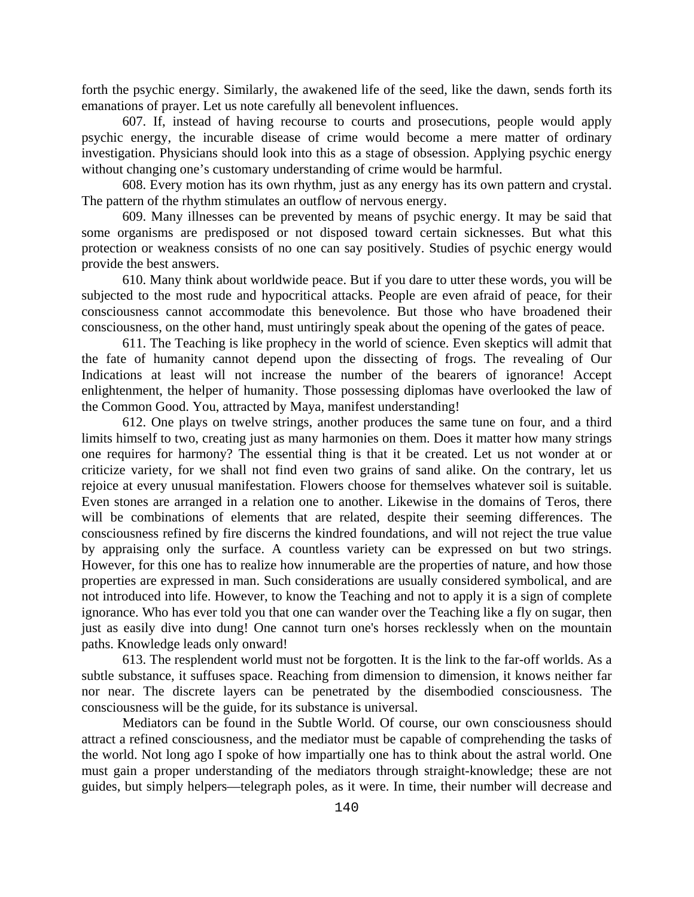forth the psychic energy. Similarly, the awakened life of the seed, like the dawn, sends forth its emanations of prayer. Let us note carefully all benevolent influences.

607. If, instead of having recourse to courts and prosecutions, people would apply psychic energy, the incurable disease of crime would become a mere matter of ordinary investigation. Physicians should look into this as a stage of obsession. Applying psychic energy without changing one's customary understanding of crime would be harmful.

608. Every motion has its own rhythm, just as any energy has its own pattern and crystal. The pattern of the rhythm stimulates an outflow of nervous energy.

609. Many illnesses can be prevented by means of psychic energy. It may be said that some organisms are predisposed or not disposed toward certain sicknesses. But what this protection or weakness consists of no one can say positively. Studies of psychic energy would provide the best answers.

610. Many think about worldwide peace. But if you dare to utter these words, you will be subjected to the most rude and hypocritical attacks. People are even afraid of peace, for their consciousness cannot accommodate this benevolence. But those who have broadened their consciousness, on the other hand, must untiringly speak about the opening of the gates of peace.

611. The Teaching is like prophecy in the world of science. Even skeptics will admit that the fate of humanity cannot depend upon the dissecting of frogs. The revealing of Our Indications at least will not increase the number of the bearers of ignorance! Accept enlightenment, the helper of humanity. Those possessing diplomas have overlooked the law of the Common Good. You, attracted by Maya, manifest understanding!

612. One plays on twelve strings, another produces the same tune on four, and a third limits himself to two, creating just as many harmonies on them. Does it matter how many strings one requires for harmony? The essential thing is that it be created. Let us not wonder at or criticize variety, for we shall not find even two grains of sand alike. On the contrary, let us rejoice at every unusual manifestation. Flowers choose for themselves whatever soil is suitable. Even stones are arranged in a relation one to another. Likewise in the domains of Teros, there will be combinations of elements that are related, despite their seeming differences. The consciousness refined by fire discerns the kindred foundations, and will not reject the true value by appraising only the surface. A countless variety can be expressed on but two strings. However, for this one has to realize how innumerable are the properties of nature, and how those properties are expressed in man. Such considerations are usually considered symbolical, and are not introduced into life. However, to know the Teaching and not to apply it is a sign of complete ignorance. Who has ever told you that one can wander over the Teaching like a fly on sugar, then just as easily dive into dung! One cannot turn one's horses recklessly when on the mountain paths. Knowledge leads only onward!

613. The resplendent world must not be forgotten. It is the link to the far-off worlds. As a subtle substance, it suffuses space. Reaching from dimension to dimension, it knows neither far nor near. The discrete layers can be penetrated by the disembodied consciousness. The consciousness will be the guide, for its substance is universal.

Mediators can be found in the Subtle World. Of course, our own consciousness should attract a refined consciousness, and the mediator must be capable of comprehending the tasks of the world. Not long ago I spoke of how impartially one has to think about the astral world. One must gain a proper understanding of the mediators through straight-knowledge; these are not guides, but simply helpers—telegraph poles, as it were. In time, their number will decrease and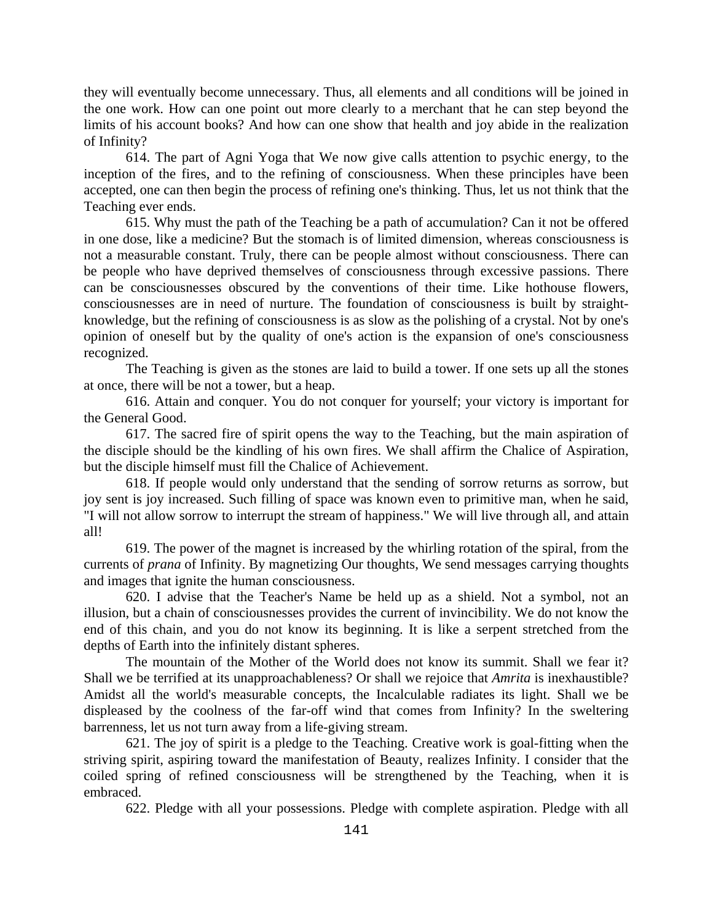they will eventually become unnecessary. Thus, all elements and all conditions will be joined in the one work. How can one point out more clearly to a merchant that he can step beyond the limits of his account books? And how can one show that health and joy abide in the realization of Infinity?

614. The part of Agni Yoga that We now give calls attention to psychic energy, to the inception of the fires, and to the refining of consciousness. When these principles have been accepted, one can then begin the process of refining one's thinking. Thus, let us not think that the Teaching ever ends.

615. Why must the path of the Teaching be a path of accumulation? Can it not be offered in one dose, like a medicine? But the stomach is of limited dimension, whereas consciousness is not a measurable constant. Truly, there can be people almost without consciousness. There can be people who have deprived themselves of consciousness through excessive passions. There can be consciousnesses obscured by the conventions of their time. Like hothouse flowers, consciousnesses are in need of nurture. The foundation of consciousness is built by straight-knowledge, but the refining of consciousness is as slow as the polishing of a crystal. Not by one's opinion of oneself but by the quality of one's action is the expansion of one's consciousness recognized.

The Teaching is given as the stones are laid to build a tower. If one sets up all the stones at once, there will be not a tower, but a heap.

616. Attain and conquer. You do not conquer for yourself; your victory is important for the General Good.

617. The sacred fire of spirit opens the way to the Teaching, but the main aspiration of the disciple should be the kindling of his own fires. We shall affirm the Chalice of Aspiration, but the disciple himself must fill the Chalice of Achievement.

618. If people would only understand that the sending of sorrow returns as sorrow, but joy sent is joy increased. Such filling of space was known even to primitive man, when he said, "I will not allow sorrow to interrupt the stream of happiness." We will live through all, and attain all!

619. The power of the magnet is increased by the whirling rotation of the spiral, from the currents of *prana* of Infinity. By magnetizing Our thoughts, We send messages carrying thoughts and images that ignite the human consciousness.

620. I advise that the Teacher's Name be held up as a shield. Not a symbol, not an illusion, but a chain of consciousnesses provides the current of invincibility. We do not know the end of this chain, and you do not know its beginning. It is like a serpent stretched from the depths of Earth into the infinitely distant spheres.

The mountain of the Mother of the World does not know its summit. Shall we fear it? Shall we be terrified at its unapproachableness? Or shall we rejoice that *Amrita* is inexhaustible? Amidst all the world's measurable concepts, the Incalculable radiates its light. Shall we be displeased by the coolness of the far-off wind that comes from Infinity? In the sweltering barrenness, let us not turn away from a life-giving stream.

621. The joy of spirit is a pledge to the Teaching. Creative work is goal-fitting when the striving spirit, aspiring toward the manifestation of Beauty, realizes Infinity. I consider that the coiled spring of refined consciousness will be strengthened by the Teaching, when it is embraced.

622. Pledge with all your possessions. Pledge with complete aspiration. Pledge with all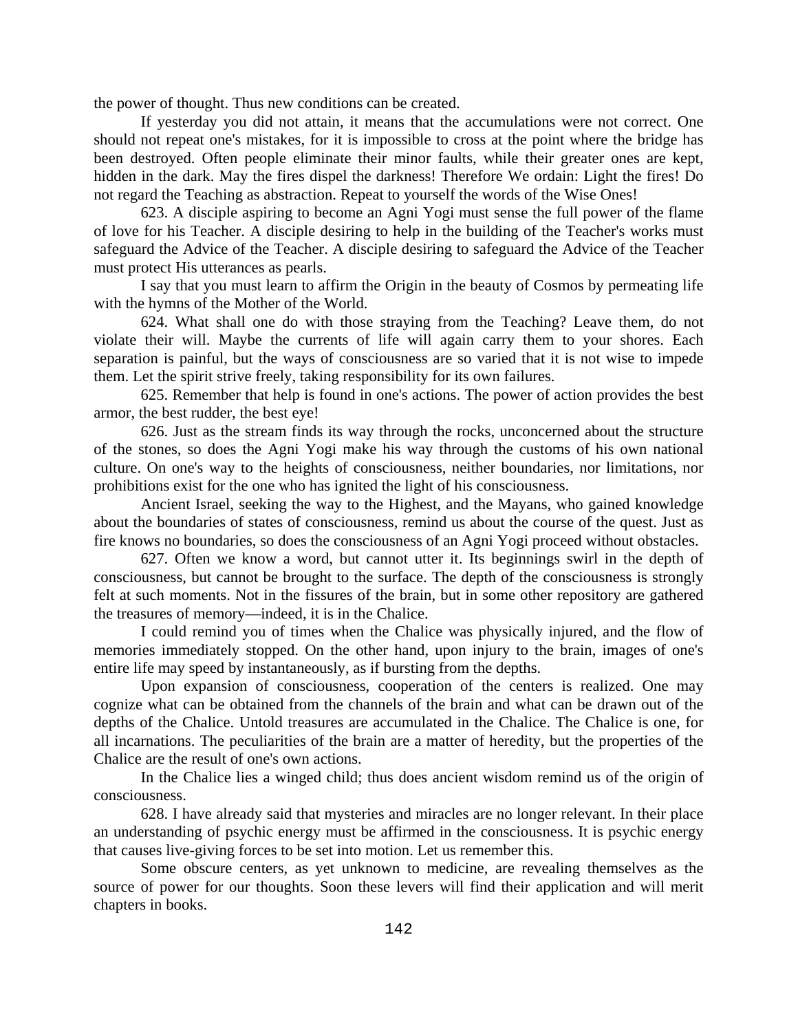the power of thought. Thus new conditions can be created.

If yesterday you did not attain, it means that the accumulations were not correct. One should not repeat one's mistakes, for it is impossible to cross at the point where the bridge has been destroyed. Often people eliminate their minor faults, while their greater ones are kept, hidden in the dark. May the fires dispel the darkness! Therefore We ordain: Light the fires! Do not regard the Teaching as abstraction. Repeat to yourself the words of the Wise Ones!

623. A disciple aspiring to become an Agni Yogi must sense the full power of the flame of love for his Teacher. A disciple desiring to help in the building of the Teacher's works must safeguard the Advice of the Teacher. A disciple desiring to safeguard the Advice of the Teacher must protect His utterances as pearls.

I say that you must learn to affirm the Origin in the beauty of Cosmos by permeating life with the hymns of the Mother of the World.

624. What shall one do with those straying from the Teaching? Leave them, do not violate their will. Maybe the currents of life will again carry them to your shores. Each separation is painful, but the ways of consciousness are so varied that it is not wise to impede them. Let the spirit strive freely, taking responsibility for its own failures.

625. Remember that help is found in one's actions. The power of action provides the best armor, the best rudder, the best eye!

626. Just as the stream finds its way through the rocks, unconcerned about the structure of the stones, so does the Agni Yogi make his way through the customs of his own national culture. On one's way to the heights of consciousness, neither boundaries, nor limitations, nor prohibitions exist for the one who has ignited the light of his consciousness.

Ancient Israel, seeking the way to the Highest, and the Mayans, who gained knowledge about the boundaries of states of consciousness, remind us about the course of the quest. Just as fire knows no boundaries, so does the consciousness of an Agni Yogi proceed without obstacles.

627. Often we know a word, but cannot utter it. Its beginnings swirl in the depth of consciousness, but cannot be brought to the surface. The depth of the consciousness is strongly felt at such moments. Not in the fissures of the brain, but in some other repository are gathered the treasures of memory—indeed, it is in the Chalice.

I could remind you of times when the Chalice was physically injured, and the flow of memories immediately stopped. On the other hand, upon injury to the brain, images of one's entire life may speed by instantaneously, as if bursting from the depths.

Upon expansion of consciousness, cooperation of the centers is realized. One may cognize what can be obtained from the channels of the brain and what can be drawn out of the depths of the Chalice. Untold treasures are accumulated in the Chalice. The Chalice is one, for all incarnations. The peculiarities of the brain are a matter of heredity, but the properties of the Chalice are the result of one's own actions.

In the Chalice lies a winged child; thus does ancient wisdom remind us of the origin of consciousness.

628. I have already said that mysteries and miracles are no longer relevant. In their place an understanding of psychic energy must be affirmed in the consciousness. It is psychic energy that causes live-giving forces to be set into motion. Let us remember this.

Some obscure centers, as yet unknown to medicine, are revealing themselves as the source of power for our thoughts. Soon these levers will find their application and will merit chapters in books.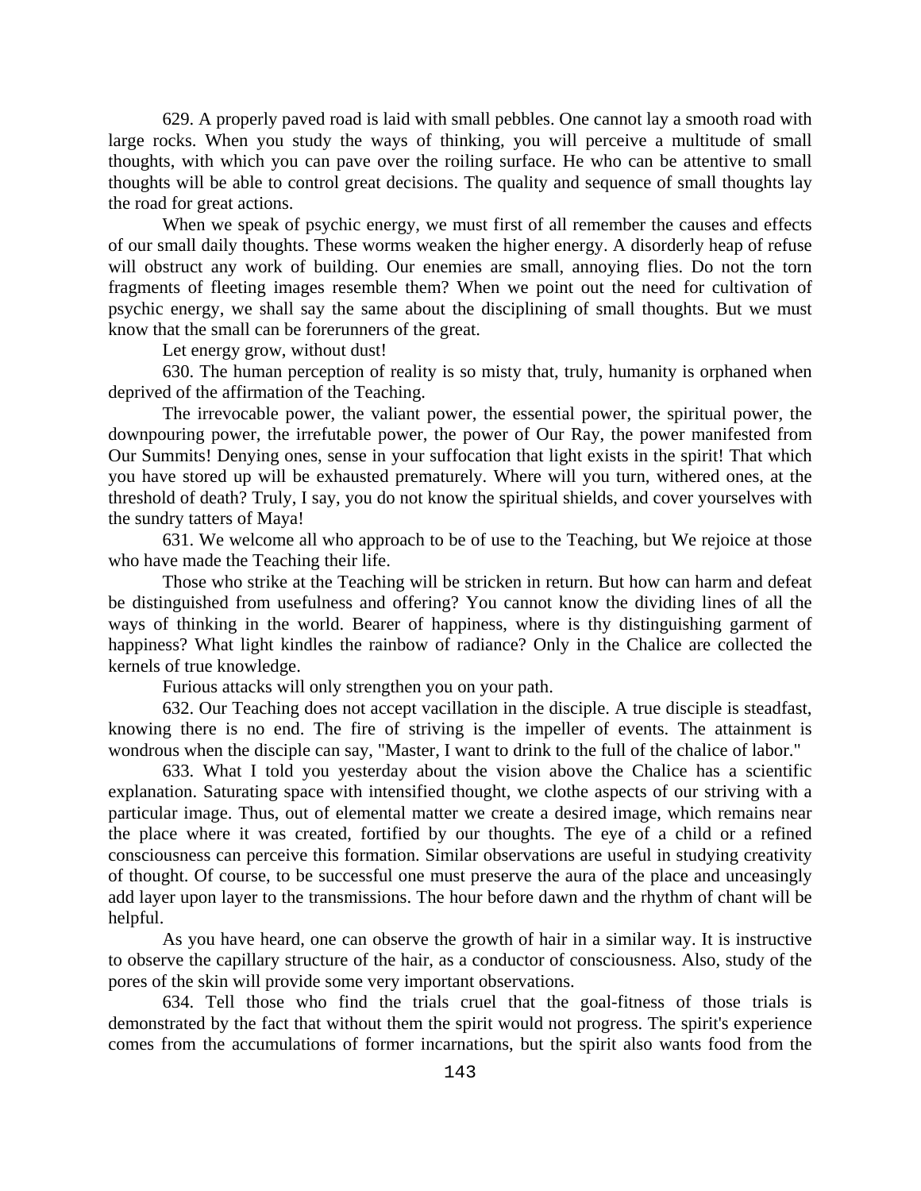629. A properly paved road is laid with small pebbles. One cannot lay a smooth road with large rocks. When you study the ways of thinking, you will perceive a multitude of small thoughts, with which you can pave over the roiling surface. He who can be attentive to small thoughts will be able to control great decisions. The quality and sequence of small thoughts lay the road for great actions.

When we speak of psychic energy, we must first of all remember the causes and effects of our small daily thoughts. These worms weaken the higher energy. A disorderly heap of refuse will obstruct any work of building. Our enemies are small, annoying flies. Do not the torn fragments of fleeting images resemble them? When we point out the need for cultivation of psychic energy, we shall say the same about the disciplining of small thoughts. But we must know that the small can be forerunners of the great.

Let energy grow, without dust!

630. The human perception of reality is so misty that, truly, humanity is orphaned when deprived of the affirmation of the Teaching.

The irrevocable power, the valiant power, the essential power, the spiritual power, the downpouring power, the irrefutable power, the power of Our Ray, the power manifested from Our Summits! Denying ones, sense in your suffocation that light exists in the spirit! That which you have stored up will be exhausted prematurely. Where will you turn, withered ones, at the threshold of death? Truly, I say, you do not know the spiritual shields, and cover yourselves with the sundry tatters of Maya!

631. We welcome all who approach to be of use to the Teaching, but We rejoice at those who have made the Teaching their life.

Those who strike at the Teaching will be stricken in return. But how can harm and defeat be distinguished from usefulness and offering? You cannot know the dividing lines of all the ways of thinking in the world. Bearer of happiness, where is thy distinguishing garment of happiness? What light kindles the rainbow of radiance? Only in the Chalice are collected the kernels of true knowledge.

Furious attacks will only strengthen you on your path.

632. Our Teaching does not accept vacillation in the disciple. A true disciple is steadfast, knowing there is no end. The fire of striving is the impeller of events. The attainment is wondrous when the disciple can say, "Master, I want to drink to the full of the chalice of labor."

633. What I told you yesterday about the vision above the Chalice has a scientific explanation. Saturating space with intensified thought, we clothe aspects of our striving with a particular image. Thus, out of elemental matter we create a desired image, which remains near the place where it was created, fortified by our thoughts. The eye of a child or a refined consciousness can perceive this formation. Similar observations are useful in studying creativity of thought. Of course, to be successful one must preserve the aura of the place and unceasingly add layer upon layer to the transmissions. The hour before dawn and the rhythm of chant will be helpful.

As you have heard, one can observe the growth of hair in a similar way. It is instructive to observe the capillary structure of the hair, as a conductor of consciousness. Also, study of the pores of the skin will provide some very important observations.

634. Tell those who find the trials cruel that the goal-fitness of those trials is demonstrated by the fact that without them the spirit would not progress. The spirit's experience comes from the accumulations of former incarnations, but the spirit also wants food from the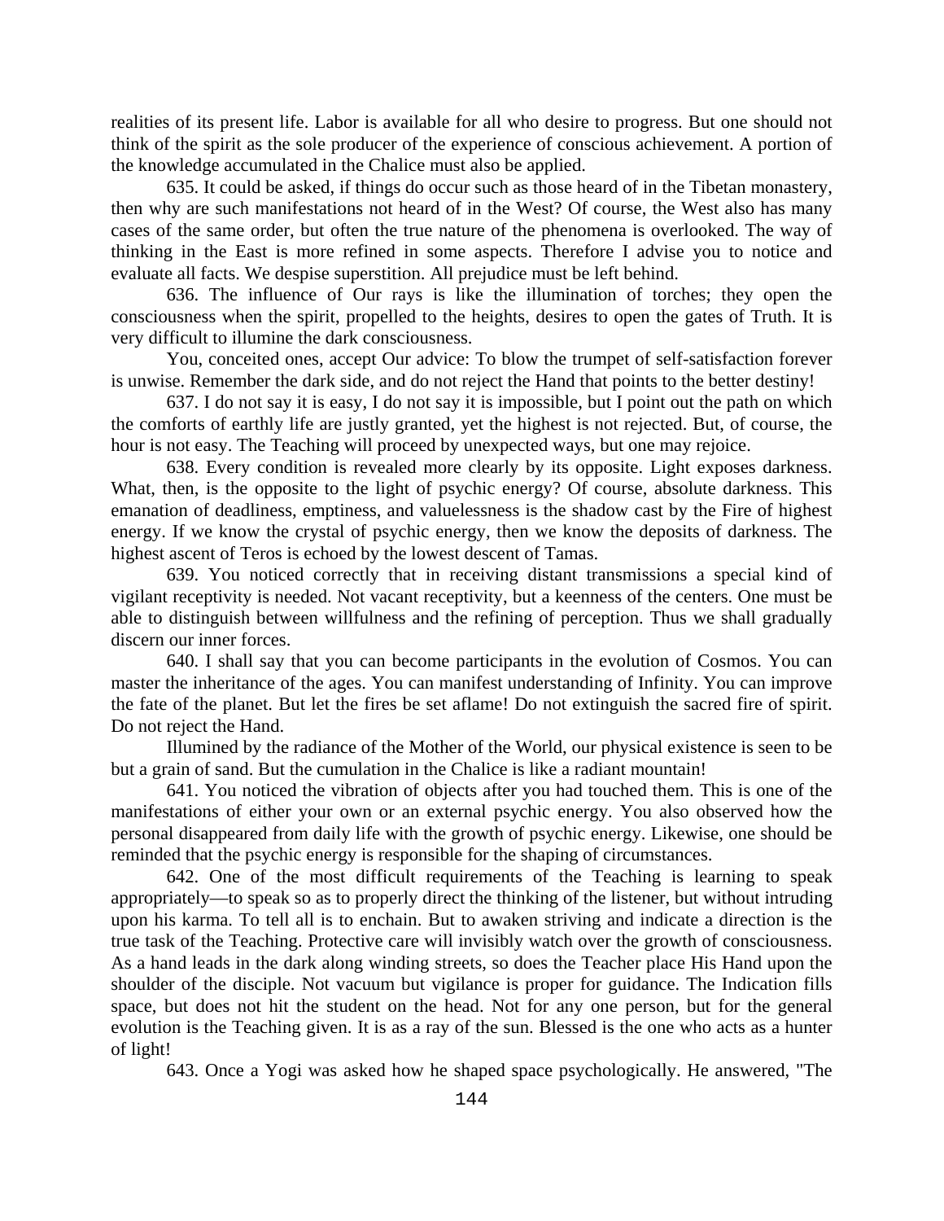realities of its present life. Labor is available for all who desire to progress. But one should not think of the spirit as the sole producer of the experience of conscious achievement. A portion of the knowledge accumulated in the Chalice must also be applied.

635. It could be asked, if things do occur such as those heard of in the Tibetan monastery, then why are such manifestations not heard of in the West? Of course, the West also has many cases of the same order, but often the true nature of the phenomena is overlooked. The way of thinking in the East is more refined in some aspects. Therefore I advise you to notice and evaluate all facts. We despise superstition. All prejudice must be left behind.

636. The influence of Our rays is like the illumination of torches; they open the consciousness when the spirit, propelled to the heights, desires to open the gates of Truth. It is very difficult to illumine the dark consciousness.

You, conceited ones, accept Our advice: To blow the trumpet of self-satisfaction forever is unwise. Remember the dark side, and do not reject the Hand that points to the better destiny!

637. I do not say it is easy, I do not say it is impossible, but I point out the path on which the comforts of earthly life are justly granted, yet the highest is not rejected. But, of course, the hour is not easy. The Teaching will proceed by unexpected ways, but one may rejoice.

638. Every condition is revealed more clearly by its opposite. Light exposes darkness. What, then, is the opposite to the light of psychic energy? Of course, absolute darkness. This emanation of deadliness, emptiness, and valuelessness is the shadow cast by the Fire of highest energy. If we know the crystal of psychic energy, then we know the deposits of darkness. The highest ascent of Teros is echoed by the lowest descent of Tamas.

639. You noticed correctly that in receiving distant transmissions a special kind of vigilant receptivity is needed. Not vacant receptivity, but a keenness of the centers. One must be able to distinguish between willfulness and the refining of perception. Thus we shall gradually discern our inner forces.

640. I shall say that you can become participants in the evolution of Cosmos. You can master the inheritance of the ages. You can manifest understanding of Infinity. You can improve the fate of the planet. But let the fires be set aflame! Do not extinguish the sacred fire of spirit. Do not reject the Hand.

Illumined by the radiance of the Mother of the World, our physical existence is seen to be but a grain of sand. But the cumulation in the Chalice is like a radiant mountain!

641. You noticed the vibration of objects after you had touched them. This is one of the manifestations of either your own or an external psychic energy. You also observed how the personal disappeared from daily life with the growth of psychic energy. Likewise, one should be reminded that the psychic energy is responsible for the shaping of circumstances.

642. One of the most difficult requirements of the Teaching is learning to speak appropriately—to speak so as to properly direct the thinking of the listener, but without intruding upon his karma. To tell all is to enchain. But to awaken striving and indicate a direction is the true task of the Teaching. Protective care will invisibly watch over the growth of consciousness. As a hand leads in the dark along winding streets, so does the Teacher place His Hand upon the shoulder of the disciple. Not vacuum but vigilance is proper for guidance. The Indication fills space, but does not hit the student on the head. Not for any one person, but for the general evolution is the Teaching given. It is as a ray of the sun. Blessed is the one who acts as a hunter of light!

643. Once a Yogi was asked how he shaped space psychologically. He answered, "The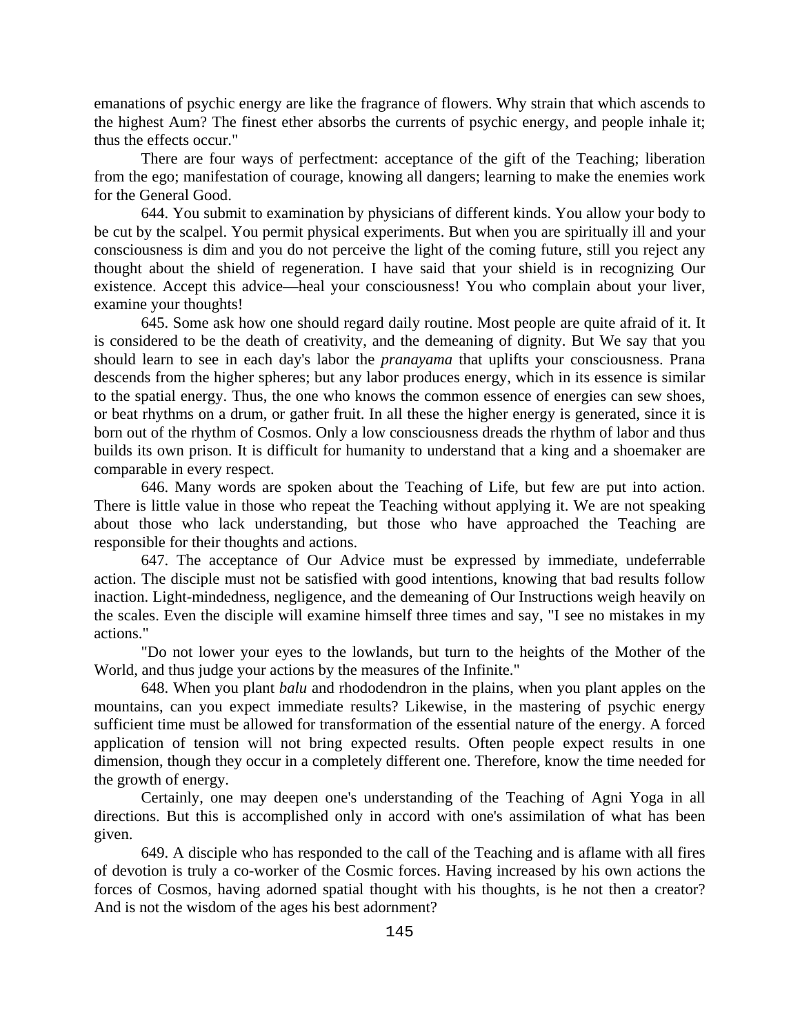emanations of psychic energy are like the fragrance of flowers. Why strain that which ascends to the highest Aum? The finest ether absorbs the currents of psychic energy, and people inhale it; thus the effects occur."

There are four ways of perfectment: acceptance of the gift of the Teaching; liberation from the ego; manifestation of courage, knowing all dangers; learning to make the enemies work for the General Good.

644. You submit to examination by physicians of different kinds. You allow your body to be cut by the scalpel. You permit physical experiments. But when you are spiritually ill and your consciousness is dim and you do not perceive the light of the coming future, still you reject any thought about the shield of regeneration. I have said that your shield is in recognizing Our existence. Accept this advice—heal your consciousness! You who complain about your liver, examine your thoughts!

645. Some ask how one should regard daily routine. Most people are quite afraid of it. It is considered to be the death of creativity, and the demeaning of dignity. But We say that you should learn to see in each day's labor the *pranayama* that uplifts your consciousness. Prana descends from the higher spheres; but any labor produces energy, which in its essence is similar to the spatial energy. Thus, the one who knows the common essence of energies can sew shoes, or beat rhythms on a drum, or gather fruit. In all these the higher energy is generated, since it is born out of the rhythm of Cosmos. Only a low consciousness dreads the rhythm of labor and thus builds its own prison. It is difficult for humanity to understand that a king and a shoemaker are comparable in every respect.

646. Many words are spoken about the Teaching of Life, but few are put into action. There is little value in those who repeat the Teaching without applying it. We are not speaking about those who lack understanding, but those who have approached the Teaching are responsible for their thoughts and actions.

647. The acceptance of Our Advice must be expressed by immediate, undeferrable action. The disciple must not be satisfied with good intentions, knowing that bad results follow inaction. Light-mindedness, negligence, and the demeaning of Our Instructions weigh heavily on the scales. Even the disciple will examine himself three times and say, "I see no mistakes in my actions."

"Do not lower your eyes to the lowlands, but turn to the heights of the Mother of the World, and thus judge your actions by the measures of the Infinite."

648. When you plant *balu* and rhododendron in the plains, when you plant apples on the mountains, can you expect immediate results? Likewise, in the mastering of psychic energy sufficient time must be allowed for transformation of the essential nature of the energy. A forced application of tension will not bring expected results. Often people expect results in one dimension, though they occur in a completely different one. Therefore, know the time needed for the growth of energy.

Certainly, one may deepen one's understanding of the Teaching of Agni Yoga in all directions. But this is accomplished only in accord with one's assimilation of what has been given.

649. A disciple who has responded to the call of the Teaching and is aflame with all fires of devotion is truly a co-worker of the Cosmic forces. Having increased by his own actions the forces of Cosmos, having adorned spatial thought with his thoughts, is he not then a creator? And is not the wisdom of the ages his best adornment?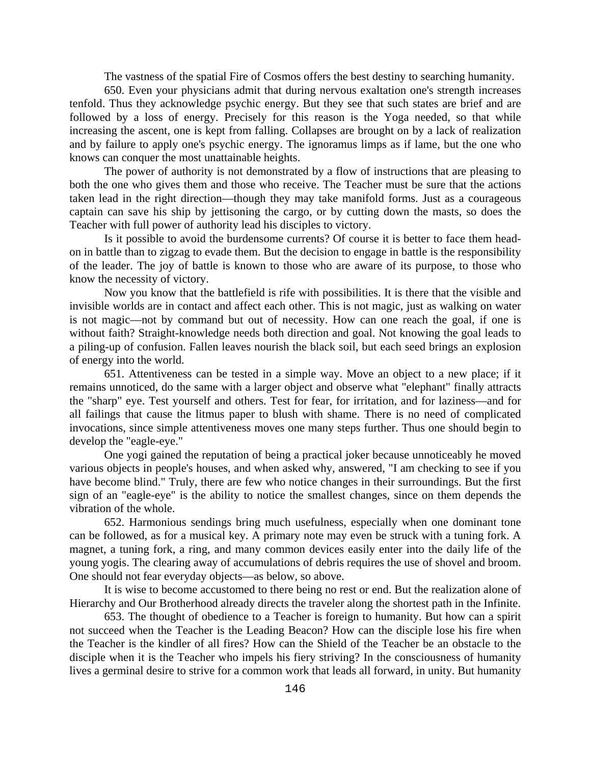The vastness of the spatial Fire of Cosmos offers the best destiny to searching humanity.

650. Even your physicians admit that during nervous exaltation one's strength increases tenfold. Thus they acknowledge psychic energy. But they see that such states are brief and are followed by a loss of energy. Precisely for this reason is the Yoga needed, so that while increasing the ascent, one is kept from falling. Collapses are brought on by a lack of realization and by failure to apply one's psychic energy. The ignoramus limps as if lame, but the one who knows can conquer the most unattainable heights.

The power of authority is not demonstrated by a flow of instructions that are pleasing to both the one who gives them and those who receive. The Teacher must be sure that the actions taken lead in the right direction—though they may take manifold forms. Just as a courageous captain can save his ship by jettisoning the cargo, or by cutting down the masts, so does the Teacher with full power of authority lead his disciples to victory.

Is it possible to avoid the burdensome currents? Of course it is better to face them head-on in battle than to zigzag to evade them. But the decision to engage in battle is the responsibility of the leader. The joy of battle is known to those who are aware of its purpose, to those who know the necessity of victory.

Now you know that the battlefield is rife with possibilities. It is there that the visible and invisible worlds are in contact and affect each other. This is not magic, just as walking on water is not magic—not by command but out of necessity. How can one reach the goal, if one is without faith? Straight-knowledge needs both direction and goal. Not knowing the goal leads to a piling-up of confusion. Fallen leaves nourish the black soil, but each seed brings an explosion of energy into the world.

651. Attentiveness can be tested in a simple way. Move an object to a new place; if it remains unnoticed, do the same with a larger object and observe what "elephant" finally attracts the "sharp" eye. Test yourself and others. Test for fear, for irritation, and for laziness—and for all failings that cause the litmus paper to blush with shame. There is no need of complicated invocations, since simple attentiveness moves one many steps further. Thus one should begin to develop the "eagle-eye."

One yogi gained the reputation of being a practical joker because unnoticeably he moved various objects in people's houses, and when asked why, answered, "I am checking to see if you have become blind." Truly, there are few who notice changes in their surroundings. But the first sign of an "eagle-eye" is the ability to notice the smallest changes, since on them depends the vibration of the whole.

652. Harmonious sendings bring much usefulness, especially when one dominant tone can be followed, as for a musical key. A primary note may even be struck with a tuning fork. A magnet, a tuning fork, a ring, and many common devices easily enter into the daily life of the young yogis. The clearing away of accumulations of debris requires the use of shovel and broom. One should not fear everyday objects—as below, so above.

It is wise to become accustomed to there being no rest or end. But the realization alone of Hierarchy and Our Brotherhood already directs the traveler along the shortest path in the Infinite.

653. The thought of obedience to a Teacher is foreign to humanity. But how can a spirit not succeed when the Teacher is the Leading Beacon? How can the disciple lose his fire when the Teacher is the kindler of all fires? How can the Shield of the Teacher be an obstacle to the disciple when it is the Teacher who impels his fiery striving? In the consciousness of humanity lives a germinal desire to strive for a common work that leads all forward, in unity. But humanity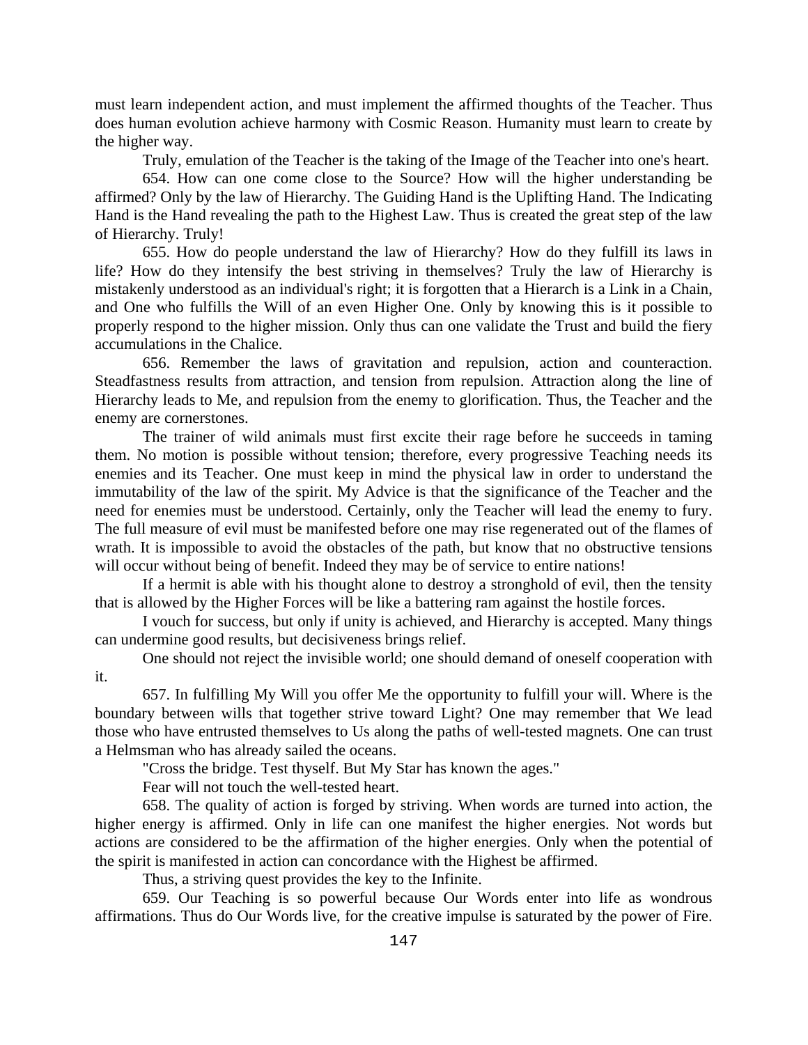must learn independent action, and must implement the affirmed thoughts of the Teacher. Thus does human evolution achieve harmony with Cosmic Reason. Humanity must learn to create by the higher way.

Truly, emulation of the Teacher is the taking of the Image of the Teacher into one's heart.

654. How can one come close to the Source? How will the higher understanding be affirmed? Only by the law of Hierarchy. The Guiding Hand is the Uplifting Hand. The Indicating Hand is the Hand revealing the path to the Highest Law. Thus is created the great step of the law of Hierarchy. Truly!

655. How do people understand the law of Hierarchy? How do they fulfill its laws in life? How do they intensify the best striving in themselves? Truly the law of Hierarchy is mistakenly understood as an individual's right; it is forgotten that a Hierarch is a Link in a Chain, and One who fulfills the Will of an even Higher One. Only by knowing this is it possible to properly respond to the higher mission. Only thus can one validate the Trust and build the fiery accumulations in the Chalice.

656. Remember the laws of gravitation and repulsion, action and counteraction. Steadfastness results from attraction, and tension from repulsion. Attraction along the line of Hierarchy leads to Me, and repulsion from the enemy to glorification. Thus, the Teacher and the enemy are cornerstones.

The trainer of wild animals must first excite their rage before he succeeds in taming them. No motion is possible without tension; therefore, every progressive Teaching needs its enemies and its Teacher. One must keep in mind the physical law in order to understand the immutability of the law of the spirit. My Advice is that the significance of the Teacher and the need for enemies must be understood. Certainly, only the Teacher will lead the enemy to fury. The full measure of evil must be manifested before one may rise regenerated out of the flames of wrath. It is impossible to avoid the obstacles of the path, but know that no obstructive tensions will occur without being of benefit. Indeed they may be of service to entire nations!

If a hermit is able with his thought alone to destroy a stronghold of evil, then the tensity that is allowed by the Higher Forces will be like a battering ram against the hostile forces.

I vouch for success, but only if unity is achieved, and Hierarchy is accepted. Many things can undermine good results, but decisiveness brings relief.

One should not reject the invisible world; one should demand of oneself cooperation with it.

657. In fulfilling My Will you offer Me the opportunity to fulfill your will. Where is the boundary between wills that together strive toward Light? One may remember that We lead those who have entrusted themselves to Us along the paths of well-tested magnets. One can trust a Helmsman who has already sailed the oceans.

"Cross the bridge. Test thyself. But My Star has known the ages."

Fear will not touch the well-tested heart.

658. The quality of action is forged by striving. When words are turned into action, the higher energy is affirmed. Only in life can one manifest the higher energies. Not words but actions are considered to be the affirmation of the higher energies. Only when the potential of the spirit is manifested in action can concordance with the Highest be affirmed.

Thus, a striving quest provides the key to the Infinite.

659. Our Teaching is so powerful because Our Words enter into life as wondrous affirmations. Thus do Our Words live, for the creative impulse is saturated by the power of Fire.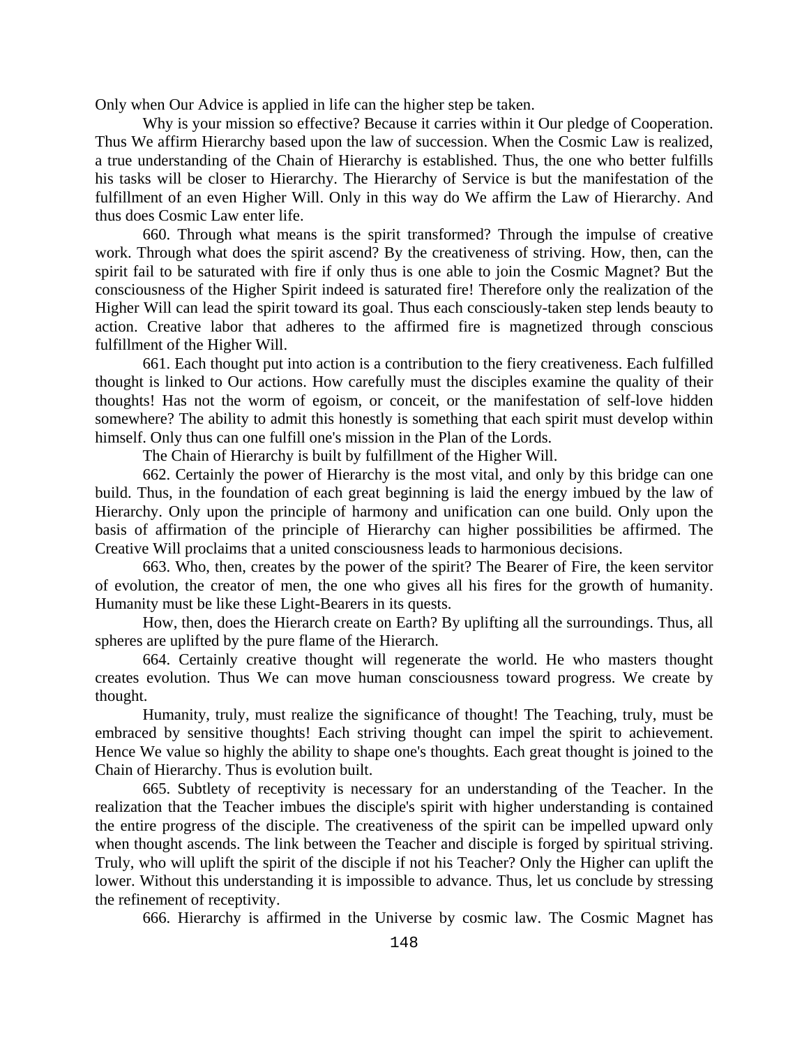Only when Our Advice is applied in life can the higher step be taken.

Why is your mission so effective? Because it carries within it Our pledge of Cooperation. Thus We affirm Hierarchy based upon the law of succession. When the Cosmic Law is realized, a true understanding of the Chain of Hierarchy is established. Thus, the one who better fulfills his tasks will be closer to Hierarchy. The Hierarchy of Service is but the manifestation of the fulfillment of an even Higher Will. Only in this way do We affirm the Law of Hierarchy. And thus does Cosmic Law enter life.

660. Through what means is the spirit transformed? Through the impulse of creative work. Through what does the spirit ascend? By the creativeness of striving. How, then, can the spirit fail to be saturated with fire if only thus is one able to join the Cosmic Magnet? But the consciousness of the Higher Spirit indeed is saturated fire! Therefore only the realization of the Higher Will can lead the spirit toward its goal. Thus each consciously-taken step lends beauty to action. Creative labor that adheres to the affirmed fire is magnetized through conscious fulfillment of the Higher Will.

661. Each thought put into action is a contribution to the fiery creativeness. Each fulfilled thought is linked to Our actions. How carefully must the disciples examine the quality of their thoughts! Has not the worm of egoism, or conceit, or the manifestation of self-love hidden somewhere? The ability to admit this honestly is something that each spirit must develop within himself. Only thus can one fulfill one's mission in the Plan of the Lords.

The Chain of Hierarchy is built by fulfillment of the Higher Will.

662. Certainly the power of Hierarchy is the most vital, and only by this bridge can one build. Thus, in the foundation of each great beginning is laid the energy imbued by the law of Hierarchy. Only upon the principle of harmony and unification can one build. Only upon the basis of affirmation of the principle of Hierarchy can higher possibilities be affirmed. The Creative Will proclaims that a united consciousness leads to harmonious decisions.

663. Who, then, creates by the power of the spirit? The Bearer of Fire, the keen servitor of evolution, the creator of men, the one who gives all his fires for the growth of humanity. Humanity must be like these Light-Bearers in its quests.

How, then, does the Hierarch create on Earth? By uplifting all the surroundings. Thus, all spheres are uplifted by the pure flame of the Hierarch.

664. Certainly creative thought will regenerate the world. He who masters thought creates evolution. Thus We can move human consciousness toward progress. We create by thought.

Humanity, truly, must realize the significance of thought! The Teaching, truly, must be embraced by sensitive thoughts! Each striving thought can impel the spirit to achievement. Hence We value so highly the ability to shape one's thoughts. Each great thought is joined to the Chain of Hierarchy. Thus is evolution built.

665. Subtlety of receptivity is necessary for an understanding of the Teacher. In the realization that the Teacher imbues the disciple's spirit with higher understanding is contained the entire progress of the disciple. The creativeness of the spirit can be impelled upward only when thought ascends. The link between the Teacher and disciple is forged by spiritual striving. Truly, who will uplift the spirit of the disciple if not his Teacher? Only the Higher can uplift the lower. Without this understanding it is impossible to advance. Thus, let us conclude by stressing the refinement of receptivity.

666. Hierarchy is affirmed in the Universe by cosmic law. The Cosmic Magnet has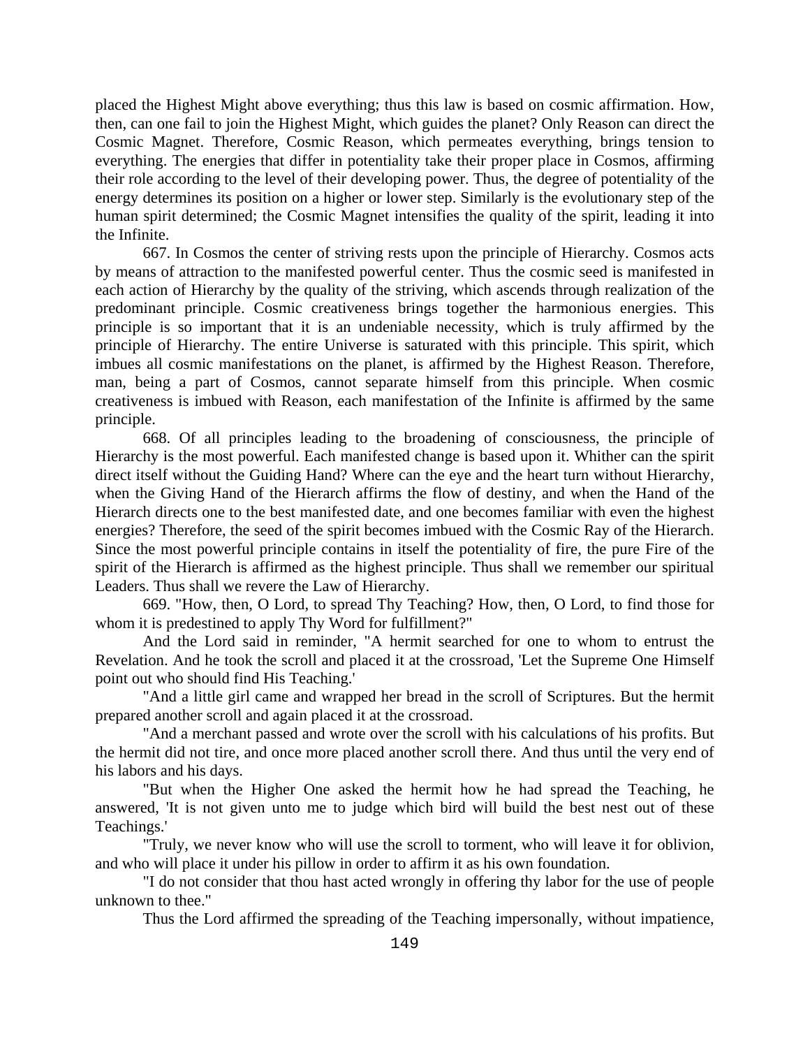placed the Highest Might above everything; thus this law is based on cosmic affirmation. How, then, can one fail to join the Highest Might, which guides the planet? Only Reason can direct the Cosmic Magnet. Therefore, Cosmic Reason, which permeates everything, brings tension to everything. The energies that differ in potentiality take their proper place in Cosmos, affirming their role according to the level of their developing power. Thus, the degree of potentiality of the energy determines its position on a higher or lower step. Similarly is the evolutionary step of the human spirit determined; the Cosmic Magnet intensifies the quality of the spirit, leading it into the Infinite.

667. In Cosmos the center of striving rests upon the principle of Hierarchy. Cosmos acts by means of attraction to the manifested powerful center. Thus the cosmic seed is manifested in each action of Hierarchy by the quality of the striving, which ascends through realization of the predominant principle. Cosmic creativeness brings together the harmonious energies. This principle is so important that it is an undeniable necessity, which is truly affirmed by the principle of Hierarchy. The entire Universe is saturated with this principle. This spirit, which imbues all cosmic manifestations on the planet, is affirmed by the Highest Reason. Therefore, man, being a part of Cosmos, cannot separate himself from this principle. When cosmic creativeness is imbued with Reason, each manifestation of the Infinite is affirmed by the same principle.

668. Of all principles leading to the broadening of consciousness, the principle of Hierarchy is the most powerful. Each manifested change is based upon it. Whither can the spirit direct itself without the Guiding Hand? Where can the eye and the heart turn without Hierarchy, when the Giving Hand of the Hierarch affirms the flow of destiny, and when the Hand of the Hierarch directs one to the best manifested date, and one becomes familiar with even the highest energies? Therefore, the seed of the spirit becomes imbued with the Cosmic Ray of the Hierarch. Since the most powerful principle contains in itself the potentiality of fire, the pure Fire of the spirit of the Hierarch is affirmed as the highest principle. Thus shall we remember our spiritual Leaders. Thus shall we revere the Law of Hierarchy.

669. "How, then, O Lord, to spread Thy Teaching? How, then, O Lord, to find those for whom it is predestined to apply Thy Word for fulfillment?"

And the Lord said in reminder, "A hermit searched for one to whom to entrust the Revelation. And he took the scroll and placed it at the crossroad, 'Let the Supreme One Himself point out who should find His Teaching.'

"And a little girl came and wrapped her bread in the scroll of Scriptures. But the hermit prepared another scroll and again placed it at the crossroad.

"And a merchant passed and wrote over the scroll with his calculations of his profits. But the hermit did not tire, and once more placed another scroll there. And thus until the very end of his labors and his days.

"But when the Higher One asked the hermit how he had spread the Teaching, he answered, 'It is not given unto me to judge which bird will build the best nest out of these Teachings.'

"Truly, we never know who will use the scroll to torment, who will leave it for oblivion, and who will place it under his pillow in order to affirm it as his own foundation.

"I do not consider that thou hast acted wrongly in offering thy labor for the use of people unknown to thee."

Thus the Lord affirmed the spreading of the Teaching impersonally, without impatience,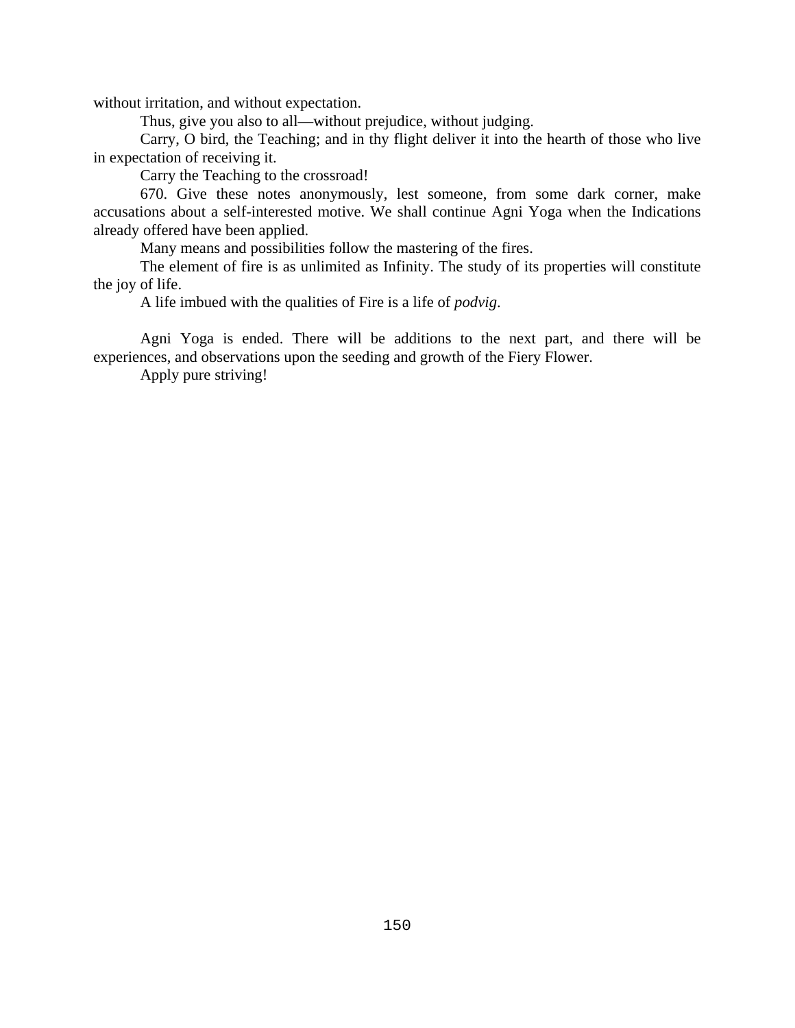without irritation, and without expectation.

Thus, give you also to all—without prejudice, without judging.

Carry, O bird, the Teaching; and in thy flight deliver it into the hearth of those who live in expectation of receiving it.

Carry the Teaching to the crossroad!

670. Give these notes anonymously, lest someone, from some dark corner, make accusations about a self-interested motive. We shall continue Agni Yoga when the Indications already offered have been applied.

Many means and possibilities follow the mastering of the fires.

The element of fire is as unlimited as Infinity. The study of its properties will constitute the joy of life.

A life imbued with the qualities of Fire is a life of *podvig*.

Agni Yoga is ended. There will be additions to the next part, and there will be experiences, and observations upon the seeding and growth of the Fiery Flower.

Apply pure striving!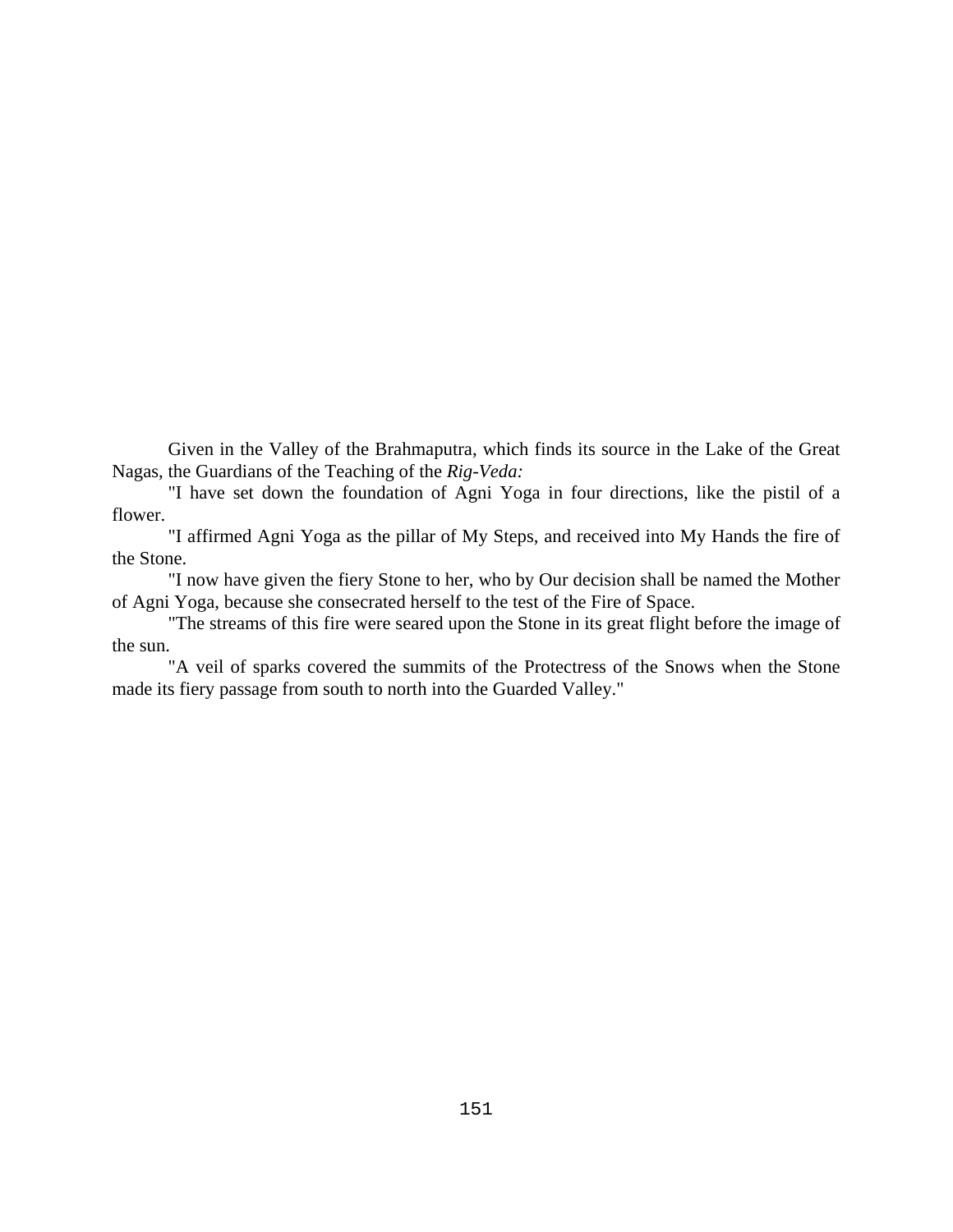Given in the Valley of the Brahmaputra, which finds its source in the Lake of the Great Nagas, the Guardians of the Teaching of the *Rig-Veda:*

"I have set down the foundation of Agni Yoga in four directions, like the pistil of a flower.

"I affirmed Agni Yoga as the pillar of My Steps, and received into My Hands the fire of the Stone.

"I now have given the fiery Stone to her, who by Our decision shall be named the Mother of Agni Yoga, because she consecrated herself to the test of the Fire of Space.

"The streams of this fire were seared upon the Stone in its great flight before the image of the sun.

"A veil of sparks covered the summits of the Protectress of the Snows when the Stone made its fiery passage from south to north into the Guarded Valley."